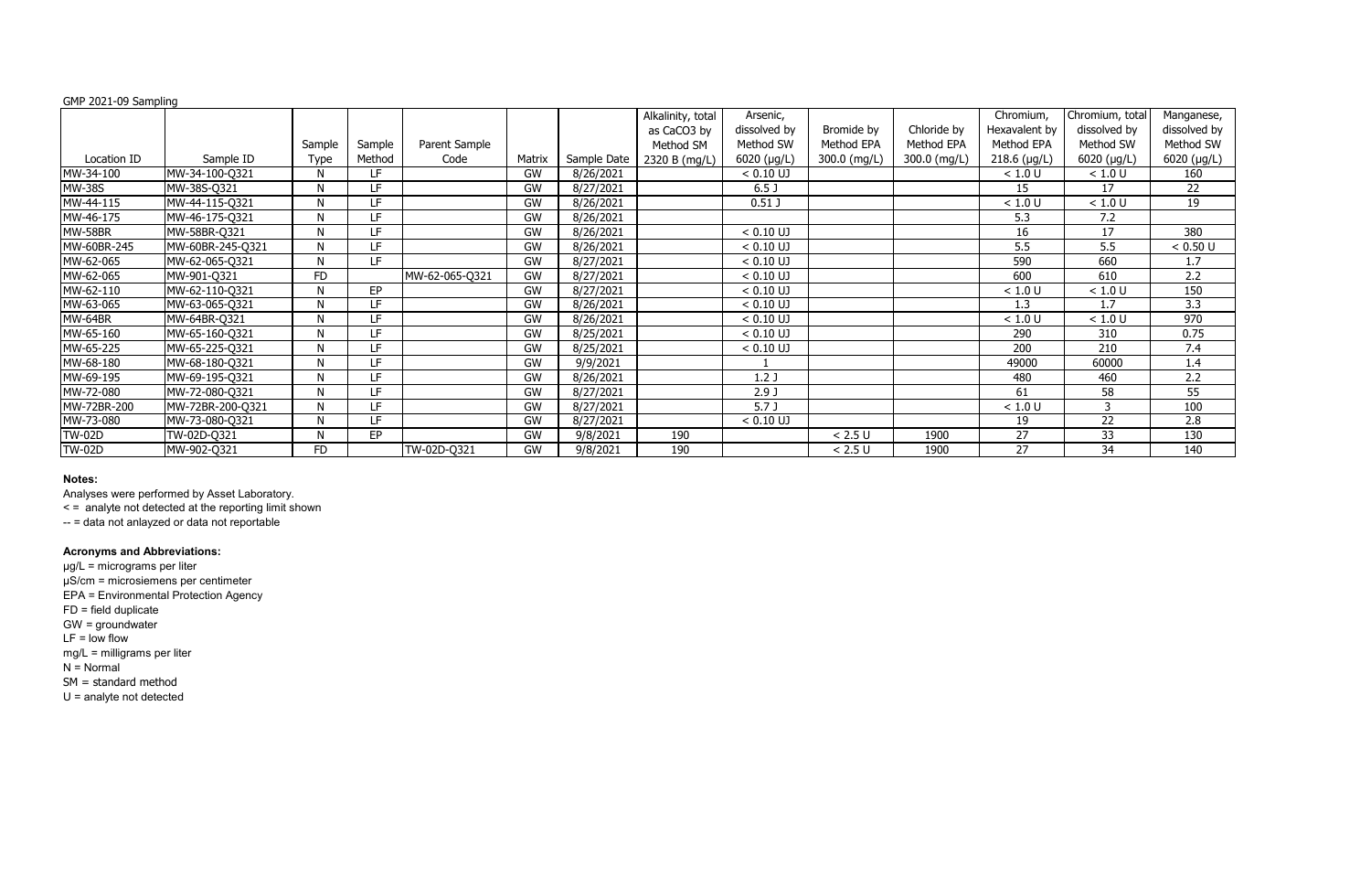GMP 2021-09 Sampling

| Location ID | Sample ID | Sample Type | Sample Method | Parent Sample Code | Matrix | Sample Date | Alkalinity, total as CaCO3 by Method SM 2320 B (mg/L) | Arsenic, dissolved by Method SW 6020 (µg/L) | Bromide by Method EPA 300.0 (mg/L) | Chloride by Method EPA 300.0 (mg/L) | Chromium, Hexavalent by Method EPA 218.6 (µg/L) | Chromium, total dissolved by Method SW 6020 (µg/L) | Manganese, dissolved by Method SW 6020 (µg/L) |
|---|---|---|---|---|---|---|---|---|---|---|---|---|---|
| MW-34-100 | MW-34-100-Q321 | N | LF | | GW | 8/26/2021 | | < 0.10 UJ | | | < 1.0 U | < 1.0 U | 160 |
| MW-38S | MW-38S-Q321 | N | LF | | GW | 8/27/2021 | | 6.5 J | | | 15 | 17 | 22 |
| MW-44-115 | MW-44-115-Q321 | N | LF | | GW | 8/26/2021 | | 0.51 J | | | < 1.0 U | < 1.0 U | 19 |
| MW-46-175 | MW-46-175-Q321 | N | LF | | GW | 8/26/2021 | | | | | 5.3 | 7.2 | |
| MW-58BR | MW-58BR-Q321 | N | LF | | GW | 8/26/2021 | | < 0.10 UJ | | | 16 | 17 | 380 |
| MW-60BR-245 | MW-60BR-245-Q321 | N | LF | | GW | 8/26/2021 | | < 0.10 UJ | | | 5.5 | 5.5 | < 0.50 U |
| MW-62-065 | MW-62-065-Q321 | N | LF | | GW | 8/27/2021 | | < 0.10 UJ | | | 590 | 660 | 1.7 |
| MW-62-065 | MW-901-Q321 | FD | | MW-62-065-Q321 | GW | 8/27/2021 | | < 0.10 UJ | | | 600 | 610 | 2.2 |
| MW-62-110 | MW-62-110-Q321 | N | EP | | GW | 8/27/2021 | | < 0.10 UJ | | | < 1.0 U | < 1.0 U | 150 |
| MW-63-065 | MW-63-065-Q321 | N | LF | | GW | 8/26/2021 | | < 0.10 UJ | | | 1.3 | 1.7 | 3.3 |
| MW-64BR | MW-64BR-Q321 | N | LF | | GW | 8/26/2021 | | < 0.10 UJ | | | < 1.0 U | < 1.0 U | 970 |
| MW-65-160 | MW-65-160-Q321 | N | LF | | GW | 8/25/2021 | | < 0.10 UJ | | | 290 | 310 | 0.75 |
| MW-65-225 | MW-65-225-Q321 | N | LF | | GW | 8/25/2021 | | < 0.10 UJ | | | 200 | 210 | 7.4 |
| MW-68-180 | MW-68-180-Q321 | N | LF | | GW | 9/9/2021 | | 1 | | | 49000 | 60000 | 1.4 |
| MW-69-195 | MW-69-195-Q321 | N | LF | | GW | 8/26/2021 | | 1.2 J | | | 480 | 460 | 2.2 |
| MW-72-080 | MW-72-080-Q321 | N | LF | | GW | 8/27/2021 | | 2.9 J | | | 61 | 58 | 55 |
| MW-72BR-200 | MW-72BR-200-Q321 | N | LF | | GW | 8/27/2021 | | 5.7 J | | | < 1.0 U | 3 | 100 |
| MW-73-080 | MW-73-080-Q321 | N | LF | | GW | 8/27/2021 | | < 0.10 UJ | | | 19 | 22 | 2.8 |
| TW-02D | TW-02D-Q321 | N | EP | | GW | 9/8/2021 | 190 | | < 2.5 U | 1900 | 27 | 33 | 130 |
| TW-02D | MW-902-Q321 | FD | | TW-02D-Q321 | GW | 9/8/2021 | 190 | | < 2.5 U | 1900 | 27 | 34 | 140 |

**Notes:**

Analyses were performed by Asset Laboratory.

< = analyte not detected at the reporting limit shown

-- = data not anlayzed or data not reportable

**Acronyms and Abbreviations:**

µg/L = micrograms per liter

µS/cm = microsiemens per centimeter

EPA = Environmental Protection Agency

FD = field duplicate

GW = groundwater

LF = low flow

mg/L = milligrams per liter

N = Normal

SM = standard method

U = analyte not detected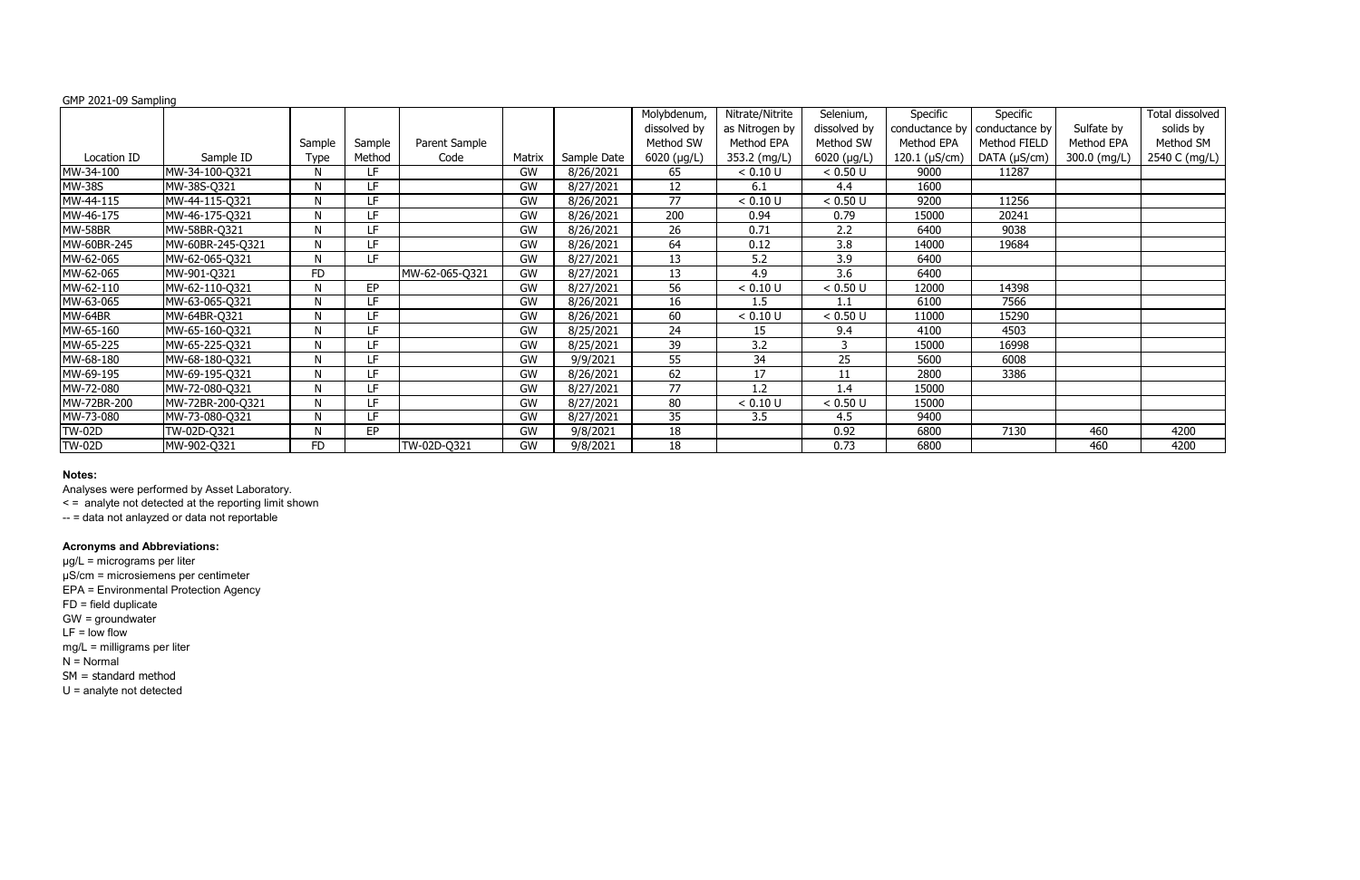GMP 2021-09 Sampling

| Location ID | Sample ID | Sample Type | Sample Method | Parent Sample Code | Matrix | Sample Date | Molybdenum, dissolved by Method SW 6020 (µg/L) | Nitrate/Nitrite as Nitrogen by Method EPA 353.2 (mg/L) | Selenium, dissolved by Method SW 6020 (µg/L) | Specific conductance by Method EPA 120.1 (µS/cm) | Specific conductance by Method FIELD DATA (µS/cm) | Sulfate by Method EPA 300.0 (mg/L) | Total dissolved solids by Method SM 2540 C (mg/L) |
|---|---|---|---|---|---|---|---|---|---|---|---|---|---|
| MW-34-100 | MW-34-100-Q321 | N | LF | | GW | 8/26/2021 | 65 | < 0.10 U | < 0.50 U | 9000 | 11287 | | |
| MW-38S | MW-38S-Q321 | N | LF | | GW | 8/27/2021 | 12 | 6.1 | 4.4 | 1600 | | | |
| MW-44-115 | MW-44-115-Q321 | N | LF | | GW | 8/26/2021 | 77 | < 0.10 U | < 0.50 U | 9200 | 11256 | | |
| MW-46-175 | MW-46-175-Q321 | N | LF | | GW | 8/26/2021 | 200 | 0.94 | 0.79 | 15000 | 20241 | | |
| MW-58BR | MW-58BR-Q321 | N | LF | | GW | 8/26/2021 | 26 | 0.71 | 2.2 | 6400 | 9038 | | |
| MW-60BR-245 | MW-60BR-245-Q321 | N | LF | | GW | 8/26/2021 | 64 | 0.12 | 3.8 | 14000 | 19684 | | |
| MW-62-065 | MW-62-065-Q321 | N | LF | | GW | 8/27/2021 | 13 | 5.2 | 3.9 | 6400 | | | |
| MW-62-065 | MW-901-Q321 | FD | | MW-62-065-Q321 | GW | 8/27/2021 | 13 | 4.9 | 3.6 | 6400 | | | |
| MW-62-110 | MW-62-110-Q321 | N | EP | | GW | 8/27/2021 | 56 | < 0.10 U | < 0.50 U | 12000 | 14398 | | |
| MW-63-065 | MW-63-065-Q321 | N | LF | | GW | 8/26/2021 | 16 | 1.5 | 1.1 | 6100 | 7566 | | |
| MW-64BR | MW-64BR-Q321 | N | LF | | GW | 8/26/2021 | 60 | < 0.10 U | < 0.50 U | 11000 | 15290 | | |
| MW-65-160 | MW-65-160-Q321 | N | LF | | GW | 8/25/2021 | 24 | 15 | 9.4 | 4100 | 4503 | | |
| MW-65-225 | MW-65-225-Q321 | N | LF | | GW | 8/25/2021 | 39 | 3.2 | 3 | 15000 | 16998 | | |
| MW-68-180 | MW-68-180-Q321 | N | LF | | GW | 9/9/2021 | 55 | 34 | 25 | 5600 | 6008 | | |
| MW-69-195 | MW-69-195-Q321 | N | LF | | GW | 8/26/2021 | 62 | 17 | 11 | 2800 | 3386 | | |
| MW-72-080 | MW-72-080-Q321 | N | LF | | GW | 8/27/2021 | 77 | 1.2 | 1.4 | 15000 | | | |
| MW-72BR-200 | MW-72BR-200-Q321 | N | LF | | GW | 8/27/2021 | 80 | < 0.10 U | < 0.50 U | 15000 | | | |
| MW-73-080 | MW-73-080-Q321 | N | LF | | GW | 8/27/2021 | 35 | 3.5 | 4.5 | 9400 | | | |
| TW-02D | TW-02D-Q321 | N | EP | | GW | 9/8/2021 | 18 | | 0.92 | 6800 | 7130 | 460 | 4200 |
| TW-02D | MW-902-Q321 | FD | | TW-02D-Q321 | GW | 9/8/2021 | 18 | | 0.73 | 6800 | | 460 | 4200 |

**Notes:**

Analyses were performed by Asset Laboratory.

< = analyte not detected at the reporting limit shown

-- = data not anlayzed or data not reportable

**Acronyms and Abbreviations:**

µg/L = micrograms per liter

µS/cm = microsiemens per centimeter

EPA = Environmental Protection Agency

FD = field duplicate

GW = groundwater

LF = low flow

mg/L = milligrams per liter

N = Normal

SM = standard method

U = analyte not detected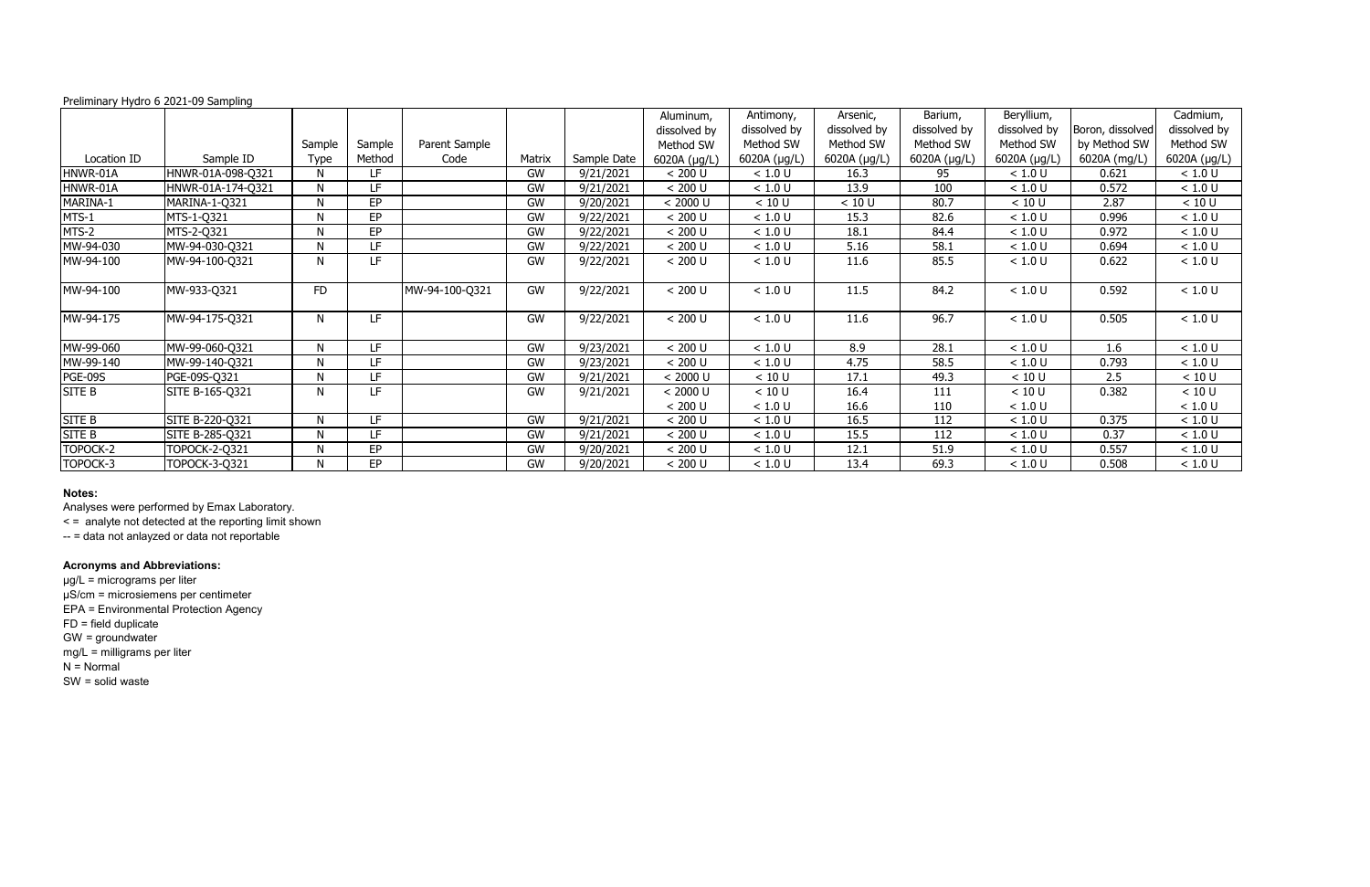Preliminary Hydro 6 2021-09 Sampling

| Location ID | Sample ID | Sample Type | Sample Method | Parent Sample Code | Matrix | Sample Date | Aluminum, dissolved by Method SW 6020A (µg/L) | Antimony, dissolved by Method SW 6020A (µg/L) | Arsenic, dissolved by Method SW 6020A (µg/L) | Barium, dissolved by Method SW 6020A (µg/L) | Beryllium, dissolved by Method SW 6020A (µg/L) | Boron, dissolved by Method SW 6020A (mg/L) | Cadmium, dissolved by Method SW 6020A (µg/L) |
|---|---|---|---|---|---|---|---|---|---|---|---|---|---|
| HNWR-01A | HNWR-01A-098-Q321 | N | LF | | GW | 9/21/2021 | < 200 U | < 1.0 U | 16.3 | 95 | < 1.0 U | 0.621 | < 1.0 U |
| HNWR-01A | HNWR-01A-174-Q321 | N | LF | | GW | 9/21/2021 | < 200 U | < 1.0 U | 13.9 | 100 | < 1.0 U | 0.572 | < 1.0 U |
| MARINA-1 | MARINA-1-Q321 | N | EP | | GW | 9/20/2021 | < 2000 U | < 10 U | < 10 U | 80.7 | < 10 U | 2.87 | < 10 U |
| MTS-1 | MTS-1-Q321 | N | EP | | GW | 9/22/2021 | < 200 U | < 1.0 U | 15.3 | 82.6 | < 1.0 U | 0.996 | < 1.0 U |
| MTS-2 | MTS-2-Q321 | N | EP | | GW | 9/22/2021 | < 200 U | < 1.0 U | 18.1 | 84.4 | < 1.0 U | 0.972 | < 1.0 U |
| MW-94-030 | MW-94-030-Q321 | N | LF | | GW | 9/22/2021 | < 200 U | < 1.0 U | 5.16 | 58.1 | < 1.0 U | 0.694 | < 1.0 U |
| MW-94-100 | MW-94-100-Q321 | N | LF | | GW | 9/22/2021 | < 200 U | < 1.0 U | 11.6 | 85.5 | < 1.0 U | 0.622 | < 1.0 U |
| MW-94-100 | MW-933-Q321 | FD | | MW-94-100-Q321 | GW | 9/22/2021 | < 200 U | < 1.0 U | 11.5 | 84.2 | < 1.0 U | 0.592 | < 1.0 U |
| MW-94-175 | MW-94-175-Q321 | N | LF | | GW | 9/22/2021 | < 200 U | < 1.0 U | 11.6 | 96.7 | < 1.0 U | 0.505 | < 1.0 U |
| MW-99-060 | MW-99-060-Q321 | N | LF | | GW | 9/23/2021 | < 200 U | < 1.0 U | 8.9 | 28.1 | < 1.0 U | 1.6 | < 1.0 U |
| MW-99-140 | MW-99-140-Q321 | N | LF | | GW | 9/23/2021 | < 200 U | < 1.0 U | 4.75 | 58.5 | < 1.0 U | 0.793 | < 1.0 U |
| PGE-09S | PGE-09S-Q321 | N | LF | | GW | 9/21/2021 | < 2000 U | < 10 U | 17.1 | 49.3 | < 10 U | 2.5 | < 10 U |
| SITE B | SITE B-165-Q321 | N | LF | | GW | 9/21/2021 | < 2000 U<br>< 200 U | < 10 U<br>< 1.0 U | 16.4<br>16.6 | 111<br>110 | < 10 U<br>< 1.0 U | 0.382 | < 10 U<br>< 1.0 U |
| SITE B | SITE B-220-Q321 | N | LF | | GW | 9/21/2021 | < 200 U | < 1.0 U | 16.5 | 112 | < 1.0 U | 0.375 | < 1.0 U |
| SITE B | SITE B-285-Q321 | N | LF | | GW | 9/21/2021 | < 200 U | < 1.0 U | 15.5 | 112 | < 1.0 U | 0.37 | < 1.0 U |
| TOPOCK-2 | TOPOCK-2-Q321 | N | EP | | GW | 9/20/2021 | < 200 U | < 1.0 U | 12.1 | 51.9 | < 1.0 U | 0.557 | < 1.0 U |
| TOPOCK-3 | TOPOCK-3-Q321 | N | EP | | GW | 9/20/2021 | < 200 U | < 1.0 U | 13.4 | 69.3 | < 1.0 U | 0.508 | < 1.0 U |

**Notes:**

Analyses were performed by Emax Laboratory.

< = analyte not detected at the reporting limit shown

-- = data not anlayzed or data not reportable

**Acronyms and Abbreviations:**

µg/L = micrograms per liter

µS/cm = microsiemens per centimeter

EPA = Environmental Protection Agency

FD = field duplicate

GW = groundwater

mg/L = milligrams per liter

N = Normal

SW = solid waste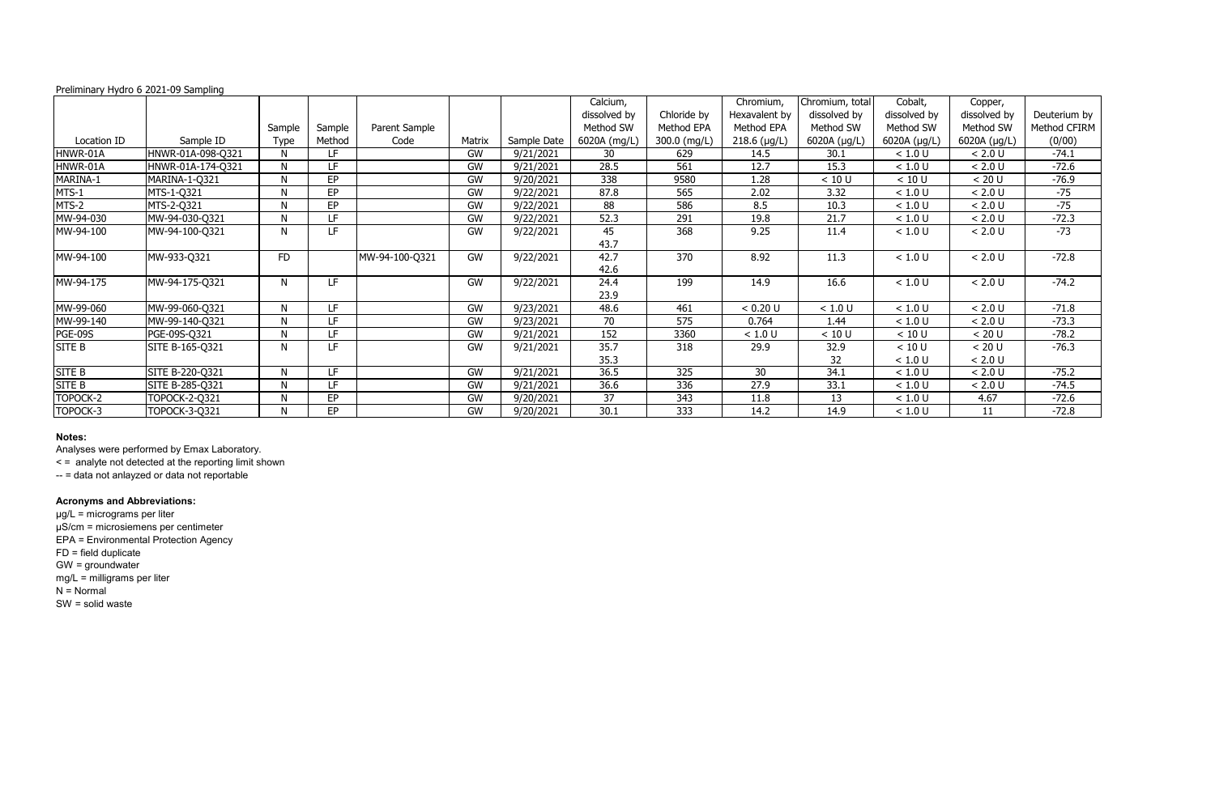Preliminary Hydro 6 2021-09 Sampling

| Location ID | Sample ID | Sample Type | Sample Method | Parent Sample Code | Matrix | Sample Date | Calcium, dissolved by Method SW 6020A (mg/L) | Chloride by Method EPA 300.0 (mg/L) | Chromium, Hexavalent by Method EPA 218.6 (µg/L) | Chromium, total dissolved by Method SW 6020A (µg/L) | Cobalt, dissolved by Method SW 6020A (µg/L) | Copper, dissolved by Method SW 6020A (µg/L) | Deuterium by Method CFIRM (0/00) |
|---|---|---|---|---|---|---|---|---|---|---|---|---|---|
| HNWR-01A | HNWR-01A-098-Q321 | N | LF | | GW | 9/21/2021 | 30 | 629 | 14.5 | 30.1 | < 1.0 U | < 2.0 U | -74.1 |
| HNWR-01A | HNWR-01A-174-Q321 | N | LF | | GW | 9/21/2021 | 28.5 | 561 | 12.7 | 15.3 | < 1.0 U | < 2.0 U | -72.6 |
| MARINA-1 | MARINA-1-Q321 | N | EP | | GW | 9/20/2021 | 338 | 9580 | 1.28 | < 10 U | < 10 U | < 20 U | -76.9 |
| MTS-1 | MTS-1-Q321 | N | EP | | GW | 9/22/2021 | 87.8 | 565 | 2.02 | 3.32 | < 1.0 U | < 2.0 U | -75 |
| MTS-2 | MTS-2-Q321 | N | EP | | GW | 9/22/2021 | 88 | 586 | 8.5 | 10.3 | < 1.0 U | < 2.0 U | -75 |
| MW-94-030 | MW-94-030-Q321 | N | LF | | GW | 9/22/2021 | 52.3 | 291 | 19.8 | 21.7 | < 1.0 U | < 2.0 U | -72.3 |
| MW-94-100 | MW-94-100-Q321 | N | LF | | GW | 9/22/2021 | 45<br>43.7 | 368 | 9.25 | 11.4 | < 1.0 U | < 2.0 U | -73 |
| MW-94-100 | MW-933-Q321 | FD | | MW-94-100-Q321 | GW | 9/22/2021 | 42.7<br>42.6 | 370 | 8.92 | 11.3 | < 1.0 U | < 2.0 U | -72.8 |
| MW-94-175 | MW-94-175-Q321 | N | LF | | GW | 9/22/2021 | 24.4<br>23.9 | 199 | 14.9 | 16.6 | < 1.0 U | < 2.0 U | -74.2 |
| MW-99-060 | MW-99-060-Q321 | N | LF | | GW | 9/23/2021 | 48.6 | 461 | < 0.20 U | < 1.0 U | < 1.0 U | < 2.0 U | -71.8 |
| MW-99-140 | MW-99-140-Q321 | N | LF | | GW | 9/23/2021 | 70 | 575 | 0.764 | 1.44 | < 1.0 U | < 2.0 U | -73.3 |
| PGE-09S | PGE-09S-Q321 | N | LF | | GW | 9/21/2021 | 152 | 3360 | < 1.0 U | < 10 U | < 10 U | < 20 U | -78.2 |
| SITE B | SITE B-165-Q321 | N | LF | | GW | 9/21/2021 | 35.7<br>35.3 | 318 | 29.9 | 32.9<br>32 | < 10 U<br>< 1.0 U | < 20 U<br>< 2.0 U | -76.3 |
| SITE B | SITE B-220-Q321 | N | LF | | GW | 9/21/2021 | 36.5 | 325 | 30 | 34.1 | < 1.0 U | < 2.0 U | -75.2 |
| SITE B | SITE B-285-Q321 | N | LF | | GW | 9/21/2021 | 36.6 | 336 | 27.9 | 33.1 | < 1.0 U | < 2.0 U | -74.5 |
| TOPOCK-2 | TOPOCK-2-Q321 | N | EP | | GW | 9/20/2021 | 37 | 343 | 11.8 | 13 | < 1.0 U | 4.67 | -72.6 |
| TOPOCK-3 | TOPOCK-3-Q321 | N | EP | | GW | 9/20/2021 | 30.1 | 333 | 14.2 | 14.9 | < 1.0 U | 11 | -72.8 |

**Notes:**

Analyses were performed by Emax Laboratory.

< = analyte not detected at the reporting limit shown

-- = data not anlayzed or data not reportable

**Acronyms and Abbreviations:**

µg/L = micrograms per liter

µS/cm = microsiemens per centimeter

EPA = Environmental Protection Agency

FD = field duplicate

GW = groundwater

mg/L = milligrams per liter

N = Normal

SW = solid waste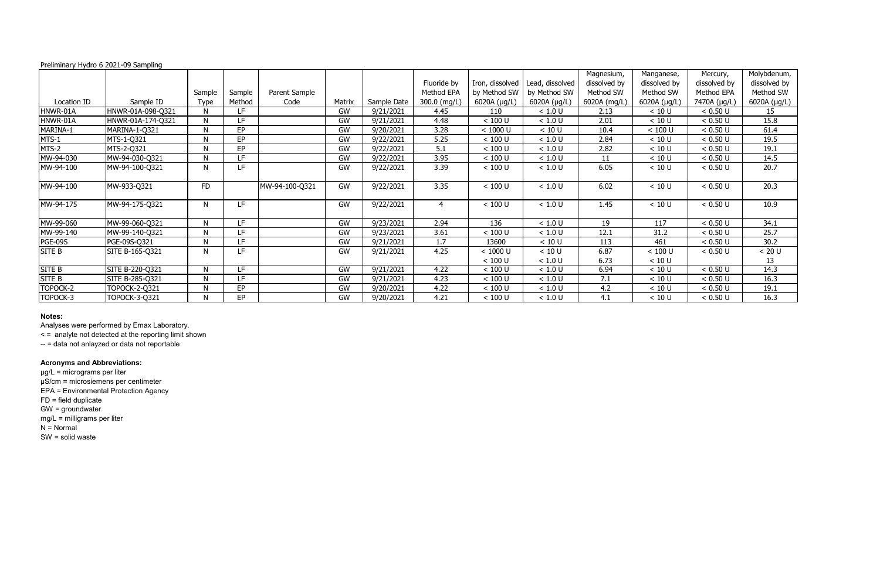Preliminary Hydro 6 2021-09 Sampling

| Location ID | Sample ID | Sample Type | Sample Method | Parent Sample Code | Matrix | Sample Date | Fluoride by Method EPA 300.0 (mg/L) | Iron, dissolved by Method SW 6020A (µg/L) | Lead, dissolved by Method SW 6020A (µg/L) | Magnesium, dissolved by Method SW 6020A (mg/L) | Manganese, dissolved by Method SW 6020A (µg/L) | Mercury, dissolved by Method EPA 7470A (µg/L) | Molybdenum, dissolved by Method SW 6020A (µg/L) |
|---|---|---|---|---|---|---|---|---|---|---|---|---|---|
| HNWR-01A | HNWR-01A-098-Q321 | N | LF | | GW | 9/21/2021 | 4.45 | 110 | < 1.0 U | 2.13 | < 10 U | < 0.50 U | 15 |
| HNWR-01A | HNWR-01A-174-Q321 | N | LF | | GW | 9/21/2021 | 4.48 | < 100 U | < 1.0 U | 2.01 | < 10 U | < 0.50 U | 15.8 |
| MARINA-1 | MARINA-1-Q321 | N | EP | | GW | 9/20/2021 | 3.28 | < 1000 U | < 10 U | 10.4 | < 100 U | < 0.50 U | 61.4 |
| MTS-1 | MTS-1-Q321 | N | EP | | GW | 9/22/2021 | 5.25 | < 100 U | < 1.0 U | 2.84 | < 10 U | < 0.50 U | 19.5 |
| MTS-2 | MTS-2-Q321 | N | EP | | GW | 9/22/2021 | 5.1 | < 100 U | < 1.0 U | 2.82 | < 10 U | < 0.50 U | 19.1 |
| MW-94-030 | MW-94-030-Q321 | N | LF | | GW | 9/22/2021 | 3.95 | < 100 U | < 1.0 U | 11 | < 10 U | < 0.50 U | 14.5 |
| MW-94-100 | MW-94-100-Q321 | N | LF | | GW | 9/22/2021 | 3.39 | < 100 U | < 1.0 U | 6.05 | < 10 U | < 0.50 U | 20.7 |
| MW-94-100 | MW-933-Q321 | FD | | MW-94-100-Q321 | GW | 9/22/2021 | 3.35 | < 100 U | < 1.0 U | 6.02 | < 10 U | < 0.50 U | 20.3 |
| MW-94-175 | MW-94-175-Q321 | N | LF | | GW | 9/22/2021 | 4 | < 100 U | < 1.0 U | 1.45 | < 10 U | < 0.50 U | 10.9 |
| MW-99-060 | MW-99-060-Q321 | N | LF | | GW | 9/23/2021 | 2.94 | 136 | < 1.0 U | 19 | 117 | < 0.50 U | 34.1 |
| MW-99-140 | MW-99-140-Q321 | N | LF | | GW | 9/23/2021 | 3.61 | < 100 U | < 1.0 U | 12.1 | 31.2 | < 0.50 U | 25.7 |
| PGE-09S | PGE-09S-Q321 | N | LF | | GW | 9/21/2021 | 1.7 | 13600 | < 10 U | 113 | 461 | < 0.50 U | 30.2 |
| SITE B | SITE B-165-Q321 | N | LF | | GW | 9/21/2021 | 4.25 | < 1000 U<br>< 100 U | < 10 U<br>< 1.0 U | 6.87<br>6.73 | < 100 U<br>< 10 U | < 0.50 U | < 20 U<br>13 |
| SITE B | SITE B-220-Q321 | N | LF | | GW | 9/21/2021 | 4.22 | < 100 U | < 1.0 U | 6.94 | < 10 U | < 0.50 U | 14.3 |
| SITE B | SITE B-285-Q321 | N | LF | | GW | 9/21/2021 | 4.23 | < 100 U | < 1.0 U | 7.1 | < 10 U | < 0.50 U | 16.3 |
| TOPOCK-2 | TOPOCK-2-Q321 | N | EP | | GW | 9/20/2021 | 4.22 | < 100 U | < 1.0 U | 4.2 | < 10 U | < 0.50 U | 19.1 |
| TOPOCK-3 | TOPOCK-3-Q321 | N | EP | | GW | 9/20/2021 | 4.21 | < 100 U | < 1.0 U | 4.1 | < 10 U | < 0.50 U | 16.3 |

**Notes:**

Analyses were performed by Emax Laboratory.

< = analyte not detected at the reporting limit shown

-- = data not anlayzed or data not reportable

**Acronyms and Abbreviations:**

µg/L = micrograms per liter

µS/cm = microsiemens per centimeter

EPA = Environmental Protection Agency

FD = field duplicate

GW = groundwater

mg/L = milligrams per liter

N = Normal

SW = solid waste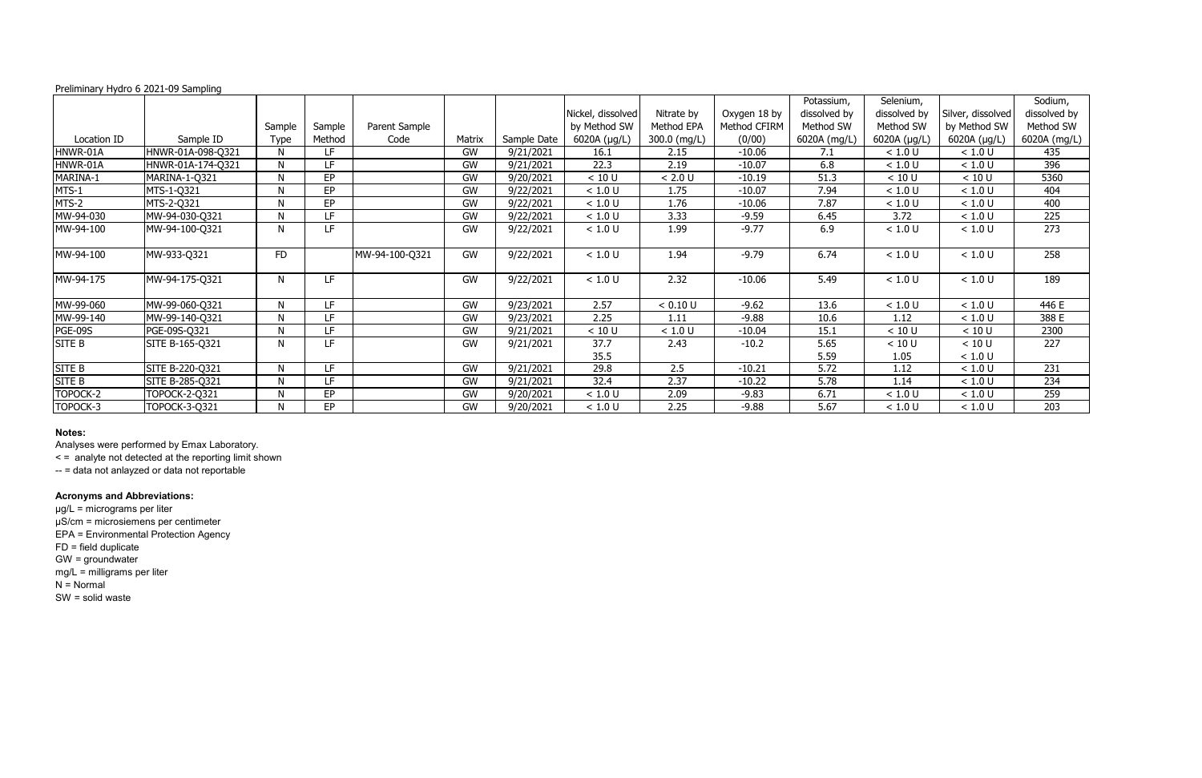Preliminary Hydro 6 2021-09 Sampling

| Location ID | Sample ID | Sample Type | Sample Method | Parent Sample Code | Matrix | Sample Date | Nickel, dissolved by Method SW 6020A (µg/L) | Nitrate by Method EPA 300.0 (mg/L) | Oxygen 18 by Method CFIRM (0/00) | Potassium, dissolved by Method SW 6020A (mg/L) | Selenium, dissolved by Method SW 6020A (µg/L) | Silver, dissolved by Method SW 6020A (µg/L) | Sodium, dissolved by Method SW 6020A (mg/L) |
|---|---|---|---|---|---|---|---|---|---|---|---|---|---|
| HNWR-01A | HNWR-01A-098-Q321 | N | LF | | GW | 9/21/2021 | 16.1 | 2.15 | -10.06 | 7.1 | < 1.0 U | < 1.0 U | 435 |
| HNWR-01A | HNWR-01A-174-Q321 | N | LF | | GW | 9/21/2021 | 22.3 | 2.19 | -10.07 | 6.8 | < 1.0 U | < 1.0 U | 396 |
| MARINA-1 | MARINA-1-Q321 | N | EP | | GW | 9/20/2021 | < 10 U | < 2.0 U | -10.19 | 51.3 | < 10 U | < 10 U | 5360 |
| MTS-1 | MTS-1-Q321 | N | EP | | GW | 9/22/2021 | < 1.0 U | 1.75 | -10.07 | 7.94 | < 1.0 U | < 1.0 U | 404 |
| MTS-2 | MTS-2-Q321 | N | EP | | GW | 9/22/2021 | < 1.0 U | 1.76 | -10.06 | 7.87 | < 1.0 U | < 1.0 U | 400 |
| MW-94-030 | MW-94-030-Q321 | N | LF | | GW | 9/22/2021 | < 1.0 U | 3.33 | -9.59 | 6.45 | 3.72 | < 1.0 U | 225 |
| MW-94-100 | MW-94-100-Q321 | N | LF | | GW | 9/22/2021 | < 1.0 U | 1.99 | -9.77 | 6.9 | < 1.0 U | < 1.0 U | 273 |
| MW-94-100 | MW-933-Q321 | FD | | MW-94-100-Q321 | GW | 9/22/2021 | < 1.0 U | 1.94 | -9.79 | 6.74 | < 1.0 U | < 1.0 U | 258 |
| MW-94-175 | MW-94-175-Q321 | N | LF | | GW | 9/22/2021 | < 1.0 U | 2.32 | -10.06 | 5.49 | < 1.0 U | < 1.0 U | 189 |
| MW-99-060 | MW-99-060-Q321 | N | LF | | GW | 9/23/2021 | 2.57 | < 0.10 U | -9.62 | 13.6 | < 1.0 U | < 1.0 U | 446 E |
| MW-99-140 | MW-99-140-Q321 | N | LF | | GW | 9/23/2021 | 2.25 | 1.11 | -9.88 | 10.6 | 1.12 | < 1.0 U | 388 E |
| PGE-09S | PGE-09S-Q321 | N | LF | | GW | 9/21/2021 | < 10 U | < 1.0 U | -10.04 | 15.1 | < 10 U | < 10 U | 2300 |
| SITE B | SITE B-165-Q321 | N | LF | | GW | 9/21/2021 | 37.7<br>35.5 | 2.43 | -10.2 | 5.65<br>5.59 | < 10 U<br>1.05 | < 10 U<br>< 1.0 U | 227 |
| SITE B | SITE B-220-Q321 | N | LF | | GW | 9/21/2021 | 29.8 | 2.5 | -10.21 | 5.72 | 1.12 | < 1.0 U | 231 |
| SITE B | SITE B-285-Q321 | N | LF | | GW | 9/21/2021 | 32.4 | 2.37 | -10.22 | 5.78 | 1.14 | < 1.0 U | 234 |
| TOPOCK-2 | TOPOCK-2-Q321 | N | EP | | GW | 9/20/2021 | < 1.0 U | 2.09 | -9.83 | 6.71 | < 1.0 U | < 1.0 U | 259 |
| TOPOCK-3 | TOPOCK-3-Q321 | N | EP | | GW | 9/20/2021 | < 1.0 U | 2.25 | -9.88 | 5.67 | < 1.0 U | < 1.0 U | 203 |

**Notes:**

Analyses were performed by Emax Laboratory.

< = analyte not detected at the reporting limit shown

-- = data not anlayzed or data not reportable

**Acronyms and Abbreviations:**

µg/L = micrograms per liter

µS/cm = microsiemens per centimeter

EPA = Environmental Protection Agency

FD = field duplicate

GW = groundwater

mg/L = milligrams per liter

N = Normal

SW = solid waste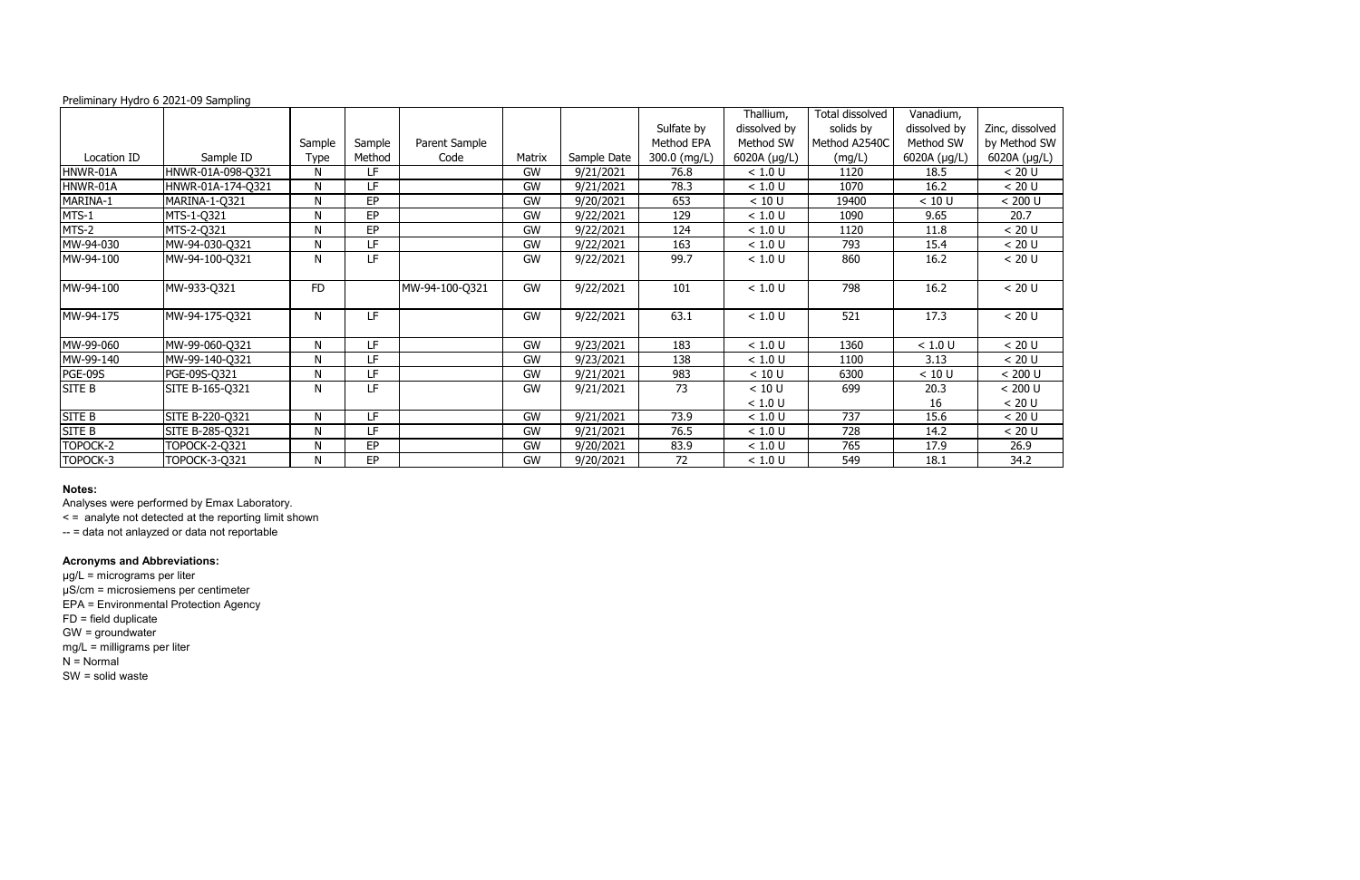Preliminary Hydro 6 2021-09 Sampling

| Location ID | Sample ID | Sample Type | Sample Method | Parent Sample Code | Matrix | Sample Date | Sulfate by Method EPA 300.0 (mg/L) | Thallium, dissolved by Method SW 6020A (µg/L) | Total dissolved solids by Method A2540C (mg/L) | Vanadium, dissolved by Method SW 6020A (µg/L) | Zinc, dissolved by Method SW 6020A (µg/L) |
|---|---|---|---|---|---|---|---|---|---|---|---|
| HNWR-01A | HNWR-01A-098-Q321 | N | LF | | GW | 9/21/2021 | 76.8 | < 1.0 U | 1120 | 18.5 | < 20 U |
| HNWR-01A | HNWR-01A-174-Q321 | N | LF | | GW | 9/21/2021 | 78.3 | < 1.0 U | 1070 | 16.2 | < 20 U |
| MARINA-1 | MARINA-1-Q321 | N | EP | | GW | 9/20/2021 | 653 | < 10 U | 19400 | < 10 U | < 200 U |
| MTS-1 | MTS-1-Q321 | N | EP | | GW | 9/22/2021 | 129 | < 1.0 U | 1090 | 9.65 | 20.7 |
| MTS-2 | MTS-2-Q321 | N | EP | | GW | 9/22/2021 | 124 | < 1.0 U | 1120 | 11.8 | < 20 U |
| MW-94-030 | MW-94-030-Q321 | N | LF | | GW | 9/22/2021 | 163 | < 1.0 U | 793 | 15.4 | < 20 U |
| MW-94-100 | MW-94-100-Q321 | N | LF | | GW | 9/22/2021 | 99.7 | < 1.0 U | 860 | 16.2 | < 20 U |
| MW-94-100 | MW-933-Q321 | FD | | MW-94-100-Q321 | GW | 9/22/2021 | 101 | < 1.0 U | 798 | 16.2 | < 20 U |
| MW-94-175 | MW-94-175-Q321 | N | LF | | GW | 9/22/2021 | 63.1 | < 1.0 U | 521 | 17.3 | < 20 U |
| MW-99-060 | MW-99-060-Q321 | N | LF | | GW | 9/23/2021 | 183 | < 1.0 U | 1360 | < 1.0 U | < 20 U |
| MW-99-140 | MW-99-140-Q321 | N | LF | | GW | 9/23/2021 | 138 | < 1.0 U | 1100 | 3.13 | < 20 U |
| PGE-09S | PGE-09S-Q321 | N | LF | | GW | 9/21/2021 | 983 | < 10 U | 6300 | < 10 U | < 200 U |
| SITE B | SITE B-165-Q321 | N | LF | | GW | 9/21/2021 | 73 | < 10 U<br>< 1.0 U | 699 | 20.3<br>16 | < 200 U<br>< 20 U |
| SITE B | SITE B-220-Q321 | N | LF | | GW | 9/21/2021 | 73.9 | < 1.0 U | 737 | 15.6 | < 20 U |
| SITE B | SITE B-285-Q321 | N | LF | | GW | 9/21/2021 | 76.5 | < 1.0 U | 728 | 14.2 | < 20 U |
| TOPOCK-2 | TOPOCK-2-Q321 | N | EP | | GW | 9/20/2021 | 83.9 | < 1.0 U | 765 | 17.9 | 26.9 |
| TOPOCK-3 | TOPOCK-3-Q321 | N | EP | | GW | 9/20/2021 | 72 | < 1.0 U | 549 | 18.1 | 34.2 |

**Notes:**

Analyses were performed by Emax Laboratory.

< = analyte not detected at the reporting limit shown

-- = data not anlayzed or data not reportable

**Acronyms and Abbreviations:**

µg/L = micrograms per liter

µS/cm = microsiemens per centimeter

EPA = Environmental Protection Agency

FD = field duplicate

GW = groundwater

mg/L = milligrams per liter

N = Normal

SW = solid waste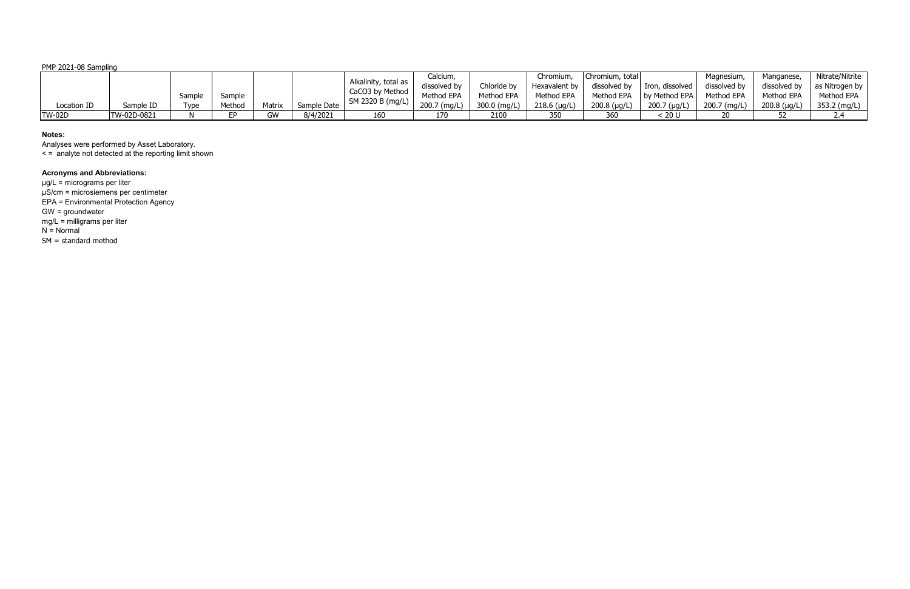PMP 2021-08 Sampling

| Location ID | Sample ID | Sample Type | Sample Method | Matrix | Sample Date | Alkalinity, total as CaCO3 by Method SM 2320 B (mg/L) | Calcium, dissolved by Method EPA 200.7 (mg/L) | Chloride by Method EPA 300.0 (mg/L) | Chromium, Hexavalent by Method EPA 218.6 (µg/L) | Chromium, total dissolved by Method EPA 200.8 (µg/L) | Iron, dissolved by Method EPA 200.7 (µg/L) | Magnesium, dissolved by Method EPA 200.7 (mg/L) | Manganese, dissolved by Method EPA 200.8 (µg/L) | Nitrate/Nitrite as Nitrogen by Method EPA 353.2 (mg/L) |
|---|---|---|---|---|---|---|---|---|---|---|---|---|---|---|
| TW-02D | TW-02D-0821 | N | EP | GW | 8/4/2021 | 160 | 170 | 2100 | 350 | 360 | < 20 U | 20 | 52 | 2.4 |

**Notes:**

Analyses were performed by Asset Laboratory.

< = analyte not detected at the reporting limit shown

**Acronyms and Abbreviations:**

µg/L = micrograms per liter

µS/cm = microsiemens per centimeter

EPA = Environmental Protection Agency

GW = groundwater

mg/L = milligrams per liter

N = Normal

SM = standard method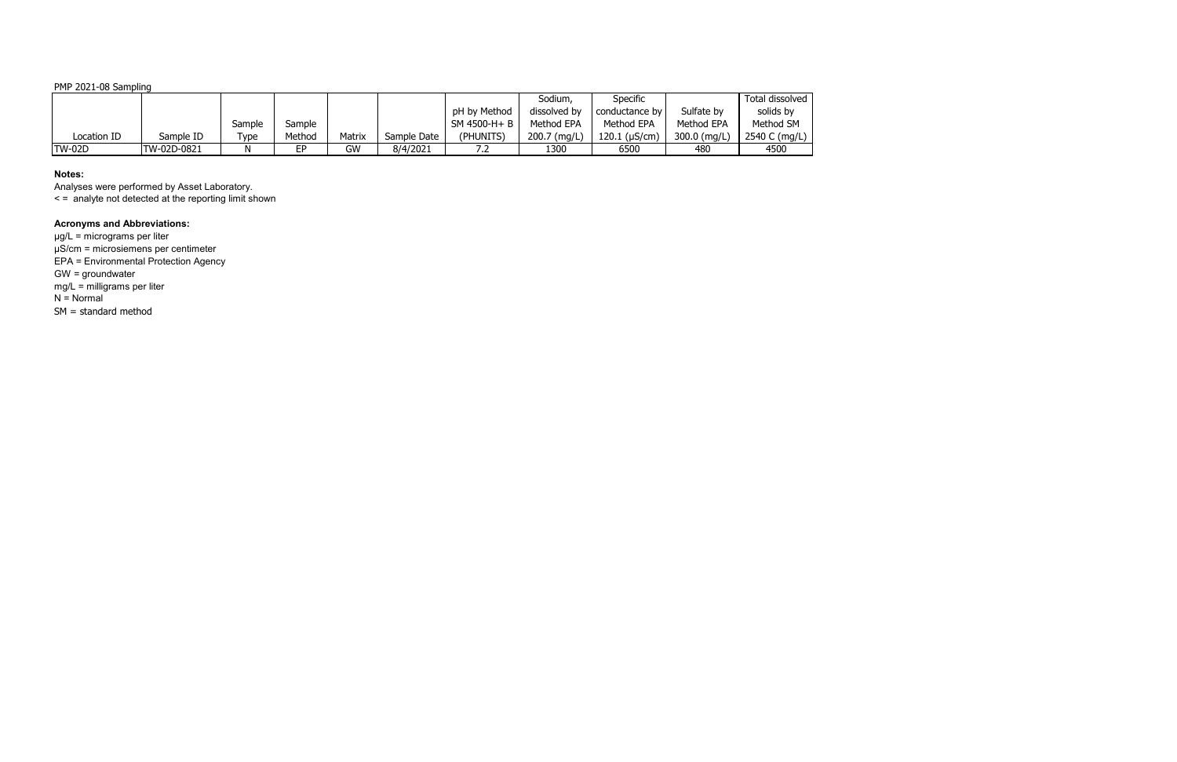PMP 2021-08 Sampling

| Location ID | Sample ID | Sample Type | Sample Method | Matrix | Sample Date | pH by Method SM 4500-H+ B (PHUNITS) | Sodium, dissolved by Method EPA 200.7 (mg/L) | Specific conductance by Method EPA 120.1 (µS/cm) | Sulfate by Method EPA 300.0 (mg/L) | Total dissolved solids by Method SM 2540 C (mg/L) |
|---|---|---|---|---|---|---|---|---|---|---|
| TW-02D | TW-02D-0821 | N | EP | GW | 8/4/2021 | 7.2 | 1300 | 6500 | 480 | 4500 |

**Notes:**

Analyses were performed by Asset Laboratory.

< = analyte not detected at the reporting limit shown

**Acronyms and Abbreviations:**

µg/L = micrograms per liter

µS/cm = microsiemens per centimeter

EPA = Environmental Protection Agency

GW = groundwater

mg/L = milligrams per liter

N = Normal

SM = standard method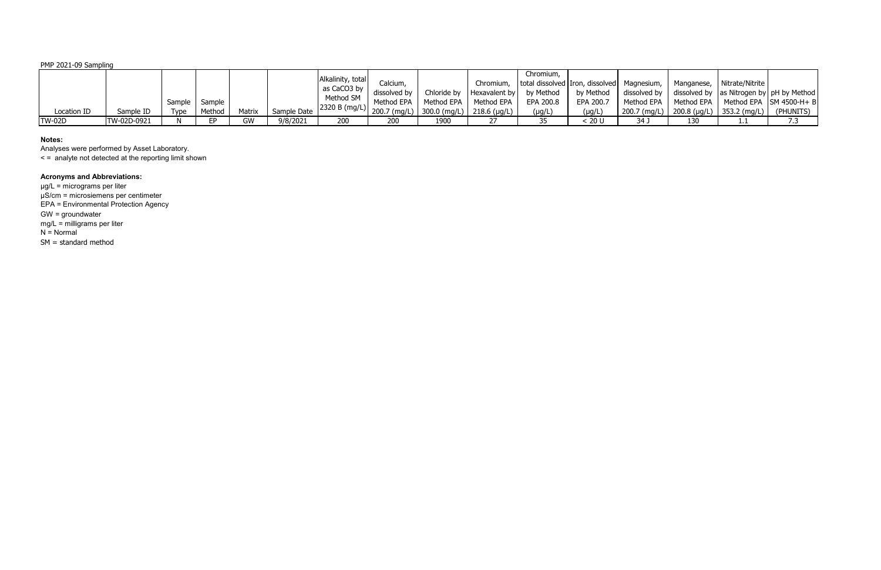PMP 2021-09 Sampling

| Location ID | Sample ID | Sample Type | Sample Method | Matrix | Sample Date | Alkalinity, total as $CaCO_3$ by Method SM 2320 B (mg/L) | Calcium, dissolved by Method EPA 200.7 (mg/L) | Chloride by Method EPA 300.0 (mg/L) | Chromium, Hexavalent by Method EPA 218.6 (µg/L) | Chromium, total dissolved by Method EPA 200.8 (µg/L) | Iron, dissolved by Method EPA 200.7 (µg/L) | Magnesium, dissolved by Method EPA 200.7 (mg/L) | Manganese, dissolved by Method EPA 200.8 (µg/L) | Nitrate/Nitrite as Nitrogen by Method EPA 353.2 (mg/L) | pH by Method SM 4500-H+ B (PHUNITS) |
|---|---|---|---|---|---|---|---|---|---|---|---|---|---|---|---|
| TW-02D | TW-02D-0921 | N | EP | GW | 9/8/2021 | 200 | 200 | 1900 | 27 | 35 | < 20 U | 34 J | 130 | 1.1 | 7.3 |

**Notes:**

Analyses were performed by Asset Laboratory.

< = analyte not detected at the reporting limit shown

**Acronyms and Abbreviations:**

µg/L = micrograms per liter

µS/cm = microsiemens per centimeter

EPA = Environmental Protection Agency

GW = groundwater

mg/L = milligrams per liter

N = Normal

SM = standard method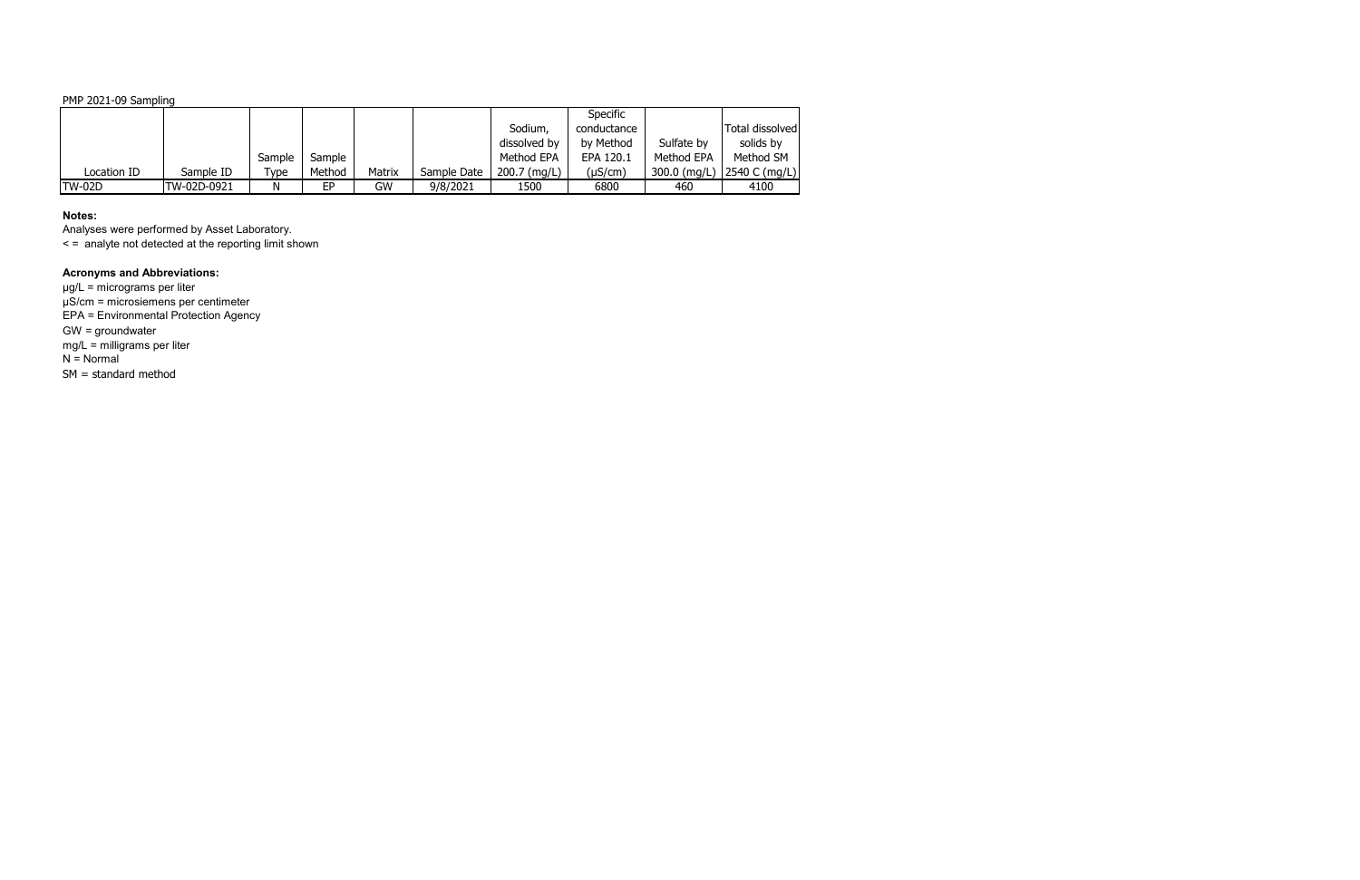PMP 2021-09 Sampling

| Location ID | Sample ID | Sample Type | Sample Method | Matrix | Sample Date | Sodium, dissolved by Method EPA 200.7 (mg/L) | Specific conductance by Method EPA 120.1 (µS/cm) | Sulfate by Method EPA 300.0 (mg/L) | Total dissolved solids by Method SM 2540 C (mg/L) |
|---|---|---|---|---|---|---|---|---|---|
| TW-02D | TW-02D-0921 | N | EP | GW | 9/8/2021 | 1500 | 6800 | 460 | 4100 |

**Notes:**

Analyses were performed by Asset Laboratory.

< = analyte not detected at the reporting limit shown

**Acronyms and Abbreviations:**

µg/L = micrograms per liter

µS/cm = microsiemens per centimeter

EPA = Environmental Protection Agency

GW = groundwater

mg/L = milligrams per liter

N = Normal

SM = standard method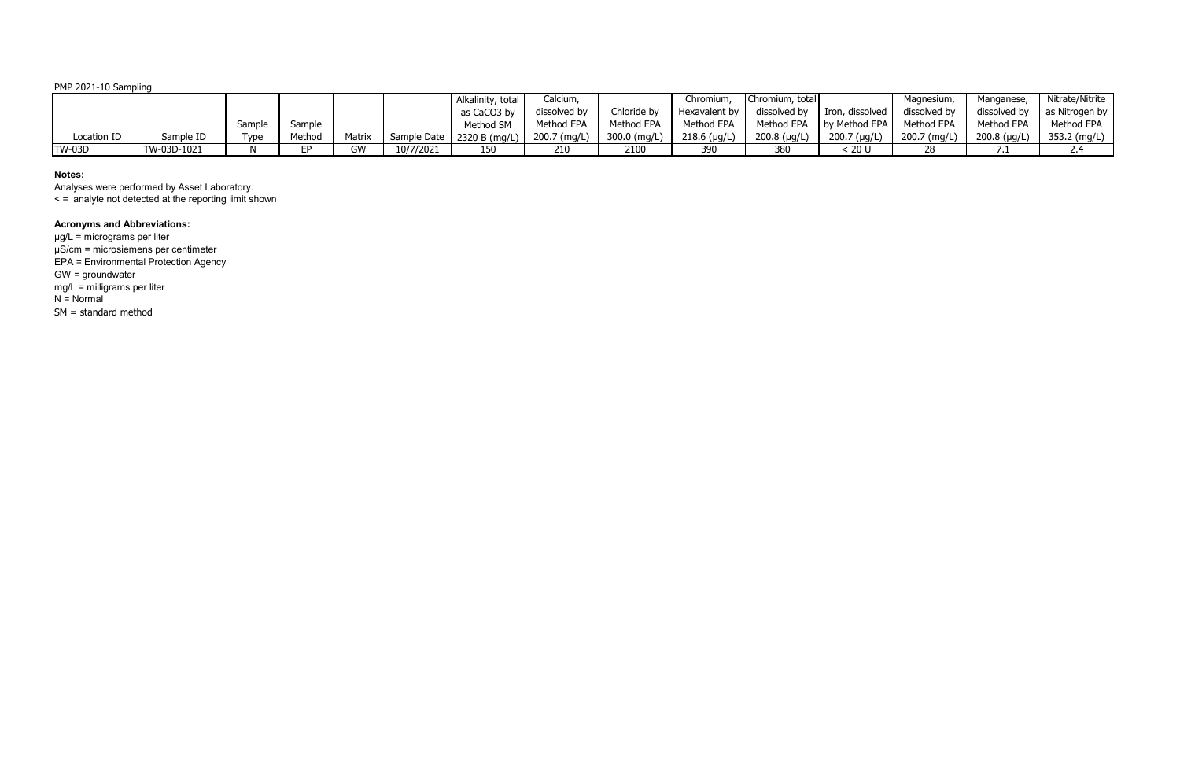PMP 2021-10 Sampling

| Location ID | Sample ID | Sample Type | Sample Method | Matrix | Sample Date | Alkalinity, total as $CaCO_3$ by Method SM 2320 B (mg/L) | Calcium, dissolved by Method EPA 200.7 (mg/L) | Chloride by Method EPA 300.0 (mg/L) | Chromium, Hexavalent by Method EPA 218.6 (µg/L) | Chromium, total dissolved by Method EPA 200.8 (µg/L) | Iron, dissolved by Method EPA 200.7 (µg/L) | Magnesium, dissolved by Method EPA 200.7 (mg/L) | Manganese, dissolved by Method EPA 200.8 (µg/L) | Nitrate/Nitrite as Nitrogen by Method EPA 353.2 (mg/L) |
|---|---|---|---|---|---|---|---|---|---|---|---|---|---|---|
| TW-03D | TW-03D-1021 | N | EP | GW | 10/7/2021 | 150 | 210 | 2100 | 390 | 380 | < 20 U | 28 | 7.1 | 2.4 |

**Notes:**

Analyses were performed by Asset Laboratory.

< = analyte not detected at the reporting limit shown

**Acronyms and Abbreviations:**

µg/L = micrograms per liter

µS/cm = microsiemens per centimeter

EPA = Environmental Protection Agency

GW = groundwater

mg/L = milligrams per liter

N = Normal

SM = standard method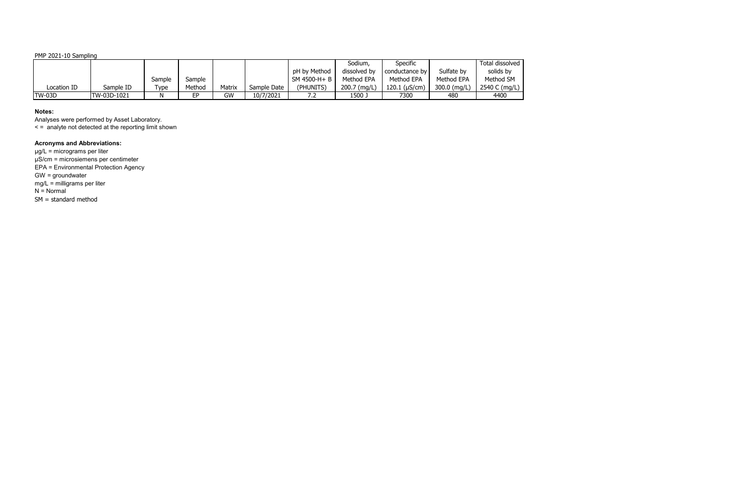PMP 2021-10 Sampling

| Location ID | Sample ID | Sample Type | Sample Method | Matrix | Sample Date | pH by Method SM 4500-H+ B (PHUNITS) | Sodium, dissolved by Method EPA 200.7 (mg/L) | Specific conductance by Method EPA 120.1 (µS/cm) | Sulfate by Method EPA 300.0 (mg/L) | Total dissolved solids by Method SM 2540 C (mg/L) |
|---|---|---|---|---|---|---|---|---|---|---|
| TW-03D | TW-03D-1021 | N | EP | GW | 10/7/2021 | 7.2 | 1500 J | 7300 | 480 | 4400 |

**Notes:**

Analyses were performed by Asset Laboratory.

< = analyte not detected at the reporting limit shown

**Acronyms and Abbreviations:**

µg/L = micrograms per liter

µS/cm = microsiemens per centimeter

EPA = Environmental Protection Agency

GW = groundwater

mg/L = milligrams per liter

N = Normal

SM = standard method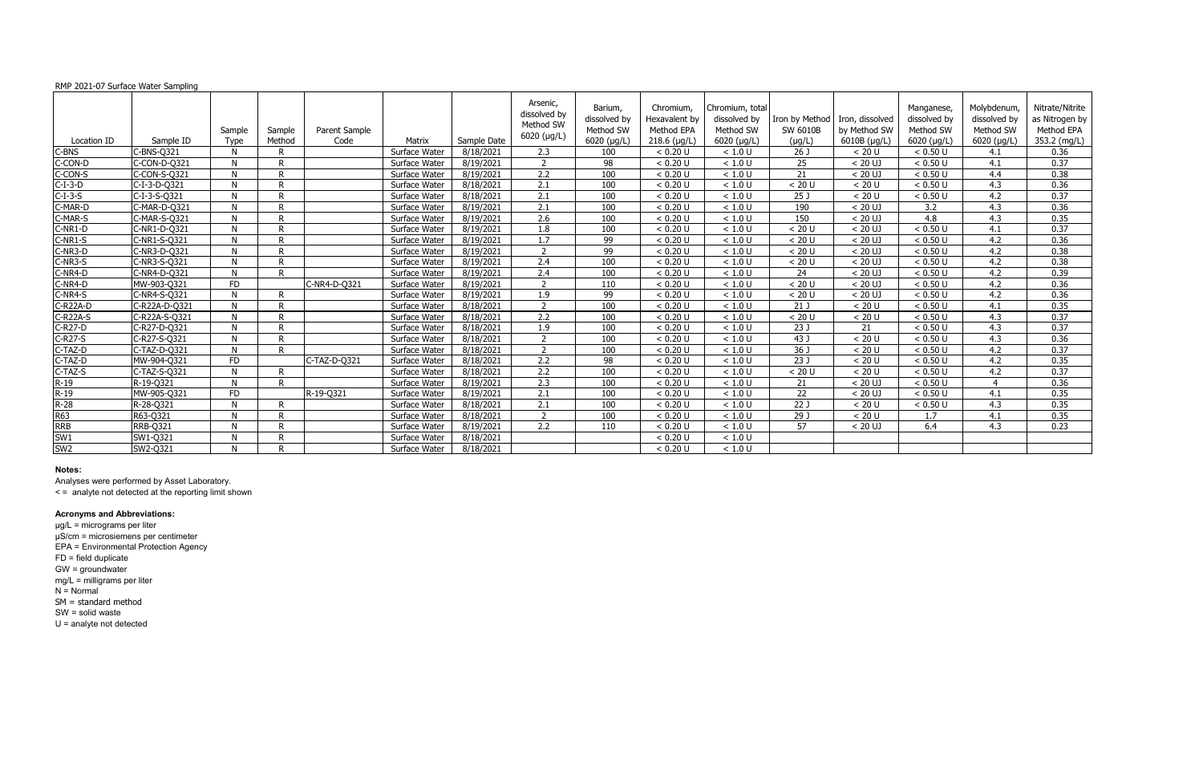RMP 2021-07 Surface Water Sampling

| Location ID | Sample ID | Sample Type | Sample Method | Parent Sample Code | Matrix | Sample Date | Arsenic, dissolved by Method SW 6020 (µg/L) | Barium, dissolved by Method SW 6020 (µg/L) | Chromium, Hexavalent by Method EPA 218.6 (µg/L) | Chromium, total dissolved by Method SW 6020 (µg/L) | Iron by Method SW 6010B (µg/L) | Iron, dissolved by Method SW 6010B (µg/L) | Manganese, dissolved by Method SW 6020 (µg/L) | Molybdenum, dissolved by Method SW 6020 (µg/L) | Nitrate/Nitrite as Nitrogen by Method EPA 353.2 (mg/L) |
|---|---|---|---|---|---|---|---|---|---|---|---|---|---|---|---|
| C-BNS | C-BNS-Q321 | N | R | | Surface Water | 8/18/2021 | 2.3 | 100 | < 0.20 U | < 1.0 U | 26 J | < 20 U | < 0.50 U | 4.1 | 0.36 |
| C-CON-D | C-CON-D-Q321 | N | R | | Surface Water | 8/19/2021 | 2 | 98 | < 0.20 U | < 1.0 U | 25 | < 20 UJ | < 0.50 U | 4.1 | 0.37 |
| C-CON-S | C-CON-S-Q321 | N | R | | Surface Water | 8/19/2021 | 2.2 | 100 | < 0.20 U | < 1.0 U | 21 | < 20 UJ | < 0.50 U | 4.4 | 0.38 |
| C-I-3-D | C-I-3-D-Q321 | N | R | | Surface Water | 8/18/2021 | 2.1 | 100 | < 0.20 U | < 1.0 U | < 20 U | < 20 U | < 0.50 U | 4.3 | 0.36 |
| C-I-3-S | C-I-3-S-Q321 | N | R | | Surface Water | 8/18/2021 | 2.1 | 100 | < 0.20 U | < 1.0 U | 25 J | < 20 U | < 0.50 U | 4.2 | 0.37 |
| C-MAR-D | C-MAR-D-Q321 | N | R | | Surface Water | 8/19/2021 | 2.1 | 100 | < 0.20 U | < 1.0 U | 190 | < 20 UJ | 3.2 | 4.3 | 0.36 |
| C-MAR-S | C-MAR-S-Q321 | N | R | | Surface Water | 8/19/2021 | 2.6 | 100 | < 0.20 U | < 1.0 U | 150 | < 20 UJ | 4.8 | 4.3 | 0.35 |
| C-NR1-D | C-NR1-D-Q321 | N | R | | Surface Water | 8/19/2021 | 1.8 | 100 | < 0.20 U | < 1.0 U | < 20 U | < 20 UJ | < 0.50 U | 4.1 | 0.37 |
| C-NR1-S | C-NR1-S-Q321 | N | R | | Surface Water | 8/19/2021 | 1.7 | 99 | < 0.20 U | < 1.0 U | < 20 U | < 20 UJ | < 0.50 U | 4.2 | 0.36 |
| C-NR3-D | C-NR3-D-Q321 | N | R | | Surface Water | 8/19/2021 | 2 | 99 | < 0.20 U | < 1.0 U | < 20 U | < 20 UJ | < 0.50 U | 4.2 | 0.38 |
| C-NR3-S | C-NR3-S-Q321 | N | R | | Surface Water | 8/19/2021 | 2.4 | 100 | < 0.20 U | < 1.0 U | < 20 U | < 20 UJ | < 0.50 U | 4.2 | 0.38 |
| C-NR4-D | C-NR4-D-Q321 | N | R | | Surface Water | 8/19/2021 | 2.4 | 100 | < 0.20 U | < 1.0 U | 24 | < 20 UJ | < 0.50 U | 4.2 | 0.39 |
| C-NR4-D | MW-903-Q321 | FD | | C-NR4-D-Q321 | Surface Water | 8/19/2021 | 2 | 110 | < 0.20 U | < 1.0 U | < 20 U | < 20 UJ | < 0.50 U | 4.2 | 0.36 |
| C-NR4-S | C-NR4-S-Q321 | N | R | | Surface Water | 8/19/2021 | 1.9 | 99 | < 0.20 U | < 1.0 U | < 20 U | < 20 UJ | < 0.50 U | 4.2 | 0.36 |
| C-R22A-D | C-R22A-D-Q321 | N | R | | Surface Water | 8/18/2021 | 2 | 100 | < 0.20 U | < 1.0 U | 21 J | < 20 U | < 0.50 U | 4.1 | 0.35 |
| C-R22A-S | C-R22A-S-Q321 | N | R | | Surface Water | 8/18/2021 | 2.2 | 100 | < 0.20 U | < 1.0 U | < 20 U | < 20 U | < 0.50 U | 4.3 | 0.37 |
| C-R27-D | C-R27-D-Q321 | N | R | | Surface Water | 8/18/2021 | 1.9 | 100 | < 0.20 U | < 1.0 U | 23 J | 21 | < 0.50 U | 4.3 | 0.37 |
| C-R27-S | C-R27-S-Q321 | N | R | | Surface Water | 8/18/2021 | 2 | 100 | < 0.20 U | < 1.0 U | 43 J | < 20 U | < 0.50 U | 4.3 | 0.36 |
| C-TAZ-D | C-TAZ-D-Q321 | N | R | | Surface Water | 8/18/2021 | 2 | 100 | < 0.20 U | < 1.0 U | 36 J | < 20 U | < 0.50 U | 4.2 | 0.37 |
| C-TAZ-D | MW-904-Q321 | FD | | C-TAZ-D-Q321 | Surface Water | 8/18/2021 | 2.2 | 98 | < 0.20 U | < 1.0 U | 23 J | < 20 U | < 0.50 U | 4.2 | 0.35 |
| C-TAZ-S | C-TAZ-S-Q321 | N | R | | Surface Water | 8/18/2021 | 2.2 | 100 | < 0.20 U | < 1.0 U | < 20 U | < 20 U | < 0.50 U | 4.2 | 0.37 |
| R-19 | R-19-Q321 | N | R | | Surface Water | 8/19/2021 | 2.3 | 100 | < 0.20 U | < 1.0 U | 21 | < 20 UJ | < 0.50 U | 4 | 0.36 |
| R-19 | MW-905-Q321 | FD | | R-19-Q321 | Surface Water | 8/19/2021 | 2.1 | 100 | < 0.20 U | < 1.0 U | 22 | < 20 UJ | < 0.50 U | 4.1 | 0.35 |
| R-28 | R-28-Q321 | N | R | | Surface Water | 8/18/2021 | 2.1 | 100 | < 0.20 U | < 1.0 U | 22 J | < 20 U | < 0.50 U | 4.3 | 0.35 |
| R63 | R63-Q321 | N | R | | Surface Water | 8/18/2021 | 2 | 100 | < 0.20 U | < 1.0 U | 29 J | < 20 U | 1.7 | 4.1 | 0.35 |
| RRB | RRB-Q321 | N | R | | Surface Water | 8/19/2021 | 2.2 | 110 | < 0.20 U | < 1.0 U | 57 | < 20 UJ | 6.4 | 4.3 | 0.23 |
| SW1 | SW1-Q321 | N | R | | Surface Water | 8/18/2021 | | | < 0.20 U | < 1.0 U | | | | | |
| SW2 | SW2-Q321 | N | R | | Surface Water | 8/18/2021 | | | < 0.20 U | < 1.0 U | | | | | |

**Notes:**

Analyses were performed by Asset Laboratory.

< = analyte not detected at the reporting limit shown

**Acronyms and Abbreviations:**

µg/L = micrograms per liter
µS/cm = microsiemens per centimeter
EPA = Environmental Protection Agency
FD = field duplicate
GW = groundwater
mg/L = milligrams per liter
N = Normal
SM = standard method
SW = solid waste
U = analyte not detected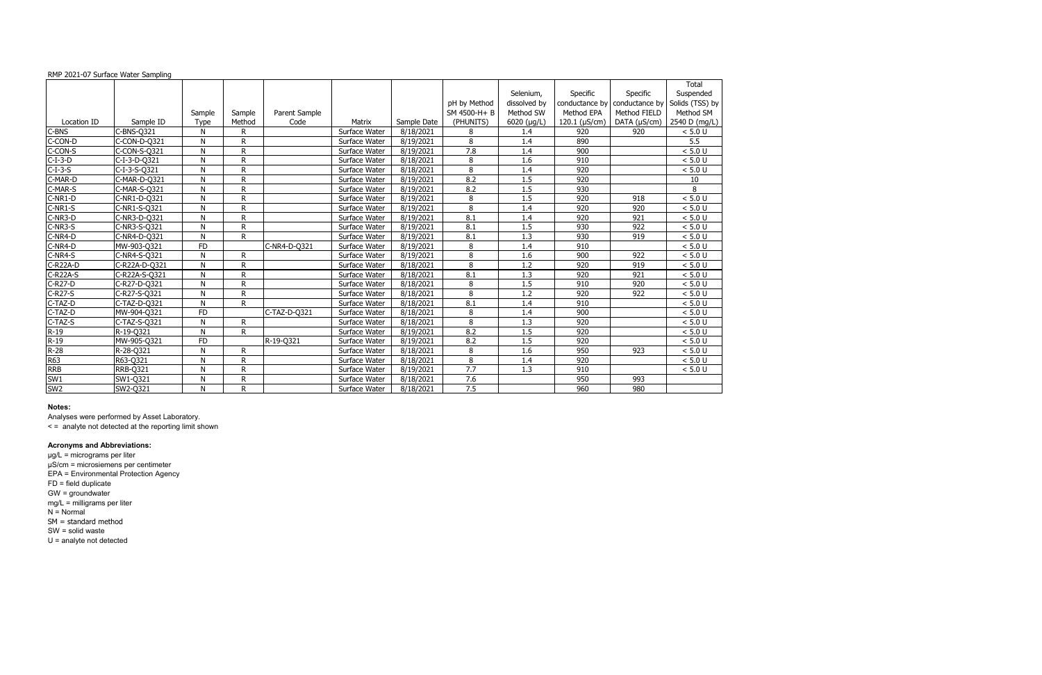RMP 2021-07 Surface Water Sampling

| Location ID | Sample ID | Sample Type | Sample Method | Parent Sample Code | Matrix | Sample Date | pH by Method SM 4500-H+ B (PHUNITS) | Selenium, dissolved by Method SW 6020 (µg/L) | Specific conductance by Method EPA 120.1 (µS/cm) | Specific conductance by Method FIELD DATA (µS/cm) | Total Suspended Solids (TSS) by Method SM 2540 D (mg/L) |
|---|---|---|---|---|---|---|---|---|---|---|---|
| C-BNS | C-BNS-Q321 | N | R | | Surface Water | 8/18/2021 | 8 | 1.4 | 920 | 920 | < 5.0 U |
| C-CON-D | C-CON-D-Q321 | N | R | | Surface Water | 8/19/2021 | 8 | 1.4 | 890 | | 5.5 |
| C-CON-S | C-CON-S-Q321 | N | R | | Surface Water | 8/19/2021 | 7.8 | 1.4 | 900 | | < 5.0 U |
| C-I-3-D | C-I-3-D-Q321 | N | R | | Surface Water | 8/18/2021 | 8 | 1.6 | 910 | | < 5.0 U |
| C-I-3-S | C-I-3-S-Q321 | N | R | | Surface Water | 8/18/2021 | 8 | 1.4 | 920 | | < 5.0 U |
| C-MAR-D | C-MAR-D-Q321 | N | R | | Surface Water | 8/19/2021 | 8.2 | 1.5 | 920 | | 10 |
| C-MAR-S | C-MAR-S-Q321 | N | R | | Surface Water | 8/19/2021 | 8.2 | 1.5 | 930 | | 8 |
| C-NR1-D | C-NR1-D-Q321 | N | R | | Surface Water | 8/19/2021 | 8 | 1.5 | 920 | 918 | < 5.0 U |
| C-NR1-S | C-NR1-S-Q321 | N | R | | Surface Water | 8/19/2021 | 8 | 1.4 | 920 | 920 | < 5.0 U |
| C-NR3-D | C-NR3-D-Q321 | N | R | | Surface Water | 8/19/2021 | 8.1 | 1.4 | 920 | 921 | < 5.0 U |
| C-NR3-S | C-NR3-S-Q321 | N | R | | Surface Water | 8/19/2021 | 8.1 | 1.5 | 930 | 922 | < 5.0 U |
| C-NR4-D | C-NR4-D-Q321 | N | R | | Surface Water | 8/19/2021 | 8.1 | 1.3 | 930 | 919 | < 5.0 U |
| C-NR4-D | MW-903-Q321 | FD | | C-NR4-D-Q321 | Surface Water | 8/19/2021 | 8 | 1.4 | 910 | | < 5.0 U |
| C-NR4-S | C-NR4-S-Q321 | N | R | | Surface Water | 8/19/2021 | 8 | 1.6 | 900 | 922 | < 5.0 U |
| C-R22A-D | C-R22A-D-Q321 | N | R | | Surface Water | 8/18/2021 | 8 | 1.2 | 920 | 919 | < 5.0 U |
| C-R22A-S | C-R22A-S-Q321 | N | R | | Surface Water | 8/18/2021 | 8.1 | 1.3 | 920 | 921 | < 5.0 U |
| C-R27-D | C-R27-D-Q321 | N | R | | Surface Water | 8/18/2021 | 8 | 1.5 | 910 | 920 | < 5.0 U |
| C-R27-S | C-R27-S-Q321 | N | R | | Surface Water | 8/18/2021 | 8 | 1.2 | 920 | 922 | < 5.0 U |
| C-TAZ-D | C-TAZ-D-Q321 | N | R | | Surface Water | 8/18/2021 | 8.1 | 1.4 | 910 | | < 5.0 U |
| C-TAZ-D | MW-904-Q321 | FD | | C-TAZ-D-Q321 | Surface Water | 8/18/2021 | 8 | 1.4 | 900 | | < 5.0 U |
| C-TAZ-S | C-TAZ-S-Q321 | N | R | | Surface Water | 8/18/2021 | 8 | 1.3 | 920 | | < 5.0 U |
| R-19 | R-19-Q321 | N | R | | Surface Water | 8/19/2021 | 8.2 | 1.5 | 920 | | < 5.0 U |
| R-19 | MW-905-Q321 | FD | | R-19-Q321 | Surface Water | 8/19/2021 | 8.2 | 1.5 | 920 | | < 5.0 U |
| R-28 | R-28-Q321 | N | R | | Surface Water | 8/18/2021 | 8 | 1.6 | 950 | 923 | < 5.0 U |
| R63 | R63-Q321 | N | R | | Surface Water | 8/18/2021 | 8 | 1.4 | 920 | | < 5.0 U |
| RRB | RRB-Q321 | N | R | | Surface Water | 8/19/2021 | 7.7 | 1.3 | 910 | | < 5.0 U |
| SW1 | SW1-Q321 | N | R | | Surface Water | 8/18/2021 | 7.6 | | 950 | 993 | |
| SW2 | SW2-Q321 | N | R | | Surface Water | 8/18/2021 | 7.5 | | 960 | 980 | |

**Notes:**

Analyses were performed by Asset Laboratory.

< = analyte not detected at the reporting limit shown

**Acronyms and Abbreviations:**

µg/L = micrograms per liter
µS/cm = microsiemens per centimeter
EPA = Environmental Protection Agency
FD = field duplicate
GW = groundwater
mg/L = milligrams per liter
N = Normal
SM = standard method
SW = solid waste
U = analyte not detected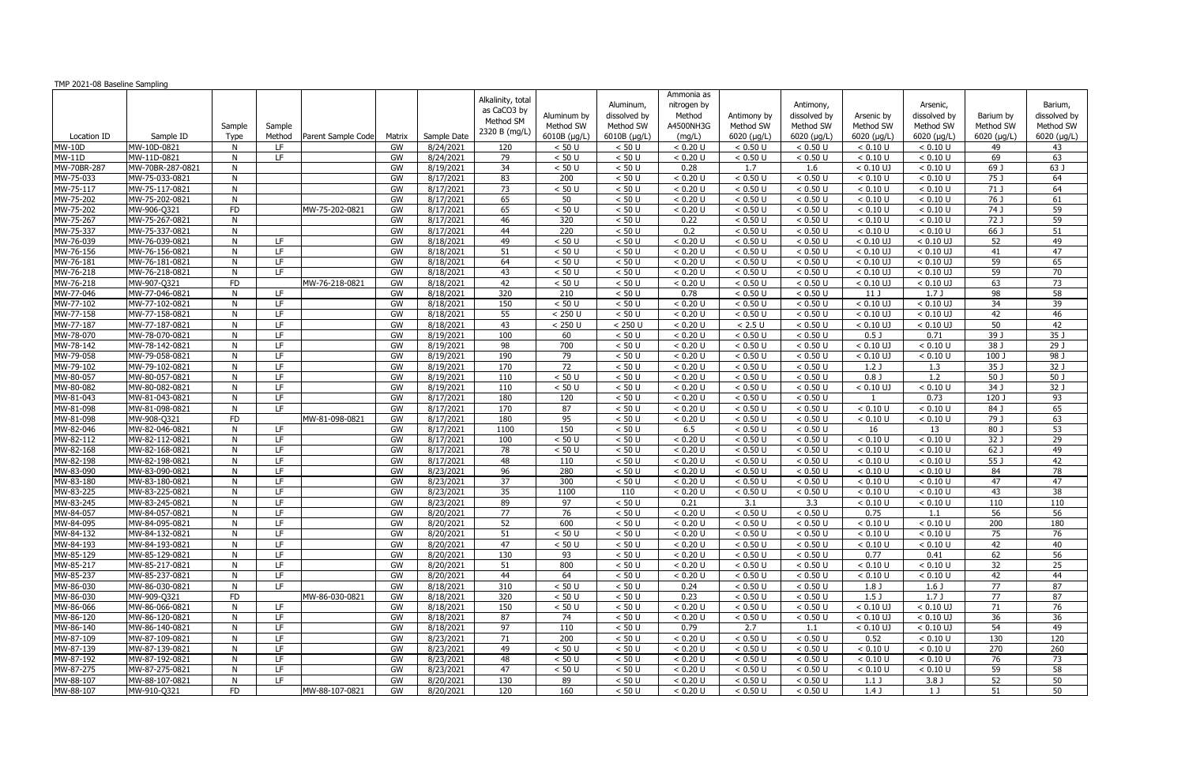TMP 2021-08 Baseline Sampling

| Location ID | Sample ID | Sample Type | Sample Method | Parent Sample Code | Matrix | Sample Date | Alkalinity, total as CaCO3 by Method SM 2320 B (mg/L) | Aluminum by Method SW 6010B (µg/L) | Aluminum, dissolved by Method SW 6010B (µg/L) | Ammonia as nitrogen by Method A4500NH3G (mg/L) | Antimony by Method SW 6020 (µg/L) | Antimony, dissolved by Method SW 6020 (µg/L) | Arsenic by Method SW 6020 (µg/L) | Arsenic, dissolved by Method SW 6020 (µg/L) | Barium by Method SW 6020 (µg/L) | Barium, dissolved by Method SW 6020 (µg/L) |
|---|---|---|---|---|---|---|---|---|---|---|---|---|---|---|---|---|
| MW-10D | MW-10D-0821 | N | LF | | GW | 8/24/2021 | 120 | < 50 U | < 50 U | < 0.20 U | < 0.50 U | < 0.50 U | < 0.10 U | < 0.10 U | 49 | 43 |
| MW-11D | MW-11D-0821 | N | LF | | GW | 8/24/2021 | 79 | < 50 U | < 50 U | < 0.20 U | < 0.50 U | < 0.50 U | < 0.10 U | < 0.10 U | 69 | 63 |
| MW-70BR-287 | MW-70BR-287-0821 | N | | | GW | 8/19/2021 | 34 | < 50 U | < 50 U | 0.28 | 1.7 | 1.6 | < 0.10 UJ | < 0.10 U | 69 J | 63 J |
| MW-75-033 | MW-75-033-0821 | N | | | GW | 8/17/2021 | 83 | 200 | < 50 U | < 0.20 U | < 0.50 U | < 0.50 U | < 0.10 U | < 0.10 U | 75 J | 64 |
| MW-75-117 | MW-75-117-0821 | N | | | GW | 8/17/2021 | 73 | < 50 U | < 50 U | < 0.20 U | < 0.50 U | < 0.50 U | < 0.10 U | < 0.10 U | 71 J | 64 |
| MW-75-202 | MW-75-202-0821 | N | | | GW | 8/17/2021 | 65 | 50 | < 50 U | < 0.20 U | < 0.50 U | < 0.50 U | < 0.10 U | < 0.10 U | 76 J | 61 |
| MW-75-202 | MW-906-Q321 | FD | | MW-75-202-0821 | GW | 8/17/2021 | 65 | < 50 U | < 50 U | < 0.20 U | < 0.50 U | < 0.50 U | < 0.10 U | < 0.10 U | 74 J | 59 |
| MW-75-267 | MW-75-267-0821 | N | | | GW | 8/17/2021 | 46 | 320 | < 50 U | 0.22 | < 0.50 U | < 0.50 U | < 0.10 U | < 0.10 U | 72 J | 59 |
| MW-75-337 | MW-75-337-0821 | N | | | GW | 8/17/2021 | 44 | 220 | < 50 U | 0.2 | < 0.50 U | < 0.50 U | < 0.10 U | < 0.10 U | 66 J | 51 |
| MW-76-039 | MW-76-039-0821 | N | LF | | GW | 8/18/2021 | 49 | < 50 U | < 50 U | < 0.20 U | < 0.50 U | < 0.50 U | < 0.10 UJ | < 0.10 UJ | 52 | 49 |
| MW-76-156 | MW-76-156-0821 | N | LF | | GW | 8/18/2021 | 51 | < 50 U | < 50 U | < 0.20 U | < 0.50 U | < 0.50 U | < 0.10 UJ | < 0.10 UJ | 41 | 47 |
| MW-76-181 | MW-76-181-0821 | N | LF | | GW | 8/18/2021 | 64 | < 50 U | < 50 U | < 0.20 U | < 0.50 U | < 0.50 U | < 0.10 UJ | < 0.10 UJ | 59 | 65 |
| MW-76-218 | MW-76-218-0821 | N | LF | | GW | 8/18/2021 | 43 | < 50 U | < 50 U | < 0.20 U | < 0.50 U | < 0.50 U | < 0.10 UJ | < 0.10 UJ | 59 | 70 |
| MW-76-218 | MW-907-Q321 | FD | | MW-76-218-0821 | GW | 8/18/2021 | 42 | < 50 U | < 50 U | < 0.20 U | < 0.50 U | < 0.50 U | < 0.10 UJ | < 0.10 UJ | 63 | 73 |
| MW-77-046 | MW-77-046-0821 | N | LF | | GW | 8/18/2021 | 320 | 210 | < 50 U | 0.78 | < 0.50 U | < 0.50 U | 11 J | 1.7 J | 98 | 58 |
| MW-77-102 | MW-77-102-0821 | N | LF | | GW | 8/18/2021 | 150 | < 50 U | < 50 U | < 0.20 U | < 0.50 U | < 0.50 U | < 0.10 UJ | < 0.10 UJ | 34 | 39 |
| MW-77-158 | MW-77-158-0821 | N | LF | | GW | 8/18/2021 | 55 | < 250 U | < 50 U | < 0.20 U | < 0.50 U | < 0.50 U | < 0.10 UJ | < 0.10 UJ | 42 | 46 |
| MW-77-187 | MW-77-187-0821 | N | LF | | GW | 8/18/2021 | 43 | < 250 U | < 250 U | < 0.20 U | < 2.5 U | < 0.50 U | < 0.10 UJ | < 0.10 UJ | 50 | 42 |
| MW-78-070 | MW-78-070-0821 | N | LF | | GW | 8/19/2021 | 100 | 60 | < 50 U | < 0.20 U | < 0.50 U | < 0.50 U | 0.5 J | 0.71 | 39 J | 35 J |
| MW-78-142 | MW-78-142-0821 | N | LF | | GW | 8/19/2021 | 98 | 700 | < 50 U | < 0.20 U | < 0.50 U | < 0.50 U | < 0.10 UJ | < 0.10 U | 38 J | 29 J |
| MW-79-058 | MW-79-058-0821 | N | LF | | GW | 8/19/2021 | 190 | 79 | < 50 U | < 0.20 U | < 0.50 U | < 0.50 U | < 0.10 UJ | < 0.10 U | 100 J | 98 J |
| MW-79-102 | MW-79-102-0821 | N | LF | | GW | 8/19/2021 | 170 | 72 | < 50 U | < 0.20 U | < 0.50 U | < 0.50 U | 1.2 J | 1.3 | 35 J | 32 J |
| MW-80-057 | MW-80-057-0821 | N | LF | | GW | 8/19/2021 | 110 | < 50 U | < 50 U | < 0.20 U | < 0.50 U | < 0.50 U | 0.8 J | 1.2 | 50 J | 50 J |
| MW-80-082 | MW-80-082-0821 | N | LF | | GW | 8/19/2021 | 110 | < 50 U | < 50 U | < 0.20 U | < 0.50 U | < 0.50 U | < 0.10 UJ | < 0.10 U | 34 J | 32 J |
| MW-81-043 | MW-81-043-0821 | N | LF | | GW | 8/17/2021 | 180 | 120 | < 50 U | < 0.20 U | < 0.50 U | < 0.50 U | 1 | 0.73 | 120 J | 93 |
| MW-81-098 | MW-81-098-0821 | N | LF | | GW | 8/17/2021 | 170 | 87 | < 50 U | < 0.20 U | < 0.50 U | < 0.50 U | < 0.10 U | < 0.10 U | 84 J | 65 |
| MW-81-098 | MW-908-Q321 | FD | | MW-81-098-0821 | GW | 8/17/2021 | 180 | 95 | < 50 U | < 0.20 U | < 0.50 U | < 0.50 U | < 0.10 U | < 0.10 U | 79 J | 63 |
| MW-82-046 | MW-82-046-0821 | N | LF | | GW | 8/17/2021 | 1100 | 150 | < 50 U | 6.5 | < 0.50 U | < 0.50 U | 16 | 13 | 80 J | 53 |
| MW-82-112 | MW-82-112-0821 | N | LF | | GW | 8/17/2021 | 100 | < 50 U | < 50 U | < 0.20 U | < 0.50 U | < 0.50 U | < 0.10 U | < 0.10 U | 32 J | 29 |
| MW-82-168 | MW-82-168-0821 | N | LF | | GW | 8/17/2021 | 78 | < 50 U | < 50 U | < 0.20 U | < 0.50 U | < 0.50 U | < 0.10 U | < 0.10 U | 62 J | 49 |
| MW-82-198 | MW-82-198-0821 | N | LF | | GW | 8/17/2021 | 48 | 110 | < 50 U | < 0.20 U | < 0.50 U | < 0.50 U | < 0.10 U | < 0.10 U | 55 J | 42 |
| MW-83-090 | MW-83-090-0821 | N | LF | | GW | 8/23/2021 | 96 | 280 | < 50 U | < 0.20 U | < 0.50 U | < 0.50 U | < 0.10 U | < 0.10 U | 84 | 78 |
| MW-83-180 | MW-83-180-0821 | N | LF | | GW | 8/23/2021 | 37 | 300 | < 50 U | < 0.20 U | < 0.50 U | < 0.50 U | < 0.10 U | < 0.10 U | 47 | 47 |
| MW-83-225 | MW-83-225-0821 | N | LF | | GW | 8/23/2021 | 35 | 1100 | 110 | < 0.20 U | < 0.50 U | < 0.50 U | < 0.10 U | < 0.10 U | 43 | 38 |
| MW-83-245 | MW-83-245-0821 | N | LF | | GW | 8/23/2021 | 89 | 97 | < 50 U | 0.21 | 3.1 | 3.3 | < 0.10 U | < 0.10 U | 110 | 110 |
| MW-84-057 | MW-84-057-0821 | N | LF | | GW | 8/20/2021 | 77 | 76 | < 50 U | < 0.20 U | < 0.50 U | < 0.50 U | 0.75 | 1.1 | 56 | 56 |
| MW-84-095 | MW-84-095-0821 | N | LF | | GW | 8/20/2021 | 52 | 600 | < 50 U | < 0.20 U | < 0.50 U | < 0.50 U | < 0.10 U | < 0.10 U | 200 | 180 |
| MW-84-132 | MW-84-132-0821 | N | LF | | GW | 8/20/2021 | 51 | < 50 U | < 50 U | < 0.20 U | < 0.50 U | < 0.50 U | < 0.10 U | < 0.10 U | 75 | 76 |
| MW-84-193 | MW-84-193-0821 | N | LF | | GW | 8/20/2021 | 47 | < 50 U | < 50 U | < 0.20 U | < 0.50 U | < 0.50 U | < 0.10 U | < 0.10 U | 42 | 40 |
| MW-85-129 | MW-85-129-0821 | N | LF | | GW | 8/20/2021 | 130 | 93 | < 50 U | < 0.20 U | < 0.50 U | < 0.50 U | 0.77 | 0.41 | 62 | 56 |
| MW-85-217 | MW-85-217-0821 | N | LF | | GW | 8/20/2021 | 51 | 800 | < 50 U | < 0.20 U | < 0.50 U | < 0.50 U | < 0.10 U | < 0.10 U | 32 | 25 |
| MW-85-237 | MW-85-237-0821 | N | LF | | GW | 8/20/2021 | 44 | 64 | < 50 U | < 0.20 U | < 0.50 U | < 0.50 U | < 0.10 U | < 0.10 U | 42 | 44 |
| MW-86-030 | MW-86-030-0821 | N | LF | | GW | 8/18/2021 | 310 | < 50 U | < 50 U | 0.24 | < 0.50 U | < 0.50 U | 1.8 J | 1.6 J | 77 | 87 |
| MW-86-030 | MW-909-Q321 | FD | | MW-86-030-0821 | GW | 8/18/2021 | 320 | < 50 U | < 50 U | 0.23 | < 0.50 U | < 0.50 U | 1.5 J | 1.7 J | 77 | 87 |
| MW-86-066 | MW-86-066-0821 | N | LF | | GW | 8/18/2021 | 150 | < 50 U | < 50 U | < 0.20 U | < 0.50 U | < 0.50 U | < 0.10 UJ | < 0.10 UJ | 71 | 76 |
| MW-86-120 | MW-86-120-0821 | N | LF | | GW | 8/18/2021 | 87 | 74 | < 50 U | < 0.20 U | < 0.50 U | < 0.50 U | < 0.10 UJ | < 0.10 UJ | 36 | 36 |
| MW-86-140 | MW-86-140-0821 | N | LF | | GW | 8/18/2021 | 97 | 110 | < 50 U | 0.79 | 2.7 | 1.1 | < 0.10 UJ | < 0.10 UJ | 54 | 49 |
| MW-87-109 | MW-87-109-0821 | N | LF | | GW | 8/23/2021 | 71 | 200 | < 50 U | < 0.20 U | < 0.50 U | < 0.50 U | 0.52 | < 0.10 U | 130 | 120 |
| MW-87-139 | MW-87-139-0821 | N | LF | | GW | 8/23/2021 | 49 | < 50 U | < 50 U | < 0.20 U | < 0.50 U | < 0.50 U | < 0.10 U | < 0.10 U | 270 | 260 |
| MW-87-192 | MW-87-192-0821 | N | LF | | GW | 8/23/2021 | 48 | < 50 U | < 50 U | < 0.20 U | < 0.50 U | < 0.50 U | < 0.10 U | < 0.10 U | 76 | 73 |
| MW-87-275 | MW-87-275-0821 | N | LF | | GW | 8/23/2021 | 47 | < 50 U | < 50 U | < 0.20 U | < 0.50 U | < 0.50 U | < 0.10 U | < 0.10 U | 59 | 58 |
| MW-88-107 | MW-88-107-0821 | N | LF | | GW | 8/20/2021 | 130 | 89 | < 50 U | < 0.20 U | < 0.50 U | < 0.50 U | 1.1 J | 3.8 J | 52 | 50 |
| MW-88-107 | MW-910-Q321 | FD | | MW-88-107-0821 | GW | 8/20/2021 | 120 | 160 | < 50 U | < 0.20 U | < 0.50 U | < 0.50 U | 1.4 J | 1 J | 51 | 50 |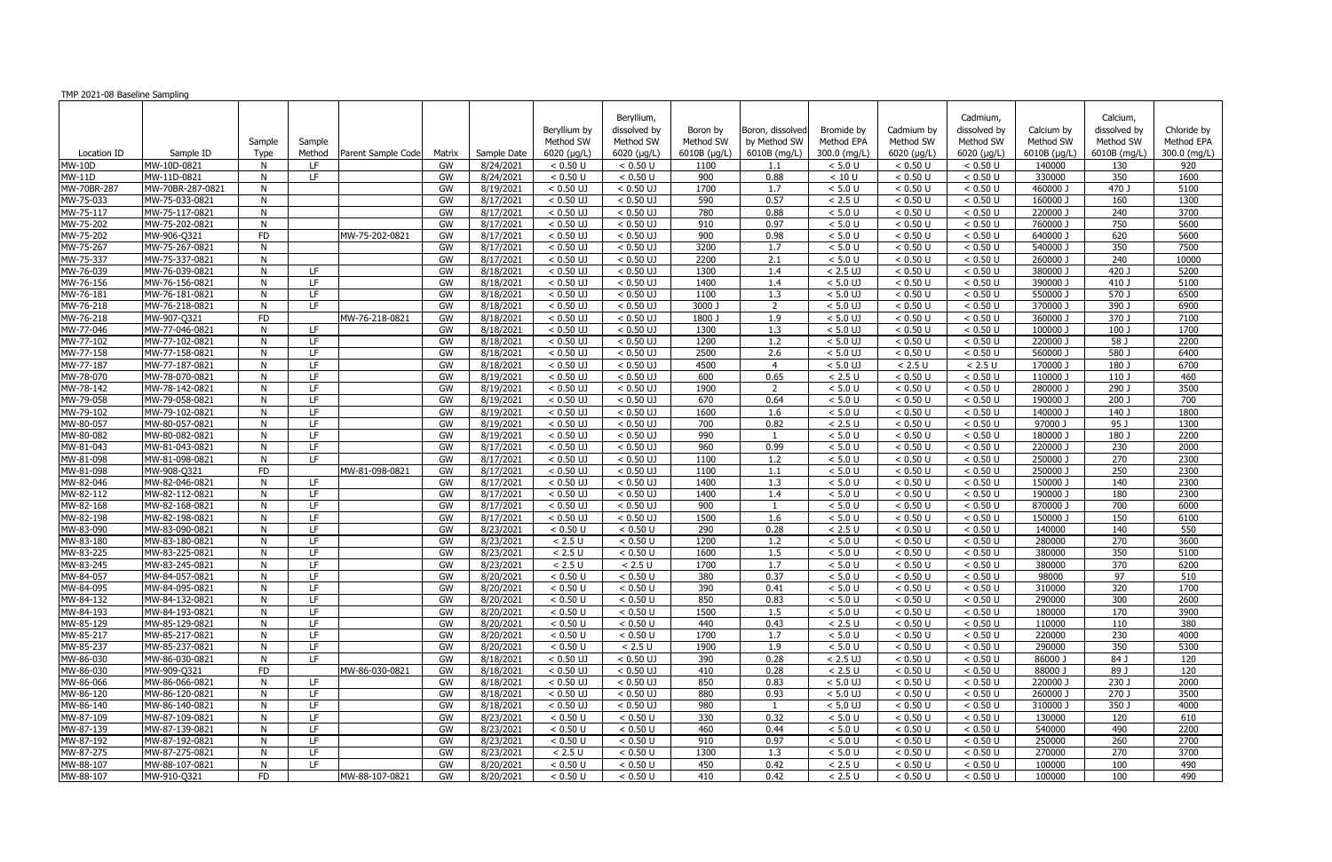TMP 2021-08 Baseline Sampling

| Location ID | Sample ID | Sample Type | Sample Method | Parent Sample Code | Matrix | Sample Date | Beryllium by Method SW 6020 (µg/L) | Beryllium, dissolved by Method SW 6020 (µg/L) | Boron by Method SW 6010B (µg/L) | Boron, dissolved by Method SW 6010B (mg/L) | Bromide by Method EPA 300.0 (mg/L) | Cadmium by Method SW 6020 (µg/L) | Cadmium, dissolved by Method SW 6020 (µg/L) | Calcium by Method SW 6010B (µg/L) | Calcium, dissolved by Method SW 6010B (mg/L) | Chloride by Method EPA 300.0 (mg/L) |
|---|---|---|---|---|---|---|---|---|---|---|---|---|---|---|---|---|
| MW-10D | MW-10D-0821 | N | LF | | GW | 8/24/2021 | < 0.50 U | < 0.50 U | 1100 | 1.1 | < 5.0 U | < 0.50 U | < 0.50 U | 140000 | 130 | 920 |
| MW-11D | MW-11D-0821 | N | LF | | GW | 8/24/2021 | < 0.50 U | < 0.50 U | 900 | 0.88 | < 10 U | < 0.50 U | < 0.50 U | 330000 | 350 | 1600 |
| MW-70BR-287 | MW-70BR-287-0821 | N | | | GW | 8/19/2021 | < 0.50 UJ | < 0.50 UJ | 1700 | 1.7 | < 5.0 U | < 0.50 U | < 0.50 U | 460000 J | 470 J | 5100 |
| MW-75-033 | MW-75-033-0821 | N | | | GW | 8/17/2021 | < 0.50 UJ | < 0.50 UJ | 590 | 0.57 | < 2.5 U | < 0.50 U | < 0.50 U | 160000 J | 160 | 1300 |
| MW-75-117 | MW-75-117-0821 | N | | | GW | 8/17/2021 | < 0.50 UJ | < 0.50 UJ | 780 | 0.88 | < 5.0 U | < 0.50 U | < 0.50 U | 220000 J | 240 | 3700 |
| MW-75-202 | MW-75-202-0821 | N | | | GW | 8/17/2021 | < 0.50 UJ | < 0.50 UJ | 910 | 0.97 | < 5.0 U | < 0.50 U | < 0.50 U | 760000 J | 750 | 5600 |
| MW-75-202 | MW-906-Q321 | FD | | MW-75-202-0821 | GW | 8/17/2021 | < 0.50 UJ | < 0.50 UJ | 900 | 0.98 | < 5.0 U | < 0.50 U | < 0.50 U | 640000 J | 620 | 5600 |
| MW-75-267 | MW-75-267-0821 | N | | | GW | 8/17/2021 | < 0.50 UJ | < 0.50 UJ | 3200 | 1.7 | < 5.0 U | < 0.50 U | < 0.50 U | 540000 J | 350 | 7500 |
| MW-75-337 | MW-75-337-0821 | N | | | GW | 8/17/2021 | < 0.50 UJ | < 0.50 UJ | 2200 | 2.1 | < 5.0 U | < 0.50 U | < 0.50 U | 260000 J | 240 | 10000 |
| MW-76-039 | MW-76-039-0821 | N | LF | | GW | 8/18/2021 | < 0.50 UJ | < 0.50 UJ | 1300 | 1.4 | < 2.5 UJ | < 0.50 U | < 0.50 U | 380000 J | 420 J | 5200 |
| MW-76-156 | MW-76-156-0821 | N | LF | | GW | 8/18/2021 | < 0.50 UJ | < 0.50 UJ | 1400 | 1.4 | < 5.0 UJ | < 0.50 U | < 0.50 U | 390000 J | 410 J | 5100 |
| MW-76-181 | MW-76-181-0821 | N | LF | | GW | 8/18/2021 | < 0.50 UJ | < 0.50 UJ | 1100 | 1.3 | < 5.0 UJ | < 0.50 U | < 0.50 U | 550000 J | 570 J | 6500 |
| MW-76-218 | MW-76-218-0821 | N | LF | | GW | 8/18/2021 | < 0.50 UJ | < 0.50 UJ | 3000 J | 2 | < 5.0 UJ | < 0.50 U | < 0.50 U | 370000 J | 390 J | 6900 |
| MW-76-218 | MW-907-Q321 | FD | | MW-76-218-0821 | GW | 8/18/2021 | < 0.50 UJ | < 0.50 UJ | 1800 J | 1.9 | < 5.0 UJ | < 0.50 U | < 0.50 U | 360000 J | 370 J | 7100 |
| MW-77-046 | MW-77-046-0821 | N | LF | | GW | 8/18/2021 | < 0.50 UJ | < 0.50 UJ | 1300 | 1.3 | < 5.0 UJ | < 0.50 U | < 0.50 U | 100000 J | 100 J | 1700 |
| MW-77-102 | MW-77-102-0821 | N | LF | | GW | 8/18/2021 | < 0.50 UJ | < 0.50 UJ | 1200 | 1.2 | < 5.0 UJ | < 0.50 U | < 0.50 U | 220000 J | 58 J | 2200 |
| MW-77-158 | MW-77-158-0821 | N | LF | | GW | 8/18/2021 | < 0.50 UJ | < 0.50 UJ | 2500 | 2.6 | < 5.0 UJ | < 0.50 U | < 0.50 U | 560000 J | 580 J | 6400 |
| MW-77-187 | MW-77-187-0821 | N | LF | | GW | 8/18/2021 | < 0.50 UJ | < 0.50 UJ | 4500 | 4 | < 5.0 UJ | < 2.5 U | < 2.5 U | 170000 J | 180 J | 6700 |
| MW-78-070 | MW-78-070-0821 | N | LF | | GW | 8/19/2021 | < 0.50 UJ | < 0.50 UJ | 600 | 0.65 | < 2.5 U | < 0.50 U | < 0.50 U | 110000 J | 110 J | 460 |
| MW-78-142 | MW-78-142-0821 | N | LF | | GW | 8/19/2021 | < 0.50 UJ | < 0.50 UJ | 1900 | 2 | < 5.0 U | < 0.50 U | < 0.50 U | 280000 J | 290 J | 3500 |
| MW-79-058 | MW-79-058-0821 | N | LF | | GW | 8/19/2021 | < 0.50 UJ | < 0.50 UJ | 670 | 0.64 | < 5.0 U | < 0.50 U | < 0.50 U | 190000 J | 200 J | 700 |
| MW-79-102 | MW-79-102-0821 | N | LF | | GW | 8/19/2021 | < 0.50 UJ | < 0.50 UJ | 1600 | 1.6 | < 5.0 U | < 0.50 U | < 0.50 U | 140000 J | 140 J | 1800 |
| MW-80-057 | MW-80-057-0821 | N | LF | | GW | 8/19/2021 | < 0.50 UJ | < 0.50 UJ | 700 | 0.82 | < 2.5 U | < 0.50 U | < 0.50 U | 97000 J | 95 J | 1300 |
| MW-80-082 | MW-80-082-0821 | N | LF | | GW | 8/19/2021 | < 0.50 UJ | < 0.50 UJ | 990 | 1 | < 5.0 U | < 0.50 U | < 0.50 U | 180000 J | 180 J | 2200 |
| MW-81-043 | MW-81-043-0821 | N | LF | | GW | 8/17/2021 | < 0.50 UJ | < 0.50 UJ | 960 | 0.99 | < 5.0 U | < 0.50 U | < 0.50 U | 220000 J | 230 | 2000 |
| MW-81-098 | MW-81-098-0821 | N | LF | | GW | 8/17/2021 | < 0.50 UJ | < 0.50 UJ | 1100 | 1.2 | < 5.0 U | < 0.50 U | < 0.50 U | 250000 J | 270 | 2300 |
| MW-81-098 | MW-908-Q321 | FD | | MW-81-098-0821 | GW | 8/17/2021 | < 0.50 UJ | < 0.50 UJ | 1100 | 1.1 | < 5.0 U | < 0.50 U | < 0.50 U | 250000 J | 250 | 2300 |
| MW-82-046 | MW-82-046-0821 | N | LF | | GW | 8/17/2021 | < 0.50 UJ | < 0.50 UJ | 1400 | 1.3 | < 5.0 U | < 0.50 U | < 0.50 U | 150000 J | 140 | 2300 |
| MW-82-112 | MW-82-112-0821 | N | LF | | GW | 8/17/2021 | < 0.50 UJ | < 0.50 UJ | 1400 | 1.4 | < 5.0 U | < 0.50 U | < 0.50 U | 190000 J | 180 | 2300 |
| MW-82-168 | MW-82-168-0821 | N | LF | | GW | 8/17/2021 | < 0.50 UJ | < 0.50 UJ | 900 | 1 | < 5.0 U | < 0.50 U | < 0.50 U | 870000 J | 700 | 6000 |
| MW-82-198 | MW-82-198-0821 | N | LF | | GW | 8/17/2021 | < 0.50 UJ | < 0.50 UJ | 1500 | 1.6 | < 5.0 U | < 0.50 U | < 0.50 U | 150000 J | 150 | 6100 |
| MW-83-090 | MW-83-090-0821 | N | LF | | GW | 8/23/2021 | < 0.50 U | < 0.50 U | 290 | 0.28 | < 2.5 U | < 0.50 U | < 0.50 U | 140000 | 140 | 550 |
| MW-83-180 | MW-83-180-0821 | N | LF | | GW | 8/23/2021 | < 2.5 U | < 0.50 U | 1200 | 1.2 | < 5.0 U | < 0.50 U | < 0.50 U | 280000 | 270 | 3600 |
| MW-83-225 | MW-83-225-0821 | N | LF | | GW | 8/23/2021 | < 2.5 U | < 0.50 U | 1600 | 1.5 | < 5.0 U | < 0.50 U | < 0.50 U | 380000 | 350 | 5100 |
| MW-83-245 | MW-83-245-0821 | N | LF | | GW | 8/23/2021 | < 2.5 U | < 2.5 U | 1700 | 1.7 | < 5.0 U | < 0.50 U | < 0.50 U | 380000 | 370 | 6200 |
| MW-84-057 | MW-84-057-0821 | N | LF | | GW | 8/20/2021 | < 0.50 U | < 0.50 U | 380 | 0.37 | < 5.0 U | < 0.50 U | < 0.50 U | 98000 | 97 | 510 |
| MW-84-095 | MW-84-095-0821 | N | LF | | GW | 8/20/2021 | < 0.50 U | < 0.50 U | 390 | 0.41 | < 5.0 U | < 0.50 U | < 0.50 U | 310000 | 320 | 1700 |
| MW-84-132 | MW-84-132-0821 | N | LF | | GW | 8/20/2021 | < 0.50 U | < 0.50 U | 850 | 0.83 | < 5.0 U | < 0.50 U | < 0.50 U | 290000 | 300 | 2600 |
| MW-84-193 | MW-84-193-0821 | N | LF | | GW | 8/20/2021 | < 0.50 U | < 0.50 U | 1500 | 1.5 | < 5.0 U | < 0.50 U | < 0.50 U | 180000 | 170 | 3900 |
| MW-85-129 | MW-85-129-0821 | N | LF | | GW | 8/20/2021 | < 0.50 U | < 0.50 U | 440 | 0.43 | < 2.5 U | < 0.50 U | < 0.50 U | 110000 | 110 | 380 |
| MW-85-217 | MW-85-217-0821 | N | LF | | GW | 8/20/2021 | < 0.50 U | < 0.50 U | 1700 | 1.7 | < 5.0 U | < 0.50 U | < 0.50 U | 220000 | 230 | 4000 |
| MW-85-237 | MW-85-237-0821 | N | LF | | GW | 8/20/2021 | < 0.50 U | < 2.5 U | 1900 | 1.9 | < 5.0 U | < 0.50 U | < 0.50 U | 290000 | 350 | 5300 |
| MW-86-030 | MW-86-030-0821 | N | LF | | GW | 8/18/2021 | < 0.50 UJ | < 0.50 UJ | 390 | 0.28 | < 2.5 UJ | < 0.50 U | < 0.50 U | 86000 J | 84 J | 120 |
| MW-86-030 | MW-909-Q321 | FD | | MW-86-030-0821 | GW | 8/18/2021 | < 0.50 UJ | < 0.50 UJ | 410 | 0.28 | < 2.5 U | < 0.50 U | < 0.50 U | 88000 J | 89 J | 120 |
| MW-86-066 | MW-86-066-0821 | N | LF | | GW | 8/18/2021 | < 0.50 UJ | < 0.50 UJ | 850 | 0.83 | < 5.0 UJ | < 0.50 U | < 0.50 U | 220000 J | 230 J | 2000 |
| MW-86-120 | MW-86-120-0821 | N | LF | | GW | 8/18/2021 | < 0.50 UJ | < 0.50 UJ | 880 | 0.93 | < 5.0 UJ | < 0.50 U | < 0.50 U | 260000 J | 270 J | 3500 |
| MW-86-140 | MW-86-140-0821 | N | LF | | GW | 8/18/2021 | < 0.50 UJ | < 0.50 UJ | 980 | 1 | < 5.0 UJ | < 0.50 U | < 0.50 U | 310000 J | 350 J | 4000 |
| MW-87-109 | MW-87-109-0821 | N | LF | | GW | 8/23/2021 | < 0.50 U | < 0.50 U | 330 | 0.32 | < 5.0 U | < 0.50 U | < 0.50 U | 130000 | 120 | 610 |
| MW-87-139 | MW-87-139-0821 | N | LF | | GW | 8/23/2021 | < 0.50 U | < 0.50 U | 460 | 0.44 | < 5.0 U | < 0.50 U | < 0.50 U | 540000 | 490 | 2200 |
| MW-87-192 | MW-87-192-0821 | N | LF | | GW | 8/23/2021 | < 0.50 U | < 0.50 U | 910 | 0.97 | < 5.0 U | < 0.50 U | < 0.50 U | 250000 | 260 | 2700 |
| MW-87-275 | MW-87-275-0821 | N | LF | | GW | 8/23/2021 | < 2.5 U | < 0.50 U | 1300 | 1.3 | < 5.0 U | < 0.50 U | < 0.50 U | 270000 | 270 | 3700 |
| MW-88-107 | MW-88-107-0821 | N | LF | | GW | 8/20/2021 | < 0.50 U | < 0.50 U | 450 | 0.42 | < 2.5 U | < 0.50 U | < 0.50 U | 100000 | 100 | 490 |
| MW-88-107 | MW-910-Q321 | FD | | MW-88-107-0821 | GW | 8/20/2021 | < 0.50 U | < 0.50 U | 410 | 0.42 | < 2.5 U | < 0.50 U | < 0.50 U | 100000 | 100 | 490 |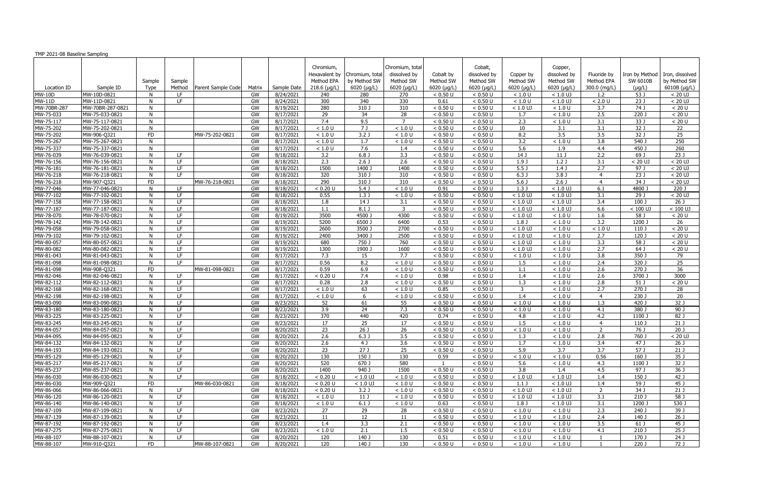TMP 2021-08 Baseline Sampling

| Location ID | Sample ID | Sample Type | Sample Method | Parent Sample Code | Matrix | Sample Date | Chromium, Hexavalent by Method EPA 218.6 (µg/L) | Chromium, total by Method SW 6020 (µg/L) | Chromium, total dissolved by Method SW 6020 (µg/L) | Cobalt by Method SW 6020 (µg/L) | Cobalt, dissolved by Method SW 6020 (µg/L) | Copper by Method SW 6020 (µg/L) | Copper, dissolved by Method SW 6020 (µg/L) | Fluoride by Method EPA 300.0 (mg/L) | Iron by Method SW 6010B (µg/L) | Iron, dissolved by Method SW 6010B (µg/L) |
|---|---|---|---|---|---|---|---|---|---|---|---|---|---|---|---|---|
| MW-10D | MW-10D-0821 | N | LF | | GW | 8/24/2021 | 240 | 280 | 270 | < 0.50 U | < 0.50 U | < 1.0 U | < 1.0 UJ | 1.2 | 53 J | < 20 UJ |
| MW-11D | MW-11D-0821 | N | LF | | GW | 8/24/2021 | 300 | 340 | 330 | 0.61 | < 0.50 U | < 1.0 U | < 1.0 UJ | < 2.0 U | 23 J | < 20 UJ |
| MW-70BR-287 | MW-70BR-287-0821 | N | | | GW | 8/19/2021 | 280 | 310 J | 310 | < 0.50 U | < 0.50 U | < 1.0 UJ | < 1.0 U | 3.7 | 74 J | < 20 U |
| MW-75-033 | MW-75-033-0821 | N | | | GW | 8/17/2021 | 29 | 34 | 28 | < 0.50 U | < 0.50 U | 1.7 | < 1.0 U | 2.5 | 220 J | < 20 U |
| MW-75-117 | MW-75-117-0821 | N | | | GW | 8/17/2021 | 7.4 | 9.5 | 7 | < 0.50 U | < 0.50 U | 2.3 | < 1.0 U | 3.1 | 33 J | < 20 U |
| MW-75-202 | MW-75-202-0821 | N | | | GW | 8/17/2021 | < 1.0 U | 7 J | < 1.0 U | < 0.50 U | < 0.50 U | 10 | 3.1 | 3.1 | 32 J | 22 |
| MW-75-202 | MW-906-Q321 | FD | | MW-75-202-0821 | GW | 8/17/2021 | < 1.0 U | 3.2 J | < 1.0 U | < 0.50 U | < 0.50 U | 8.2 | 3.5 | 3.5 | 32 J | 25 |
| MW-75-267 | MW-75-267-0821 | N | | | GW | 8/17/2021 | < 1.0 U | 1.7 | < 1.0 U | < 0.50 U | < 0.50 U | 3.2 | < 1.0 U | 3.8 | 540 J | 250 |
| MW-75-337 | MW-75-337-0821 | N | | | GW | 8/17/2021 | < 1.0 U | 7.6 | 1.4 | < 0.50 U | < 0.50 U | 5.6 | 1.9 | 4.4 | 450 J | 260 |
| MW-76-039 | MW-76-039-0821 | N | LF | | GW | 8/18/2021 | 3.2 | 6.8 J | 3.3 | < 0.50 U | < 0.50 U | 14 J | 11 J | 2.2 | 69 J | 23 J |
| MW-76-156 | MW-76-156-0821 | N | LF | | GW | 8/18/2021 | 2.3 | 2.6 J | 2.6 | < 0.50 U | < 0.50 U | 1.9 J | 1.2 J | 3.1 | < 20 UJ | < 20 UJ |
| MW-76-181 | MW-76-181-0821 | N | LF | | GW | 8/18/2021 | 1500 | 1400 J | 1400 | < 0.50 U | < 0.50 U | 5.5 J | 1.4 J | 2.7 | 97 J | < 20 UJ |
| MW-76-218 | MW-76-218-0821 | N | LF | | GW | 8/18/2021 | 320 | 310 J | 310 | < 0.50 U | < 0.50 U | 6.3 J | 3.8 J | 4 | 23 J | < 20 UJ |
| MW-76-218 | MW-907-Q321 | FD | | MW-76-218-0821 | GW | 8/18/2021 | 290 | 310 J | 310 | < 0.50 U | < 0.50 U | 5.6 J | 2.6 J | 4 | 34 J | < 20 UJ |
| MW-77-046 | MW-77-046-0821 | N | LF | | GW | 8/18/2021 | < 0.20 U | 5.4 J | < 1.0 U | 0.91 | < 0.50 U | 1.3 J | < 1.0 UJ | 6.1 | 4800 J | 220 J |
| MW-77-102 | MW-77-102-0821 | N | LF | | GW | 8/18/2021 | 0.55 | 1.3 J | < 1.0 U | < 0.50 U | < 0.50 U | < 1.0 UJ | < 1.0 UJ | 3.1 | 29 J | < 20 UJ |
| MW-77-158 | MW-77-158-0821 | N | LF | | GW | 8/18/2021 | 1.8 | 14 J | 3.1 | < 0.50 U | < 0.50 U | < 1.0 UJ | < 1.0 UJ | 3.4 | 100 J | 26 J |
| MW-77-187 | MW-77-187-0821 | N | LF | | GW | 8/18/2021 | 1.1 | 8.1 J | 3 | < 0.50 U | < 0.50 U | < 1.0 UJ | < 1.0 UJ | 6.6 | < 100 UJ | < 100 UJ |
| MW-78-070 | MW-78-070-0821 | N | LF | | GW | 8/19/2021 | 3500 | 4500 J | 4300 | < 0.50 U | < 0.50 U | < 1.0 UJ | < 1.0 U | 1.6 | 58 J | < 20 U |
| MW-78-142 | MW-78-142-0821 | N | LF | | GW | 8/19/2021 | 5200 | 6500 J | 6400 | 0.53 | < 0.50 U | 1.8 J | < 1.0 U | 3.2 | 1200 J | 26 |
| MW-79-058 | MW-79-058-0821 | N | LF | | GW | 8/19/2021 | 2600 | 3500 J | 2700 | < 0.50 U | < 0.50 U | < 1.0 UJ | < 1.0 U | < 1.0 U | 110 J | < 20 U |
| MW-79-102 | MW-79-102-0821 | N | LF | | GW | 8/19/2021 | 2400 | 3400 J | 2500 | < 0.50 U | < 0.50 U | < 1.0 UJ | < 1.0 U | 2.7 | 120 J | < 20 U |
| MW-80-057 | MW-80-057-0821 | N | LF | | GW | 8/19/2021 | 680 | 750 J | 760 | < 0.50 U | < 0.50 U | < 1.0 UJ | < 1.0 U | 3.3 | 58 J | < 20 U |
| MW-80-082 | MW-80-082-0821 | N | LF | | GW | 8/19/2021 | 1300 | 1900 J | 1600 | < 0.50 U | < 0.50 U | < 1.0 UJ | < 1.0 U | 2.7 | 64 J | < 20 U |
| MW-81-043 | MW-81-043-0821 | N | LF | | GW | 8/17/2021 | 7.3 | 15 | 7.7 | < 0.50 U | < 0.50 U | < 1.0 U | < 1.0 U | 3.8 | 350 J | 79 |
| MW-81-098 | MW-81-098-0821 | N | LF | | GW | 8/17/2021 | 0.56 | 8.2 | < 1.0 U | < 0.50 U | < 0.50 U | 1.5 | < 1.0 U | 2.4 | 320 J | 25 |
| MW-81-098 | MW-908-Q321 | FD | | MW-81-098-0821 | GW | 8/17/2021 | 0.59 | 6.9 | < 1.0 U | < 0.50 U | < 0.50 U | 1.1 | < 1.0 U | 2.6 | 270 J | 36 |
| MW-82-046 | MW-82-046-0821 | N | LF | | GW | 8/17/2021 | < 0.20 U | 7.4 | < 1.0 U | 0.98 | < 0.50 U | 1.4 | < 1.0 U | 2.6 | 3700 J | 3000 |
| MW-82-112 | MW-82-112-0821 | N | LF | | GW | 8/17/2021 | 0.28 | 2.8 | < 1.0 U | < 0.50 U | < 0.50 U | 1.3 | < 1.0 U | 2.8 | 51 J | < 20 U |
| MW-82-168 | MW-82-168-0821 | N | LF | | GW | 8/17/2021 | < 1.0 U | 63 | < 1.0 U | 0.85 | < 0.50 U | 3 | < 1.0 U | 2.7 | 270 J | 28 |
| MW-82-198 | MW-82-198-0821 | N | LF | | GW | 8/17/2021 | < 1.0 U | 6 | < 1.0 U | < 0.50 U | < 0.50 U | 1.4 | < 1.0 U | 4 | 230 J | 20 |
| MW-83-090 | MW-83-090-0821 | N | LF | | GW | 8/23/2021 | 52 | 61 | 55 | < 0.50 U | < 0.50 U | < 1.0 U | < 1.0 U | 1.3 | 420 J | 32 J |
| MW-83-180 | MW-83-180-0821 | N | LF | | GW | 8/23/2021 | 3.9 | 24 | 7.3 | < 0.50 U | < 0.50 U | < 1.0 U | < 1.0 U | 4.1 | 380 J | 90 J |
| MW-83-225 | MW-83-225-0821 | N | LF | | GW | 8/23/2021 | 370 | 440 | 420 | 0.74 | < 0.50 U | 4.8 | < 1.0 U | 4.2 | 1100 J | 82 J |
| MW-83-245 | MW-83-245-0821 | N | LF | | GW | 8/23/2021 | 17 | 25 | 17 | < 0.50 U | < 0.50 U | 1.5 | < 1.0 U | 4 | 110 J | 21 J |
| MW-84-057 | MW-84-057-0821 | N | LF | | GW | 8/20/2021 | 23 | 26 J | 26 | < 0.50 U | < 0.50 U | < 1.0 U | < 1.0 U | 2 | 76 J | 20 J |
| MW-84-095 | MW-84-095-0821 | N | LF | | GW | 8/20/2021 | 2.6 | 6.3 J | 3.5 | < 0.50 U | < 0.50 U | 1.3 | < 1.0 U | 2.8 | 760 J | < 20 UJ |
| MW-84-132 | MW-84-132-0821 | N | LF | | GW | 8/20/2021 | 2.6 | 4 J | 3.6 | < 0.50 U | < 0.50 U | 1.7 | < 1.0 U | 3.4 | 47 J | 26 J |
| MW-84-193 | MW-84-193-0821 | N | LF | | GW | 8/20/2021 | 23 | 27 J | 25 | < 0.50 U | < 0.50 U | 5.9 | 3.7 | 3.7 | 57 J | 21 J |
| MW-85-129 | MW-85-129-0821 | N | LF | | GW | 8/20/2021 | 130 | 150 J | 130 | 0.59 | < 0.50 U | < 1.0 U | < 1.0 U | 0.56 | 160 J | 35 J |
| MW-85-217 | MW-85-217-0821 | N | LF | | GW | 8/20/2021 | 520 | 670 J | 580 | 1 | < 0.50 U | 5.6 | < 1.0 U | 4.3 | 1100 J | 32 J |
| MW-85-237 | MW-85-237-0821 | N | LF | | GW | 8/20/2021 | 1400 | 940 J | 1500 | < 0.50 U | < 0.50 U | 3.8 | 1.4 | 4.5 | 97 J | 36 J |
| MW-86-030 | MW-86-030-0821 | N | LF | | GW | 8/18/2021 | < 0.20 U | < 1.0 UJ | < 1.0 U | < 0.50 U | < 0.50 U | < 1.0 UJ | < 1.0 UJ | 1.4 | 150 J | 42 J |
| MW-86-030 | MW-909-Q321 | FD | | MW-86-030-0821 | GW | 8/18/2021 | < 0.20 U | < 1.0 UJ | < 1.0 U | < 0.50 U | < 0.50 U | 1.1 J | < 1.0 UJ | 1.4 | 59 J | 45 J |
| MW-86-066 | MW-86-066-0821 | N | LF | | GW | 8/18/2021 | < 0.20 U | 3.2 J | < 1.0 U | < 0.50 U | < 0.50 U | < 1.0 UJ | < 1.0 UJ | 2 | 34 J | 21 J |
| MW-86-120 | MW-86-120-0821 | N | LF | | GW | 8/18/2021 | < 1.0 U | 11 J | < 1.0 U | < 0.50 U | < 0.50 U | < 1.0 UJ | < 1.0 UJ | 3.1 | 210 J | 58 J |
| MW-86-140 | MW-86-140-0821 | N | LF | | GW | 8/18/2021 | < 1.0 U | 6.1 J | < 1.0 U | 0.63 | < 0.50 U | 1.8 J | < 1.0 UJ | 3.1 | 1200 J | 530 J |
| MW-87-109 | MW-87-109-0821 | N | LF | | GW | 8/23/2021 | 27 | 29 | 28 | < 0.50 U | < 0.50 U | < 1.0 U | < 1.0 U | 2.3 | 240 J | 39 J |
| MW-87-139 | MW-87-139-0821 | N | LF | | GW | 8/23/2021 | 11 | 12 | 11 | < 0.50 U | < 0.50 U | < 1.0 U | < 1.0 U | 2.4 | 140 J | 26 J |
| MW-87-192 | MW-87-192-0821 | N | LF | | GW | 8/23/2021 | 1.4 | 3.3 | 2.1 | < 0.50 U | < 0.50 U | < 1.0 U | < 1.0 U | 3.5 | 61 J | 45 J |
| MW-87-275 | MW-87-275-0821 | N | LF | | GW | 8/23/2021 | < 1.0 U | 2.1 | 1.5 | < 0.50 U | < 0.50 U | < 1.0 U | < 1.0 U | 4.1 | 210 J | 25 J |
| MW-88-107 | MW-88-107-0821 | N | LF | | GW | 8/20/2021 | 120 | 140 J | 130 | 0.51 | < 0.50 U | < 1.0 U | < 1.0 U | 1 | 170 J | 24 J |
| MW-88-107 | MW-910-Q321 | FD | | MW-88-107-0821 | GW | 8/20/2021 | 120 | 140 J | 130 | < 0.50 U | < 0.50 U | < 1.0 U | < 1.0 U | 1 | 220 J | 72 J |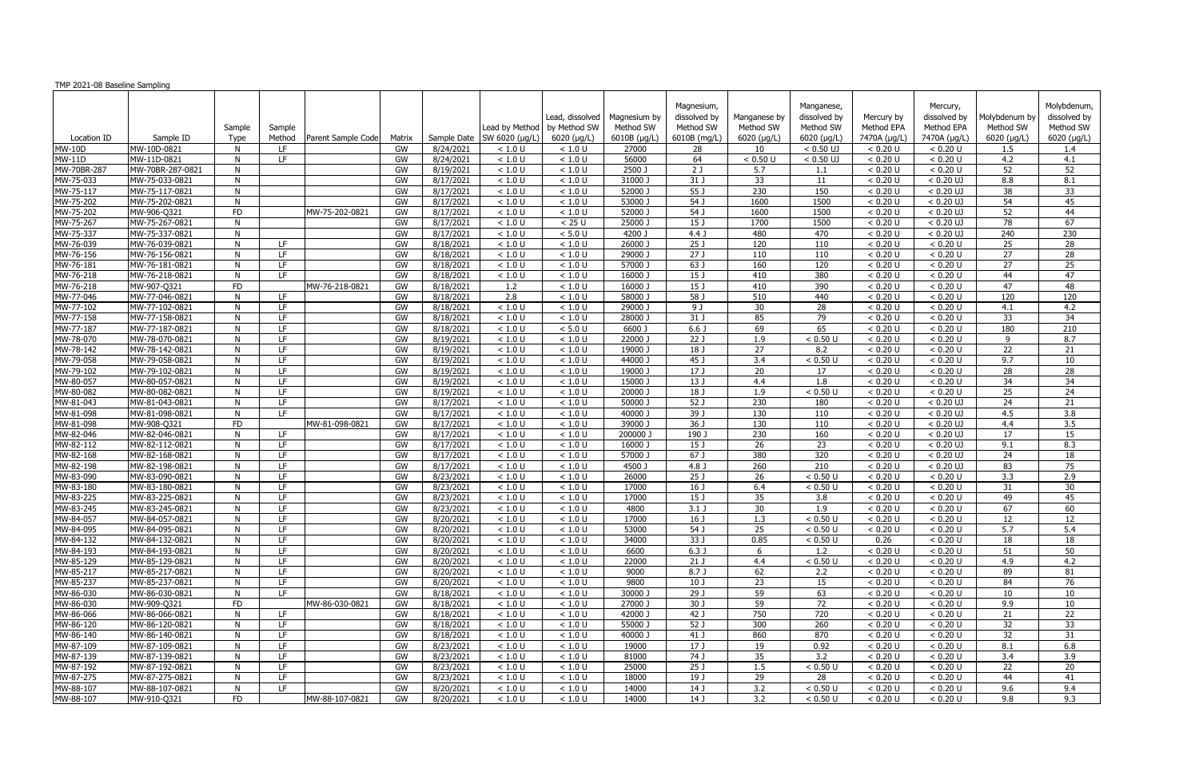TMP 2021-08 Baseline Sampling

| Location ID | Sample ID | Sample Type | Sample Method | Parent Sample Code | Matrix | Sample Date | Lead by Method SW 6020 (µg/L) | Lead, dissolved by Method SW 6020 (µg/L) | Magnesium by Method SW 6010B (µg/L) | Magnesium, dissolved by Method SW 6010B (mg/L) | Manganese by Method SW 6020 (µg/L) | Manganese, dissolved by Method SW 6020 (µg/L) | Mercury by Method EPA 7470A (µg/L) | Mercury, dissolved by Method EPA 7470A (µg/L) | Molybdenum by Method SW 6020 (µg/L) | Molybdenum, dissolved by Method SW 6020 (µg/L) |
|---|---|---|---|---|---|---|---|---|---|---|---|---|---|---|---|---|
| MW-10D | MW-10D-0821 | N | LF | | GW | 8/24/2021 | < 1.0 U | < 1.0 U | 27000 | 28 | 10 | < 0.50 UJ | < 0.20 U | < 0.20 U | 1.5 | 1.4 |
| MW-11D | MW-11D-0821 | N | LF | | GW | 8/24/2021 | < 1.0 U | < 1.0 U | 56000 | 64 | < 0.50 U | < 0.50 UJ | < 0.20 U | < 0.20 U | 4.2 | 4.1 |
| MW-70BR-287 | MW-70BR-287-0821 | N | | | GW | 8/19/2021 | < 1.0 U | < 1.0 U | 2500 J | 2 J | 5.7 | 1.1 | < 0.20 U | < 0.20 U | 52 | 52 |
| MW-75-033 | MW-75-033-0821 | N | | | GW | 8/17/2021 | < 1.0 U | < 1.0 U | 31000 J | 31 J | 33 | 11 | < 0.20 U | < 0.20 UJ | 8.8 | 8.1 |
| MW-75-117 | MW-75-117-0821 | N | | | GW | 8/17/2021 | < 1.0 U | < 1.0 U | 52000 J | 55 J | 230 | 150 | < 0.20 U | < 0.20 UJ | 38 | 33 |
| MW-75-202 | MW-75-202-0821 | N | | | GW | 8/17/2021 | < 1.0 U | < 1.0 U | 53000 J | 54 J | 1600 | 1500 | < 0.20 U | < 0.20 UJ | 54 | 45 |
| MW-75-202 | MW-906-Q321 | FD | | MW-75-202-0821 | GW | 8/17/2021 | < 1.0 U | < 1.0 U | 52000 J | 54 J | 1600 | 1500 | < 0.20 U | < 0.20 UJ | 52 | 44 |
| MW-75-267 | MW-75-267-0821 | N | | | GW | 8/17/2021 | < 1.0 U | < 25 U | 25000 J | 15 J | 1700 | 1500 | < 0.20 U | < 0.20 UJ | 78 | 67 |
| MW-75-337 | MW-75-337-0821 | N | | | GW | 8/17/2021 | < 1.0 U | < 5.0 U | 4200 J | 4.4 J | 480 | 470 | < 0.20 U | < 0.20 UJ | 240 | 230 |
| MW-76-039 | MW-76-039-0821 | N | LF | | GW | 8/18/2021 | < 1.0 U | < 1.0 U | 26000 J | 25 J | 120 | 110 | < 0.20 U | < 0.20 U | 25 | 28 |
| MW-76-156 | MW-76-156-0821 | N | LF | | GW | 8/18/2021 | < 1.0 U | < 1.0 U | 29000 J | 27 J | 110 | 110 | < 0.20 U | < 0.20 U | 27 | 28 |
| MW-76-181 | MW-76-181-0821 | N | LF | | GW | 8/18/2021 | < 1.0 U | < 1.0 U | 57000 J | 63 J | 160 | 120 | < 0.20 U | < 0.20 U | 27 | 25 |
| MW-76-218 | MW-76-218-0821 | N | LF | | GW | 8/18/2021 | < 1.0 U | < 1.0 U | 16000 J | 15 J | 410 | 380 | < 0.20 U | < 0.20 U | 44 | 47 |
| MW-76-218 | MW-907-Q321 | FD | | MW-76-218-0821 | GW | 8/18/2021 | 1.2 | < 1.0 U | 16000 J | 15 J | 410 | 390 | < 0.20 U | < 0.20 U | 47 | 48 |
| MW-77-046 | MW-77-046-0821 | N | LF | | GW | 8/18/2021 | 2.8 | < 1.0 U | 58000 J | 58 J | 510 | 440 | < 0.20 U | < 0.20 U | 120 | 120 |
| MW-77-102 | MW-77-102-0821 | N | LF | | GW | 8/18/2021 | < 1.0 U | < 1.0 U | 29000 J | 9 J | 30 | 28 | < 0.20 U | < 0.20 U | 4.1 | 4.2 |
| MW-77-158 | MW-77-158-0821 | N | LF | | GW | 8/18/2021 | < 1.0 U | < 1.0 U | 28000 J | 31 J | 85 | 79 | < 0.20 U | < 0.20 U | 33 | 34 |
| MW-77-187 | MW-77-187-0821 | N | LF | | GW | 8/18/2021 | < 1.0 U | < 5.0 U | 6600 J | 6.6 J | 69 | 65 | < 0.20 U | < 0.20 U | 180 | 210 |
| MW-78-070 | MW-78-070-0821 | N | LF | | GW | 8/19/2021 | < 1.0 U | < 1.0 U | 22000 J | 22 J | 1.9 | < 0.50 U | < 0.20 U | < 0.20 U | 9 | 8.7 |
| MW-78-142 | MW-78-142-0821 | N | LF | | GW | 8/19/2021 | < 1.0 U | < 1.0 U | 19000 J | 18 J | 27 | 8.2 | < 0.20 U | < 0.20 U | 22 | 21 |
| MW-79-058 | MW-79-058-0821 | N | LF | | GW | 8/19/2021 | < 1.0 U | < 1.0 U | 44000 J | 45 J | 3.4 | < 0.50 U | < 0.20 U | < 0.20 U | 9.7 | 10 |
| MW-79-102 | MW-79-102-0821 | N | LF | | GW | 8/19/2021 | < 1.0 U | < 1.0 U | 19000 J | 17 J | 20 | 17 | < 0.20 U | < 0.20 U | 28 | 28 |
| MW-80-057 | MW-80-057-0821 | N | LF | | GW | 8/19/2021 | < 1.0 U | < 1.0 U | 15000 J | 13 J | 4.4 | 1.8 | < 0.20 U | < 0.20 U | 34 | 34 |
| MW-80-082 | MW-80-082-0821 | N | LF | | GW | 8/19/2021 | < 1.0 U | < 1.0 U | 20000 J | 18 J | 1.9 | < 0.50 U | < 0.20 U | < 0.20 U | 25 | 24 |
| MW-81-043 | MW-81-043-0821 | N | LF | | GW | 8/17/2021 | < 1.0 U | < 1.0 U | 50000 J | 52 J | 230 | 180 | < 0.20 U | < 0.20 UJ | 24 | 21 |
| MW-81-098 | MW-81-098-0821 | N | LF | | GW | 8/17/2021 | < 1.0 U | < 1.0 U | 40000 J | 39 J | 130 | 110 | < 0.20 U | < 0.20 UJ | 4.5 | 3.8 |
| MW-81-098 | MW-908-Q321 | FD | | MW-81-098-0821 | GW | 8/17/2021 | < 1.0 U | < 1.0 U | 39000 J | 36 J | 130 | 110 | < 0.20 U | < 0.20 UJ | 4.4 | 3.5 |
| MW-82-046 | MW-82-046-0821 | N | LF | | GW | 8/17/2021 | < 1.0 U | < 1.0 U | 200000 J | 190 J | 230 | 160 | < 0.20 U | < 0.20 UJ | 17 | 15 |
| MW-82-112 | MW-82-112-0821 | N | LF | | GW | 8/17/2021 | < 1.0 U | < 1.0 U | 16000 J | 15 J | 26 | 23 | < 0.20 U | < 0.20 UJ | 9.1 | 8.3 |
| MW-82-168 | MW-82-168-0821 | N | LF | | GW | 8/17/2021 | < 1.0 U | < 1.0 U | 57000 J | 67 J | 380 | 320 | < 0.20 U | < 0.20 UJ | 24 | 18 |
| MW-82-198 | MW-82-198-0821 | N | LF | | GW | 8/17/2021 | < 1.0 U | < 1.0 U | 4500 J | 4.8 J | 260 | 210 | < 0.20 U | < 0.20 UJ | 83 | 75 |
| MW-83-090 | MW-83-090-0821 | N | LF | | GW | 8/23/2021 | < 1.0 U | < 1.0 U | 26000 | 25 J | 26 | < 0.50 U | < 0.20 U | < 0.20 U | 3.3 | 2.9 |
| MW-83-180 | MW-83-180-0821 | N | LF | | GW | 8/23/2021 | < 1.0 U | < 1.0 U | 17000 | 16 J | 6.4 | < 0.50 U | < 0.20 U | < 0.20 U | 31 | 30 |
| MW-83-225 | MW-83-225-0821 | N | LF | | GW | 8/23/2021 | < 1.0 U | < 1.0 U | 17000 | 15 J | 35 | 3.8 | < 0.20 U | < 0.20 U | 49 | 45 |
| MW-83-245 | MW-83-245-0821 | N | LF | | GW | 8/23/2021 | < 1.0 U | < 1.0 U | 4800 | 3.1 J | 30 | 1.9 | < 0.20 U | < 0.20 U | 67 | 60 |
| MW-84-057 | MW-84-057-0821 | N | LF | | GW | 8/20/2021 | < 1.0 U | < 1.0 U | 17000 | 16 J | 1.3 | < 0.50 U | < 0.20 U | < 0.20 U | 12 | 12 |
| MW-84-095 | MW-84-095-0821 | N | LF | | GW | 8/20/2021 | < 1.0 U | < 1.0 U | 53000 | 54 J | 25 | < 0.50 U | < 0.20 U | < 0.20 U | 5.7 | 5.4 |
| MW-84-132 | MW-84-132-0821 | N | LF | | GW | 8/20/2021 | < 1.0 U | < 1.0 U | 34000 | 33 J | 0.85 | < 0.50 U | 0.26 | < 0.20 U | 18 | 18 |
| MW-84-193 | MW-84-193-0821 | N | LF | | GW | 8/20/2021 | < 1.0 U | < 1.0 U | 6600 | 6.3 J | 6 | 1.2 | < 0.20 U | < 0.20 U | 51 | 50 |
| MW-85-129 | MW-85-129-0821 | N | LF | | GW | 8/20/2021 | < 1.0 U | < 1.0 U | 22000 | 21 J | 4.4 | < 0.50 U | < 0.20 U | < 0.20 U | 4.9 | 4.2 |
| MW-85-217 | MW-85-217-0821 | N | LF | | GW | 8/20/2021 | < 1.0 U | < 1.0 U | 9000 | 8.7 J | 62 | 2.2 | < 0.20 U | < 0.20 U | 89 | 81 |
| MW-85-237 | MW-85-237-0821 | N | LF | | GW | 8/20/2021 | < 1.0 U | < 1.0 U | 9800 | 10 J | 23 | 15 | < 0.20 U | < 0.20 U | 84 | 76 |
| MW-86-030 | MW-86-030-0821 | N | LF | | GW | 8/18/2021 | < 1.0 U | < 1.0 U | 30000 J | 29 J | 59 | 63 | < 0.20 U | < 0.20 U | 10 | 10 |
| MW-86-030 | MW-909-Q321 | FD | | MW-86-030-0821 | GW | 8/18/2021 | < 1.0 U | < 1.0 U | 27000 J | 30 J | 59 | 72 | < 0.20 U | < 0.20 U | 9.9 | 10 |
| MW-86-066 | MW-86-066-0821 | N | LF | | GW | 8/18/2021 | < 1.0 U | < 1.0 U | 42000 J | 42 J | 750 | 720 | < 0.20 U | < 0.20 U | 21 | 22 |
| MW-86-120 | MW-86-120-0821 | N | LF | | GW | 8/18/2021 | < 1.0 U | < 1.0 U | 55000 J | 52 J | 300 | 260 | < 0.20 U | < 0.20 U | 32 | 33 |
| MW-86-140 | MW-86-140-0821 | N | LF | | GW | 8/18/2021 | < 1.0 U | < 1.0 U | 40000 J | 41 J | 860 | 870 | < 0.20 U | < 0.20 U | 32 | 31 |
| MW-87-109 | MW-87-109-0821 | N | LF | | GW | 8/23/2021 | < 1.0 U | < 1.0 U | 19000 | 17 J | 19 | 0.92 | < 0.20 U | < 0.20 U | 8.1 | 6.8 |
| MW-87-139 | MW-87-139-0821 | N | LF | | GW | 8/23/2021 | < 1.0 U | < 1.0 U | 81000 | 74 J | 35 | 3.2 | < 0.20 U | < 0.20 U | 3.4 | 3.9 |
| MW-87-192 | MW-87-192-0821 | N | LF | | GW | 8/23/2021 | < 1.0 U | < 1.0 U | 25000 | 25 J | 1.5 | < 0.50 U | < 0.20 U | < 0.20 U | 22 | 20 |
| MW-87-275 | MW-87-275-0821 | N | LF | | GW | 8/23/2021 | < 1.0 U | < 1.0 U | 18000 | 19 J | 29 | 28 | < 0.20 U | < 0.20 U | 44 | 41 |
| MW-88-107 | MW-88-107-0821 | N | LF | | GW | 8/20/2021 | < 1.0 U | < 1.0 U | 14000 | 14 J | 3.2 | < 0.50 U | < 0.20 U | < 0.20 U | 9.6 | 9.4 |
| MW-88-107 | MW-910-Q321 | FD | | MW-88-107-0821 | GW | 8/20/2021 | < 1.0 U | < 1.0 U | 14000 | 14 J | 3.2 | < 0.50 U | < 0.20 U | < 0.20 U | 9.8 | 9.3 |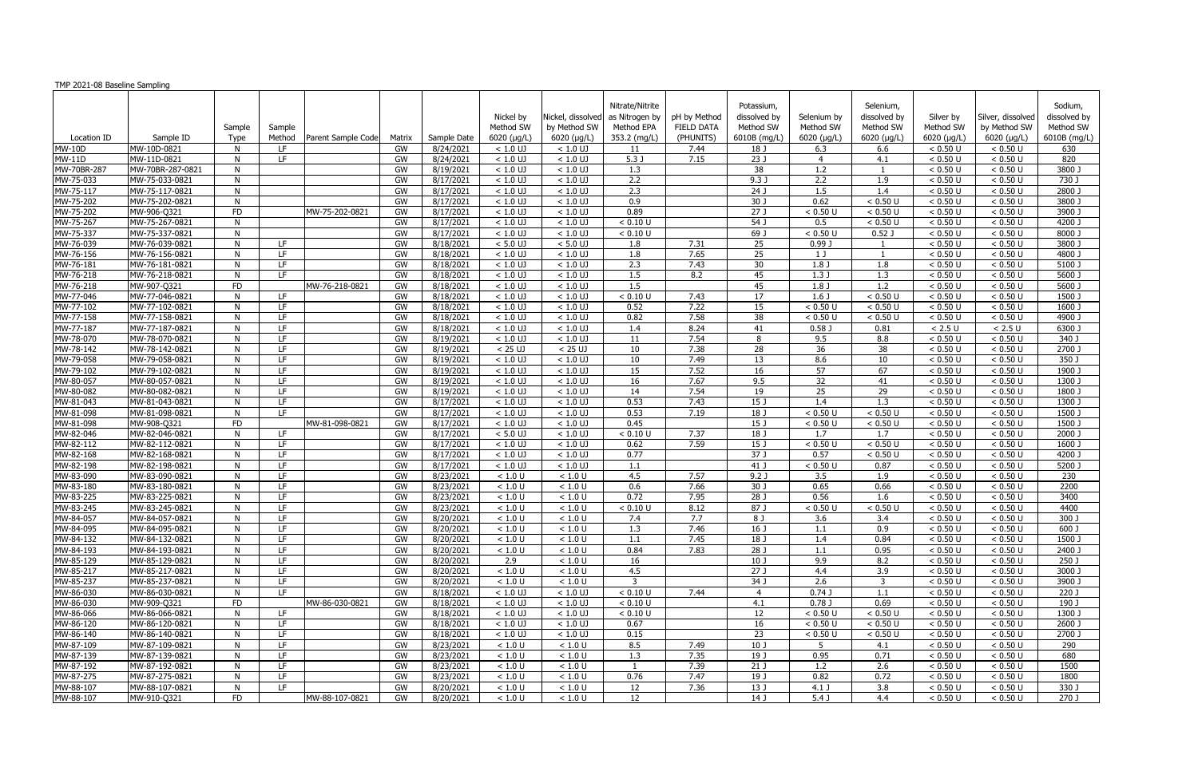TMP 2021-08 Baseline Sampling

| Location ID | Sample ID | Sample Type | Sample Method | Parent Sample Code | Matrix | Sample Date | Nickel by Method SW 6020 (µg/L) | Nickel, dissolved by Method SW 6020 (µg/L) | Nitrate/Nitrite as Nitrogen by Method EPA 353.2 (mg/L) | pH by Method FIELD DATA (PHUNITS) | Potassium, dissolved by Method SW 6010B (mg/L) | Selenium by Method SW 6020 (µg/L) | Selenium, dissolved by Method SW 6020 (µg/L) | Silver by Method SW 6020 (µg/L) | Silver, dissolved by Method SW 6020 (µg/L) | Sodium, dissolved by Method SW 6010B (mg/L) |
|---|---|---|---|---|---|---|---|---|---|---|---|---|---|---|---|---|
| MW-10D | MW-10D-0821 | N | LF | | GW | 8/24/2021 | < 1.0 UJ | < 1.0 UJ | 11 | 7.44 | 18 J | 6.3 | 6.6 | < 0.50 U | < 0.50 U | 630 |
| MW-11D | MW-11D-0821 | N | LF | | GW | 8/24/2021 | < 1.0 UJ | < 1.0 UJ | 5.3 J | 7.15 | 23 J | 4 | 4.1 | < 0.50 U | < 0.50 U | 820 |
| MW-70BR-287 | MW-70BR-287-0821 | N | | | GW | 8/19/2021 | < 1.0 UJ | < 1.0 UJ | 1.3 | | 38 | 1.2 | 1 | < 0.50 U | < 0.50 U | 3800 J |
| MW-75-033 | MW-75-033-0821 | N | | | GW | 8/17/2021 | < 1.0 UJ | < 1.0 UJ | 2.2 | | 9.3 J | 2.2 | 1.9 | < 0.50 U | < 0.50 U | 730 J |
| MW-75-117 | MW-75-117-0821 | N | | | GW | 8/17/2021 | < 1.0 UJ | < 1.0 UJ | 2.3 | | 24 J | 1.5 | 1.4 | < 0.50 U | < 0.50 U | 2800 J |
| MW-75-202 | MW-75-202-0821 | N | | | GW | 8/17/2021 | < 1.0 UJ | < 1.0 UJ | 0.9 | | 30 J | 0.62 | < 0.50 U | < 0.50 U | < 0.50 U | 3800 J |
| MW-75-202 | MW-906-Q321 | FD | | MW-75-202-0821 | GW | 8/17/2021 | < 1.0 UJ | < 1.0 UJ | 0.89 | | 27 J | < 0.50 U | < 0.50 U | < 0.50 U | < 0.50 U | 3900 J |
| MW-75-267 | MW-75-267-0821 | N | | | GW | 8/17/2021 | < 1.0 UJ | < 1.0 UJ | < 0.10 U | | 54 J | 0.5 | < 0.50 U | < 0.50 U | < 0.50 U | 4200 J |
| MW-75-337 | MW-75-337-0821 | N | | | GW | 8/17/2021 | < 1.0 UJ | < 1.0 UJ | < 0.10 U | | 69 J | < 0.50 U | 0.52 J | < 0.50 U | < 0.50 U | 8000 J |
| MW-76-039 | MW-76-039-0821 | N | LF | | GW | 8/18/2021 | < 5.0 UJ | < 5.0 UJ | 1.8 | 7.31 | 25 | 0.99 J | 1 | < 0.50 U | < 0.50 U | 3800 J |
| MW-76-156 | MW-76-156-0821 | N | LF | | GW | 8/18/2021 | < 1.0 UJ | < 1.0 UJ | 1.8 | 7.65 | 25 | 1 J | 1 | < 0.50 U | < 0.50 U | 4800 J |
| MW-76-181 | MW-76-181-0821 | N | LF | | GW | 8/18/2021 | < 1.0 UJ | < 1.0 UJ | 2.3 | 7.43 | 30 | 1.8 J | 1.8 | < 0.50 U | < 0.50 U | 5100 J |
| MW-76-218 | MW-76-218-0821 | N | LF | | GW | 8/18/2021 | < 1.0 UJ | < 1.0 UJ | 1.5 | 8.2 | 45 | 1.3 J | 1.3 | < 0.50 U | < 0.50 U | 5600 J |
| MW-76-218 | MW-907-Q321 | FD | | MW-76-218-0821 | GW | 8/18/2021 | < 1.0 UJ | < 1.0 UJ | 1.5 | | 45 | 1.8 J | 1.2 | < 0.50 U | < 0.50 U | 5600 J |
| MW-77-046 | MW-77-046-0821 | N | LF | | GW | 8/18/2021 | < 1.0 UJ | < 1.0 UJ | < 0.10 U | 7.43 | 17 | 1.6 J | < 0.50 U | < 0.50 U | < 0.50 U | 1500 J |
| MW-77-102 | MW-77-102-0821 | N | LF | | GW | 8/18/2021 | < 1.0 UJ | < 1.0 UJ | 0.52 | 7.22 | 15 | < 0.50 U | < 0.50 U | < 0.50 U | < 0.50 U | 1600 J |
| MW-77-158 | MW-77-158-0821 | N | LF | | GW | 8/18/2021 | < 1.0 UJ | < 1.0 UJ | 0.82 | 7.58 | 38 | < 0.50 U | < 0.50 U | < 0.50 U | < 0.50 U | 4900 J |
| MW-77-187 | MW-77-187-0821 | N | LF | | GW | 8/18/2021 | < 1.0 UJ | < 1.0 UJ | 1.4 | 8.24 | 41 | 0.58 J | 0.81 | < 2.5 U | < 2.5 U | 6300 J |
| MW-78-070 | MW-78-070-0821 | N | LF | | GW | 8/19/2021 | < 1.0 UJ | < 1.0 UJ | 11 | 7.54 | 8 | 9.5 | 8.8 | < 0.50 U | < 0.50 U | 340 J |
| MW-78-142 | MW-78-142-0821 | N | LF | | GW | 8/19/2021 | < 25 UJ | < 25 UJ | 10 | 7.38 | 28 | 36 | 38 | < 0.50 U | < 0.50 U | 2700 J |
| MW-79-058 | MW-79-058-0821 | N | LF | | GW | 8/19/2021 | < 1.0 UJ | < 1.0 UJ | 10 | 7.49 | 13 | 8.6 | 10 | < 0.50 U | < 0.50 U | 350 J |
| MW-79-102 | MW-79-102-0821 | N | LF | | GW | 8/19/2021 | < 1.0 UJ | < 1.0 UJ | 15 | 7.52 | 16 | 57 | 67 | < 0.50 U | < 0.50 U | 1900 J |
| MW-80-057 | MW-80-057-0821 | N | LF | | GW | 8/19/2021 | < 1.0 UJ | < 1.0 UJ | 16 | 7.67 | 9.5 | 32 | 41 | < 0.50 U | < 0.50 U | 1300 J |
| MW-80-082 | MW-80-082-0821 | N | LF | | GW | 8/19/2021 | < 1.0 UJ | < 1.0 UJ | 14 | 7.54 | 19 | 25 | 29 | < 0.50 U | < 0.50 U | 1800 J |
| MW-81-043 | MW-81-043-0821 | N | LF | | GW | 8/17/2021 | < 1.0 UJ | < 1.0 UJ | 0.53 | 7.43 | 15 J | 1.4 | 1.3 | < 0.50 U | < 0.50 U | 1300 J |
| MW-81-098 | MW-81-098-0821 | N | LF | | GW | 8/17/2021 | < 1.0 UJ | < 1.0 UJ | 0.53 | 7.19 | 18 J | < 0.50 U | < 0.50 U | < 0.50 U | < 0.50 U | 1500 J |
| MW-81-098 | MW-908-Q321 | FD | | MW-81-098-0821 | GW | 8/17/2021 | < 1.0 UJ | < 1.0 UJ | 0.45 | | 15 J | < 0.50 U | < 0.50 U | < 0.50 U | < 0.50 U | 1500 J |
| MW-82-046 | MW-82-046-0821 | N | LF | | GW | 8/17/2021 | < 5.0 UJ | < 1.0 UJ | < 0.10 U | 7.37 | 18 J | 1.7 | 1.7 | < 0.50 U | < 0.50 U | 2000 J |
| MW-82-112 | MW-82-112-0821 | N | LF | | GW | 8/17/2021 | < 1.0 UJ | < 1.0 UJ | 0.62 | 7.59 | 15 J | < 0.50 U | < 0.50 U | < 0.50 U | < 0.50 U | 1600 J |
| MW-82-168 | MW-82-168-0821 | N | LF | | GW | 8/17/2021 | < 1.0 UJ | < 1.0 UJ | 0.77 | | 37 J | 0.57 | < 0.50 U | < 0.50 U | < 0.50 U | 4200 J |
| MW-82-198 | MW-82-198-0821 | N | LF | | GW | 8/17/2021 | < 1.0 UJ | < 1.0 UJ | 1.1 | | 41 J | < 0.50 U | 0.87 | < 0.50 U | < 0.50 U | 5200 J |
| MW-83-090 | MW-83-090-0821 | N | LF | | GW | 8/23/2021 | < 1.0 U | < 1.0 U | 4.5 | 7.57 | 9.2 J | 3.5 | 1.9 | < 0.50 U | < 0.50 U | 230 |
| MW-83-180 | MW-83-180-0821 | N | LF | | GW | 8/23/2021 | < 1.0 U | < 1.0 U | 0.6 | 7.66 | 30 J | 0.65 | 0.66 | < 0.50 U | < 0.50 U | 2200 |
| MW-83-225 | MW-83-225-0821 | N | LF | | GW | 8/23/2021 | < 1.0 U | < 1.0 U | 0.72 | 7.95 | 28 J | 0.56 | 1.6 | < 0.50 U | < 0.50 U | 3400 |
| MW-83-245 | MW-83-245-0821 | N | LF | | GW | 8/23/2021 | < 1.0 U | < 1.0 U | < 0.10 U | 8.12 | 87 J | < 0.50 U | < 0.50 U | < 0.50 U | < 0.50 U | 4400 |
| MW-84-057 | MW-84-057-0821 | N | LF | | GW | 8/20/2021 | < 1.0 U | < 1.0 U | 7.4 | 7.7 | 8 J | 3.6 | 3.4 | < 0.50 U | < 0.50 U | 300 J |
| MW-84-095 | MW-84-095-0821 | N | LF | | GW | 8/20/2021 | < 1.0 U | < 1.0 U | 1.3 | 7.46 | 16 J | 1.1 | 0.9 | < 0.50 U | < 0.50 U | 600 J |
| MW-84-132 | MW-84-132-0821 | N | LF | | GW | 8/20/2021 | < 1.0 U | < 1.0 U | 1.1 | 7.45 | 18 J | 1.4 | 0.84 | < 0.50 U | < 0.50 U | 1500 J |
| MW-84-193 | MW-84-193-0821 | N | LF | | GW | 8/20/2021 | < 1.0 U | < 1.0 U | 0.84 | 7.83 | 28 J | 1.1 | 0.95 | < 0.50 U | < 0.50 U | 2400 J |
| MW-85-129 | MW-85-129-0821 | N | LF | | GW | 8/20/2021 | 2.9 | < 1.0 U | 16 | | 10 J | 9.9 | 8.2 | < 0.50 U | < 0.50 U | 250 J |
| MW-85-217 | MW-85-217-0821 | N | LF | | GW | 8/20/2021 | < 1.0 U | < 1.0 U | 4.5 | | 27 J | 4.4 | 3.9 | < 0.50 U | < 0.50 U | 3000 J |
| MW-85-237 | MW-85-237-0821 | N | LF | | GW | 8/20/2021 | < 1.0 U | < 1.0 U | 3 | | 34 J | 2.6 | 3 | < 0.50 U | < 0.50 U | 3900 J |
| MW-86-030 | MW-86-030-0821 | N | LF | | GW | 8/18/2021 | < 1.0 UJ | < 1.0 UJ | < 0.10 U | 7.44 | 4 | 0.74 J | 1.1 | < 0.50 U | < 0.50 U | 220 J |
| MW-86-030 | MW-909-Q321 | FD | | MW-86-030-0821 | GW | 8/18/2021 | < 1.0 UJ | < 1.0 UJ | < 0.10 U | | 4.1 | 0.78 J | 0.69 | < 0.50 U | < 0.50 U | 190 J |
| MW-86-066 | MW-86-066-0821 | N | LF | | GW | 8/18/2021 | < 1.0 UJ | < 1.0 UJ | < 0.10 U | | 12 | < 0.50 U | < 0.50 U | < 0.50 U | < 0.50 U | 1300 J |
| MW-86-120 | MW-86-120-0821 | N | LF | | GW | 8/18/2021 | < 1.0 UJ | < 1.0 UJ | 0.67 | | 16 | < 0.50 U | < 0.50 U | < 0.50 U | < 0.50 U | 2600 J |
| MW-86-140 | MW-86-140-0821 | N | LF | | GW | 8/18/2021 | < 1.0 UJ | < 1.0 UJ | 0.15 | | 23 | < 0.50 U | < 0.50 U | < 0.50 U | < 0.50 U | 2700 J |
| MW-87-109 | MW-87-109-0821 | N | LF | | GW | 8/23/2021 | < 1.0 U | < 1.0 U | 8.5 | 7.49 | 10 J | 5 | 4.1 | < 0.50 U | < 0.50 U | 290 |
| MW-87-139 | MW-87-139-0821 | N | LF | | GW | 8/23/2021 | < 1.0 U | < 1.0 U | 1.3 | 7.35 | 19 J | 0.95 | 0.71 | < 0.50 U | < 0.50 U | 680 |
| MW-87-192 | MW-87-192-0821 | N | LF | | GW | 8/23/2021 | < 1.0 U | < 1.0 U | 1 | 7.39 | 21 J | 1.2 | 2.6 | < 0.50 U | < 0.50 U | 1500 |
| MW-87-275 | MW-87-275-0821 | N | LF | | GW | 8/23/2021 | < 1.0 U | < 1.0 U | 0.76 | 7.47 | 19 J | 0.82 | 0.72 | < 0.50 U | < 0.50 U | 1800 |
| MW-88-107 | MW-88-107-0821 | N | LF | | GW | 8/20/2021 | < 1.0 U | < 1.0 U | 12 | 7.36 | 13 J | 4.1 J | 3.8 | < 0.50 U | < 0.50 U | 330 J |
| MW-88-107 | MW-910-Q321 | FD | | MW-88-107-0821 | GW | 8/20/2021 | < 1.0 U | < 1.0 U | 12 | | 14 J | 5.4 J | 4.4 | < 0.50 U | < 0.50 U | 270 J |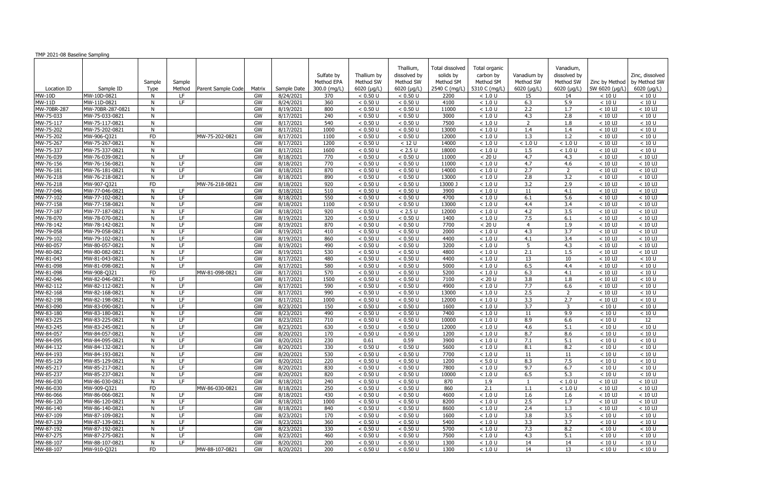TMP 2021-08 Baseline Sampling

| Location ID | Sample ID | Sample Type | Sample Method | Parent Sample Code | Matrix | Sample Date | Sulfate by Method EPA 300.0 (mg/L) | Thallium by Method SW 6020 (µg/L) | Thallium, dissolved by Method SW 6020 (µg/L) | Total dissolved solids by Method SM 2540 C (mg/L) | Total organic carbon by Method SM 5310 C (mg/L) | Vanadium by Method SW 6020 (µg/L) | Vanadium, dissolved by Method SW 6020 (µg/L) | Zinc by Method SW 6020 (µg/L) | Zinc, dissolved by Method SW 6020 (µg/L) |
|---|---|---|---|---|---|---|---|---|---|---|---|---|---|---|---|
| MW-10D | MW-10D-0821 | N | LF | | GW | 8/24/2021 | 370 | < 0.50 U | < 0.50 U | 2200 | < 1.0 U | 15 | 14 | < 10 U | < 10 U |
| MW-11D | MW-11D-0821 | N | LF | | GW | 8/24/2021 | 360 | < 0.50 U | < 0.50 U | 4100 | < 1.0 U | 6.3 | 5.9 | < 10 U | < 10 U |
| MW-70BR-287 | MW-70BR-287-0821 | N | | | GW | 8/19/2021 | 800 | < 0.50 U | < 0.50 U | 11000 | < 1.0 U | 2.2 | 1.7 | < 10 UJ | < 10 UJ |
| MW-75-033 | MW-75-033-0821 | N | | | GW | 8/17/2021 | 240 | < 0.50 U | < 0.50 U | 3000 | < 1.0 U | 4.3 | 2.8 | < 10 UJ | < 10 U |
| MW-75-117 | MW-75-117-0821 | N | | | GW | 8/17/2021 | 540 | < 0.50 U | < 0.50 U | 7500 | < 1.0 U | 2 | 1.8 | < 10 UJ | < 10 U |
| MW-75-202 | MW-75-202-0821 | N | | | GW | 8/17/2021 | 1000 | < 0.50 U | < 0.50 U | 13000 | < 1.0 U | 1.4 | 1.4 | < 10 UJ | < 10 U |
| MW-75-202 | MW-906-Q321 | FD | | MW-75-202-0821 | GW | 8/17/2021 | 1100 | < 0.50 U | < 0.50 U | 12000 | < 1.0 U | 1.3 | 1.2 | < 10 UJ | < 10 U |
| MW-75-267 | MW-75-267-0821 | N | | | GW | 8/17/2021 | 1200 | < 0.50 U | < 12 U | 14000 | < 1.0 U | < 1.0 U | < 1.0 U | < 10 UJ | < 10 U |
| MW-75-337 | MW-75-337-0821 | N | | | GW | 8/17/2021 | 1600 | < 0.50 U | < 2.5 U | 18000 | < 1.0 U | 1.5 | < 1.0 U | < 10 UJ | < 10 U |
| MW-76-039 | MW-76-039-0821 | N | LF | | GW | 8/18/2021 | 770 | < 0.50 U | < 0.50 U | 11000 | < 20 U | 4.7 | 4.3 | < 10 UJ | < 10 UJ |
| MW-76-156 | MW-76-156-0821 | N | LF | | GW | 8/18/2021 | 770 | < 0.50 U | < 0.50 U | 11000 | < 1.0 U | 4.7 | 4.6 | < 10 UJ | < 10 UJ |
| MW-76-181 | MW-76-181-0821 | N | LF | | GW | 8/18/2021 | 870 | < 0.50 U | < 0.50 U | 14000 | < 1.0 U | 2.7 | 2 | < 10 UJ | < 10 UJ |
| MW-76-218 | MW-76-218-0821 | N | LF | | GW | 8/18/2021 | 890 | < 0.50 U | < 0.50 U | 13000 | < 1.0 U | 2.8 | 3.2 | < 10 UJ | < 10 UJ |
| MW-76-218 | MW-907-Q321 | FD | | MW-76-218-0821 | GW | 8/18/2021 | 920 | < 0.50 U | < 0.50 U | 13000 J | < 1.0 U | 3.2 | 2.9 | < 10 UJ | < 10 UJ |
| MW-77-046 | MW-77-046-0821 | N | LF | | GW | 8/18/2021 | 510 | < 0.50 U | < 0.50 U | 3900 | < 1.0 U | 11 | 4.1 | < 10 UJ | < 10 UJ |
| MW-77-102 | MW-77-102-0821 | N | LF | | GW | 8/18/2021 | 550 | < 0.50 U | < 0.50 U | 4700 | < 1.0 U | 6.1 | 5.6 | < 10 UJ | < 10 UJ |
| MW-77-158 | MW-77-158-0821 | N | LF | | GW | 8/18/2021 | 1100 | < 0.50 U | < 0.50 U | 13000 | < 1.0 U | 4.4 | 3.4 | < 10 UJ | < 10 UJ |
| MW-77-187 | MW-77-187-0821 | N | LF | | GW | 8/18/2021 | 920 | < 0.50 U | < 2.5 U | 12000 | < 1.0 U | 4.2 | 3.5 | < 10 UJ | < 10 UJ |
| MW-78-070 | MW-78-070-0821 | N | LF | | GW | 8/19/2021 | 320 | < 0.50 U | < 0.50 U | 1400 | < 1.0 U | 7.5 | 6.1 | < 10 UJ | < 10 UJ |
| MW-78-142 | MW-78-142-0821 | N | LF | | GW | 8/19/2021 | 870 | < 0.50 U | < 0.50 U | 7700 | < 20 U | 4 | 1.9 | < 10 UJ | < 10 UJ |
| MW-79-058 | MW-79-058-0821 | N | LF | | GW | 8/19/2021 | 410 | < 0.50 U | < 0.50 U | 2000 | < 1.0 U | 4.3 | 3.7 | < 10 UJ | < 10 UJ |
| MW-79-102 | MW-79-102-0821 | N | LF | | GW | 8/19/2021 | 860 | < 0.50 U | < 0.50 U | 4400 | < 1.0 U | 4.1 | 3.4 | < 10 UJ | < 10 UJ |
| MW-80-057 | MW-80-057-0821 | N | LF | | GW | 8/19/2021 | 490 | < 0.50 U | < 0.50 U | 3200 | < 1.0 U | 5 | 4.3 | < 10 UJ | < 10 UJ |
| MW-80-082 | MW-80-082-0821 | N | LF | | GW | 8/19/2021 | 530 | < 0.50 U | < 0.50 U | 4800 | < 1.0 U | 2.1 | 1.5 | < 10 UJ | < 10 UJ |
| MW-81-043 | MW-81-043-0821 | N | LF | | GW | 8/17/2021 | 480 | < 0.50 U | < 0.50 U | 4400 | < 1.0 U | 13 | 10 | < 10 UJ | < 10 U |
| MW-81-098 | MW-81-098-0821 | N | LF | | GW | 8/17/2021 | 580 | < 0.50 U | < 0.50 U | 5000 | < 1.0 U | 6.5 | 4.4 | < 10 UJ | < 10 U |
| MW-81-098 | MW-908-Q321 | FD | | MW-81-098-0821 | GW | 8/17/2021 | 570 | < 0.50 U | < 0.50 U | 5200 | < 1.0 U | 6.3 | 4.1 | < 10 UJ | < 10 U |
| MW-82-046 | MW-82-046-0821 | N | LF | | GW | 8/17/2021 | 1500 | < 0.50 U | < 0.50 U | 7100 | < 20 U | 3.8 | 1.8 | < 10 UJ | < 10 U |
| MW-82-112 | MW-82-112-0821 | N | LF | | GW | 8/17/2021 | 590 | < 0.50 U | < 0.50 U | 4900 | < 1.0 U | 7.7 | 6.6 | < 10 UJ | < 10 U |
| MW-82-168 | MW-82-168-0821 | N | LF | | GW | 8/17/2021 | 990 | < 0.50 U | < 0.50 U | 13000 | < 1.0 U | 2.5 | 2 | < 10 UJ | < 10 U |
| MW-82-198 | MW-82-198-0821 | N | LF | | GW | 8/17/2021 | 1000 | < 0.50 U | < 0.50 U | 12000 | < 1.0 U | 3.3 | 2.7 | < 10 UJ | < 10 U |
| MW-83-090 | MW-83-090-0821 | N | LF | | GW | 8/23/2021 | 150 | < 0.50 U | < 0.50 U | 1600 | < 1.0 U | 3.7 | 3 | < 10 U | < 10 U |
| MW-83-180 | MW-83-180-0821 | N | LF | | GW | 8/23/2021 | 490 | < 0.50 U | < 0.50 U | 7400 | < 1.0 U | 11 | 9.9 | < 10 U | < 10 U |
| MW-83-225 | MW-83-225-0821 | N | LF | | GW | 8/23/2021 | 710 | < 0.50 U | < 0.50 U | 10000 | < 1.0 U | 8.9 | 6.6 | < 10 U | 12 |
| MW-83-245 | MW-83-245-0821 | N | LF | | GW | 8/23/2021 | 630 | < 0.50 U | < 0.50 U | 12000 | < 1.0 U | 4.6 | 5.1 | < 10 U | < 10 U |
| MW-84-057 | MW-84-057-0821 | N | LF | | GW | 8/20/2021 | 170 | < 0.50 U | < 0.50 U | 1200 | < 1.0 U | 8.7 | 8.6 | < 10 U | < 10 U |
| MW-84-095 | MW-84-095-0821 | N | LF | | GW | 8/20/2021 | 230 | 0.61 | 0.59 | 3900 | < 1.0 U | 7.1 | 5.1 | < 10 U | < 10 U |
| MW-84-132 | MW-84-132-0821 | N | LF | | GW | 8/20/2021 | 330 | < 0.50 U | < 0.50 U | 5600 | < 1.0 U | 8.1 | 8.2 | < 10 U | < 10 U |
| MW-84-193 | MW-84-193-0821 | N | LF | | GW | 8/20/2021 | 530 | < 0.50 U | < 0.50 U | 7700 | < 1.0 U | 11 | 11 | < 10 U | < 10 U |
| MW-85-129 | MW-85-129-0821 | N | LF | | GW | 8/20/2021 | 220 | < 0.50 U | < 0.50 U | 1200 | < 5.0 U | 8.3 | 7.5 | < 10 U | < 10 U |
| MW-85-217 | MW-85-217-0821 | N | LF | | GW | 8/20/2021 | 830 | < 0.50 U | < 0.50 U | 7800 | < 1.0 U | 9.7 | 6.7 | < 10 U | < 10 U |
| MW-85-237 | MW-85-237-0821 | N | LF | | GW | 8/20/2021 | 820 | < 0.50 U | < 0.50 U | 10000 | < 1.0 U | 6.5 | 5.3 | < 10 U | < 10 U |
| MW-86-030 | MW-86-030-0821 | N | LF | | GW | 8/18/2021 | 240 | < 0.50 U | < 0.50 U | 870 | 1.9 | 1 | < 1.0 U | < 10 UJ | < 10 UJ |
| MW-86-030 | MW-909-Q321 | FD | | MW-86-030-0821 | GW | 8/18/2021 | 250 | < 0.50 U | < 0.50 U | 860 | 2.1 | 1.1 | < 1.0 U | < 10 UJ | < 10 UJ |
| MW-86-066 | MW-86-066-0821 | N | LF | | GW | 8/18/2021 | 430 | < 0.50 U | < 0.50 U | 4600 | < 1.0 U | 1.6 | 1.6 | < 10 UJ | < 10 UJ |
| MW-86-120 | MW-86-120-0821 | N | LF | | GW | 8/18/2021 | 1000 | < 0.50 U | < 0.50 U | 8200 | < 1.0 U | 2.5 | 1.7 | < 10 UJ | < 10 UJ |
| MW-86-140 | MW-86-140-0821 | N | LF | | GW | 8/18/2021 | 840 | < 0.50 U | < 0.50 U | 8600 | < 1.0 U | 2.4 | 1.3 | < 10 UJ | < 10 UJ |
| MW-87-109 | MW-87-109-0821 | N | LF | | GW | 8/23/2021 | 170 | < 0.50 U | < 0.50 U | 1600 | < 1.0 U | 3.8 | 3.5 | < 10 U | < 10 U |
| MW-87-139 | MW-87-139-0821 | N | LF | | GW | 8/23/2021 | 360 | < 0.50 U | < 0.50 U | 5400 | < 1.0 U | 3.3 | 3.7 | < 10 U | < 10 U |
| MW-87-192 | MW-87-192-0821 | N | LF | | GW | 8/23/2021 | 330 | < 0.50 U | < 0.50 U | 5700 | < 1.0 U | 7.3 | 8.2 | < 10 U | < 10 U |
| MW-87-275 | MW-87-275-0821 | N | LF | | GW | 8/23/2021 | 460 | < 0.50 U | < 0.50 U | 7500 | < 1.0 U | 4.3 | 5.1 | < 10 U | < 10 U |
| MW-88-107 | MW-88-107-0821 | N | LF | | GW | 8/20/2021 | 200 | < 0.50 U | < 0.50 U | 1300 | < 1.0 U | 14 | 14 | < 10 U | < 10 U |
| MW-88-107 | MW-910-Q321 | FD | | MW-88-107-0821 | GW | 8/20/2021 | 200 | < 0.50 U | < 0.50 U | 1300 | < 1.0 U | 14 | 13 | < 10 U | < 10 U |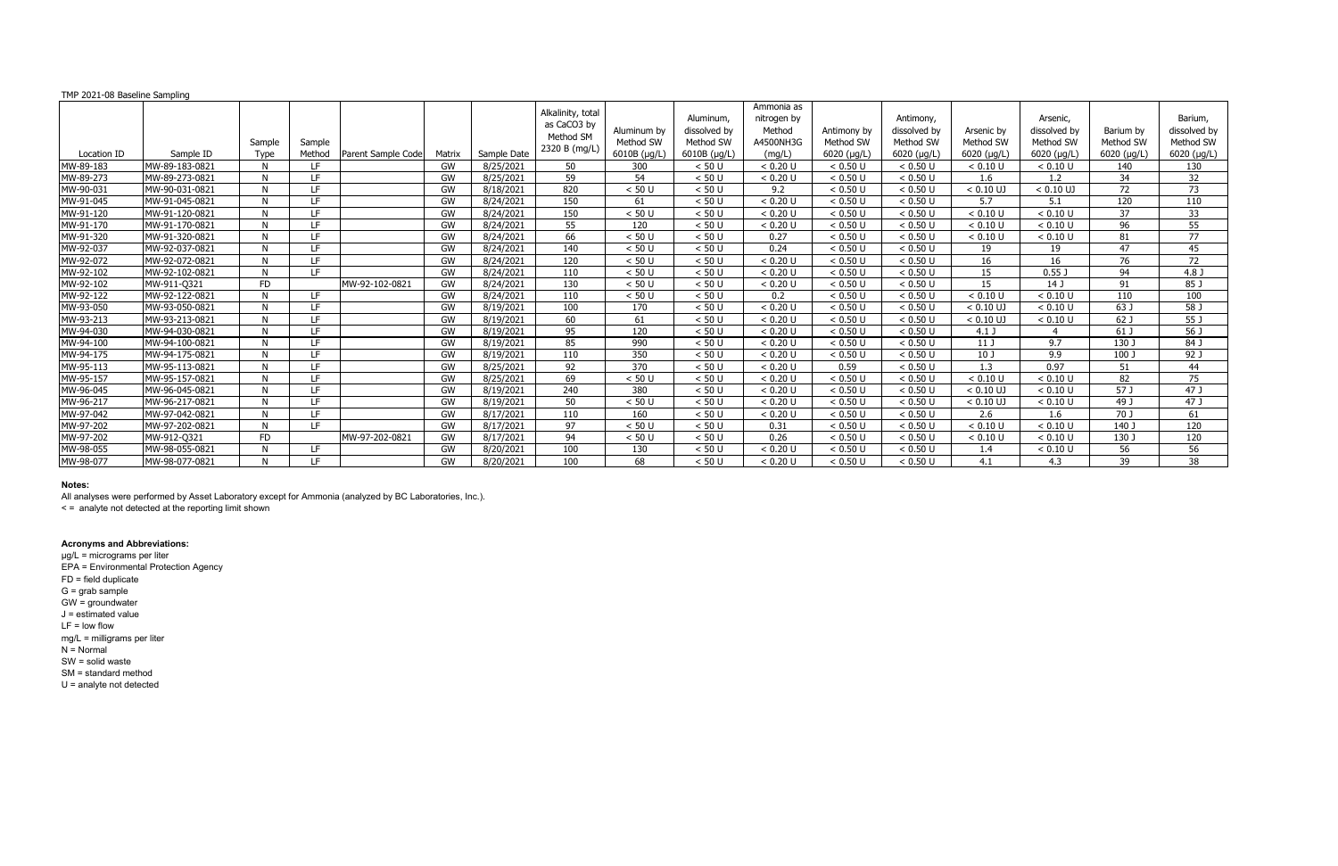TMP 2021-08 Baseline Sampling

| Location ID | Sample ID | Sample Type | Sample Method | Parent Sample Code | Matrix | Sample Date | Alkalinity, total as CaCO3 by Method SM 2320 B (mg/L) | Aluminum by Method SW 6010B (µg/L) | Aluminum, dissolved by Method SW 6010B (µg/L) | Ammonia as nitrogen by Method A4500NH3G (mg/L) | Antimony by Method SW 6020 (µg/L) | Antimony, dissolved by Method SW 6020 (µg/L) | Arsenic by Method SW 6020 (µg/L) | Arsenic, dissolved by Method SW 6020 (µg/L) | Barium by Method SW 6020 (µg/L) | Barium, dissolved by Method SW 6020 (µg/L) |
|---|---|---|---|---|---|---|---|---|---|---|---|---|---|---|---|---|
| MW-89-183 | MW-89-183-0821 | N | LF | | GW | 8/25/2021 | 50 | 300 | < 50 U | < 0.20 U | < 0.50 U | < 0.50 U | < 0.10 U | < 0.10 U | 140 | 130 |
| MW-89-273 | MW-89-273-0821 | N | LF | | GW | 8/25/2021 | 59 | 54 | < 50 U | < 0.20 U | < 0.50 U | < 0.50 U | 1.6 | 1.2 | 34 | 32 |
| MW-90-031 | MW-90-031-0821 | N | LF | | GW | 8/18/2021 | 820 | < 50 U | < 50 U | 9.2 | < 0.50 U | < 0.50 U | < 0.10 UJ | < 0.10 UJ | 72 | 73 |
| MW-91-045 | MW-91-045-0821 | N | LF | | GW | 8/24/2021 | 150 | 61 | < 50 U | < 0.20 U | < 0.50 U | < 0.50 U | 5.7 | 5.1 | 120 | 110 |
| MW-91-120 | MW-91-120-0821 | N | LF | | GW | 8/24/2021 | 150 | < 50 U | < 50 U | < 0.20 U | < 0.50 U | < 0.50 U | < 0.10 U | < 0.10 U | 37 | 33 |
| MW-91-170 | MW-91-170-0821 | N | LF | | GW | 8/24/2021 | 55 | 120 | < 50 U | < 0.20 U | < 0.50 U | < 0.50 U | < 0.10 U | < 0.10 U | 96 | 55 |
| MW-91-320 | MW-91-320-0821 | N | LF | | GW | 8/24/2021 | 66 | < 50 U | < 50 U | 0.27 | < 0.50 U | < 0.50 U | < 0.10 U | < 0.10 U | 81 | 77 |
| MW-92-037 | MW-92-037-0821 | N | LF | | GW | 8/24/2021 | 140 | < 50 U | < 50 U | 0.24 | < 0.50 U | < 0.50 U | 19 | 19 | 47 | 45 |
| MW-92-072 | MW-92-072-0821 | N | LF | | GW | 8/24/2021 | 120 | < 50 U | < 50 U | < 0.20 U | < 0.50 U | < 0.50 U | 16 | 16 | 76 | 72 |
| MW-92-102 | MW-92-102-0821 | N | LF | | GW | 8/24/2021 | 110 | < 50 U | < 50 U | < 0.20 U | < 0.50 U | < 0.50 U | 15 | 0.55 J | 94 | 4.8 J |
| MW-92-102 | MW-911-Q321 | FD | | MW-92-102-0821 | GW | 8/24/2021 | 130 | < 50 U | < 50 U | < 0.20 U | < 0.50 U | < 0.50 U | 15 | 14 J | 91 | 85 J |
| MW-92-122 | MW-92-122-0821 | N | LF | | GW | 8/24/2021 | 110 | < 50 U | < 50 U | 0.2 | < 0.50 U | < 0.50 U | < 0.10 U | < 0.10 U | 110 | 100 |
| MW-93-050 | MW-93-050-0821 | N | LF | | GW | 8/19/2021 | 100 | 170 | < 50 U | < 0.20 U | < 0.50 U | < 0.50 U | < 0.10 UJ | < 0.10 U | 63 J | 58 J |
| MW-93-213 | MW-93-213-0821 | N | LF | | GW | 8/19/2021 | 60 | 61 | < 50 U | < 0.20 U | < 0.50 U | < 0.50 U | < 0.10 UJ | < 0.10 U | 62 J | 55 J |
| MW-94-030 | MW-94-030-0821 | N | LF | | GW | 8/19/2021 | 95 | 120 | < 50 U | < 0.20 U | < 0.50 U | < 0.50 U | 4.1 J | 4 | 61 J | 56 J |
| MW-94-100 | MW-94-100-0821 | N | LF | | GW | 8/19/2021 | 85 | 990 | < 50 U | < 0.20 U | < 0.50 U | < 0.50 U | 11 J | 9.7 | 130 J | 84 J |
| MW-94-175 | MW-94-175-0821 | N | LF | | GW | 8/19/2021 | 110 | 350 | < 50 U | < 0.20 U | < 0.50 U | < 0.50 U | 10 J | 9.9 | 100 J | 92 J |
| MW-95-113 | MW-95-113-0821 | N | LF | | GW | 8/25/2021 | 92 | 370 | < 50 U | < 0.20 U | 0.59 | < 0.50 U | 1.3 | 0.97 | 51 | 44 |
| MW-95-157 | MW-95-157-0821 | N | LF | | GW | 8/25/2021 | 69 | < 50 U | < 50 U | < 0.20 U | < 0.50 U | < 0.50 U | < 0.10 U | < 0.10 U | 82 | 75 |
| MW-96-045 | MW-96-045-0821 | N | LF | | GW | 8/19/2021 | 240 | 380 | < 50 U | < 0.20 U | < 0.50 U | < 0.50 U | < 0.10 UJ | < 0.10 U | 57 J | 47 J |
| MW-96-217 | MW-96-217-0821 | N | LF | | GW | 8/19/2021 | 50 | < 50 U | < 50 U | < 0.20 U | < 0.50 U | < 0.50 U | < 0.10 UJ | < 0.10 U | 49 J | 47 J |
| MW-97-042 | MW-97-042-0821 | N | LF | | GW | 8/17/2021 | 110 | 160 | < 50 U | < 0.20 U | < 0.50 U | < 0.50 U | 2.6 | 1.6 | 70 J | 61 |
| MW-97-202 | MW-97-202-0821 | N | LF | | GW | 8/17/2021 | 97 | < 50 U | < 50 U | 0.31 | < 0.50 U | < 0.50 U | < 0.10 U | < 0.10 U | 140 J | 120 |
| MW-97-202 | MW-912-Q321 | FD | | MW-97-202-0821 | GW | 8/17/2021 | 94 | < 50 U | < 50 U | 0.26 | < 0.50 U | < 0.50 U | < 0.10 U | < 0.10 U | 130 J | 120 |
| MW-98-055 | MW-98-055-0821 | N | LF | | GW | 8/20/2021 | 100 | 130 | < 50 U | < 0.20 U | < 0.50 U | < 0.50 U | 1.4 | < 0.10 U | 56 | 56 |
| MW-98-077 | MW-98-077-0821 | N | LF | | GW | 8/20/2021 | 100 | 68 | < 50 U | < 0.20 U | < 0.50 U | < 0.50 U | 4.1 | 4.3 | 39 | 38 |

**Notes:**

All analyses were performed by Asset Laboratory except for Ammonia (analyzed by BC Laboratories, Inc.).

< = analyte not detected at the reporting limit shown

**Acronyms and Abbreviations:**

µg/L = micrograms per liter
EPA = Environmental Protection Agency
FD = field duplicate
G = grab sample
GW = groundwater
J = estimated value
LF = low flow
mg/L = milligrams per liter
N = Normal
SW = solid waste
SM = standard method
U = analyte not detected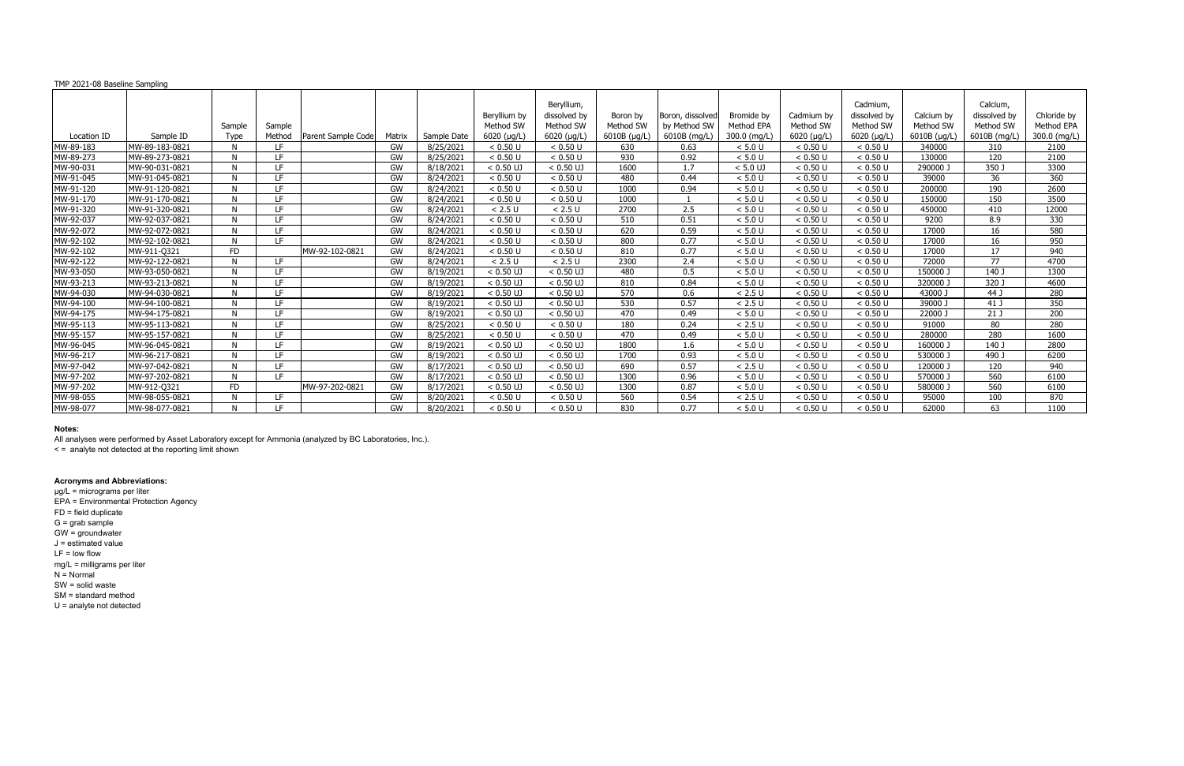TMP 2021-08 Baseline Sampling

| Location ID | Sample ID | Sample Type | Sample Method | Parent Sample Code | Matrix | Sample Date | Beryllium by Method SW 6020 (µg/L) | Beryllium, dissolved by Method SW 6020 (µg/L) | Boron by Method SW 6010B (µg/L) | Boron, dissolved by Method SW 6010B (mg/L) | Bromide by Method EPA 300.0 (mg/L) | Cadmium by Method SW 6020 (µg/L) | Cadmium, dissolved by Method SW 6020 (µg/L) | Calcium by Method SW 6010B (µg/L) | Calcium, dissolved by Method SW 6010B (mg/L) | Chloride by Method EPA 300.0 (mg/L) |
|---|---|---|---|---|---|---|---|---|---|---|---|---|---|---|---|---|
| MW-89-183 | MW-89-183-0821 | N | LF | | GW | 8/25/2021 | < 0.50 U | < 0.50 U | 630 | 0.63 | < 5.0 U | < 0.50 U | < 0.50 U | 340000 | 310 | 2100 |
| MW-89-273 | MW-89-273-0821 | N | LF | | GW | 8/25/2021 | < 0.50 U | < 0.50 U | 930 | 0.92 | < 5.0 U | < 0.50 U | < 0.50 U | 130000 | 120 | 2100 |
| MW-90-031 | MW-90-031-0821 | N | LF | | GW | 8/18/2021 | < 0.50 UJ | < 0.50 UJ | 1600 | 1.7 | < 5.0 UJ | < 0.50 U | < 0.50 U | 290000 J | 350 J | 3300 |
| MW-91-045 | MW-91-045-0821 | N | LF | | GW | 8/24/2021 | < 0.50 U | < 0.50 U | 480 | 0.44 | < 5.0 U | < 0.50 U | < 0.50 U | 39000 | 36 | 360 |
| MW-91-120 | MW-91-120-0821 | N | LF | | GW | 8/24/2021 | < 0.50 U | < 0.50 U | 1000 | 0.94 | < 5.0 U | < 0.50 U | < 0.50 U | 200000 | 190 | 2600 |
| MW-91-170 | MW-91-170-0821 | N | LF | | GW | 8/24/2021 | < 0.50 U | < 0.50 U | 1000 | 1 | < 5.0 U | < 0.50 U | < 0.50 U | 150000 | 150 | 3500 |
| MW-91-320 | MW-91-320-0821 | N | LF | | GW | 8/24/2021 | < 2.5 U | < 2.5 U | 2700 | 2.5 | < 5.0 U | < 0.50 U | < 0.50 U | 450000 | 410 | 12000 |
| MW-92-037 | MW-92-037-0821 | N | LF | | GW | 8/24/2021 | < 0.50 U | < 0.50 U | 510 | 0.51 | < 5.0 U | < 0.50 U | < 0.50 U | 9200 | 8.9 | 330 |
| MW-92-072 | MW-92-072-0821 | N | LF | | GW | 8/24/2021 | < 0.50 U | < 0.50 U | 620 | 0.59 | < 5.0 U | < 0.50 U | < 0.50 U | 17000 | 16 | 580 |
| MW-92-102 | MW-92-102-0821 | N | LF | | GW | 8/24/2021 | < 0.50 U | < 0.50 U | 800 | 0.77 | < 5.0 U | < 0.50 U | < 0.50 U | 17000 | 16 | 950 |
| MW-92-102 | MW-911-Q321 | FD | | MW-92-102-0821 | GW | 8/24/2021 | < 0.50 U | < 0.50 U | 810 | 0.77 | < 5.0 U | < 0.50 U | < 0.50 U | 17000 | 17 | 940 |
| MW-92-122 | MW-92-122-0821 | N | LF | | GW | 8/24/2021 | < 2.5 U | < 2.5 U | 2300 | 2.4 | < 5.0 U | < 0.50 U | < 0.50 U | 72000 | 77 | 4700 |
| MW-93-050 | MW-93-050-0821 | N | LF | | GW | 8/19/2021 | < 0.50 UJ | < 0.50 UJ | 480 | 0.5 | < 5.0 U | < 0.50 U | < 0.50 U | 150000 J | 140 J | 1300 |
| MW-93-213 | MW-93-213-0821 | N | LF | | GW | 8/19/2021 | < 0.50 UJ | < 0.50 UJ | 810 | 0.84 | < 5.0 U | < 0.50 U | < 0.50 U | 320000 J | 320 J | 4600 |
| MW-94-030 | MW-94-030-0821 | N | LF | | GW | 8/19/2021 | < 0.50 UJ | < 0.50 UJ | 570 | 0.6 | < 2.5 U | < 0.50 U | < 0.50 U | 43000 J | 44 J | 280 |
| MW-94-100 | MW-94-100-0821 | N | LF | | GW | 8/19/2021 | < 0.50 UJ | < 0.50 UJ | 530 | 0.57 | < 2.5 U | < 0.50 U | < 0.50 U | 39000 J | 41 J | 350 |
| MW-94-175 | MW-94-175-0821 | N | LF | | GW | 8/19/2021 | < 0.50 UJ | < 0.50 UJ | 470 | 0.49 | < 5.0 U | < 0.50 U | < 0.50 U | 22000 J | 21 J | 200 |
| MW-95-113 | MW-95-113-0821 | N | LF | | GW | 8/25/2021 | < 0.50 U | < 0.50 U | 180 | 0.24 | < 2.5 U | < 0.50 U | < 0.50 U | 91000 | 80 | 280 |
| MW-95-157 | MW-95-157-0821 | N | LF | | GW | 8/25/2021 | < 0.50 U | < 0.50 U | 470 | 0.49 | < 5.0 U | < 0.50 U | < 0.50 U | 280000 | 280 | 1600 |
| MW-96-045 | MW-96-045-0821 | N | LF | | GW | 8/19/2021 | < 0.50 UJ | < 0.50 UJ | 1800 | 1.6 | < 5.0 U | < 0.50 U | < 0.50 U | 160000 J | 140 J | 2800 |
| MW-96-217 | MW-96-217-0821 | N | LF | | GW | 8/19/2021 | < 0.50 UJ | < 0.50 UJ | 1700 | 0.93 | < 5.0 U | < 0.50 U | < 0.50 U | 530000 J | 490 J | 6200 |
| MW-97-042 | MW-97-042-0821 | N | LF | | GW | 8/17/2021 | < 0.50 UJ | < 0.50 UJ | 690 | 0.57 | < 2.5 U | < 0.50 U | < 0.50 U | 120000 J | 120 | 940 |
| MW-97-202 | MW-97-202-0821 | N | LF | | GW | 8/17/2021 | < 0.50 UJ | < 0.50 UJ | 1300 | 0.96 | < 5.0 U | < 0.50 U | < 0.50 U | 570000 J | 560 | 6100 |
| MW-97-202 | MW-912-Q321 | FD | | MW-97-202-0821 | GW | 8/17/2021 | < 0.50 UJ | < 0.50 UJ | 1300 | 0.87 | < 5.0 U | < 0.50 U | < 0.50 U | 580000 J | 560 | 6100 |
| MW-98-055 | MW-98-055-0821 | N | LF | | GW | 8/20/2021 | < 0.50 U | < 0.50 U | 560 | 0.54 | < 2.5 U | < 0.50 U | < 0.50 U | 95000 | 100 | 870 |
| MW-98-077 | MW-98-077-0821 | N | LF | | GW | 8/20/2021 | < 0.50 U | < 0.50 U | 830 | 0.77 | < 5.0 U | < 0.50 U | < 0.50 U | 62000 | 63 | 1100 |

**Notes:**

All analyses were performed by Asset Laboratory except for Ammonia (analyzed by BC Laboratories, Inc.).

< = analyte not detected at the reporting limit shown

**Acronyms and Abbreviations:**

µg/L = micrograms per liter
EPA = Environmental Protection Agency
FD = field duplicate
G = grab sample
GW = groundwater
J = estimated value
LF = low flow
mg/L = milligrams per liter
N = Normal
SW = solid waste
SM = standard method
U = analyte not detected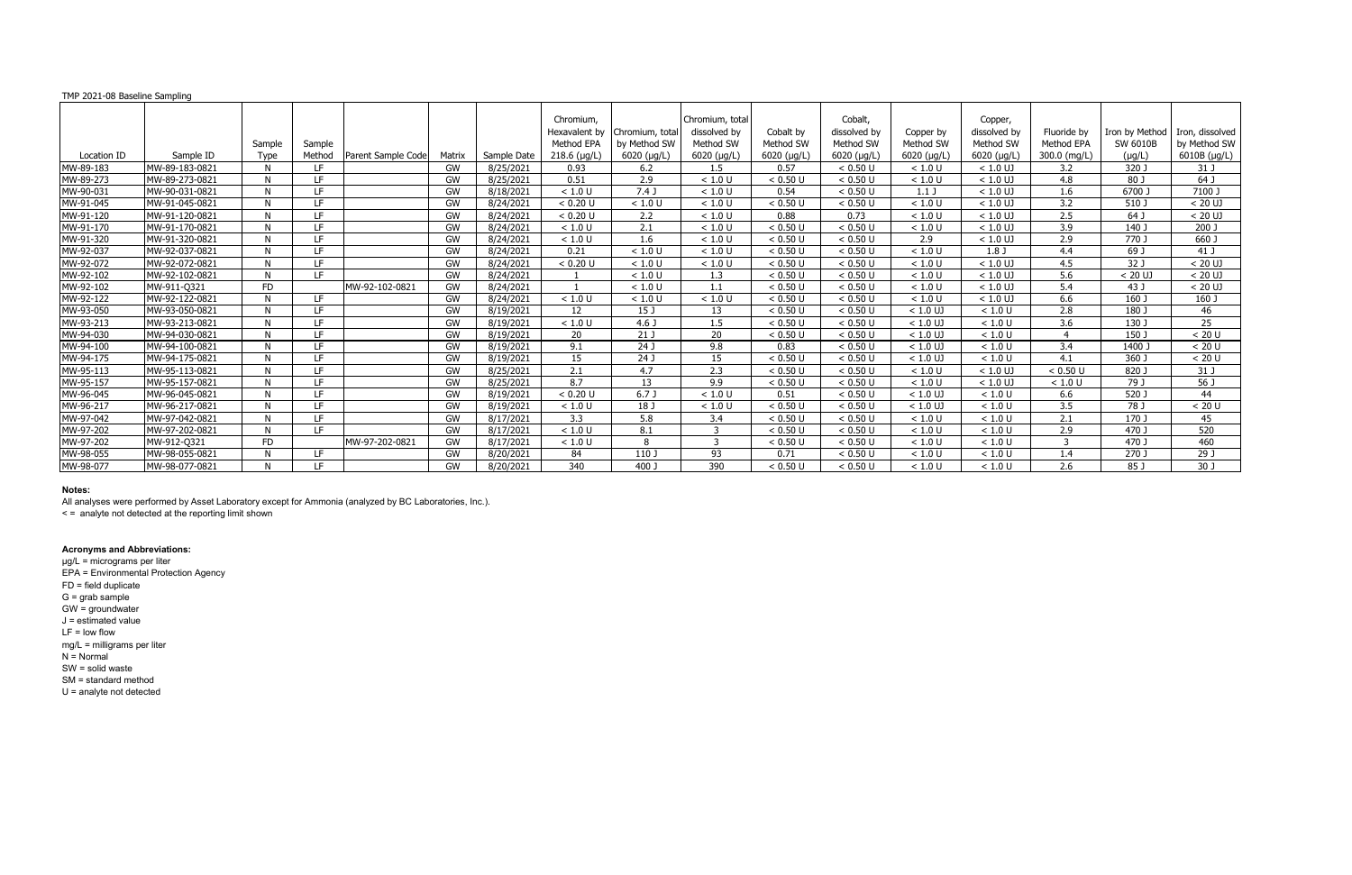TMP 2021-08 Baseline Sampling

| Location ID | Sample ID | Sample Type | Sample Method | Parent Sample Code | Matrix | Sample Date | Chromium, Hexavalent by Method EPA 218.6 (µg/L) | Chromium, total by Method SW 6020 (µg/L) | Chromium, total dissolved by Method SW 6020 (µg/L) | Cobalt by Method SW 6020 (µg/L) | Cobalt, dissolved by Method SW 6020 (µg/L) | Copper by Method SW 6020 (µg/L) | Copper, dissolved by Method SW 6020 (µg/L) | Fluoride by Method EPA 300.0 (mg/L) | Iron by Method SW 6010B (µg/L) | Iron, dissolved by Method SW 6010B (µg/L) |
|---|---|---|---|---|---|---|---|---|---|---|---|---|---|---|---|---|
| MW-89-183 | MW-89-183-0821 | N | LF | | GW | 8/25/2021 | 0.93 | 6.2 | 1.5 | 0.57 | < 0.50 U | < 1.0 U | < 1.0 UJ | 3.2 | 320 J | 31 J |
| MW-89-273 | MW-89-273-0821 | N | LF | | GW | 8/25/2021 | 0.51 | 2.9 | < 1.0 U | < 0.50 U | < 0.50 U | < 1.0 U | < 1.0 UJ | 4.8 | 80 J | 64 J |
| MW-90-031 | MW-90-031-0821 | N | LF | | GW | 8/18/2021 | < 1.0 U | 7.4 J | < 1.0 U | 0.54 | < 0.50 U | 1.1 J | < 1.0 UJ | 1.6 | 6700 J | 7100 J |
| MW-91-045 | MW-91-045-0821 | N | LF | | GW | 8/24/2021 | < 0.20 U | < 1.0 U | < 1.0 U | < 0.50 U | < 0.50 U | < 1.0 U | < 1.0 UJ | 3.2 | 510 J | < 20 UJ |
| MW-91-120 | MW-91-120-0821 | N | LF | | GW | 8/24/2021 | < 0.20 U | 2.2 | < 1.0 U | 0.88 | 0.73 | < 1.0 U | < 1.0 UJ | 2.5 | 64 J | < 20 UJ |
| MW-91-170 | MW-91-170-0821 | N | LF | | GW | 8/24/2021 | < 1.0 U | 2.1 | < 1.0 U | < 0.50 U | < 0.50 U | < 1.0 U | < 1.0 UJ | 3.9 | 140 J | 200 J |
| MW-91-320 | MW-91-320-0821 | N | LF | | GW | 8/24/2021 | < 1.0 U | 1.6 | < 1.0 U | < 0.50 U | < 0.50 U | 2.9 | < 1.0 UJ | 2.9 | 770 J | 660 J |
| MW-92-037 | MW-92-037-0821 | N | LF | | GW | 8/24/2021 | 0.21 | < 1.0 U | < 1.0 U | < 0.50 U | < 0.50 U | < 1.0 U | 1.8 J | 4.4 | 69 J | 41 J |
| MW-92-072 | MW-92-072-0821 | N | LF | | GW | 8/24/2021 | < 0.20 U | < 1.0 U | < 1.0 U | < 0.50 U | < 0.50 U | < 1.0 U | < 1.0 UJ | 4.5 | 32 J | < 20 UJ |
| MW-92-102 | MW-92-102-0821 | N | LF | | GW | 8/24/2021 | 1 | < 1.0 U | 1.3 | < 0.50 U | < 0.50 U | < 1.0 U | < 1.0 UJ | 5.6 | < 20 UJ | < 20 UJ |
| MW-92-102 | MW-911-Q321 | FD | | MW-92-102-0821 | GW | 8/24/2021 | 1 | < 1.0 U | 1.1 | < 0.50 U | < 0.50 U | < 1.0 U | < 1.0 UJ | 5.4 | 43 J | < 20 UJ |
| MW-92-122 | MW-92-122-0821 | N | LF | | GW | 8/24/2021 | < 1.0 U | < 1.0 U | < 1.0 U | < 0.50 U | < 0.50 U | < 1.0 U | < 1.0 UJ | 6.6 | 160 J | 160 J |
| MW-93-050 | MW-93-050-0821 | N | LF | | GW | 8/19/2021 | 12 | 15 J | 13 | < 0.50 U | < 0.50 U | < 1.0 UJ | < 1.0 U | 2.8 | 180 J | 46 |
| MW-93-213 | MW-93-213-0821 | N | LF | | GW | 8/19/2021 | < 1.0 U | 4.6 J | 1.5 | < 0.50 U | < 0.50 U | < 1.0 UJ | < 1.0 U | 3.6 | 130 J | 25 |
| MW-94-030 | MW-94-030-0821 | N | LF | | GW | 8/19/2021 | 20 | 21 J | 20 | < 0.50 U | < 0.50 U | < 1.0 UJ | < 1.0 U | 4 | 150 J | < 20 U |
| MW-94-100 | MW-94-100-0821 | N | LF | | GW | 8/19/2021 | 9.1 | 24 J | 9.8 | 0.83 | < 0.50 U | < 1.0 UJ | < 1.0 U | 3.4 | 1400 J | < 20 U |
| MW-94-175 | MW-94-175-0821 | N | LF | | GW | 8/19/2021 | 15 | 24 J | 15 | < 0.50 U | < 0.50 U | < 1.0 UJ | < 1.0 U | 4.1 | 360 J | < 20 U |
| MW-95-113 | MW-95-113-0821 | N | LF | | GW | 8/25/2021 | 2.1 | 4.7 | 2.3 | < 0.50 U | < 0.50 U | < 1.0 U | < 1.0 UJ | < 0.50 U | 820 J | 31 J |
| MW-95-157 | MW-95-157-0821 | N | LF | | GW | 8/25/2021 | 8.7 | 13 | 9.9 | < 0.50 U | < 0.50 U | < 1.0 U | < 1.0 UJ | < 1.0 U | 79 J | 56 J |
| MW-96-045 | MW-96-045-0821 | N | LF | | GW | 8/19/2021 | < 0.20 U | 6.7 J | < 1.0 U | 0.51 | < 0.50 U | < 1.0 UJ | < 1.0 U | 6.6 | 520 J | 44 |
| MW-96-217 | MW-96-217-0821 | N | LF | | GW | 8/19/2021 | < 1.0 U | 18 J | < 1.0 U | < 0.50 U | < 0.50 U | < 1.0 UJ | < 1.0 U | 3.5 | 78 J | < 20 U |
| MW-97-042 | MW-97-042-0821 | N | LF | | GW | 8/17/2021 | 3.3 | 5.8 | 3.4 | < 0.50 U | < 0.50 U | < 1.0 U | < 1.0 U | 2.1 | 170 J | 45 |
| MW-97-202 | MW-97-202-0821 | N | LF | | GW | 8/17/2021 | < 1.0 U | 8.1 | 3 | < 0.50 U | < 0.50 U | < 1.0 U | < 1.0 U | 2.9 | 470 J | 520 |
| MW-97-202 | MW-912-Q321 | FD | | MW-97-202-0821 | GW | 8/17/2021 | < 1.0 U | 8 | 3 | < 0.50 U | < 0.50 U | < 1.0 U | < 1.0 U | 3 | 470 J | 460 |
| MW-98-055 | MW-98-055-0821 | N | LF | | GW | 8/20/2021 | 84 | 110 J | 93 | 0.71 | < 0.50 U | < 1.0 U | < 1.0 U | 1.4 | 270 J | 29 J |
| MW-98-077 | MW-98-077-0821 | N | LF | | GW | 8/20/2021 | 340 | 400 J | 390 | < 0.50 U | < 0.50 U | < 1.0 U | < 1.0 U | 2.6 | 85 J | 30 J |

**Notes:**

All analyses were performed by Asset Laboratory except for Ammonia (analyzed by BC Laboratories, Inc.).

< = analyte not detected at the reporting limit shown

**Acronyms and Abbreviations:**

µg/L = micrograms per liter
EPA = Environmental Protection Agency
FD = field duplicate
G = grab sample
GW = groundwater
J = estimated value
LF = low flow
mg/L = milligrams per liter
N = Normal
SW = solid waste
SM = standard method
U = analyte not detected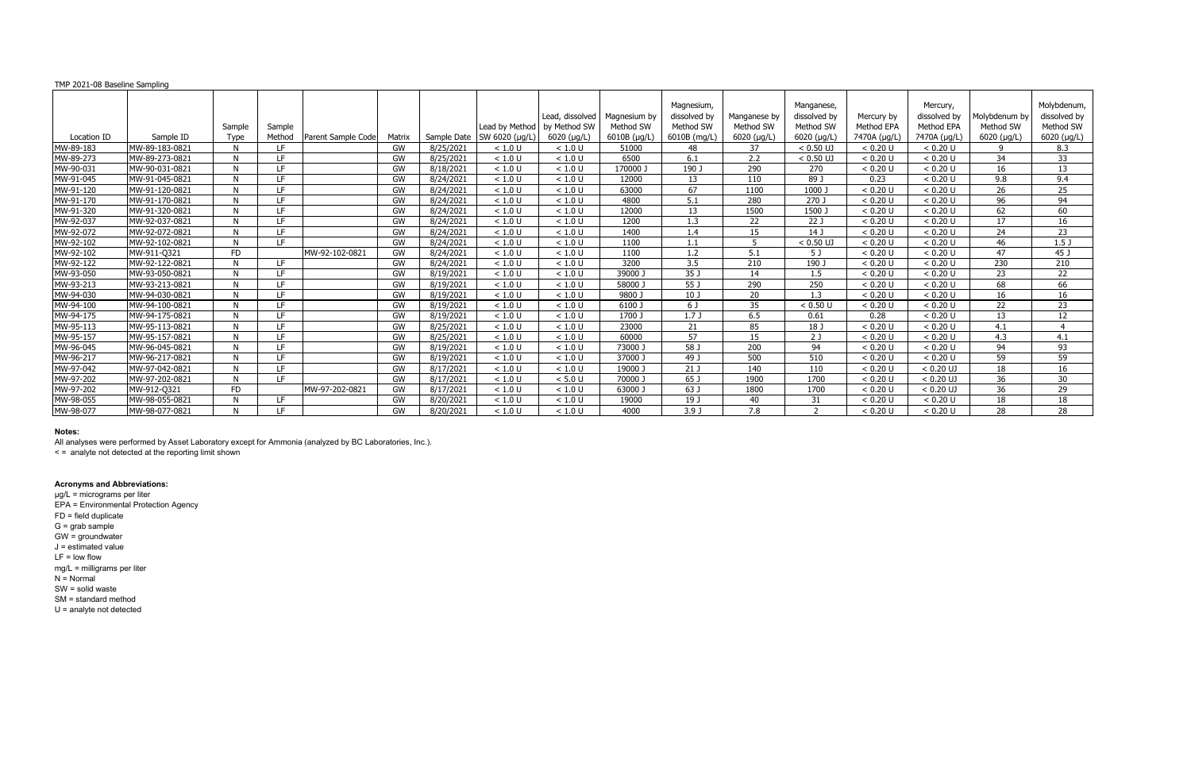TMP 2021-08 Baseline Sampling

| Location ID | Sample ID | Sample Type | Sample Method | Parent Sample Code | Matrix | Sample Date | Lead by Method SW 6020 (µg/L) | Lead, dissolved by Method SW 6020 (µg/L) | Magnesium by Method SW 6010B (µg/L) | Magnesium, dissolved by Method SW 6010B (mg/L) | Manganese by Method SW 6020 (µg/L) | Manganese, dissolved by Method SW 6020 (µg/L) | Mercury by Method EPA 7470A (µg/L) | Mercury, dissolved by Method EPA 7470A (µg/L) | Molybdenum by Method SW 6020 (µg/L) | Molybdenum, dissolved by Method SW 6020 (µg/L) |
|---|---|---|---|---|---|---|---|---|---|---|---|---|---|---|---|---|
| MW-89-183 | MW-89-183-0821 | N | LF | | GW | 8/25/2021 | < 1.0 U | < 1.0 U | 51000 | 48 | 37 | < 0.50 UJ | < 0.20 U | < 0.20 U | 9 | 8.3 |
| MW-89-273 | MW-89-273-0821 | N | LF | | GW | 8/25/2021 | < 1.0 U | < 1.0 U | 6500 | 6.1 | 2.2 | < 0.50 UJ | < 0.20 U | < 0.20 U | 34 | 33 |
| MW-90-031 | MW-90-031-0821 | N | LF | | GW | 8/18/2021 | < 1.0 U | < 1.0 U | 170000 J | 190 J | 290 | 270 | < 0.20 U | < 0.20 U | 16 | 13 |
| MW-91-045 | MW-91-045-0821 | N | LF | | GW | 8/24/2021 | < 1.0 U | < 1.0 U | 12000 | 13 | 110 | 89 J | 0.23 | < 0.20 U | 9.8 | 9.4 |
| MW-91-120 | MW-91-120-0821 | N | LF | | GW | 8/24/2021 | < 1.0 U | < 1.0 U | 63000 | 67 | 1100 | 1000 J | < 0.20 U | < 0.20 U | 26 | 25 |
| MW-91-170 | MW-91-170-0821 | N | LF | | GW | 8/24/2021 | < 1.0 U | < 1.0 U | 4800 | 5.1 | 280 | 270 J | < 0.20 U | < 0.20 U | 96 | 94 |
| MW-91-320 | MW-91-320-0821 | N | LF | | GW | 8/24/2021 | < 1.0 U | < 1.0 U | 12000 | 13 | 1500 | 1500 J | < 0.20 U | < 0.20 U | 62 | 60 |
| MW-92-037 | MW-92-037-0821 | N | LF | | GW | 8/24/2021 | < 1.0 U | < 1.0 U | 1200 | 1.3 | 22 | 22 J | < 0.20 U | < 0.20 U | 17 | 16 |
| MW-92-072 | MW-92-072-0821 | N | LF | | GW | 8/24/2021 | < 1.0 U | < 1.0 U | 1400 | 1.4 | 15 | 14 J | < 0.20 U | < 0.20 U | 24 | 23 |
| MW-92-102 | MW-92-102-0821 | N | LF | | GW | 8/24/2021 | < 1.0 U | < 1.0 U | 1100 | 1.1 | 5 | < 0.50 UJ | < 0.20 U | < 0.20 U | 46 | 1.5 J |
| MW-92-102 | MW-911-Q321 | FD | | MW-92-102-0821 | GW | 8/24/2021 | < 1.0 U | < 1.0 U | 1100 | 1.2 | 5.1 | 5 J | < 0.20 U | < 0.20 U | 47 | 45 J |
| MW-92-122 | MW-92-122-0821 | N | LF | | GW | 8/24/2021 | < 1.0 U | < 1.0 U | 3200 | 3.5 | 210 | 190 J | < 0.20 U | < 0.20 U | 230 | 210 |
| MW-93-050 | MW-93-050-0821 | N | LF | | GW | 8/19/2021 | < 1.0 U | < 1.0 U | 39000 J | 35 J | 14 | 1.5 | < 0.20 U | < 0.20 U | 23 | 22 |
| MW-93-213 | MW-93-213-0821 | N | LF | | GW | 8/19/2021 | < 1.0 U | < 1.0 U | 58000 J | 55 J | 290 | 250 | < 0.20 U | < 0.20 U | 68 | 66 |
| MW-94-030 | MW-94-030-0821 | N | LF | | GW | 8/19/2021 | < 1.0 U | < 1.0 U | 9800 J | 10 J | 20 | 1.3 | < 0.20 U | < 0.20 U | 16 | 16 |
| MW-94-100 | MW-94-100-0821 | N | LF | | GW | 8/19/2021 | < 1.0 U | < 1.0 U | 6100 J | 6 J | 35 | < 0.50 U | < 0.20 U | < 0.20 U | 22 | 23 |
| MW-94-175 | MW-94-175-0821 | N | LF | | GW | 8/19/2021 | < 1.0 U | < 1.0 U | 1700 J | 1.7 J | 6.5 | 0.61 | 0.28 | < 0.20 U | 13 | 12 |
| MW-95-113 | MW-95-113-0821 | N | LF | | GW | 8/25/2021 | < 1.0 U | < 1.0 U | 23000 | 21 | 85 | 18 J | < 0.20 U | < 0.20 U | 4.1 | 4 |
| MW-95-157 | MW-95-157-0821 | N | LF | | GW | 8/25/2021 | < 1.0 U | < 1.0 U | 60000 | 57 | 15 | 2 J | < 0.20 U | < 0.20 U | 4.3 | 4.1 |
| MW-96-045 | MW-96-045-0821 | N | LF | | GW | 8/19/2021 | < 1.0 U | < 1.0 U | 73000 J | 58 J | 200 | 94 | < 0.20 U | < 0.20 U | 94 | 93 |
| MW-96-217 | MW-96-217-0821 | N | LF | | GW | 8/19/2021 | < 1.0 U | < 1.0 U | 37000 J | 49 J | 500 | 510 | < 0.20 U | < 0.20 U | 59 | 59 |
| MW-97-042 | MW-97-042-0821 | N | LF | | GW | 8/17/2021 | < 1.0 U | < 1.0 U | 19000 J | 21 J | 140 | 110 | < 0.20 U | < 0.20 UJ | 18 | 16 |
| MW-97-202 | MW-97-202-0821 | N | LF | | GW | 8/17/2021 | < 1.0 U | < 5.0 U | 70000 J | 65 J | 1900 | 1700 | < 0.20 U | < 0.20 UJ | 36 | 30 |
| MW-97-202 | MW-912-Q321 | FD | | MW-97-202-0821 | GW | 8/17/2021 | < 1.0 U | < 1.0 U | 63000 J | 63 J | 1800 | 1700 | < 0.20 U | < 0.20 UJ | 36 | 29 |
| MW-98-055 | MW-98-055-0821 | N | LF | | GW | 8/20/2021 | < 1.0 U | < 1.0 U | 19000 | 19 J | 40 | 31 | < 0.20 U | < 0.20 U | 18 | 18 |
| MW-98-077 | MW-98-077-0821 | N | LF | | GW | 8/20/2021 | < 1.0 U | < 1.0 U | 4000 | 3.9 J | 7.8 | 2 | < 0.20 U | < 0.20 U | 28 | 28 |

**Notes:**

All analyses were performed by Asset Laboratory except for Ammonia (analyzed by BC Laboratories, Inc.).

< = analyte not detected at the reporting limit shown

**Acronyms and Abbreviations:**

µg/L = micrograms per liter
EPA = Environmental Protection Agency
FD = field duplicate
G = grab sample
GW = groundwater
J = estimated value
LF = low flow
mg/L = milligrams per liter
N = Normal
SW = solid waste
SM = standard method
U = analyte not detected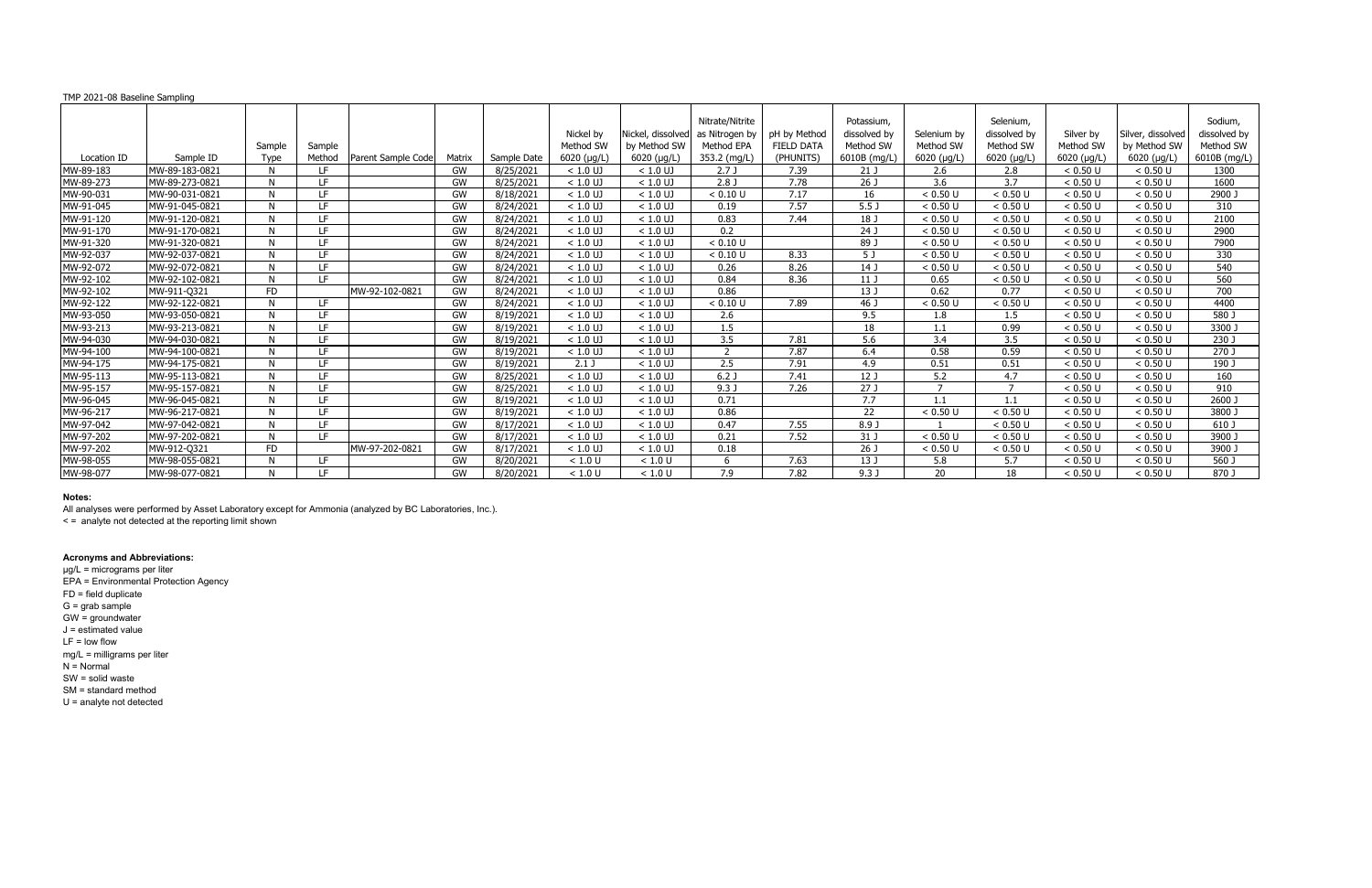TMP 2021-08 Baseline Sampling

| Location ID | Sample ID | Sample Type | Sample Method | Parent Sample Code | Matrix | Sample Date | Nickel by Method SW 6020 (µg/L) | Nickel, dissolved by Method SW 6020 (µg/L) | Nitrate/Nitrite as Nitrogen by Method EPA 353.2 (mg/L) | pH by Method FIELD DATA (PHUNITS) | Potassium, dissolved by Method SW 6010B (mg/L) | Selenium by Method SW 6020 (µg/L) | Selenium, dissolved by Method SW 6020 (µg/L) | Silver by Method SW 6020 (µg/L) | Silver, dissolved by Method SW 6020 (µg/L) | Sodium, dissolved by Method SW 6010B (mg/L) |
|---|---|---|---|---|---|---|---|---|---|---|---|---|---|---|---|---|
| MW-89-183 | MW-89-183-0821 | N | LF | | GW | 8/25/2021 | < 1.0 UJ | < 1.0 UJ | 2.7 J | 7.39 | 21 J | 2.6 | 2.8 | < 0.50 U | < 0.50 U | 1300 |
| MW-89-273 | MW-89-273-0821 | N | LF | | GW | 8/25/2021 | < 1.0 UJ | < 1.0 UJ | 2.8 J | 7.78 | 26 J | 3.6 | 3.7 | < 0.50 U | < 0.50 U | 1600 |
| MW-90-031 | MW-90-031-0821 | N | LF | | GW | 8/18/2021 | < 1.0 UJ | < 1.0 UJ | < 0.10 U | 7.17 | 16 | < 0.50 U | < 0.50 U | < 0.50 U | < 0.50 U | 2900 J |
| MW-91-045 | MW-91-045-0821 | N | LF | | GW | 8/24/2021 | < 1.0 UJ | < 1.0 UJ | 0.19 | 7.57 | 5.5 J | < 0.50 U | < 0.50 U | < 0.50 U | < 0.50 U | 310 |
| MW-91-120 | MW-91-120-0821 | N | LF | | GW | 8/24/2021 | < 1.0 UJ | < 1.0 UJ | 0.83 | 7.44 | 18 J | < 0.50 U | < 0.50 U | < 0.50 U | < 0.50 U | 2100 |
| MW-91-170 | MW-91-170-0821 | N | LF | | GW | 8/24/2021 | < 1.0 UJ | < 1.0 UJ | 0.2 | | 24 J | < 0.50 U | < 0.50 U | < 0.50 U | < 0.50 U | 2900 |
| MW-91-320 | MW-91-320-0821 | N | LF | | GW | 8/24/2021 | < 1.0 UJ | < 1.0 UJ | < 0.10 U | | 89 J | < 0.50 U | < 0.50 U | < 0.50 U | < 0.50 U | 7900 |
| MW-92-037 | MW-92-037-0821 | N | LF | | GW | 8/24/2021 | < 1.0 UJ | < 1.0 UJ | < 0.10 U | 8.33 | 5 J | < 0.50 U | < 0.50 U | < 0.50 U | < 0.50 U | 330 |
| MW-92-072 | MW-92-072-0821 | N | LF | | GW | 8/24/2021 | < 1.0 UJ | < 1.0 UJ | 0.26 | 8.26 | 14 J | < 0.50 U | < 0.50 U | < 0.50 U | < 0.50 U | 540 |
| MW-92-102 | MW-92-102-0821 | N | LF | | GW | 8/24/2021 | < 1.0 UJ | < 1.0 UJ | 0.84 | 8.36 | 11 J | 0.65 | < 0.50 U | < 0.50 U | < 0.50 U | 560 |
| MW-92-102 | MW-911-Q321 | FD | | MW-92-102-0821 | GW | 8/24/2021 | < 1.0 UJ | < 1.0 UJ | 0.86 | | 13 J | 0.62 | 0.77 | < 0.50 U | < 0.50 U | 700 |
| MW-92-122 | MW-92-122-0821 | N | LF | | GW | 8/24/2021 | < 1.0 UJ | < 1.0 UJ | < 0.10 U | 7.89 | 46 J | < 0.50 U | < 0.50 U | < 0.50 U | < 0.50 U | 4400 |
| MW-93-050 | MW-93-050-0821 | N | LF | | GW | 8/19/2021 | < 1.0 UJ | < 1.0 UJ | 2.6 | | 9.5 | 1.8 | 1.5 | < 0.50 U | < 0.50 U | 580 J |
| MW-93-213 | MW-93-213-0821 | N | LF | | GW | 8/19/2021 | < 1.0 UJ | < 1.0 UJ | 1.5 | | 18 | 1.1 | 0.99 | < 0.50 U | < 0.50 U | 3300 J |
| MW-94-030 | MW-94-030-0821 | N | LF | | GW | 8/19/2021 | < 1.0 UJ | < 1.0 UJ | 3.5 | 7.81 | 5.6 | 3.4 | 3.5 | < 0.50 U | < 0.50 U | 230 J |
| MW-94-100 | MW-94-100-0821 | N | LF | | GW | 8/19/2021 | < 1.0 UJ | < 1.0 UJ | 2 | 7.87 | 6.4 | 0.58 | 0.59 | < 0.50 U | < 0.50 U | 270 J |
| MW-94-175 | MW-94-175-0821 | N | LF | | GW | 8/19/2021 | 2.1 J | < 1.0 UJ | 2.5 | 7.91 | 4.9 | 0.51 | 0.51 | < 0.50 U | < 0.50 U | 190 J |
| MW-95-113 | MW-95-113-0821 | N | LF | | GW | 8/25/2021 | < 1.0 UJ | < 1.0 UJ | 6.2 J | 7.41 | 12 J | 5.2 | 4.7 | < 0.50 U | < 0.50 U | 160 |
| MW-95-157 | MW-95-157-0821 | N | LF | | GW | 8/25/2021 | < 1.0 UJ | < 1.0 UJ | 9.3 J | 7.26 | 27 J | 7 | 7 | < 0.50 U | < 0.50 U | 910 |
| MW-96-045 | MW-96-045-0821 | N | LF | | GW | 8/19/2021 | < 1.0 UJ | < 1.0 UJ | 0.71 | | 7.7 | 1.1 | 1.1 | < 0.50 U | < 0.50 U | 2600 J |
| MW-96-217 | MW-96-217-0821 | N | LF | | GW | 8/19/2021 | < 1.0 UJ | < 1.0 UJ | 0.86 | | 22 | < 0.50 U | < 0.50 U | < 0.50 U | < 0.50 U | 3800 J |
| MW-97-042 | MW-97-042-0821 | N | LF | | GW | 8/17/2021 | < 1.0 UJ | < 1.0 UJ | 0.47 | 7.55 | 8.9 J | 1 | < 0.50 U | < 0.50 U | < 0.50 U | 610 J |
| MW-97-202 | MW-97-202-0821 | N | LF | | GW | 8/17/2021 | < 1.0 UJ | < 1.0 UJ | 0.21 | 7.52 | 31 J | < 0.50 U | < 0.50 U | < 0.50 U | < 0.50 U | 3900 J |
| MW-97-202 | MW-912-Q321 | FD | | MW-97-202-0821 | GW | 8/17/2021 | < 1.0 UJ | < 1.0 UJ | 0.18 | | 26 J | < 0.50 U | < 0.50 U | < 0.50 U | < 0.50 U | 3900 J |
| MW-98-055 | MW-98-055-0821 | N | LF | | GW | 8/20/2021 | < 1.0 U | < 1.0 U | 6 | 7.63 | 13 J | 5.8 | 5.7 | < 0.50 U | < 0.50 U | 560 J |
| MW-98-077 | MW-98-077-0821 | N | LF | | GW | 8/20/2021 | < 1.0 U | < 1.0 U | 7.9 | 7.82 | 9.3 J | 20 | 18 | < 0.50 U | < 0.50 U | 870 J |

**Notes:**

All analyses were performed by Asset Laboratory except for Ammonia (analyzed by BC Laboratories, Inc.).

< = analyte not detected at the reporting limit shown

**Acronyms and Abbreviations:**

µg/L = micrograms per liter
EPA = Environmental Protection Agency
FD = field duplicate
G = grab sample
GW = groundwater
J = estimated value
LF = low flow
mg/L = milligrams per liter
N = Normal
SW = solid waste
SM = standard method
U = analyte not detected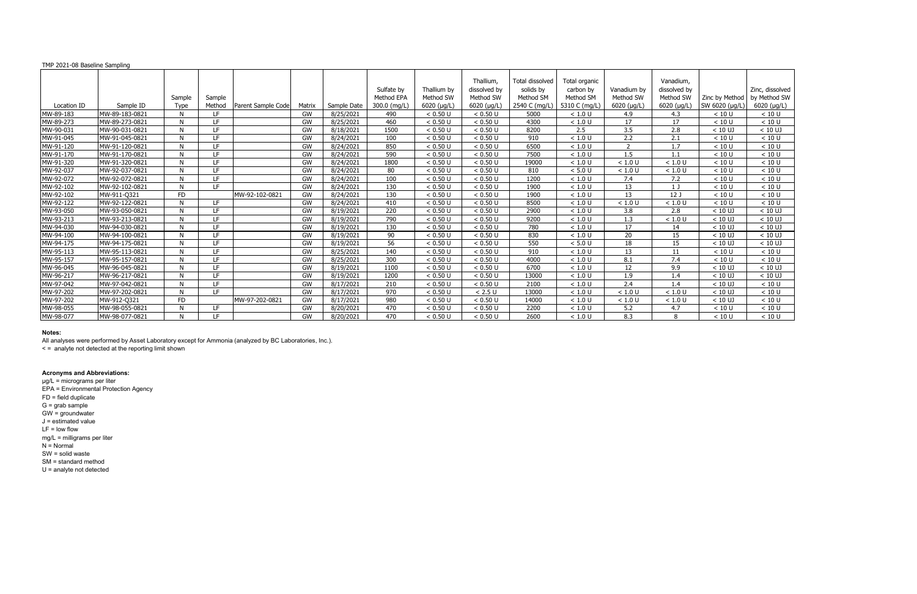TMP 2021-08 Baseline Sampling

| Location ID | Sample ID | Sample Type | Sample Method | Parent Sample Code | Matrix | Sample Date | Sulfate by Method EPA 300.0 (mg/L) | Thallium by Method SW 6020 (µg/L) | Thallium, dissolved by Method SW 6020 (µg/L) | Total dissolved solids by Method SM 2540 C (mg/L) | Total organic carbon by Method SM 5310 C (mg/L) | Vanadium by Method SW 6020 (µg/L) | Vanadium, dissolved by Method SW 6020 (µg/L) | Zinc by Method SW 6020 (µg/L) | Zinc, dissolved by Method SW 6020 (µg/L) |
|---|---|---|---|---|---|---|---|---|---|---|---|---|---|---|---|
| MW-89-183 | MW-89-183-0821 | N | LF | | GW | 8/25/2021 | 490 | < 0.50 U | < 0.50 U | 5000 | < 1.0 U | 4.9 | 4.3 | < 10 U | < 10 U |
| MW-89-273 | MW-89-273-0821 | N | LF | | GW | 8/25/2021 | 460 | < 0.50 U | < 0.50 U | 4300 | < 1.0 U | 17 | 17 | < 10 U | < 10 U |
| MW-90-031 | MW-90-031-0821 | N | LF | | GW | 8/18/2021 | 1500 | < 0.50 U | < 0.50 U | 8200 | 2.5 | 3.5 | 2.8 | < 10 UJ | < 10 UJ |
| MW-91-045 | MW-91-045-0821 | N | LF | | GW | 8/24/2021 | 100 | < 0.50 U | < 0.50 U | 910 | < 1.0 U | 2.2 | 2.1 | < 10 U | < 10 U |
| MW-91-120 | MW-91-120-0821 | N | LF | | GW | 8/24/2021 | 850 | < 0.50 U | < 0.50 U | 6500 | < 1.0 U | 2 | 1.7 | < 10 U | < 10 U |
| MW-91-170 | MW-91-170-0821 | N | LF | | GW | 8/24/2021 | 590 | < 0.50 U | < 0.50 U | 7500 | < 1.0 U | 1.5 | 1.1 | < 10 U | < 10 U |
| MW-91-320 | MW-91-320-0821 | N | LF | | GW | 8/24/2021 | 1800 | < 0.50 U | < 0.50 U | 19000 | < 1.0 U | < 1.0 U | < 1.0 U | < 10 U | < 10 U |
| MW-92-037 | MW-92-037-0821 | N | LF | | GW | 8/24/2021 | 80 | < 0.50 U | < 0.50 U | 810 | < 5.0 U | < 1.0 U | < 1.0 U | < 10 U | < 10 U |
| MW-92-072 | MW-92-072-0821 | N | LF | | GW | 8/24/2021 | 100 | < 0.50 U | < 0.50 U | 1200 | < 1.0 U | 7.4 | 7.2 | < 10 U | < 10 U |
| MW-92-102 | MW-92-102-0821 | N | LF | | GW | 8/24/2021 | 130 | < 0.50 U | < 0.50 U | 1900 | < 1.0 U | 13 | 1 J | < 10 U | < 10 U |
| MW-92-102 | MW-911-Q321 | FD | | MW-92-102-0821 | GW | 8/24/2021 | 130 | < 0.50 U | < 0.50 U | 1900 | < 1.0 U | 13 | 12 J | < 10 U | < 10 U |
| MW-92-122 | MW-92-122-0821 | N | LF | | GW | 8/24/2021 | 410 | < 0.50 U | < 0.50 U | 8500 | < 1.0 U | < 1.0 U | < 1.0 U | < 10 U | < 10 U |
| MW-93-050 | MW-93-050-0821 | N | LF | | GW | 8/19/2021 | 220 | < 0.50 U | < 0.50 U | 2900 | < 1.0 U | 3.8 | 2.8 | < 10 UJ | < 10 UJ |
| MW-93-213 | MW-93-213-0821 | N | LF | | GW | 8/19/2021 | 790 | < 0.50 U | < 0.50 U | 9200 | < 1.0 U | 1.3 | < 1.0 U | < 10 UJ | < 10 UJ |
| MW-94-030 | MW-94-030-0821 | N | LF | | GW | 8/19/2021 | 130 | < 0.50 U | < 0.50 U | 780 | < 1.0 U | 17 | 14 | < 10 UJ | < 10 UJ |
| MW-94-100 | MW-94-100-0821 | N | LF | | GW | 8/19/2021 | 90 | < 0.50 U | < 0.50 U | 830 | < 1.0 U | 20 | 15 | < 10 UJ | < 10 UJ |
| MW-94-175 | MW-94-175-0821 | N | LF | | GW | 8/19/2021 | 56 | < 0.50 U | < 0.50 U | 550 | < 5.0 U | 18 | 15 | < 10 UJ | < 10 UJ |
| MW-95-113 | MW-95-113-0821 | N | LF | | GW | 8/25/2021 | 140 | < 0.50 U | < 0.50 U | 910 | < 1.0 U | 13 | 11 | < 10 U | < 10 U |
| MW-95-157 | MW-95-157-0821 | N | LF | | GW | 8/25/2021 | 300 | < 0.50 U | < 0.50 U | 4000 | < 1.0 U | 8.1 | 7.4 | < 10 U | < 10 U |
| MW-96-045 | MW-96-045-0821 | N | LF | | GW | 8/19/2021 | 1100 | < 0.50 U | < 0.50 U | 6700 | < 1.0 U | 12 | 9.9 | < 10 UJ | < 10 UJ |
| MW-96-217 | MW-96-217-0821 | N | LF | | GW | 8/19/2021 | 1200 | < 0.50 U | < 0.50 U | 13000 | < 1.0 U | 1.9 | 1.4 | < 10 UJ | < 10 UJ |
| MW-97-042 | MW-97-042-0821 | N | LF | | GW | 8/17/2021 | 210 | < 0.50 U | < 0.50 U | 2100 | < 1.0 U | 2.4 | 1.4 | < 10 UJ | < 10 U |
| MW-97-202 | MW-97-202-0821 | N | LF | | GW | 8/17/2021 | 970 | < 0.50 U | < 2.5 U | 13000 | < 1.0 U | < 1.0 U | < 1.0 U | < 10 UJ | < 10 U |
| MW-97-202 | MW-912-Q321 | FD | | MW-97-202-0821 | GW | 8/17/2021 | 980 | < 0.50 U | < 0.50 U | 14000 | < 1.0 U | < 1.0 U | < 1.0 U | < 10 UJ | < 10 U |
| MW-98-055 | MW-98-055-0821 | N | LF | | GW | 8/20/2021 | 470 | < 0.50 U | < 0.50 U | 2200 | < 1.0 U | 5.2 | 4.7 | < 10 U | < 10 U |
| MW-98-077 | MW-98-077-0821 | N | LF | | GW | 8/20/2021 | 470 | < 0.50 U | < 0.50 U | 2600 | < 1.0 U | 8.3 | 8 | < 10 U | < 10 U |

**Notes:**

All analyses were performed by Asset Laboratory except for Ammonia (analyzed by BC Laboratories, Inc.).

< = analyte not detected at the reporting limit shown

**Acronyms and Abbreviations:**

µg/L = micrograms per liter
EPA = Environmental Protection Agency
FD = field duplicate
G = grab sample
GW = groundwater
J = estimated value
LF = low flow
mg/L = milligrams per liter
N = Normal
SW = solid waste
SM = standard method
U = analyte not detected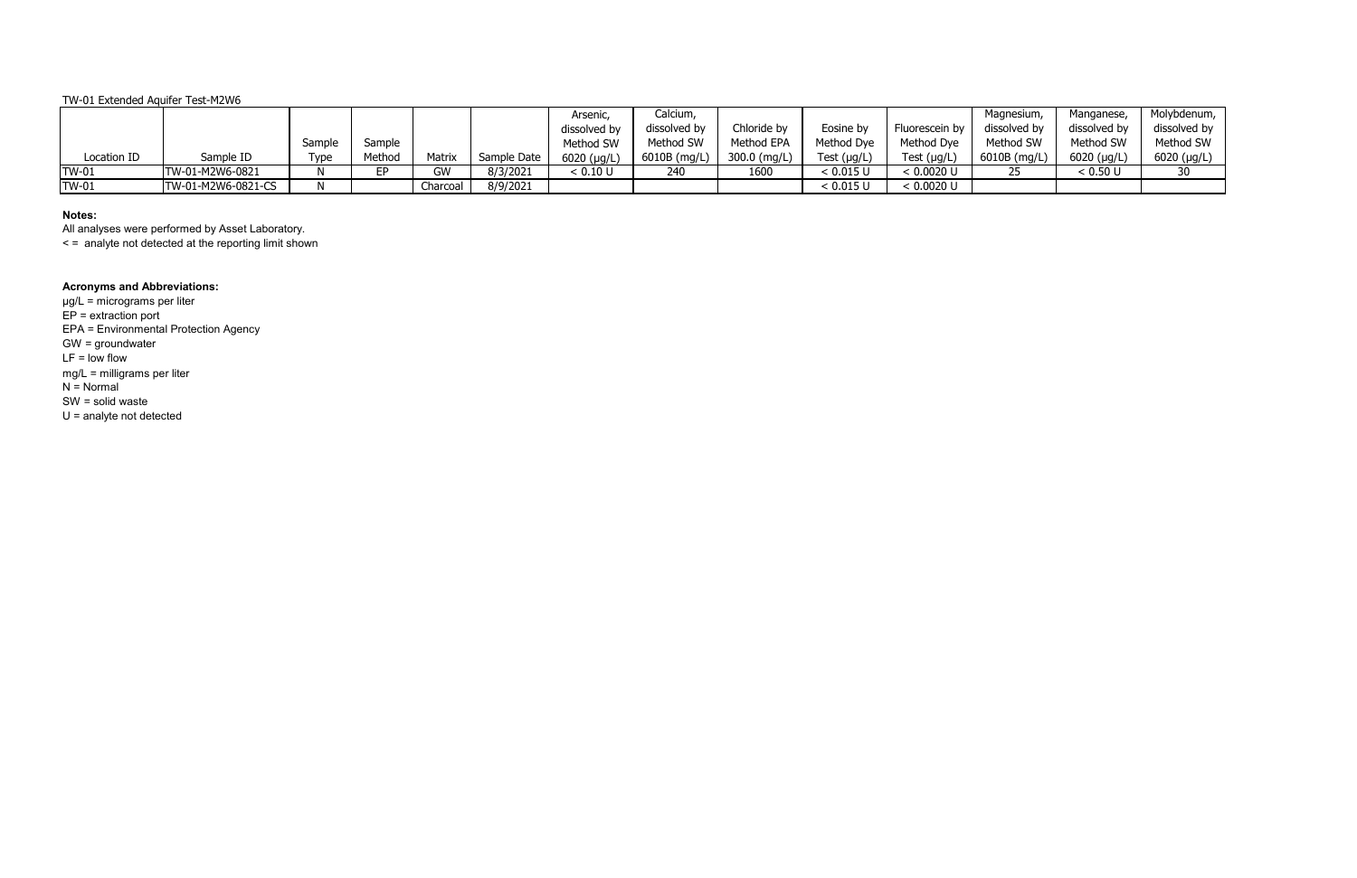TW-01 Extended Aquifer Test-M2W6

| Location ID | Sample ID | Sample Type | Sample Method | Matrix | Sample Date | Arsenic, dissolved by Method SW 6020 (µg/L) | Calcium, dissolved by Method SW 6010B (mg/L) | Chloride by Method EPA 300.0 (mg/L) | Eosine by Method Dye Test (µg/L) | Fluorescein by Method Dye Test (µg/L) | Magnesium, dissolved by Method SW 6010B (mg/L) | Manganese, dissolved by Method SW 6020 (µg/L) | Molybdenum, dissolved by Method SW 6020 (µg/L) |
|---|---|---|---|---|---|---|---|---|---|---|---|---|---|
| TW-01 | TW-01-M2W6-0821 | N | EP | GW | 8/3/2021 | < 0.10 U | 240 | 1600 | < 0.015 U | < 0.0020 U | 25 | < 0.50 U | 30 |
| TW-01 | TW-01-M2W6-0821-CS | N | | Charcoal | 8/9/2021 | | | | < 0.015 U | < 0.0020 U | | | |

**Notes:**

All analyses were performed by Asset Laboratory.

< = analyte not detected at the reporting limit shown

**Acronyms and Abbreviations:**

µg/L = micrograms per liter

EP = extraction port

EPA = Environmental Protection Agency

GW = groundwater

LF = low flow

mg/L = milligrams per liter

N = Normal

SW = solid waste

U = analyte not detected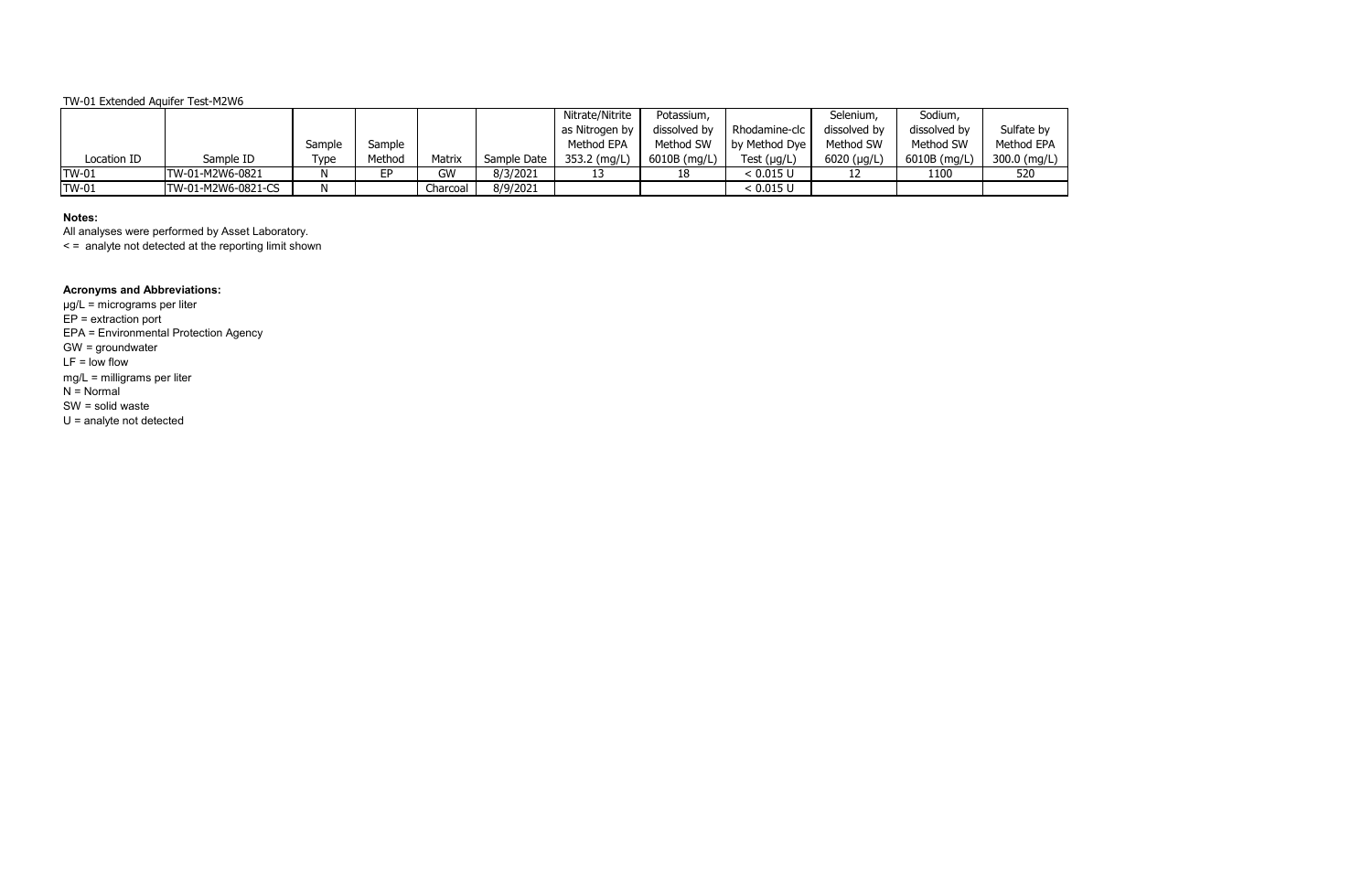TW-01 Extended Aquifer Test-M2W6

| Location ID | Sample ID | Sample Type | Sample Method | Matrix | Sample Date | Nitrate/Nitrite as Nitrogen by Method EPA 353.2 (mg/L) | Potassium, dissolved by Method SW 6010B (mg/L) | Rhodamine-clc by Method Dye Test (µg/L) | Selenium, dissolved by Method SW 6020 (µg/L) | Sodium, dissolved by Method SW 6010B (mg/L) | Sulfate by Method EPA 300.0 (mg/L) |
|---|---|---|---|---|---|---|---|---|---|---|---|
| TW-01 | TW-01-M2W6-0821 | N | EP | GW | 8/3/2021 | 13 | 18 | < 0.015 U | 12 | 1100 | 520 |
| TW-01 | TW-01-M2W6-0821-CS | N | | Charcoal | 8/9/2021 | | | < 0.015 U | | | |

**Notes:**

All analyses were performed by Asset Laboratory.

< = analyte not detected at the reporting limit shown

**Acronyms and Abbreviations:**

µg/L = micrograms per liter

EP = extraction port

EPA = Environmental Protection Agency

GW = groundwater

LF = low flow

mg/L = milligrams per liter

N = Normal

SW = solid waste

U = analyte not detected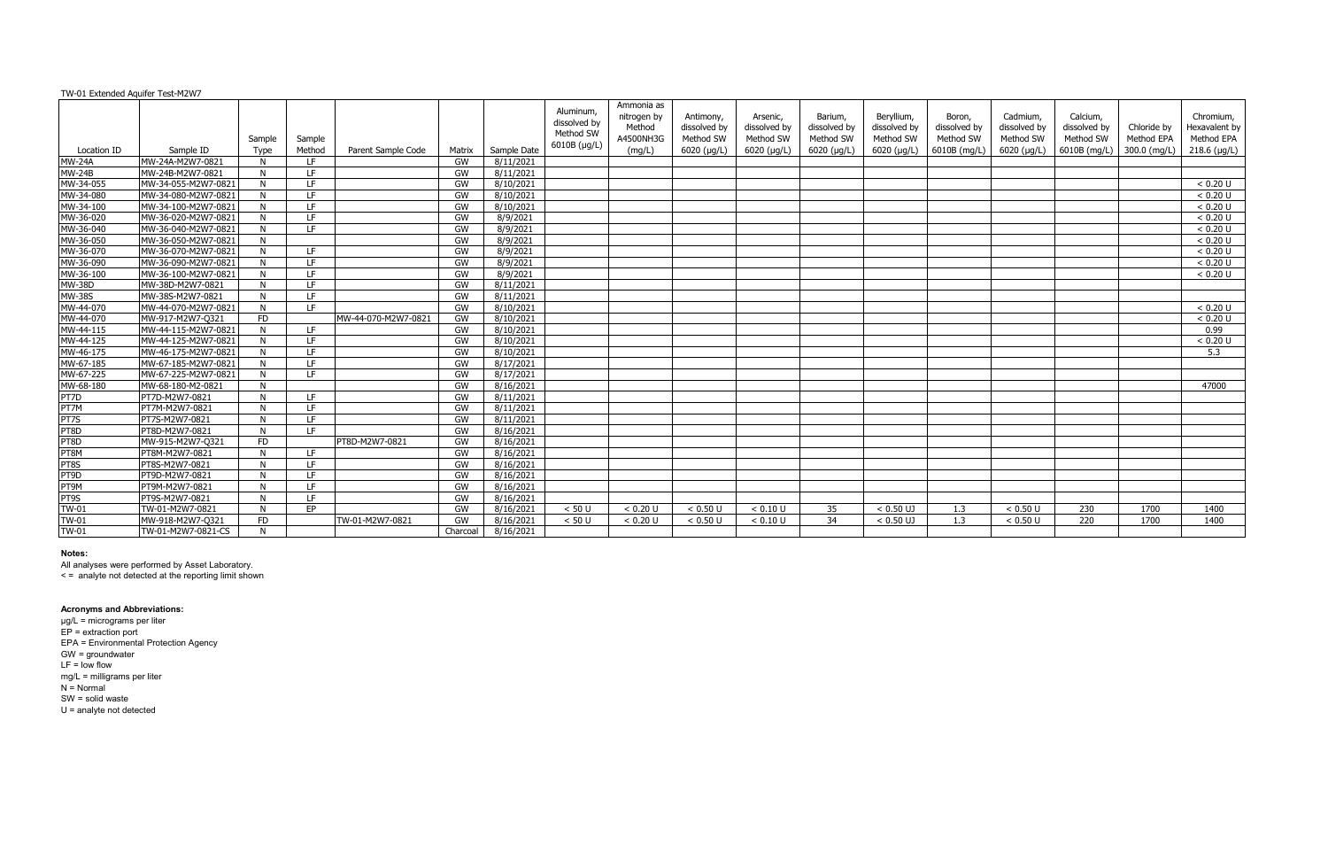TW-01 Extended Aquifer Test-M2W7

| Location ID | Sample ID | Sample Type | Sample Method | Parent Sample Code | Matrix | Sample Date | Aluminum, dissolved by Method SW 6010B (µg/L) | Ammonia as nitrogen by Method A4500NH3G (mg/L) | Antimony, dissolved by Method SW 6020 (µg/L) | Arsenic, dissolved by Method SW 6020 (µg/L) | Barium, dissolved by Method SW 6020 (µg/L) | Beryllium, dissolved by Method SW 6020 (µg/L) | Boron, dissolved by Method SW 6010B (mg/L) | Cadmium, dissolved by Method SW 6020 (µg/L) | Calcium, dissolved by Method SW 6010B (mg/L) | Chloride by Method EPA 300.0 (mg/L) | Chromium, Hexavalent by Method EPA 218.6 (µg/L) |
|---|---|---|---|---|---|---|---|---|---|---|---|---|---|---|---|---|---|
| MW-24A | MW-24A-M2W7-0821 | N | LF | | GW | 8/11/2021 | | | | | | | | | | | |
| MW-24B | MW-24B-M2W7-0821 | N | LF | | GW | 8/11/2021 | | | | | | | | | | | |
| MW-34-055 | MW-34-055-M2W7-0821 | N | LF | | GW | 8/10/2021 | | | | | | | | | | | < 0.20 U |
| MW-34-080 | MW-34-080-M2W7-0821 | N | LF | | GW | 8/10/2021 | | | | | | | | | | | < 0.20 U |
| MW-34-100 | MW-34-100-M2W7-0821 | N | LF | | GW | 8/10/2021 | | | | | | | | | | | < 0.20 U |
| MW-36-020 | MW-36-020-M2W7-0821 | N | LF | | GW | 8/9/2021 | | | | | | | | | | | < 0.20 U |
| MW-36-040 | MW-36-040-M2W7-0821 | N | LF | | GW | 8/9/2021 | | | | | | | | | | | < 0.20 U |
| MW-36-050 | MW-36-050-M2W7-0821 | N | | | GW | 8/9/2021 | | | | | | | | | | | < 0.20 U |
| MW-36-070 | MW-36-070-M2W7-0821 | N | LF | | GW | 8/9/2021 | | | | | | | | | | | < 0.20 U |
| MW-36-090 | MW-36-090-M2W7-0821 | N | LF | | GW | 8/9/2021 | | | | | | | | | | | < 0.20 U |
| MW-36-100 | MW-36-100-M2W7-0821 | N | LF | | GW | 8/9/2021 | | | | | | | | | | | < 0.20 U |
| MW-38D | MW-38D-M2W7-0821 | N | LF | | GW | 8/11/2021 | | | | | | | | | | | |
| MW-38S | MW-38S-M2W7-0821 | N | LF | | GW | 8/11/2021 | | | | | | | | | | | |
| MW-44-070 | MW-44-070-M2W7-0821 | N | LF | | GW | 8/10/2021 | | | | | | | | | | | < 0.20 U |
| MW-44-070 | MW-917-M2W7-Q321 | FD | | MW-44-070-M2W7-0821 | GW | 8/10/2021 | | | | | | | | | | | < 0.20 U |
| MW-44-115 | MW-44-115-M2W7-0821 | N | LF | | GW | 8/10/2021 | | | | | | | | | | | 0.99 |
| MW-44-125 | MW-44-125-M2W7-0821 | N | LF | | GW | 8/10/2021 | | | | | | | | | | | < 0.20 U |
| MW-46-175 | MW-46-175-M2W7-0821 | N | LF | | GW | 8/10/2021 | | | | | | | | | | | 5.3 |
| MW-67-185 | MW-67-185-M2W7-0821 | N | LF | | GW | 8/17/2021 | | | | | | | | | | | |
| MW-67-225 | MW-67-225-M2W7-0821 | N | LF | | GW | 8/17/2021 | | | | | | | | | | | |
| MW-68-180 | MW-68-180-M2-0821 | N | | | GW | 8/16/2021 | | | | | | | | | | | 47000 |
| PT7D | PT7D-M2W7-0821 | N | LF | | GW | 8/11/2021 | | | | | | | | | | | |
| PT7M | PT7M-M2W7-0821 | N | LF | | GW | 8/11/2021 | | | | | | | | | | | |
| PT7S | PT7S-M2W7-0821 | N | LF | | GW | 8/11/2021 | | | | | | | | | | | |
| PT8D | PT8D-M2W7-0821 | N | LF | | GW | 8/16/2021 | | | | | | | | | | | |
| PT8D | MW-915-M2W7-Q321 | FD | | PT8D-M2W7-0821 | GW | 8/16/2021 | | | | | | | | | | | |
| PT8M | PT8M-M2W7-0821 | N | LF | | GW | 8/16/2021 | | | | | | | | | | | |
| PT8S | PT8S-M2W7-0821 | N | LF | | GW | 8/16/2021 | | | | | | | | | | | |
| PT9D | PT9D-M2W7-0821 | N | LF | | GW | 8/16/2021 | | | | | | | | | | | |
| PT9M | PT9M-M2W7-0821 | N | LF | | GW | 8/16/2021 | | | | | | | | | | | |
| PT9S | PT9S-M2W7-0821 | N | LF | | GW | 8/16/2021 | | | | | | | | | | | |
| TW-01 | TW-01-M2W7-0821 | N | EP | | GW | 8/16/2021 | < 50 U | < 0.20 U | < 0.50 U | < 0.10 U | 35 | < 0.50 UJ | 1.3 | < 0.50 U | 230 | 1700 | 1400 |
| TW-01 | MW-918-M2W7-Q321 | FD | | TW-01-M2W7-0821 | GW | 8/16/2021 | < 50 U | < 0.20 U | < 0.50 U | < 0.10 U | 34 | < 0.50 UJ | 1.3 | < 0.50 U | 220 | 1700 | 1400 |
| TW-01 | TW-01-M2W7-0821-CS | N | | | Charcoal | 8/16/2021 | | | | | | | | | | | |

**Notes:**

All analyses were performed by Asset Laboratory.

< = analyte not detected at the reporting limit shown

**Acronyms and Abbreviations:**

µg/L = micrograms per liter

EP = extraction port

EPA = Environmental Protection Agency

GW = groundwater

LF = low flow

mg/L = milligrams per liter

N = Normal

SW = solid waste

U = analyte not detected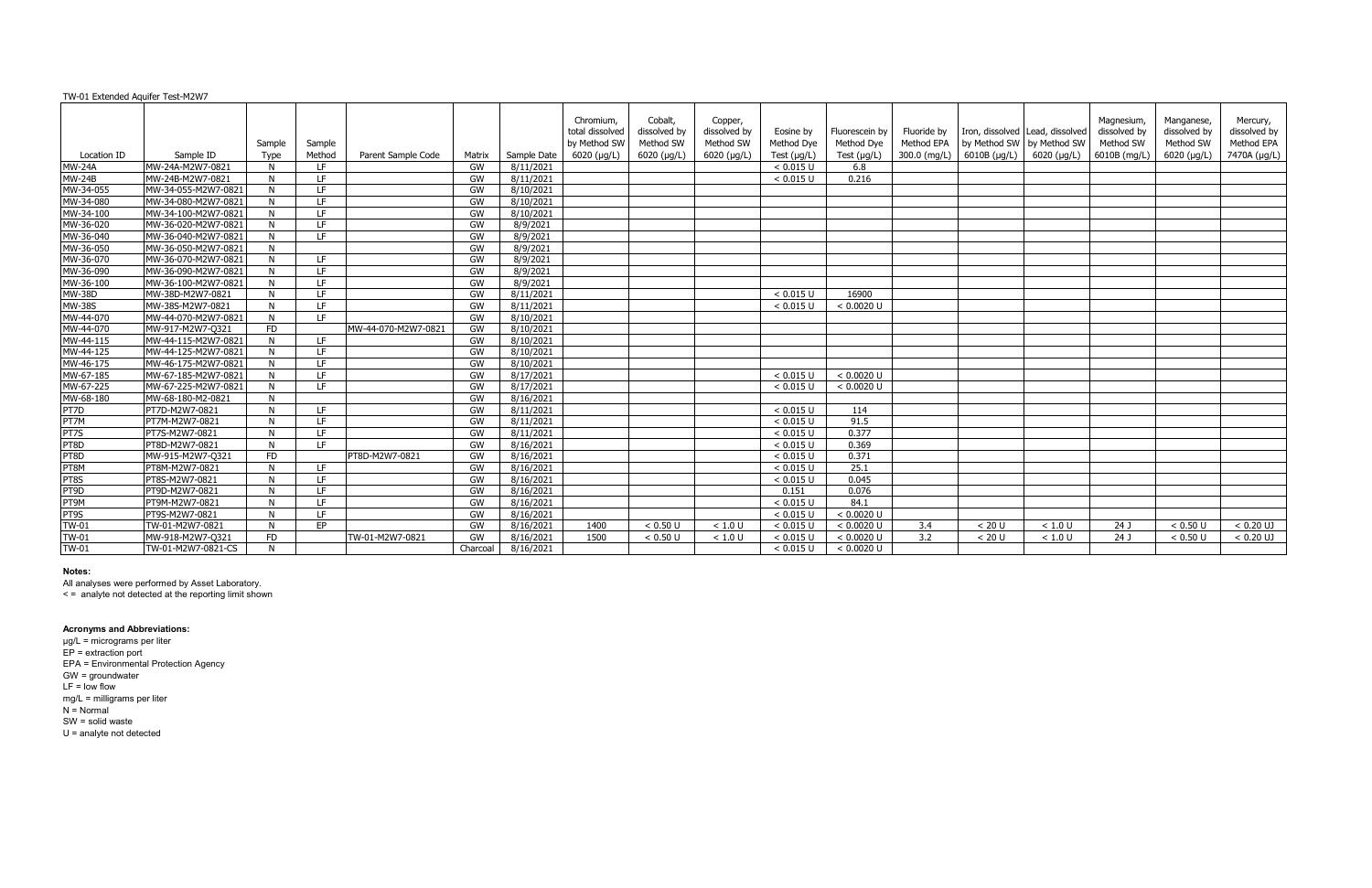TW-01 Extended Aquifer Test-M2W7

| Location ID | Sample ID | Sample Type | Sample Method | Parent Sample Code | Matrix | Sample Date | Chromium, total dissolved by Method SW 6020 (µg/L) | Cobalt, dissolved by Method SW 6020 (µg/L) | Copper, dissolved by Method SW 6020 (µg/L) | Eosine by Method Dye Test (µg/L) | Fluorescein by Method Dye Test (µg/L) | Fluoride by Method EPA 300.0 (mg/L) | Iron, dissolved by Method SW 6010B (µg/L) | Lead, dissolved by Method SW 6020 (µg/L) | Magnesium, dissolved by Method SW 6010B (mg/L) | Manganese, dissolved by Method SW 6020 (µg/L) | Mercury, dissolved by Method EPA 7470A (µg/L) |
|---|---|---|---|---|---|---|---|---|---|---|---|---|---|---|---|---|---|
| MW-24A | MW-24A-M2W7-0821 | N | LF | | GW | 8/11/2021 | | | | < 0.015 U | 6.8 | | | | | | |
| MW-24B | MW-24B-M2W7-0821 | N | LF | | GW | 8/11/2021 | | | | < 0.015 U | 0.216 | | | | | | |
| MW-34-055 | MW-34-055-M2W7-0821 | N | LF | | GW | 8/10/2021 | | | | | | | | | | | |
| MW-34-080 | MW-34-080-M2W7-0821 | N | LF | | GW | 8/10/2021 | | | | | | | | | | | |
| MW-34-100 | MW-34-100-M2W7-0821 | N | LF | | GW | 8/10/2021 | | | | | | | | | | | |
| MW-36-020 | MW-36-020-M2W7-0821 | N | LF | | GW | 8/9/2021 | | | | | | | | | | | |
| MW-36-040 | MW-36-040-M2W7-0821 | N | LF | | GW | 8/9/2021 | | | | | | | | | | | |
| MW-36-050 | MW-36-050-M2W7-0821 | N | | | GW | 8/9/2021 | | | | | | | | | | | |
| MW-36-070 | MW-36-070-M2W7-0821 | N | LF | | GW | 8/9/2021 | | | | | | | | | | | |
| MW-36-090 | MW-36-090-M2W7-0821 | N | LF | | GW | 8/9/2021 | | | | | | | | | | | |
| MW-36-100 | MW-36-100-M2W7-0821 | N | LF | | GW | 8/9/2021 | | | | | | | | | | | |
| MW-38D | MW-38D-M2W7-0821 | N | LF | | GW | 8/11/2021 | | | | < 0.015 U | 16900 | | | | | | |
| MW-38S | MW-38S-M2W7-0821 | N | LF | | GW | 8/11/2021 | | | | < 0.015 U | < 0.0020 U | | | | | | |
| MW-44-070 | MW-44-070-M2W7-0821 | N | LF | | GW | 8/10/2021 | | | | | | | | | | | |
| MW-44-070 | MW-917-M2W7-Q321 | FD | | MW-44-070-M2W7-0821 | GW | 8/10/2021 | | | | | | | | | | | |
| MW-44-115 | MW-44-115-M2W7-0821 | N | LF | | GW | 8/10/2021 | | | | | | | | | | | |
| MW-44-125 | MW-44-125-M2W7-0821 | N | LF | | GW | 8/10/2021 | | | | | | | | | | | |
| MW-46-175 | MW-46-175-M2W7-0821 | N | LF | | GW | 8/10/2021 | | | | | | | | | | | |
| MW-67-185 | MW-67-185-M2W7-0821 | N | LF | | GW | 8/17/2021 | | | | < 0.015 U | < 0.0020 U | | | | | | |
| MW-67-225 | MW-67-225-M2W7-0821 | N | LF | | GW | 8/17/2021 | | | | < 0.015 U | < 0.0020 U | | | | | | |
| MW-68-180 | MW-68-180-M2-0821 | N | | | GW | 8/16/2021 | | | | | | | | | | | |
| PT7D | PT7D-M2W7-0821 | N | LF | | GW | 8/11/2021 | | | | < 0.015 U | 114 | | | | | | |
| PT7M | PT7M-M2W7-0821 | N | LF | | GW | 8/11/2021 | | | | < 0.015 U | 91.5 | | | | | | |
| PT7S | PT7S-M2W7-0821 | N | LF | | GW | 8/11/2021 | | | | < 0.015 U | 0.377 | | | | | | |
| PT8D | PT8D-M2W7-0821 | N | LF | | GW | 8/16/2021 | | | | < 0.015 U | 0.369 | | | | | | |
| PT8D | MW-915-M2W7-Q321 | FD | | PT8D-M2W7-0821 | GW | 8/16/2021 | | | | < 0.015 U | 0.371 | | | | | | |
| PT8M | PT8M-M2W7-0821 | N | LF | | GW | 8/16/2021 | | | | < 0.015 U | 25.1 | | | | | | |
| PT8S | PT8S-M2W7-0821 | N | LF | | GW | 8/16/2021 | | | | < 0.015 U | 0.045 | | | | | | |
| PT9D | PT9D-M2W7-0821 | N | LF | | GW | 8/16/2021 | | | | 0.151 | 0.076 | | | | | | |
| PT9M | PT9M-M2W7-0821 | N | LF | | GW | 8/16/2021 | | | | < 0.015 U | 84.1 | | | | | | |
| PT9S | PT9S-M2W7-0821 | N | LF | | GW | 8/16/2021 | | | | < 0.015 U | < 0.0020 U | | | | | | |
| TW-01 | TW-01-M2W7-0821 | N | EP | | GW | 8/16/2021 | 1400 | < 0.50 U | < 1.0 U | < 0.015 U | < 0.0020 U | 3.4 | < 20 U | < 1.0 U | 24 J | < 0.50 U | < 0.20 UJ |
| TW-01 | MW-918-M2W7-Q321 | FD | | TW-01-M2W7-0821 | GW | 8/16/2021 | 1500 | < 0.50 U | < 1.0 U | < 0.015 U | < 0.0020 U | 3.2 | < 20 U | < 1.0 U | 24 J | < 0.50 U | < 0.20 UJ |
| TW-01 | TW-01-M2W7-0821-CS | N | | | Charcoal | 8/16/2021 | | | | < 0.015 U | < 0.0020 U | | | | | | |

**Notes:**

All analyses were performed by Asset Laboratory.
< = analyte not detected at the reporting limit shown

**Acronyms and Abbreviations:**

µg/L = micrograms per liter
EP = extraction port
EPA = Environmental Protection Agency
GW = groundwater
LF = low flow
mg/L = milligrams per liter
N = Normal
SW = solid waste
U = analyte not detected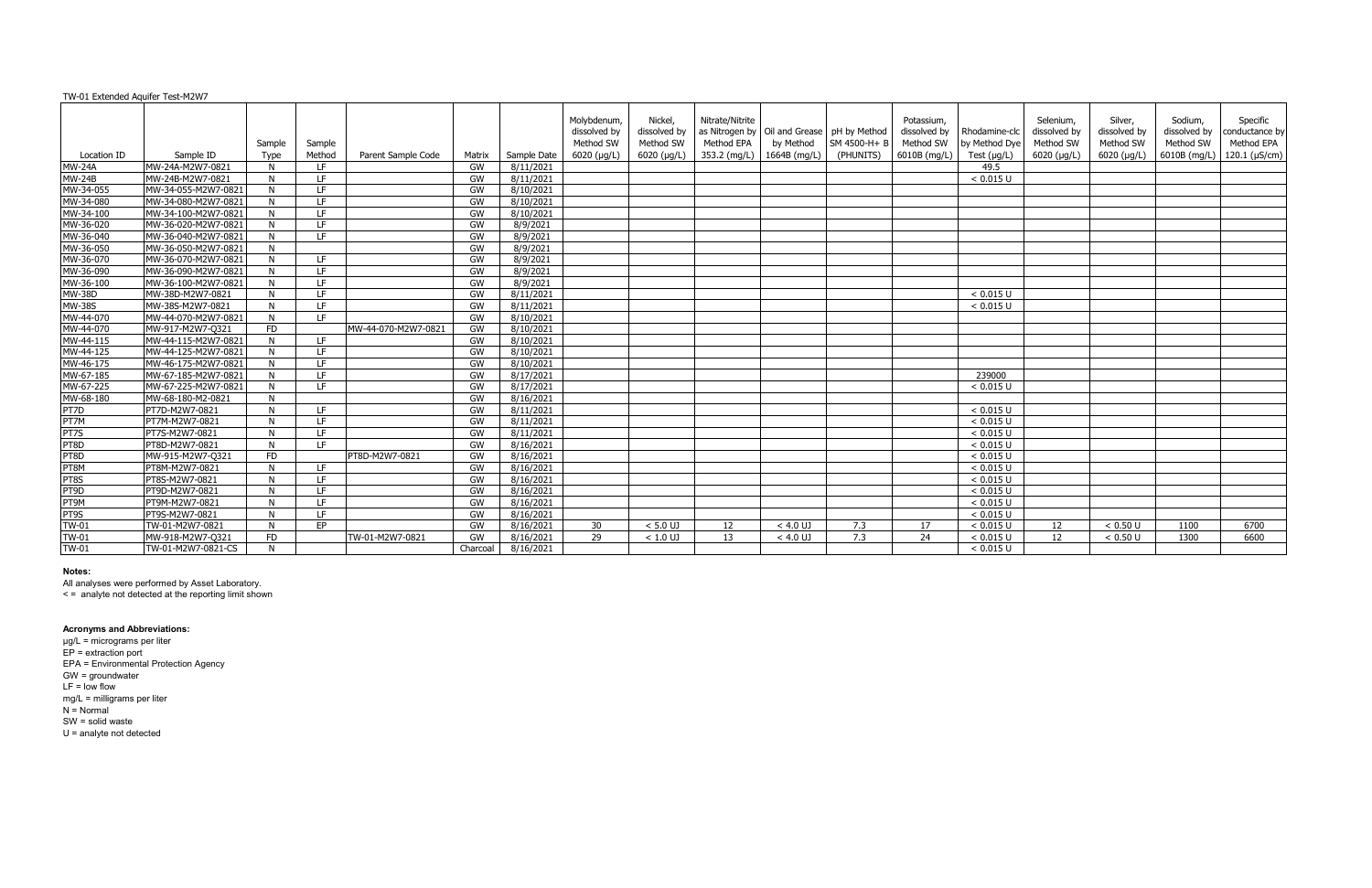TW-01 Extended Aquifer Test-M2W7

| Location ID | Sample ID | Sample Type | Sample Method | Parent Sample Code | Matrix | Sample Date | Molybdenum, dissolved by Method SW 6020 (µg/L) | Nickel, dissolved by Method SW 6020 (µg/L) | Nitrate/Nitrite as Nitrogen by Method EPA 353.2 (mg/L) | Oil and Grease by Method 1664B (mg/L) | pH by Method SM 4500-H+ B (PHUNITS) | Potassium, dissolved by Method SW 6010B (mg/L) | Rhodamine-clc by Method Dye Test (µg/L) | Selenium, dissolved by Method SW 6020 (µg/L) | Silver, dissolved by Method SW 6020 (µg/L) | Sodium, dissolved by Method SW 6010B (mg/L) | Specific conductance by Method EPA 120.1 (µS/cm) |
|---|---|---|---|---|---|---|---|---|---|---|---|---|---|---|---|---|---|
| MW-24A | MW-24A-M2W7-0821 | N | LF | | GW | 8/11/2021 | | | | | | | 49.5 | | | | |
| MW-24B | MW-24B-M2W7-0821 | N | LF | | GW | 8/11/2021 | | | | | | | < 0.015 U | | | | |
| MW-34-055 | MW-34-055-M2W7-0821 | N | LF | | GW | 8/10/2021 | | | | | | | | | | | |
| MW-34-080 | MW-34-080-M2W7-0821 | N | LF | | GW | 8/10/2021 | | | | | | | | | | | |
| MW-34-100 | MW-34-100-M2W7-0821 | N | LF | | GW | 8/10/2021 | | | | | | | | | | | |
| MW-36-020 | MW-36-020-M2W7-0821 | N | LF | | GW | 8/9/2021 | | | | | | | | | | | |
| MW-36-040 | MW-36-040-M2W7-0821 | N | LF | | GW | 8/9/2021 | | | | | | | | | | | |
| MW-36-050 | MW-36-050-M2W7-0821 | N | | | GW | 8/9/2021 | | | | | | | | | | | |
| MW-36-070 | MW-36-070-M2W7-0821 | N | LF | | GW | 8/9/2021 | | | | | | | | | | | |
| MW-36-090 | MW-36-090-M2W7-0821 | N | LF | | GW | 8/9/2021 | | | | | | | | | | | |
| MW-36-100 | MW-36-100-M2W7-0821 | N | LF | | GW | 8/9/2021 | | | | | | | | | | | |
| MW-38D | MW-38D-M2W7-0821 | N | LF | | GW | 8/11/2021 | | | | | | | < 0.015 U | | | | |
| MW-38S | MW-38S-M2W7-0821 | N | LF | | GW | 8/11/2021 | | | | | | | < 0.015 U | | | | |
| MW-44-070 | MW-44-070-M2W7-0821 | N | LF | | GW | 8/10/2021 | | | | | | | | | | | |
| MW-44-070 | MW-917-M2W7-Q321 | FD | | MW-44-070-M2W7-0821 | GW | 8/10/2021 | | | | | | | | | | | |
| MW-44-115 | MW-44-115-M2W7-0821 | N | LF | | GW | 8/10/2021 | | | | | | | | | | | |
| MW-44-125 | MW-44-125-M2W7-0821 | N | LF | | GW | 8/10/2021 | | | | | | | | | | | |
| MW-46-175 | MW-46-175-M2W7-0821 | N | LF | | GW | 8/10/2021 | | | | | | | | | | | |
| MW-67-185 | MW-67-185-M2W7-0821 | N | LF | | GW | 8/17/2021 | | | | | | | 239000 | | | | |
| MW-67-225 | MW-67-225-M2W7-0821 | N | LF | | GW | 8/17/2021 | | | | | | | < 0.015 U | | | | |
| MW-68-180 | MW-68-180-M2-0821 | N | | | GW | 8/16/2021 | | | | | | | | | | | |
| PT7D | PT7D-M2W7-0821 | N | LF | | GW | 8/11/2021 | | | | | | | < 0.015 U | | | | |
| PT7M | PT7M-M2W7-0821 | N | LF | | GW | 8/11/2021 | | | | | | | < 0.015 U | | | | |
| PT7S | PT7S-M2W7-0821 | N | LF | | GW | 8/11/2021 | | | | | | | < 0.015 U | | | | |
| PT8D | PT8D-M2W7-0821 | N | LF | | GW | 8/16/2021 | | | | | | | < 0.015 U | | | | |
| PT8D | MW-915-M2W7-Q321 | FD | | PT8D-M2W7-0821 | GW | 8/16/2021 | | | | | | | < 0.015 U | | | | |
| PT8M | PT8M-M2W7-0821 | N | LF | | GW | 8/16/2021 | | | | | | | < 0.015 U | | | | |
| PT8S | PT8S-M2W7-0821 | N | LF | | GW | 8/16/2021 | | | | | | | < 0.015 U | | | | |
| PT9D | PT9D-M2W7-0821 | N | LF | | GW | 8/16/2021 | | | | | | | < 0.015 U | | | | |
| PT9M | PT9M-M2W7-0821 | N | LF | | GW | 8/16/2021 | | | | | | | < 0.015 U | | | | |
| PT9S | PT9S-M2W7-0821 | N | LF | | GW | 8/16/2021 | | | | | | | < 0.015 U | | | | |
| TW-01 | TW-01-M2W7-0821 | N | EP | | GW | 8/16/2021 | 30 | < 5.0 UJ | 12 | < 4.0 UJ | 7.3 | 17 | < 0.015 U | 12 | < 0.50 U | 1100 | 6700 |
| TW-01 | MW-918-M2W7-Q321 | FD | | TW-01-M2W7-0821 | GW | 8/16/2021 | 29 | < 1.0 UJ | 13 | < 4.0 UJ | 7.3 | 24 | < 0.015 U | 12 | < 0.50 U | 1300 | 6600 |
| TW-01 | TW-01-M2W7-0821-CS | N | | | Charcoal | 8/16/2021 | | | | | | | < 0.015 U | | | | |

**Notes:**

All analyses were performed by Asset Laboratory.
< = analyte not detected at the reporting limit shown

**Acronyms and Abbreviations:**

µg/L = micrograms per liter
EP = extraction port
EPA = Environmental Protection Agency
GW = groundwater
LF = low flow
mg/L = milligrams per liter
N = Normal
SW = solid waste
U = analyte not detected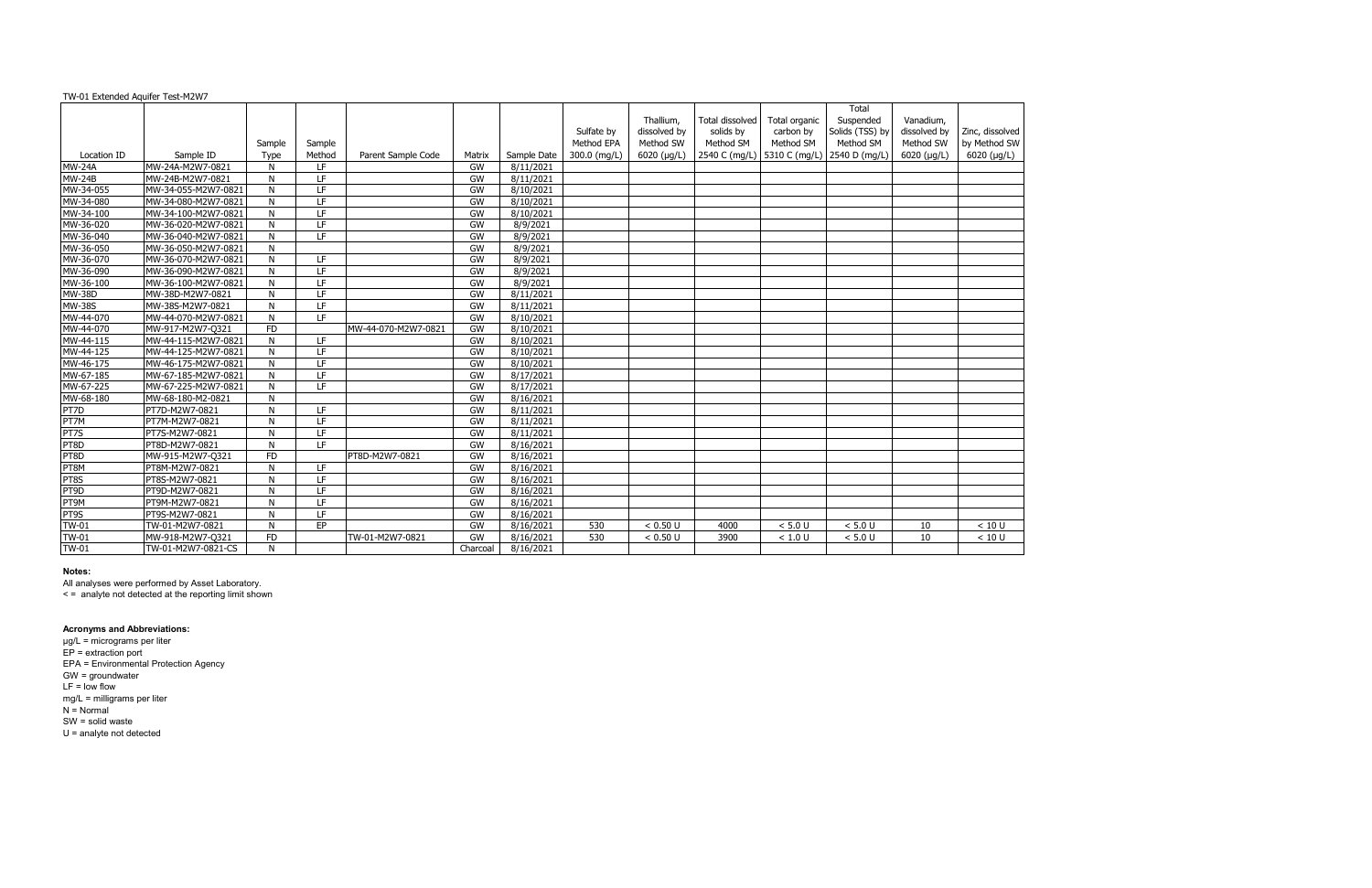TW-01 Extended Aquifer Test-M2W7

| Location ID | Sample ID | Sample Type | Sample Method | Parent Sample Code | Matrix | Sample Date | Sulfate by Method EPA 300.0 (mg/L) | Thallium, dissolved by Method SW 6020 (µg/L) | Total dissolved solids by Method SM 2540 C (mg/L) | Total organic carbon by Method SM 5310 C (mg/L) | Total Suspended Solids (TSS) by Method SM 2540 D (mg/L) | Vanadium, dissolved by Method SW 6020 (µg/L) | Zinc, dissolved by Method SW 6020 (µg/L) |
|---|---|---|---|---|---|---|---|---|---|---|---|---|---|
| MW-24A | MW-24A-M2W7-0821 | N | LF | | GW | 8/11/2021 | | | | | | | |
| MW-24B | MW-24B-M2W7-0821 | N | LF | | GW | 8/11/2021 | | | | | | | |
| MW-34-055 | MW-34-055-M2W7-0821 | N | LF | | GW | 8/10/2021 | | | | | | | |
| MW-34-080 | MW-34-080-M2W7-0821 | N | LF | | GW | 8/10/2021 | | | | | | | |
| MW-34-100 | MW-34-100-M2W7-0821 | N | LF | | GW | 8/10/2021 | | | | | | | |
| MW-36-020 | MW-36-020-M2W7-0821 | N | LF | | GW | 8/9/2021 | | | | | | | |
| MW-36-040 | MW-36-040-M2W7-0821 | N | LF | | GW | 8/9/2021 | | | | | | | |
| MW-36-050 | MW-36-050-M2W7-0821 | N | | | GW | 8/9/2021 | | | | | | | |
| MW-36-070 | MW-36-070-M2W7-0821 | N | LF | | GW | 8/9/2021 | | | | | | | |
| MW-36-090 | MW-36-090-M2W7-0821 | N | LF | | GW | 8/9/2021 | | | | | | | |
| MW-36-100 | MW-36-100-M2W7-0821 | N | LF | | GW | 8/9/2021 | | | | | | | |
| MW-38D | MW-38D-M2W7-0821 | N | LF | | GW | 8/11/2021 | | | | | | | |
| MW-38S | MW-38S-M2W7-0821 | N | LF | | GW | 8/11/2021 | | | | | | | |
| MW-44-070 | MW-44-070-M2W7-0821 | N | LF | | GW | 8/10/2021 | | | | | | | |
| MW-44-070 | MW-917-M2W7-Q321 | FD | | MW-44-070-M2W7-0821 | GW | 8/10/2021 | | | | | | | |
| MW-44-115 | MW-44-115-M2W7-0821 | N | LF | | GW | 8/10/2021 | | | | | | | |
| MW-44-125 | MW-44-125-M2W7-0821 | N | LF | | GW | 8/10/2021 | | | | | | | |
| MW-46-175 | MW-46-175-M2W7-0821 | N | LF | | GW | 8/10/2021 | | | | | | | |
| MW-67-185 | MW-67-185-M2W7-0821 | N | LF | | GW | 8/17/2021 | | | | | | | |
| MW-67-225 | MW-67-225-M2W7-0821 | N | LF | | GW | 8/17/2021 | | | | | | | |
| MW-68-180 | MW-68-180-M2-0821 | N | | | GW | 8/16/2021 | | | | | | | |
| PT7D | PT7D-M2W7-0821 | N | LF | | GW | 8/11/2021 | | | | | | | |
| PT7M | PT7M-M2W7-0821 | N | LF | | GW | 8/11/2021 | | | | | | | |
| PT7S | PT7S-M2W7-0821 | N | LF | | GW | 8/11/2021 | | | | | | | |
| PT8D | PT8D-M2W7-0821 | N | LF | | GW | 8/16/2021 | | | | | | | |
| PT8D | MW-915-M2W7-Q321 | FD | | PT8D-M2W7-0821 | GW | 8/16/2021 | | | | | | | |
| PT8M | PT8M-M2W7-0821 | N | LF | | GW | 8/16/2021 | | | | | | | |
| PT8S | PT8S-M2W7-0821 | N | LF | | GW | 8/16/2021 | | | | | | | |
| PT9D | PT9D-M2W7-0821 | N | LF | | GW | 8/16/2021 | | | | | | | |
| PT9M | PT9M-M2W7-0821 | N | LF | | GW | 8/16/2021 | | | | | | | |
| PT9S | PT9S-M2W7-0821 | N | LF | | GW | 8/16/2021 | | | | | | | |
| TW-01 | TW-01-M2W7-0821 | N | EP | | GW | 8/16/2021 | 530 | < 0.50 U | 4000 | < 5.0 U | < 5.0 U | 10 | < 10 U |
| TW-01 | MW-918-M2W7-Q321 | FD | | TW-01-M2W7-0821 | GW | 8/16/2021 | 530 | < 0.50 U | 3900 | < 1.0 U | < 5.0 U | 10 | < 10 U |
| TW-01 | TW-01-M2W7-0821-CS | N | | | Charcoal | 8/16/2021 | | | | | | | |

**Notes:**

All analyses were performed by Asset Laboratory.
< = analyte not detected at the reporting limit shown

**Acronyms and Abbreviations:**

µg/L = micrograms per liter
EP = extraction port
EPA = Environmental Protection Agency
GW = groundwater
LF = low flow
mg/L = milligrams per liter
N = Normal
SW = solid waste
U = analyte not detected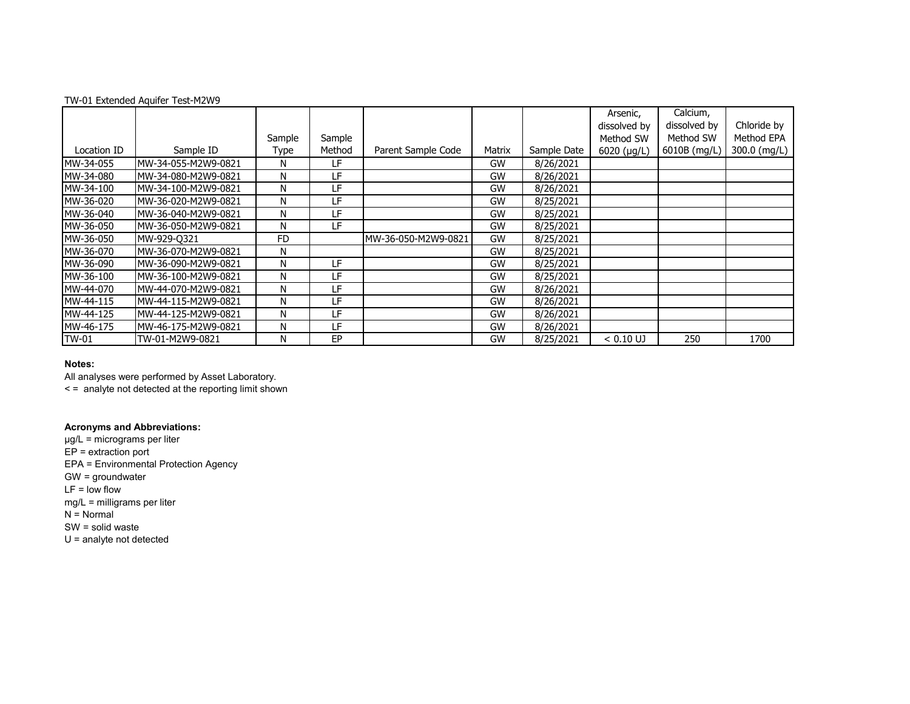TW-01 Extended Aquifer Test-M2W9

| Location ID | Sample ID | Sample Type | Sample Method | Parent Sample Code | Matrix | Sample Date | Arsenic, dissolved by Method SW 6020 (μg/L) | Calcium, dissolved by Method SW 6010B (mg/L) | Chloride by Method EPA 300.0 (mg/L) |
|---|---|---|---|---|---|---|---|---|---|
| MW-34-055 | MW-34-055-M2W9-0821 | N | LF | | GW | 8/26/2021 | | | |
| MW-34-080 | MW-34-080-M2W9-0821 | N | LF | | GW | 8/26/2021 | | | |
| MW-34-100 | MW-34-100-M2W9-0821 | N | LF | | GW | 8/26/2021 | | | |
| MW-36-020 | MW-36-020-M2W9-0821 | N | LF | | GW | 8/25/2021 | | | |
| MW-36-040 | MW-36-040-M2W9-0821 | N | LF | | GW | 8/25/2021 | | | |
| MW-36-050 | MW-36-050-M2W9-0821 | N | LF | | GW | 8/25/2021 | | | |
| MW-36-050 | MW-929-Q321 | FD | | MW-36-050-M2W9-0821 | GW | 8/25/2021 | | | |
| MW-36-070 | MW-36-070-M2W9-0821 | N | | | GW | 8/25/2021 | | | |
| MW-36-090 | MW-36-090-M2W9-0821 | N | LF | | GW | 8/25/2021 | | | |
| MW-36-100 | MW-36-100-M2W9-0821 | N | LF | | GW | 8/25/2021 | | | |
| MW-44-070 | MW-44-070-M2W9-0821 | N | LF | | GW | 8/26/2021 | | | |
| MW-44-115 | MW-44-115-M2W9-0821 | N | LF | | GW | 8/26/2021 | | | |
| MW-44-125 | MW-44-125-M2W9-0821 | N | LF | | GW | 8/26/2021 | | | |
| MW-46-175 | MW-46-175-M2W9-0821 | N | LF | | GW | 8/26/2021 | | | |
| TW-01 | TW-01-M2W9-0821 | N | EP | | GW | 8/25/2021 | < 0.10 UJ | 250 | 1700 |

**Notes:**

All analyses were performed by Asset Laboratory.

< = analyte not detected at the reporting limit shown

**Acronyms and Abbreviations:**

μg/L = micrograms per liter

EP = extraction port

EPA = Environmental Protection Agency

GW = groundwater

LF = low flow

mg/L = milligrams per liter

N = Normal

SW = solid waste

U = analyte not detected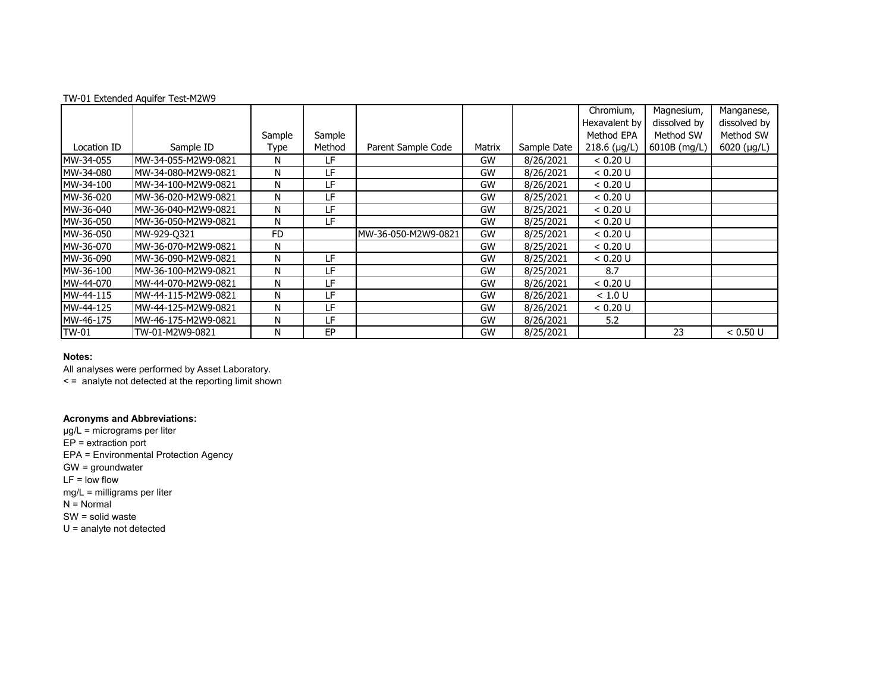TW-01 Extended Aquifer Test-M2W9

| Location ID | Sample ID | Sample Type | Sample Method | Parent Sample Code | Matrix | Sample Date | Chromium, Hexavalent by Method EPA 218.6 (µg/L) | Magnesium, dissolved by Method SW 6010B (mg/L) | Manganese, dissolved by Method SW 6020 (µg/L) |
|---|---|---|---|---|---|---|---|---|---|
| MW-34-055 | MW-34-055-M2W9-0821 | N | LF | | GW | 8/26/2021 | < 0.20 U | | |
| MW-34-080 | MW-34-080-M2W9-0821 | N | LF | | GW | 8/26/2021 | < 0.20 U | | |
| MW-34-100 | MW-34-100-M2W9-0821 | N | LF | | GW | 8/26/2021 | < 0.20 U | | |
| MW-36-020 | MW-36-020-M2W9-0821 | N | LF | | GW | 8/25/2021 | < 0.20 U | | |
| MW-36-040 | MW-36-040-M2W9-0821 | N | LF | | GW | 8/25/2021 | < 0.20 U | | |
| MW-36-050 | MW-36-050-M2W9-0821 | N | LF | | GW | 8/25/2021 | < 0.20 U | | |
| MW-36-050 | MW-929-Q321 | FD | | MW-36-050-M2W9-0821 | GW | 8/25/2021 | < 0.20 U | | |
| MW-36-070 | MW-36-070-M2W9-0821 | N | | | GW | 8/25/2021 | < 0.20 U | | |
| MW-36-090 | MW-36-090-M2W9-0821 | N | LF | | GW | 8/25/2021 | < 0.20 U | | |
| MW-36-100 | MW-36-100-M2W9-0821 | N | LF | | GW | 8/25/2021 | 8.7 | | |
| MW-44-070 | MW-44-070-M2W9-0821 | N | LF | | GW | 8/26/2021 | < 0.20 U | | |
| MW-44-115 | MW-44-115-M2W9-0821 | N | LF | | GW | 8/26/2021 | < 1.0 U | | |
| MW-44-125 | MW-44-125-M2W9-0821 | N | LF | | GW | 8/26/2021 | < 0.20 U | | |
| MW-46-175 | MW-46-175-M2W9-0821 | N | LF | | GW | 8/26/2021 | 5.2 | | |
| TW-01 | TW-01-M2W9-0821 | N | EP | | GW | 8/25/2021 | | 23 | < 0.50 U |

**Notes:**

All analyses were performed by Asset Laboratory.

< = analyte not detected at the reporting limit shown

**Acronyms and Abbreviations:**

µg/L = micrograms per liter

EP = extraction port

EPA = Environmental Protection Agency

GW = groundwater

LF = low flow

mg/L = milligrams per liter

N = Normal

SW = solid waste

U = analyte not detected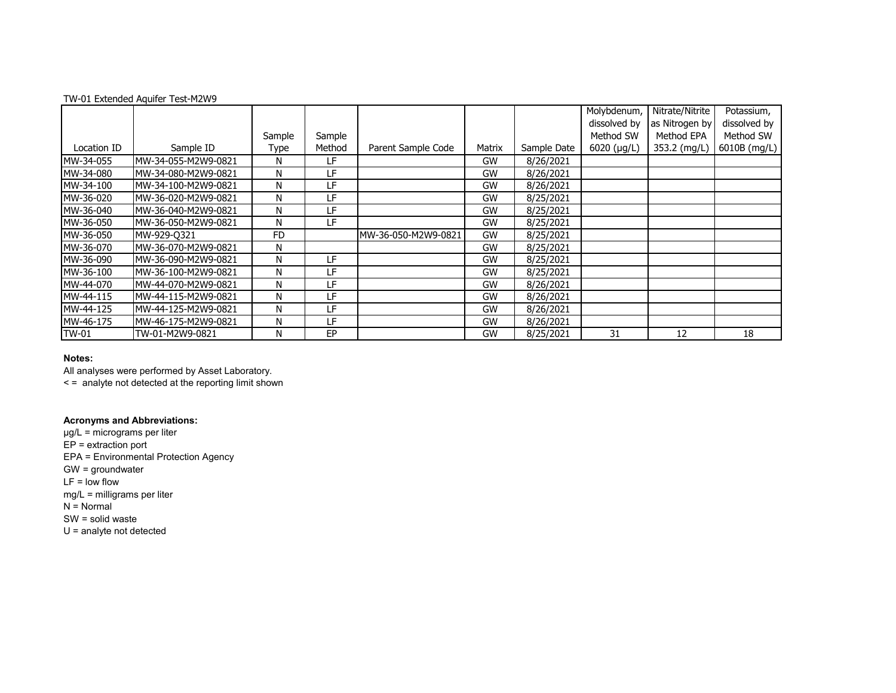TW-01 Extended Aquifer Test-M2W9

| Location ID | Sample ID | Sample Type | Sample Method | Parent Sample Code | Matrix | Sample Date | Molybdenum, dissolved by Method SW 6020 (µg/L) | Nitrate/Nitrite as Nitrogen by Method EPA 353.2 (mg/L) | Potassium, dissolved by Method SW 6010B (mg/L) |
|---|---|---|---|---|---|---|---|---|---|
| MW-34-055 | MW-34-055-M2W9-0821 | N | LF | | GW | 8/26/2021 | | | |
| MW-34-080 | MW-34-080-M2W9-0821 | N | LF | | GW | 8/26/2021 | | | |
| MW-34-100 | MW-34-100-M2W9-0821 | N | LF | | GW | 8/26/2021 | | | |
| MW-36-020 | MW-36-020-M2W9-0821 | N | LF | | GW | 8/25/2021 | | | |
| MW-36-040 | MW-36-040-M2W9-0821 | N | LF | | GW | 8/25/2021 | | | |
| MW-36-050 | MW-36-050-M2W9-0821 | N | LF | | GW | 8/25/2021 | | | |
| MW-36-050 | MW-929-Q321 | FD | | MW-36-050-M2W9-0821 | GW | 8/25/2021 | | | |
| MW-36-070 | MW-36-070-M2W9-0821 | N | | | GW | 8/25/2021 | | | |
| MW-36-090 | MW-36-090-M2W9-0821 | N | LF | | GW | 8/25/2021 | | | |
| MW-36-100 | MW-36-100-M2W9-0821 | N | LF | | GW | 8/25/2021 | | | |
| MW-44-070 | MW-44-070-M2W9-0821 | N | LF | | GW | 8/26/2021 | | | |
| MW-44-115 | MW-44-115-M2W9-0821 | N | LF | | GW | 8/26/2021 | | | |
| MW-44-125 | MW-44-125-M2W9-0821 | N | LF | | GW | 8/26/2021 | | | |
| MW-46-175 | MW-46-175-M2W9-0821 | N | LF | | GW | 8/26/2021 | | | |
| TW-01 | TW-01-M2W9-0821 | N | EP | | GW | 8/25/2021 | 31 | 12 | 18 |

**Notes:**

All analyses were performed by Asset Laboratory.

< = analyte not detected at the reporting limit shown

**Acronyms and Abbreviations:**

µg/L = micrograms per liter
EP = extraction port
EPA = Environmental Protection Agency
GW = groundwater
LF = low flow
mg/L = milligrams per liter
N = Normal
SW = solid waste
U = analyte not detected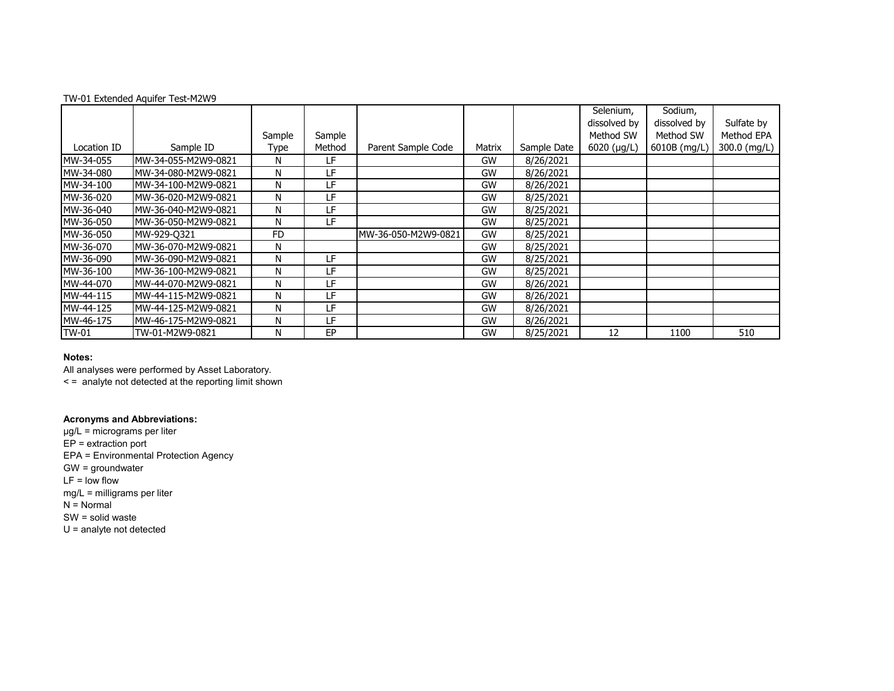TW-01 Extended Aquifer Test-M2W9

| Location ID | Sample ID | Sample Type | Sample Method | Parent Sample Code | Matrix | Sample Date | Selenium, dissolved by Method SW 6020 (µg/L) | Sodium, dissolved by Method SW 6010B (mg/L) | Sulfate by Method EPA 300.0 (mg/L) |
|---|---|---|---|---|---|---|---|---|---|
| MW-34-055 | MW-34-055-M2W9-0821 | N | LF | | GW | 8/26/2021 | | | |
| MW-34-080 | MW-34-080-M2W9-0821 | N | LF | | GW | 8/26/2021 | | | |
| MW-34-100 | MW-34-100-M2W9-0821 | N | LF | | GW | 8/26/2021 | | | |
| MW-36-020 | MW-36-020-M2W9-0821 | N | LF | | GW | 8/25/2021 | | | |
| MW-36-040 | MW-36-040-M2W9-0821 | N | LF | | GW | 8/25/2021 | | | |
| MW-36-050 | MW-36-050-M2W9-0821 | N | LF | | GW | 8/25/2021 | | | |
| MW-36-050 | MW-929-Q321 | FD | | MW-36-050-M2W9-0821 | GW | 8/25/2021 | | | |
| MW-36-070 | MW-36-070-M2W9-0821 | N | | | GW | 8/25/2021 | | | |
| MW-36-090 | MW-36-090-M2W9-0821 | N | LF | | GW | 8/25/2021 | | | |
| MW-36-100 | MW-36-100-M2W9-0821 | N | LF | | GW | 8/25/2021 | | | |
| MW-44-070 | MW-44-070-M2W9-0821 | N | LF | | GW | 8/26/2021 | | | |
| MW-44-115 | MW-44-115-M2W9-0821 | N | LF | | GW | 8/26/2021 | | | |
| MW-44-125 | MW-44-125-M2W9-0821 | N | LF | | GW | 8/26/2021 | | | |
| MW-46-175 | MW-46-175-M2W9-0821 | N | LF | | GW | 8/26/2021 | | | |
| TW-01 | TW-01-M2W9-0821 | N | EP | | GW | 8/25/2021 | 12 | 1100 | 510 |

**Notes:**

All analyses were performed by Asset Laboratory.

< = analyte not detected at the reporting limit shown

**Acronyms and Abbreviations:**

µg/L = micrograms per liter
EP = extraction port
EPA = Environmental Protection Agency
GW = groundwater
LF = low flow
mg/L = milligrams per liter
N = Normal
SW = solid waste
U = analyte not detected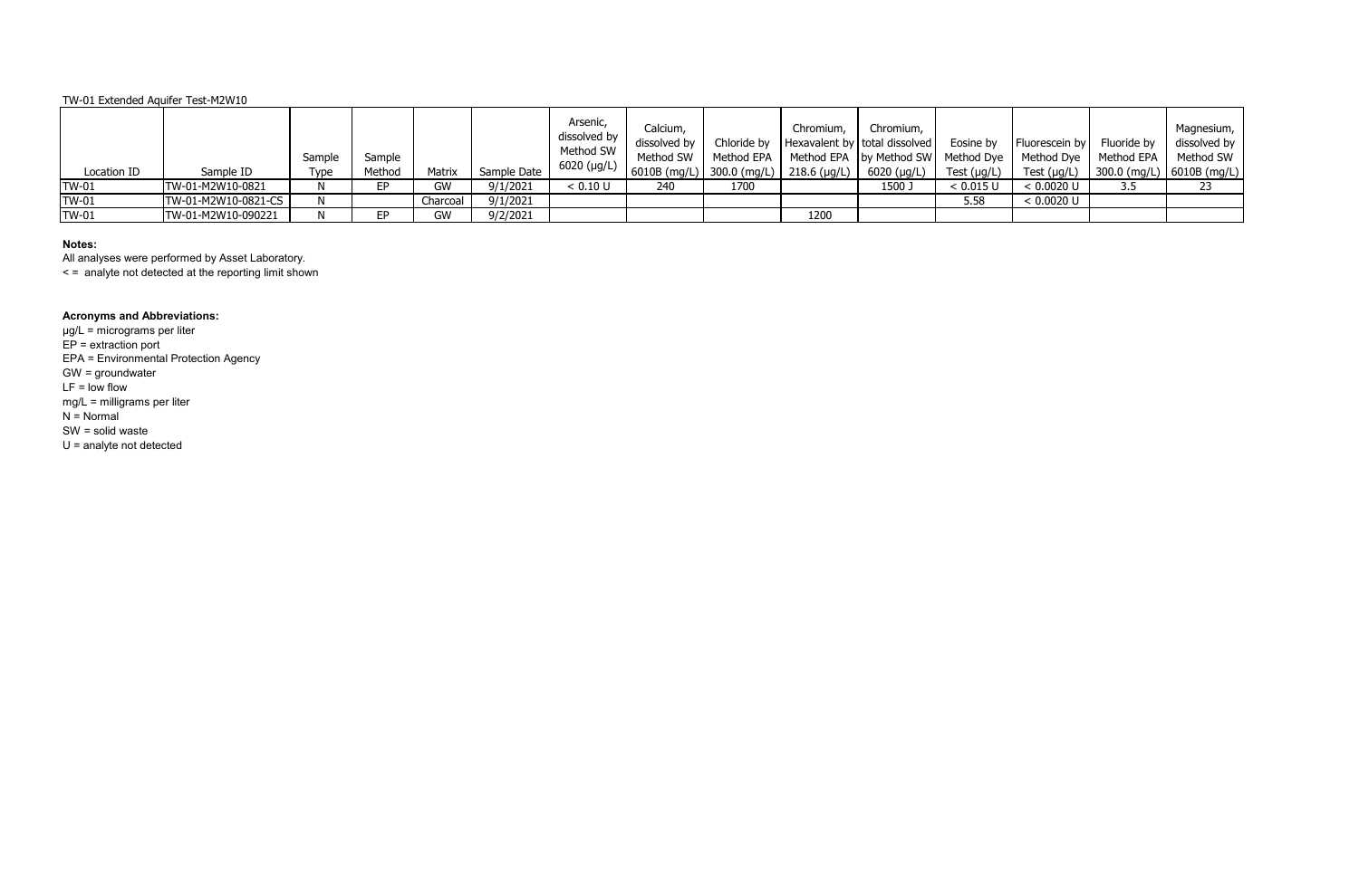TW-01 Extended Aquifer Test-M2W10

| Location ID | Sample ID | Sample Type | Sample Method | Matrix | Sample Date | Arsenic, dissolved by Method SW 6020 (µg/L) | Calcium, dissolved by Method SW 6010B (mg/L) | Chloride by Method EPA 300.0 (mg/L) | Chromium, Hexavalent by Method EPA 218.6 (µg/L) | Chromium, total dissolved by Method SW 6020 (µg/L) | Eosine by Method Dye Test (µg/L) | Fluorescein by Method Dye Test (µg/L) | Fluoride by Method EPA 300.0 (mg/L) | Magnesium, dissolved by Method SW 6010B (mg/L) |
|---|---|---|---|---|---|---|---|---|---|---|---|---|---|---|
| TW-01 | TW-01-M2W10-0821 | N | EP | GW | 9/1/2021 | < 0.10 U | 240 | 1700 | | 1500 J | < 0.015 U | < 0.0020 U | 3.5 | 23 |
| TW-01 | TW-01-M2W10-0821-CS | N | | Charcoal | 9/1/2021 | | | | | | 5.58 | < 0.0020 U | | |
| TW-01 | TW-01-M2W10-090221 | N | EP | GW | 9/2/2021 | | | | 1200 | | | | | |

**Notes:**

All analyses were performed by Asset Laboratory.

< = analyte not detected at the reporting limit shown

**Acronyms and Abbreviations:**

µg/L = micrograms per liter

EP = extraction port

EPA = Environmental Protection Agency

GW = groundwater

LF = low flow

mg/L = milligrams per liter

N = Normal

SW = solid waste

U = analyte not detected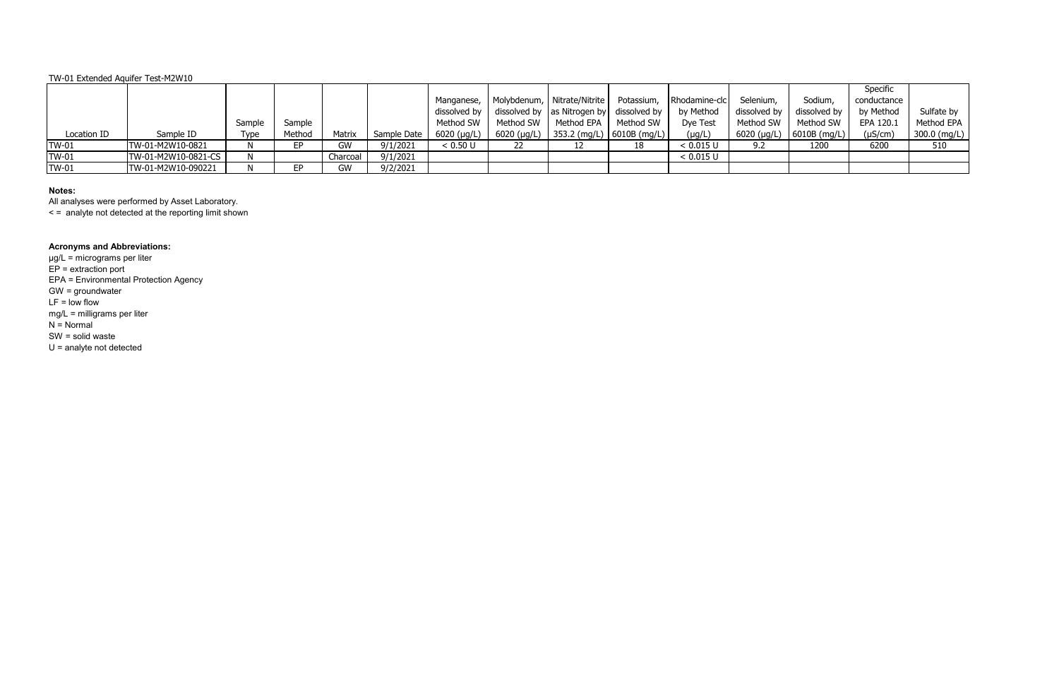TW-01 Extended Aquifer Test-M2W10

| Location ID | Sample ID | Sample Type | Sample Method | Matrix | Sample Date | Manganese, dissolved by Method SW 6020 (µg/L) | Molybdenum, dissolved by Method SW 6020 (µg/L) | Nitrate/Nitrite as Nitrogen by Method EPA 353.2 (mg/L) | Potassium, dissolved by Method SW 6010B (mg/L) | Rhodamine-clc by Method Dye Test (µg/L) | Selenium, dissolved by Method SW 6020 (µg/L) | Sodium, dissolved by Method SW 6010B (mg/L) | Specific conductance by Method EPA 120.1 (µS/cm) | Sulfate by Method EPA 300.0 (mg/L) |
|---|---|---|---|---|---|---|---|---|---|---|---|---|---|---|
| TW-01 | TW-01-M2W10-0821 | N | EP | GW | 9/1/2021 | < 0.50 U | 22 | 12 | 18 | < 0.015 U | 9.2 | 1200 | 6200 | 510 |
| TW-01 | TW-01-M2W10-0821-CS | N | | Charcoal | 9/1/2021 | | | | | < 0.015 U | | | | |
| TW-01 | TW-01-M2W10-090221 | N | EP | GW | 9/2/2021 | | | | | | | | | |

**Notes:**

All analyses were performed by Asset Laboratory.

< = analyte not detected at the reporting limit shown

**Acronyms and Abbreviations:**

µg/L = micrograms per liter
EP = extraction port
EPA = Environmental Protection Agency
GW = groundwater
LF = low flow
mg/L = milligrams per liter
N = Normal
SW = solid waste
U = analyte not detected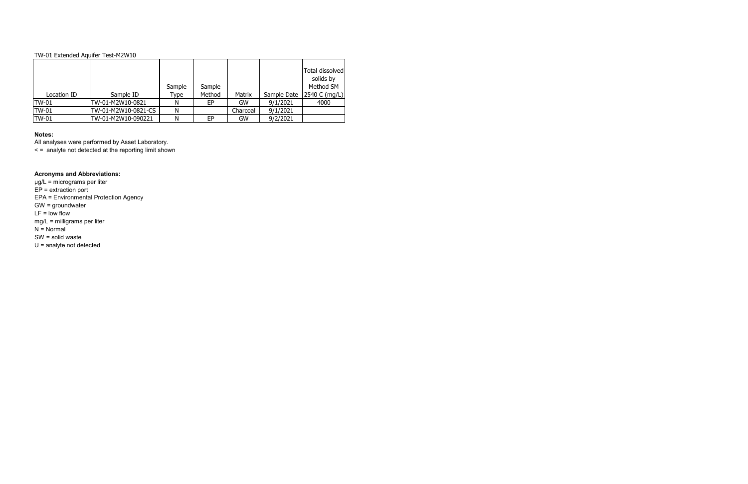TW-01 Extended Aquifer Test-M2W10

| Location ID | Sample ID | Sample Type | Sample Method | Matrix | Sample Date | Total dissolved solids by Method SM 2540 C (mg/L) |
|---|---|---|---|---|---|---|
| TW-01 | TW-01-M2W10-0821 | N | EP | GW | 9/1/2021 | 4000 |
| TW-01 | TW-01-M2W10-0821-CS | N | | Charcoal | 9/1/2021 | |
| TW-01 | TW-01-M2W10-090221 | N | EP | GW | 9/2/2021 | |

**Notes:**

All analyses were performed by Asset Laboratory.

< = analyte not detected at the reporting limit shown

**Acronyms and Abbreviations:**

µg/L = micrograms per liter

EP = extraction port

EPA = Environmental Protection Agency

GW = groundwater

LF = low flow

mg/L = milligrams per liter

N = Normal

SW = solid waste

U = analyte not detected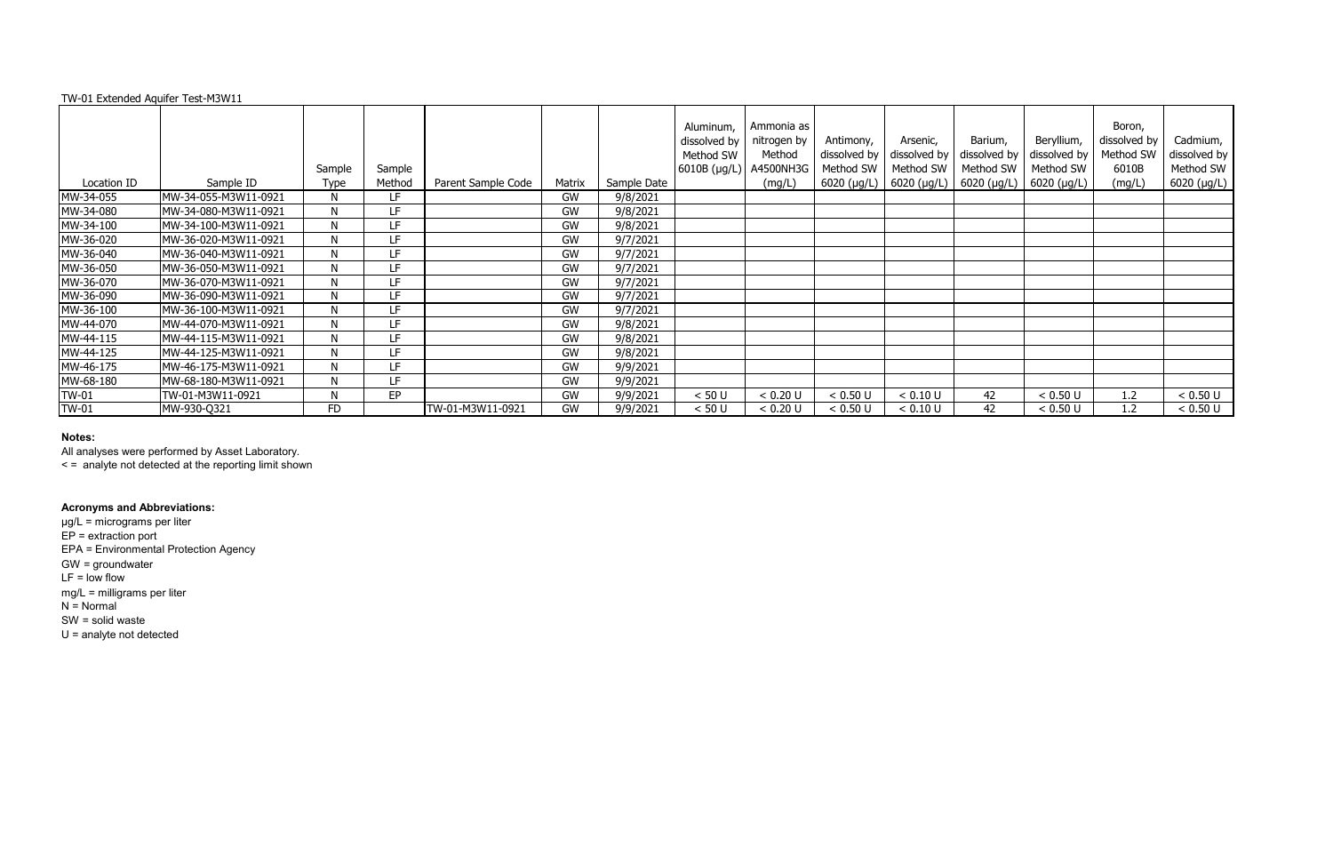TW-01 Extended Aquifer Test-M3W11

| Location ID | Sample ID | Sample Type | Sample Method | Parent Sample Code | Matrix | Sample Date | Aluminum, dissolved by Method SW 6010B (µg/L) | Ammonia as nitrogen by Method A4500NH3G (mg/L) | Antimony, dissolved by Method SW 6020 (µg/L) | Arsenic, dissolved by Method SW 6020 (µg/L) | Barium, dissolved by Method SW 6020 (µg/L) | Beryllium, dissolved by Method SW 6020 (µg/L) | Boron, dissolved by Method SW 6010B (mg/L) | Cadmium, dissolved by Method SW 6020 (µg/L) |
|---|---|---|---|---|---|---|---|---|---|---|---|---|---|---|
| MW-34-055 | MW-34-055-M3W11-0921 | N | LF | | GW | 9/8/2021 | | | | | | | | |
| MW-34-080 | MW-34-080-M3W11-0921 | N | LF | | GW | 9/8/2021 | | | | | | | | |
| MW-34-100 | MW-34-100-M3W11-0921 | N | LF | | GW | 9/8/2021 | | | | | | | | |
| MW-36-020 | MW-36-020-M3W11-0921 | N | LF | | GW | 9/7/2021 | | | | | | | | |
| MW-36-040 | MW-36-040-M3W11-0921 | N | LF | | GW | 9/7/2021 | | | | | | | | |
| MW-36-050 | MW-36-050-M3W11-0921 | N | LF | | GW | 9/7/2021 | | | | | | | | |
| MW-36-070 | MW-36-070-M3W11-0921 | N | LF | | GW | 9/7/2021 | | | | | | | | |
| MW-36-090 | MW-36-090-M3W11-0921 | N | LF | | GW | 9/7/2021 | | | | | | | | |
| MW-36-100 | MW-36-100-M3W11-0921 | N | LF | | GW | 9/7/2021 | | | | | | | | |
| MW-44-070 | MW-44-070-M3W11-0921 | N | LF | | GW | 9/8/2021 | | | | | | | | |
| MW-44-115 | MW-44-115-M3W11-0921 | N | LF | | GW | 9/8/2021 | | | | | | | | |
| MW-44-125 | MW-44-125-M3W11-0921 | N | LF | | GW | 9/8/2021 | | | | | | | | |
| MW-46-175 | MW-46-175-M3W11-0921 | N | LF | | GW | 9/9/2021 | | | | | | | | |
| MW-68-180 | MW-68-180-M3W11-0921 | N | LF | | GW | 9/9/2021 | | | | | | | | |
| TW-01 | TW-01-M3W11-0921 | N | EP | | GW | 9/9/2021 | < 50 U | < 0.20 U | < 0.50 U | < 0.10 U | 42 | < 0.50 U | 1.2 | < 0.50 U |
| TW-01 | MW-930-Q321 | FD | | TW-01-M3W11-0921 | GW | 9/9/2021 | < 50 U | < 0.20 U | < 0.50 U | < 0.10 U | 42 | < 0.50 U | 1.2 | < 0.50 U |

**Notes:**

All analyses were performed by Asset Laboratory.

< = analyte not detected at the reporting limit shown

**Acronyms and Abbreviations:**

µg/L = micrograms per liter

EP = extraction port

EPA = Environmental Protection Agency

GW = groundwater

LF = low flow

mg/L = milligrams per liter

N = Normal

SW = solid waste

U = analyte not detected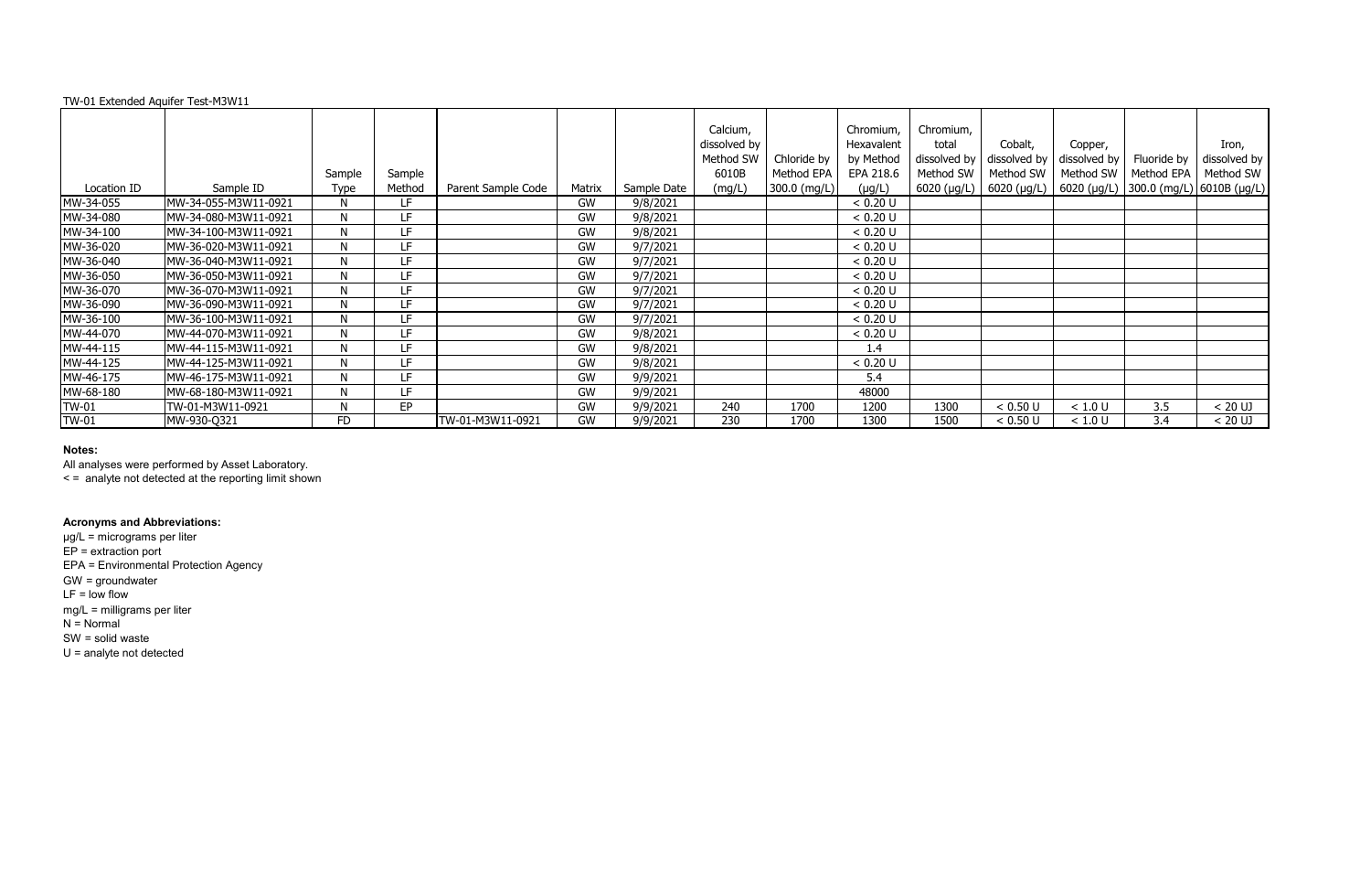TW-01 Extended Aquifer Test-M3W11

| Location ID | Sample ID | Sample Type | Sample Method | Parent Sample Code | Matrix | Sample Date | Calcium, dissolved by Method SW 6010B (mg/L) | Chloride by Method EPA 300.0 (mg/L) | Chromium, Hexavalent by Method EPA 218.6 (µg/L) | Chromium, total dissolved by Method SW 6020 (µg/L) | Cobalt, dissolved by Method SW 6020 (µg/L) | Copper, dissolved by Method SW 6020 (µg/L) | Fluoride by Method EPA 300.0 (mg/L) | Iron, dissolved by Method SW 6010B (µg/L) |
|---|---|---|---|---|---|---|---|---|---|---|---|---|---|---|
| MW-34-055 | MW-34-055-M3W11-0921 | N | LF | | GW | 9/8/2021 | | | < 0.20 U | | | | | |
| MW-34-080 | MW-34-080-M3W11-0921 | N | LF | | GW | 9/8/2021 | | | < 0.20 U | | | | | |
| MW-34-100 | MW-34-100-M3W11-0921 | N | LF | | GW | 9/8/2021 | | | < 0.20 U | | | | | |
| MW-36-020 | MW-36-020-M3W11-0921 | N | LF | | GW | 9/7/2021 | | | < 0.20 U | | | | | |
| MW-36-040 | MW-36-040-M3W11-0921 | N | LF | | GW | 9/7/2021 | | | < 0.20 U | | | | | |
| MW-36-050 | MW-36-050-M3W11-0921 | N | LF | | GW | 9/7/2021 | | | < 0.20 U | | | | | |
| MW-36-070 | MW-36-070-M3W11-0921 | N | LF | | GW | 9/7/2021 | | | < 0.20 U | | | | | |
| MW-36-090 | MW-36-090-M3W11-0921 | N | LF | | GW | 9/7/2021 | | | < 0.20 U | | | | | |
| MW-36-100 | MW-36-100-M3W11-0921 | N | LF | | GW | 9/7/2021 | | | < 0.20 U | | | | | |
| MW-44-070 | MW-44-070-M3W11-0921 | N | LF | | GW | 9/8/2021 | | | < 0.20 U | | | | | |
| MW-44-115 | MW-44-115-M3W11-0921 | N | LF | | GW | 9/8/2021 | | | 1.4 | | | | | |
| MW-44-125 | MW-44-125-M3W11-0921 | N | LF | | GW | 9/8/2021 | | | < 0.20 U | | | | | |
| MW-46-175 | MW-46-175-M3W11-0921 | N | LF | | GW | 9/9/2021 | | | 5.4 | | | | | |
| MW-68-180 | MW-68-180-M3W11-0921 | N | LF | | GW | 9/9/2021 | | | 48000 | | | | | |
| TW-01 | TW-01-M3W11-0921 | N | EP | | GW | 9/9/2021 | 240 | 1700 | 1200 | 1300 | < 0.50 U | < 1.0 U | 3.5 | < 20 UJ |
| TW-01 | MW-930-Q321 | FD | | TW-01-M3W11-0921 | GW | 9/9/2021 | 230 | 1700 | 1300 | 1500 | < 0.50 U | < 1.0 U | 3.4 | < 20 UJ |

**Notes:**

All analyses were performed by Asset Laboratory.

< = analyte not detected at the reporting limit shown

**Acronyms and Abbreviations:**

µg/L = micrograms per liter

EP = extraction port

EPA = Environmental Protection Agency

GW = groundwater

LF = low flow

mg/L = milligrams per liter

N = Normal

SW = solid waste

U = analyte not detected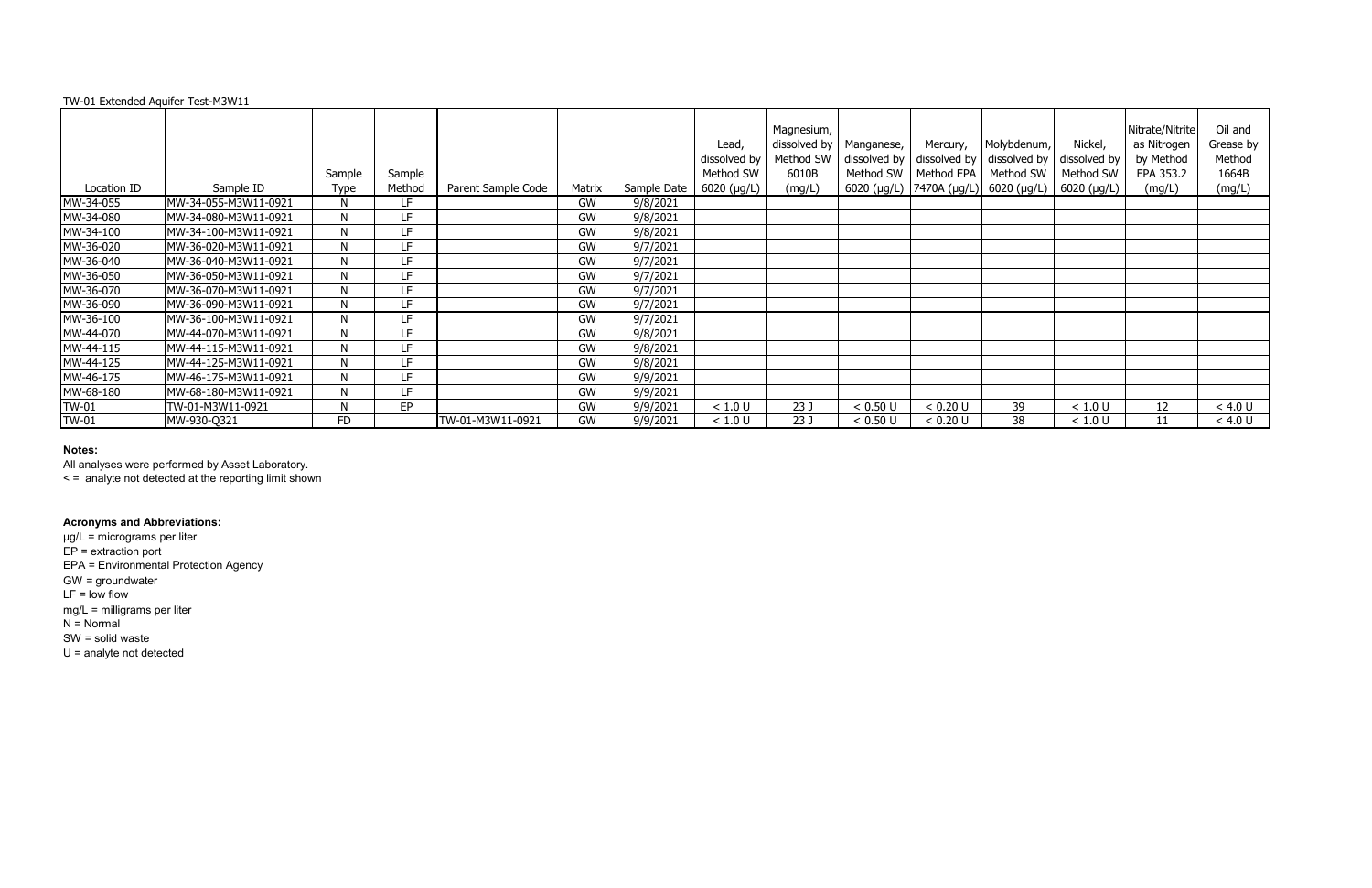TW-01 Extended Aquifer Test-M3W11

| Location ID | Sample ID | Sample Type | Sample Method | Parent Sample Code | Matrix | Sample Date | Lead, dissolved by Method SW 6020 (µg/L) | Magnesium, dissolved by Method SW 6010B (mg/L) | Manganese, dissolved by Method SW 6020 (µg/L) | Mercury, dissolved by Method EPA 7470A (µg/L) | Molybdenum, dissolved by Method SW 6020 (µg/L) | Nickel, dissolved by Method SW 6020 (µg/L) | Nitrate/Nitrite as Nitrogen by Method EPA 353.2 (mg/L) | Oil and Grease by Method 1664B (mg/L) |
|---|---|---|---|---|---|---|---|---|---|---|---|---|---|---|
| MW-34-055 | MW-34-055-M3W11-0921 | N | LF | | GW | 9/8/2021 | | | | | | | | |
| MW-34-080 | MW-34-080-M3W11-0921 | N | LF | | GW | 9/8/2021 | | | | | | | | |
| MW-34-100 | MW-34-100-M3W11-0921 | N | LF | | GW | 9/8/2021 | | | | | | | | |
| MW-36-020 | MW-36-020-M3W11-0921 | N | LF | | GW | 9/7/2021 | | | | | | | | |
| MW-36-040 | MW-36-040-M3W11-0921 | N | LF | | GW | 9/7/2021 | | | | | | | | |
| MW-36-050 | MW-36-050-M3W11-0921 | N | LF | | GW | 9/7/2021 | | | | | | | | |
| MW-36-070 | MW-36-070-M3W11-0921 | N | LF | | GW | 9/7/2021 | | | | | | | | |
| MW-36-090 | MW-36-090-M3W11-0921 | N | LF | | GW | 9/7/2021 | | | | | | | | |
| MW-36-100 | MW-36-100-M3W11-0921 | N | LF | | GW | 9/7/2021 | | | | | | | | |
| MW-44-070 | MW-44-070-M3W11-0921 | N | LF | | GW | 9/8/2021 | | | | | | | | |
| MW-44-115 | MW-44-115-M3W11-0921 | N | LF | | GW | 9/8/2021 | | | | | | | | |
| MW-44-125 | MW-44-125-M3W11-0921 | N | LF | | GW | 9/8/2021 | | | | | | | | |
| MW-46-175 | MW-46-175-M3W11-0921 | N | LF | | GW | 9/9/2021 | | | | | | | | |
| MW-68-180 | MW-68-180-M3W11-0921 | N | LF | | GW | 9/9/2021 | | | | | | | | |
| TW-01 | TW-01-M3W11-0921 | N | EP | | GW | 9/9/2021 | < 1.0 U | 23 J | < 0.50 U | < 0.20 U | 39 | < 1.0 U | 12 | < 4.0 U |
| TW-01 | MW-930-Q321 | FD | | TW-01-M3W11-0921 | GW | 9/9/2021 | < 1.0 U | 23 J | < 0.50 U | < 0.20 U | 38 | < 1.0 U | 11 | < 4.0 U |

**Notes:**

All analyses were performed by Asset Laboratory.

< = analyte not detected at the reporting limit shown

**Acronyms and Abbreviations:**

µg/L = micrograms per liter

EP = extraction port

EPA = Environmental Protection Agency

GW = groundwater

LF = low flow

mg/L = milligrams per liter

N = Normal

SW = solid waste

U = analyte not detected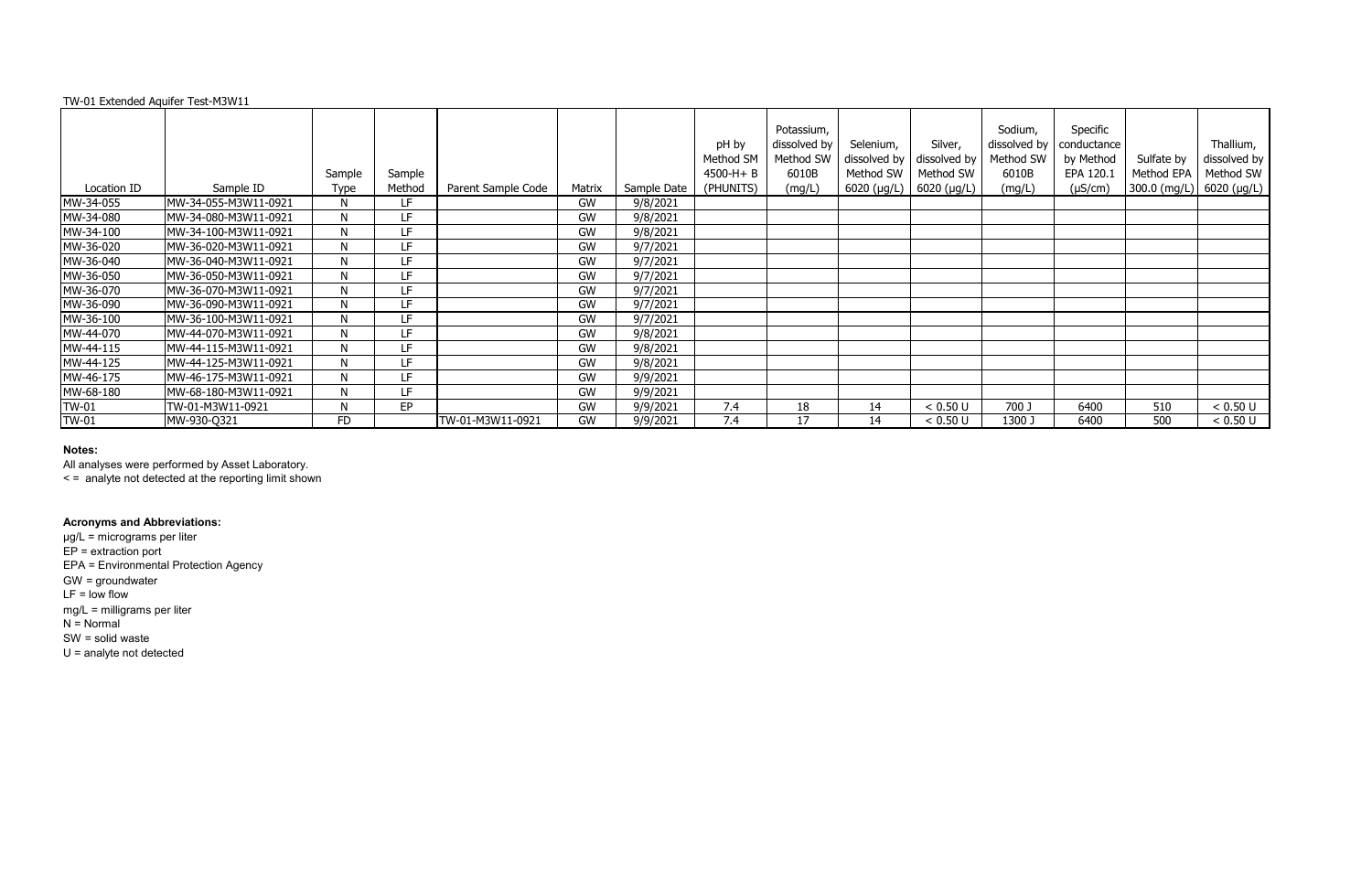TW-01 Extended Aquifer Test-M3W11

| Location ID | Sample ID | Sample Type | Sample Method | Parent Sample Code | Matrix | Sample Date | pH by Method SM 4500-H+ B (PHUNITS) | Potassium, dissolved by Method SW 6010B (mg/L) | Selenium, dissolved by Method SW 6020 (µg/L) | Silver, dissolved by Method SW 6020 (µg/L) | Sodium, dissolved by Method SW 6010B (mg/L) | Specific conductance by Method EPA 120.1 (µS/cm) | Sulfate by Method EPA 300.0 (mg/L) | Thallium, dissolved by Method SW 6020 (µg/L) |
|---|---|---|---|---|---|---|---|---|---|---|---|---|---|---|
| MW-34-055 | MW-34-055-M3W11-0921 | N | LF | | GW | 9/8/2021 | | | | | | | | |
| MW-34-080 | MW-34-080-M3W11-0921 | N | LF | | GW | 9/8/2021 | | | | | | | | |
| MW-34-100 | MW-34-100-M3W11-0921 | N | LF | | GW | 9/8/2021 | | | | | | | | |
| MW-36-020 | MW-36-020-M3W11-0921 | N | LF | | GW | 9/7/2021 | | | | | | | | |
| MW-36-040 | MW-36-040-M3W11-0921 | N | LF | | GW | 9/7/2021 | | | | | | | | |
| MW-36-050 | MW-36-050-M3W11-0921 | N | LF | | GW | 9/7/2021 | | | | | | | | |
| MW-36-070 | MW-36-070-M3W11-0921 | N | LF | | GW | 9/7/2021 | | | | | | | | |
| MW-36-090 | MW-36-090-M3W11-0921 | N | LF | | GW | 9/7/2021 | | | | | | | | |
| MW-36-100 | MW-36-100-M3W11-0921 | N | LF | | GW | 9/7/2021 | | | | | | | | |
| MW-44-070 | MW-44-070-M3W11-0921 | N | LF | | GW | 9/8/2021 | | | | | | | | |
| MW-44-115 | MW-44-115-M3W11-0921 | N | LF | | GW | 9/8/2021 | | | | | | | | |
| MW-44-125 | MW-44-125-M3W11-0921 | N | LF | | GW | 9/8/2021 | | | | | | | | |
| MW-46-175 | MW-46-175-M3W11-0921 | N | LF | | GW | 9/9/2021 | | | | | | | | |
| MW-68-180 | MW-68-180-M3W11-0921 | N | LF | | GW | 9/9/2021 | | | | | | | | |
| TW-01 | TW-01-M3W11-0921 | N | EP | | GW | 9/9/2021 | 7.4 | 18 | 14 | < 0.50 U | 700 J | 6400 | 510 | < 0.50 U |
| TW-01 | MW-930-Q321 | FD | | TW-01-M3W11-0921 | GW | 9/9/2021 | 7.4 | 17 | 14 | < 0.50 U | 1300 J | 6400 | 500 | < 0.50 U |

**Notes:**

All analyses were performed by Asset Laboratory.

< = analyte not detected at the reporting limit shown

**Acronyms and Abbreviations:**

µg/L = micrograms per liter
EP = extraction port
EPA = Environmental Protection Agency
GW = groundwater
LF = low flow
mg/L = milligrams per liter
N = Normal
SW = solid waste
U = analyte not detected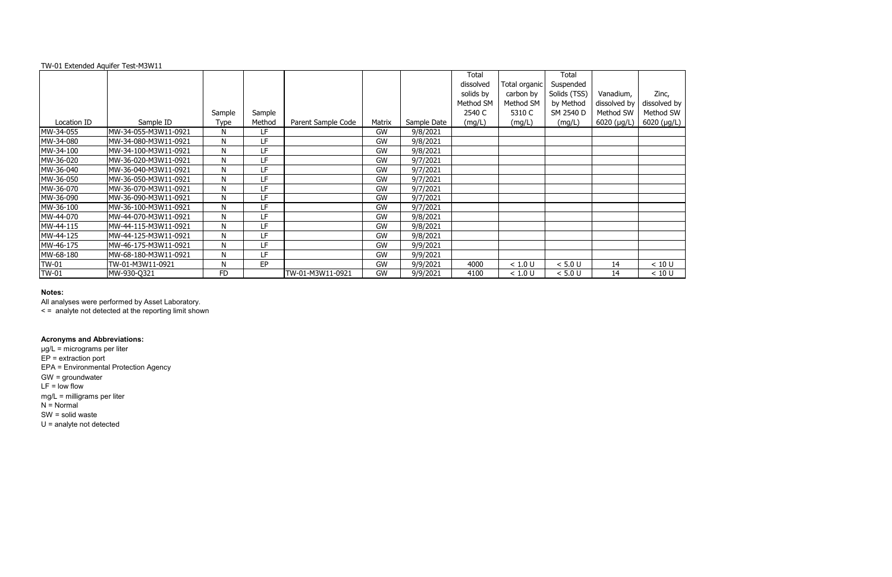TW-01 Extended Aquifer Test-M3W11

| Location ID | Sample ID | Sample Type | Sample Method | Parent Sample Code | Matrix | Sample Date | Total dissolved solids by Method SM 2540 C (mg/L) | Total organic carbon by Method SM 5310 C (mg/L) | Total Suspended Solids (TSS) by Method SM 2540 D (mg/L) | Vanadium, dissolved by Method SW 6020 (μg/L) | Zinc, dissolved by Method SW 6020 (μg/L) |
|---|---|---|---|---|---|---|---|---|---|---|---|
| MW-34-055 | MW-34-055-M3W11-0921 | N | LF | | GW | 9/8/2021 | | | | | |
| MW-34-080 | MW-34-080-M3W11-0921 | N | LF | | GW | 9/8/2021 | | | | | |
| MW-34-100 | MW-34-100-M3W11-0921 | N | LF | | GW | 9/8/2021 | | | | | |
| MW-36-020 | MW-36-020-M3W11-0921 | N | LF | | GW | 9/7/2021 | | | | | |
| MW-36-040 | MW-36-040-M3W11-0921 | N | LF | | GW | 9/7/2021 | | | | | |
| MW-36-050 | MW-36-050-M3W11-0921 | N | LF | | GW | 9/7/2021 | | | | | |
| MW-36-070 | MW-36-070-M3W11-0921 | N | LF | | GW | 9/7/2021 | | | | | |
| MW-36-090 | MW-36-090-M3W11-0921 | N | LF | | GW | 9/7/2021 | | | | | |
| MW-36-100 | MW-36-100-M3W11-0921 | N | LF | | GW | 9/7/2021 | | | | | |
| MW-44-070 | MW-44-070-M3W11-0921 | N | LF | | GW | 9/8/2021 | | | | | |
| MW-44-115 | MW-44-115-M3W11-0921 | N | LF | | GW | 9/8/2021 | | | | | |
| MW-44-125 | MW-44-125-M3W11-0921 | N | LF | | GW | 9/8/2021 | | | | | |
| MW-46-175 | MW-46-175-M3W11-0921 | N | LF | | GW | 9/9/2021 | | | | | |
| MW-68-180 | MW-68-180-M3W11-0921 | N | LF | | GW | 9/9/2021 | | | | | |
| TW-01 | TW-01-M3W11-0921 | N | EP | | GW | 9/9/2021 | 4000 | < 1.0 U | < 5.0 U | 14 | < 10 U |
| TW-01 | MW-930-Q321 | FD | | TW-01-M3W11-0921 | GW | 9/9/2021 | 4100 | < 1.0 U | < 5.0 U | 14 | < 10 U |

**Notes:**

All analyses were performed by Asset Laboratory.

< = analyte not detected at the reporting limit shown

**Acronyms and Abbreviations:**

μg/L = micrograms per liter

EP = extraction port

EPA = Environmental Protection Agency

GW = groundwater

LF = low flow

mg/L = milligrams per liter

N = Normal

SW = solid waste

U = analyte not detected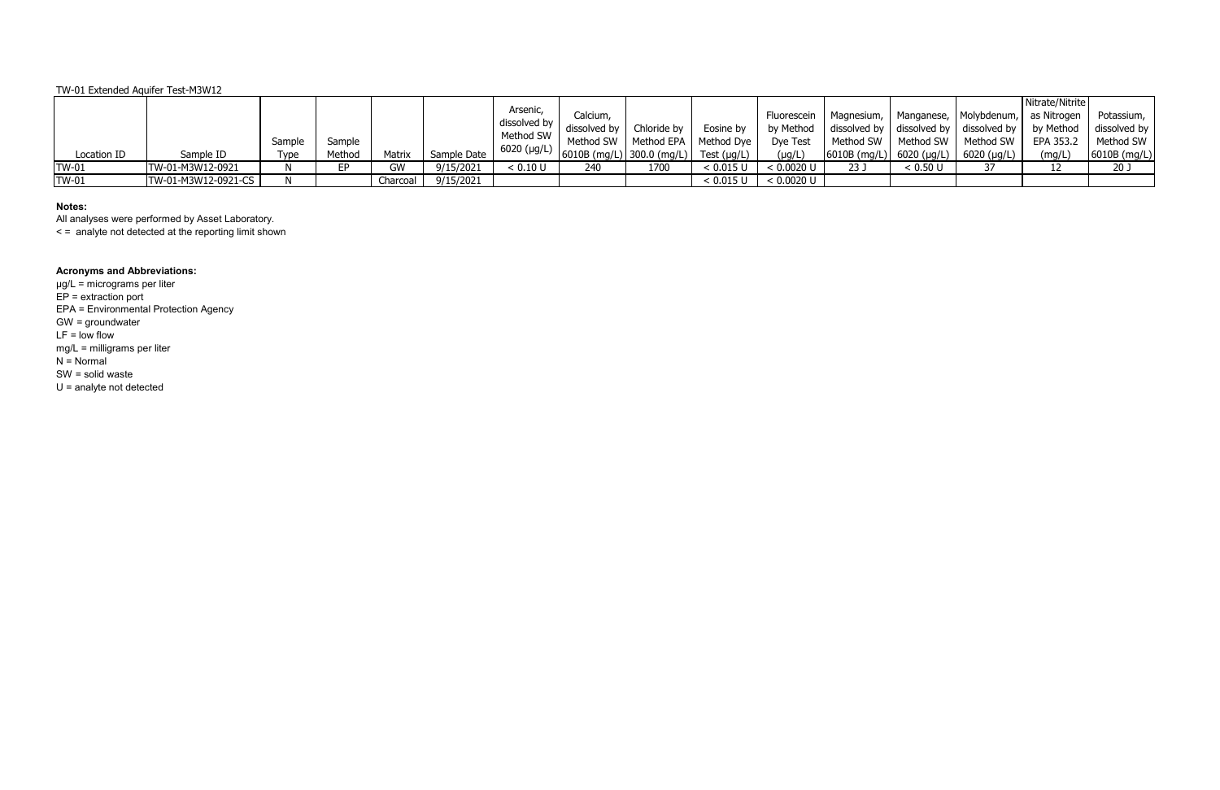TW-01 Extended Aquifer Test-M3W12

| Location ID | Sample ID | Sample Type | Sample Method | Matrix | Sample Date | Arsenic, dissolved by Method SW 6020 (µg/L) | Calcium, dissolved by Method SW 6010B (mg/L) | Chloride by Method EPA 300.0 (mg/L) | Eosine by Method Dye Test (µg/L) | Fluorescein by Method Dye Test (µg/L) | Magnesium, dissolved by Method SW 6010B (mg/L) | Manganese, dissolved by Method SW 6020 (µg/L) | Molybdenum, dissolved by Method SW 6020 (µg/L) | Nitrate/Nitrite as Nitrogen by Method EPA 353.2 (mg/L) | Potassium, dissolved by Method SW 6010B (mg/L) |
|---|---|---|---|---|---|---|---|---|---|---|---|---|---|---|---|
| TW-01 | TW-01-M3W12-0921 | N | EP | GW | 9/15/2021 | < 0.10 U | 240 | 1700 | < 0.015 U | < 0.0020 U | 23 J | < 0.50 U | 37 | 12 | 20 J |
| TW-01 | TW-01-M3W12-0921-CS | N | | Charcoal | 9/15/2021 | | | | < 0.015 U | < 0.0020 U | | | | | |

**Notes:**

All analyses were performed by Asset Laboratory.

< = analyte not detected at the reporting limit shown

**Acronyms and Abbreviations:**

µg/L = micrograms per liter
EP = extraction port
EPA = Environmental Protection Agency
GW = groundwater
LF = low flow
mg/L = milligrams per liter
N = Normal
SW = solid waste
U = analyte not detected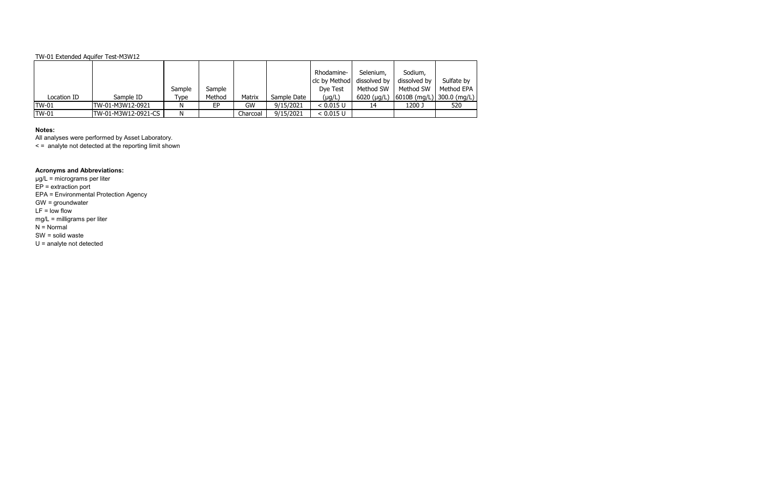TW-01 Extended Aquifer Test-M3W12

| Location ID | Sample ID | Sample Type | Sample Method | Matrix | Sample Date | Rhodamine-clc by Method Dye Test (µg/L) | Selenium, dissolved by Method SW 6020 (µg/L) | Sodium, dissolved by Method SW 6010B (mg/L) | Sulfate by Method EPA 300.0 (mg/L) |
|---|---|---|---|---|---|---|---|---|---|
| TW-01 | TW-01-M3W12-0921 | N | EP | GW | 9/15/2021 | < 0.015 U | 14 | 1200 J | 520 |
| TW-01 | TW-01-M3W12-0921-CS | N | | Charcoal | 9/15/2021 | < 0.015 U | | | |

**Notes:**

All analyses were performed by Asset Laboratory.

< = analyte not detected at the reporting limit shown

**Acronyms and Abbreviations:**

µg/L = micrograms per liter

EP = extraction port

EPA = Environmental Protection Agency

GW = groundwater

LF = low flow

mg/L = milligrams per liter

N = Normal

SW = solid waste

U = analyte not detected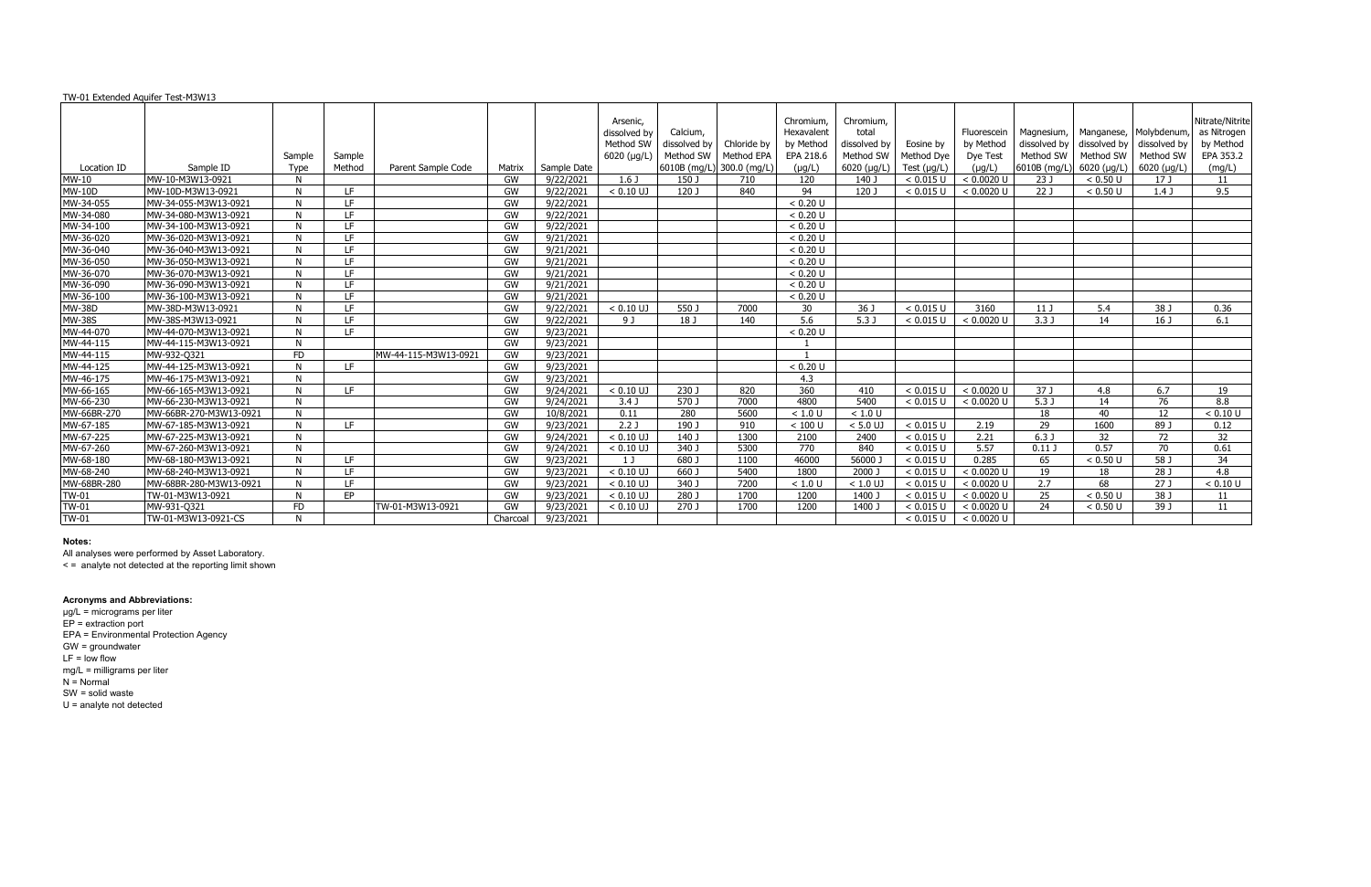TW-01 Extended Aquifer Test-M3W13

| Location ID | Sample ID | Sample Type | Sample Method | Parent Sample Code | Matrix | Sample Date | Arsenic, dissolved by Method SW 6020 (µg/L) | Calcium, dissolved by Method SW 6010B (mg/L) | Chloride by Method EPA 300.0 (mg/L) | Chromium, Hexavalent by Method EPA 218.6 (µg/L) | Chromium, total dissolved by Method SW 6020 (µg/L) | Eosine by Method Dye Test (µg/L) | Fluorescein by Method Dye Test (µg/L) | Magnesium, dissolved by Method SW 6010B (mg/L) | Manganese, dissolved by Method SW 6020 (µg/L) | Molybdenum, dissolved by Method SW 6020 (µg/L) | Nitrate/Nitrite as Nitrogen by Method EPA 353.2 (mg/L) |
|---|---|---|---|---|---|---|---|---|---|---|---|---|---|---|---|---|---|
| MW-10 | MW-10-M3W13-0921 | N | | | GW | 9/22/2021 | 1.6 J | 150 J | 710 | 120 | 140 J | < 0.015 U | < 0.0020 U | 23 J | < 0.50 U | 17 J | 11 |
| MW-10D | MW-10D-M3W13-0921 | N | LF | | GW | 9/22/2021 | < 0.10 UJ | 120 J | 840 | 94 | 120 J | < 0.015 U | < 0.0020 U | 22 J | < 0.50 U | 1.4 J | 9.5 |
| MW-34-055 | MW-34-055-M3W13-0921 | N | LF | | GW | 9/22/2021 | | | | < 0.20 U | | | | | | | |
| MW-34-080 | MW-34-080-M3W13-0921 | N | LF | | GW | 9/22/2021 | | | | < 0.20 U | | | | | | | |
| MW-34-100 | MW-34-100-M3W13-0921 | N | LF | | GW | 9/22/2021 | | | | < 0.20 U | | | | | | | |
| MW-36-020 | MW-36-020-M3W13-0921 | N | LF | | GW | 9/21/2021 | | | | < 0.20 U | | | | | | | |
| MW-36-040 | MW-36-040-M3W13-0921 | N | LF | | GW | 9/21/2021 | | | | < 0.20 U | | | | | | | |
| MW-36-050 | MW-36-050-M3W13-0921 | N | LF | | GW | 9/21/2021 | | | | < 0.20 U | | | | | | | |
| MW-36-070 | MW-36-070-M3W13-0921 | N | LF | | GW | 9/21/2021 | | | | < 0.20 U | | | | | | | |
| MW-36-090 | MW-36-090-M3W13-0921 | N | LF | | GW | 9/21/2021 | | | | < 0.20 U | | | | | | | |
| MW-36-100 | MW-36-100-M3W13-0921 | N | LF | | GW | 9/21/2021 | | | | < 0.20 U | | | | | | | |
| MW-38D | MW-38D-M3W13-0921 | N | LF | | GW | 9/22/2021 | < 0.10 UJ | 550 J | 7000 | 30 | 36 J | < 0.015 U | 3160 | 11 J | 5.4 | 38 J | 0.36 |
| MW-38S | MW-38S-M3W13-0921 | N | LF | | GW | 9/22/2021 | 9 J | 18 J | 140 | 5.6 | 5.3 J | < 0.015 U | < 0.0020 U | 3.3 J | 14 | 16 J | 6.1 |
| MW-44-070 | MW-44-070-M3W13-0921 | N | LF | | GW | 9/23/2021 | | | | < 0.20 U | | | | | | | |
| MW-44-115 | MW-44-115-M3W13-0921 | N | | | GW | 9/23/2021 | | | | 1 | | | | | | | |
| MW-44-115 | MW-932-Q321 | FD | | MW-44-115-M3W13-0921 | GW | 9/23/2021 | | | | 1 | | | | | | | |
| MW-44-125 | MW-44-125-M3W13-0921 | N | LF | | GW | 9/23/2021 | | | | < 0.20 U | | | | | | | |
| MW-46-175 | MW-46-175-M3W13-0921 | N | | | GW | 9/23/2021 | | | | 4.3 | | | | | | | |
| MW-66-165 | MW-66-165-M3W13-0921 | N | LF | | GW | 9/24/2021 | < 0.10 UJ | 230 J | 820 | 360 | 410 | < 0.015 U | < 0.0020 U | 37 J | 4.8 | 6.7 | 19 |
| MW-66-230 | MW-66-230-M3W13-0921 | N | | | GW | 9/24/2021 | 3.4 J | 570 J | 7000 | 4800 | 5400 | < 0.015 U | < 0.0020 U | 5.3 J | 14 | 76 | 8.8 |
| MW-66BR-270 | MW-66BR-270-M3W13-0921 | N | | | GW | 10/8/2021 | 0.11 | 280 | 5600 | < 1.0 U | < 1.0 U | | | 18 | 40 | 12 | < 0.10 U |
| MW-67-185 | MW-67-185-M3W13-0921 | N | LF | | GW | 9/23/2021 | 2.2 J | 190 J | 910 | < 100 U | < 5.0 UJ | < 0.015 U | 2.19 | 29 | 1600 | 89 J | 0.12 |
| MW-67-225 | MW-67-225-M3W13-0921 | N | | | GW | 9/24/2021 | < 0.10 UJ | 140 J | 1300 | 2100 | 2400 | < 0.015 U | 2.21 | 6.3 J | 32 | 72 | 32 |
| MW-67-260 | MW-67-260-M3W13-0921 | N | | | GW | 9/24/2021 | < 0.10 UJ | 340 J | 5300 | 770 | 840 | < 0.015 U | 5.57 | 0.11 J | 0.57 | 70 | 0.61 |
| MW-68-180 | MW-68-180-M3W13-0921 | N | LF | | GW | 9/23/2021 | 1 J | 680 J | 1100 | 46000 | 56000 J | < 0.015 U | 0.285 | 65 | < 0.50 U | 58 J | 34 |
| MW-68-240 | MW-68-240-M3W13-0921 | N | LF | | GW | 9/23/2021 | < 0.10 UJ | 660 J | 5400 | 1800 | 2000 J | < 0.015 U | < 0.0020 U | 19 | 18 | 28 J | 4.8 |
| MW-68BR-280 | MW-68BR-280-M3W13-0921 | N | LF | | GW | 9/23/2021 | < 0.10 UJ | 340 J | 7200 | < 1.0 U | < 1.0 UJ | < 0.015 U | < 0.0020 U | 2.7 | 68 | 27 J | < 0.10 U |
| TW-01 | TW-01-M3W13-0921 | N | EP | | GW | 9/23/2021 | < 0.10 UJ | 280 J | 1700 | 1200 | 1400 J | < 0.015 U | < 0.0020 U | 25 | < 0.50 U | 38 J | 11 |
| TW-01 | MW-931-Q321 | FD | | TW-01-M3W13-0921 | GW | 9/23/2021 | < 0.10 UJ | 270 J | 1700 | 1200 | 1400 J | < 0.015 U | < 0.0020 U | 24 | < 0.50 U | 39 J | 11 |
| TW-01 | TW-01-M3W13-0921-CS | N | | | Charcoal | 9/23/2021 | | | | | | < 0.015 U | < 0.0020 U | | | | |

**Notes:**

All analyses were performed by Asset Laboratory.

< = analyte not detected at the reporting limit shown

**Acronyms and Abbreviations:**

µg/L = micrograms per liter
EP = extraction port
EPA = Environmental Protection Agency
GW = groundwater
LF = low flow
mg/L = milligrams per liter
N = Normal
SW = solid waste
U = analyte not detected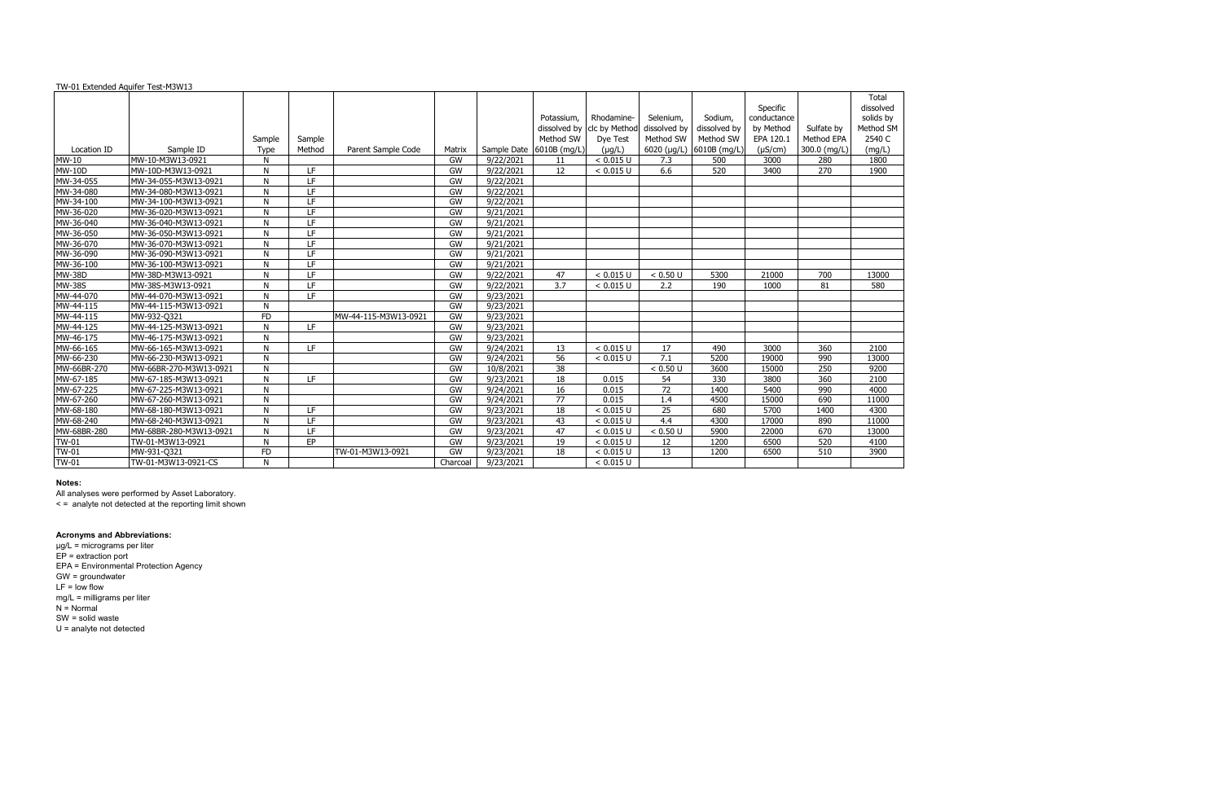TW-01 Extended Aquifer Test-M3W13

| Location ID | Sample ID | Sample Type | Sample Method | Parent Sample Code | Matrix | Sample Date | Potassium, dissolved by Method SW 6010B (mg/L) | Rhodamine-clc by Method Dye Test (µg/L) | Selenium, dissolved by Method SW 6020 (µg/L) | Sodium, dissolved by Method SW 6010B (mg/L) | Specific conductance by Method EPA 120.1 (µS/cm) | Sulfate by Method EPA 300.0 (mg/L) | Total dissolved solids by Method SM 2540 C (mg/L) |
|---|---|---|---|---|---|---|---|---|---|---|---|---|---|
| MW-10 | MW-10-M3W13-0921 | N | | | GW | 9/22/2021 | 11 | < 0.015 U | 7.3 | 500 | 3000 | 280 | 1800 |
| MW-10D | MW-10D-M3W13-0921 | N | LF | | GW | 9/22/2021 | 12 | < 0.015 U | 6.6 | 520 | 3400 | 270 | 1900 |
| MW-34-055 | MW-34-055-M3W13-0921 | N | LF | | GW | 9/22/2021 | | | | | | | |
| MW-34-080 | MW-34-080-M3W13-0921 | N | LF | | GW | 9/22/2021 | | | | | | | |
| MW-34-100 | MW-34-100-M3W13-0921 | N | LF | | GW | 9/22/2021 | | | | | | | |
| MW-36-020 | MW-36-020-M3W13-0921 | N | LF | | GW | 9/21/2021 | | | | | | | |
| MW-36-040 | MW-36-040-M3W13-0921 | N | LF | | GW | 9/21/2021 | | | | | | | |
| MW-36-050 | MW-36-050-M3W13-0921 | N | LF | | GW | 9/21/2021 | | | | | | | |
| MW-36-070 | MW-36-070-M3W13-0921 | N | LF | | GW | 9/21/2021 | | | | | | | |
| MW-36-090 | MW-36-090-M3W13-0921 | N | LF | | GW | 9/21/2021 | | | | | | | |
| MW-36-100 | MW-36-100-M3W13-0921 | N | LF | | GW | 9/21/2021 | | | | | | | |
| MW-38D | MW-38D-M3W13-0921 | N | LF | | GW | 9/22/2021 | 47 | < 0.015 U | < 0.50 U | 5300 | 21000 | 700 | 13000 |
| MW-38S | MW-38S-M3W13-0921 | N | LF | | GW | 9/22/2021 | 3.7 | < 0.015 U | 2.2 | 190 | 1000 | 81 | 580 |
| MW-44-070 | MW-44-070-M3W13-0921 | N | LF | | GW | 9/23/2021 | | | | | | | |
| MW-44-115 | MW-44-115-M3W13-0921 | N | | | GW | 9/23/2021 | | | | | | | |
| MW-44-115 | MW-932-Q321 | FD | | MW-44-115-M3W13-0921 | GW | 9/23/2021 | | | | | | | |
| MW-44-125 | MW-44-125-M3W13-0921 | N | LF | | GW | 9/23/2021 | | | | | | | |
| MW-46-175 | MW-46-175-M3W13-0921 | N | | | GW | 9/23/2021 | | | | | | | |
| MW-66-165 | MW-66-165-M3W13-0921 | N | LF | | GW | 9/24/2021 | 13 | < 0.015 U | 17 | 490 | 3000 | 360 | 2100 |
| MW-66-230 | MW-66-230-M3W13-0921 | N | | | GW | 9/24/2021 | 56 | < 0.015 U | 7.1 | 5200 | 19000 | 990 | 13000 |
| MW-66BR-270 | MW-66BR-270-M3W13-0921 | N | | | GW | 10/8/2021 | 38 | | < 0.50 U | 3600 | 15000 | 250 | 9200 |
| MW-67-185 | MW-67-185-M3W13-0921 | N | LF | | GW | 9/23/2021 | 18 | 0.015 | 54 | 330 | 3800 | 360 | 2100 |
| MW-67-225 | MW-67-225-M3W13-0921 | N | | | GW | 9/24/2021 | 16 | 0.015 | 72 | 1400 | 5400 | 990 | 4000 |
| MW-67-260 | MW-67-260-M3W13-0921 | N | | | GW | 9/24/2021 | 77 | 0.015 | 1.4 | 4500 | 15000 | 690 | 11000 |
| MW-68-180 | MW-68-180-M3W13-0921 | N | LF | | GW | 9/23/2021 | 18 | < 0.015 U | 25 | 680 | 5700 | 1400 | 4300 |
| MW-68-240 | MW-68-240-M3W13-0921 | N | LF | | GW | 9/23/2021 | 43 | < 0.015 U | 4.4 | 4300 | 17000 | 890 | 11000 |
| MW-68BR-280 | MW-68BR-280-M3W13-0921 | N | LF | | GW | 9/23/2021 | 47 | < 0.015 U | < 0.50 U | 5900 | 22000 | 670 | 13000 |
| TW-01 | TW-01-M3W13-0921 | N | EP | | GW | 9/23/2021 | 19 | < 0.015 U | 12 | 1200 | 6500 | 520 | 4100 |
| TW-01 | MW-931-Q321 | FD | | TW-01-M3W13-0921 | GW | 9/23/2021 | 18 | < 0.015 U | 13 | 1200 | 6500 | 510 | 3900 |
| TW-01 | TW-01-M3W13-0921-CS | N | | | Charcoal | 9/23/2021 | | < 0.015 U | | | | | |

**Notes:**

All analyses were performed by Asset Laboratory.

< = analyte not detected at the reporting limit shown

**Acronyms and Abbreviations:**

µg/L = micrograms per liter

EP = extraction port

EPA = Environmental Protection Agency

GW = groundwater

LF = low flow

mg/L = milligrams per liter

N = Normal

SW = solid waste

U = analyte not detected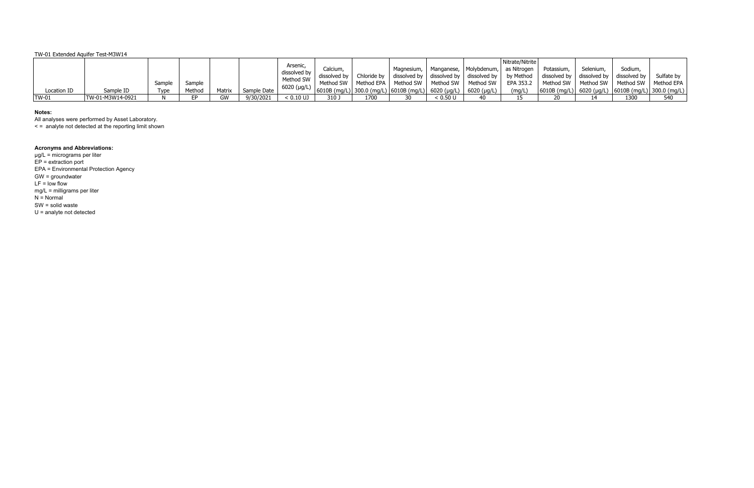TW-01 Extended Aquifer Test-M3W14

| Location ID | Sample ID | Sample Type | Sample Method | Matrix | Sample Date | Arsenic, dissolved by Method SW 6020 (µg/L) | Calcium, dissolved by Method SW 6010B (mg/L) | Chloride by Method EPA 300.0 (mg/L) | Magnesium, dissolved by Method SW 6010B (mg/L) | Manganese, dissolved by Method SW 6020 (µg/L) | Molybdenum, dissolved by Method SW 6020 (µg/L) | Nitrate/Nitrite as Nitrogen by Method EPA 353.2 (mg/L) | Potassium, dissolved by Method SW 6010B (mg/L) | Selenium, dissolved by Method SW 6020 (µg/L) | Sodium, dissolved by Method SW 6010B (mg/L) | Sulfate by Method EPA 300.0 (mg/L) |
|---|---|---|---|---|---|---|---|---|---|---|---|---|---|---|---|---|
| TW-01 | TW-01-M3W14-0921 | N | EP | GW | 9/30/2021 | < 0.10 UJ | 310 J | 1700 | 30 | < 0.50 U | 40 | 15 | 20 | 14 | 1300 | 540 |

**Notes:**

All analyses were performed by Asset Laboratory.

< = analyte not detected at the reporting limit shown

**Acronyms and Abbreviations:**

µg/L = micrograms per liter

EP = extraction port

EPA = Environmental Protection Agency

GW = groundwater

LF = low flow

mg/L = milligrams per liter

N = Normal

SW = solid waste

U = analyte not detected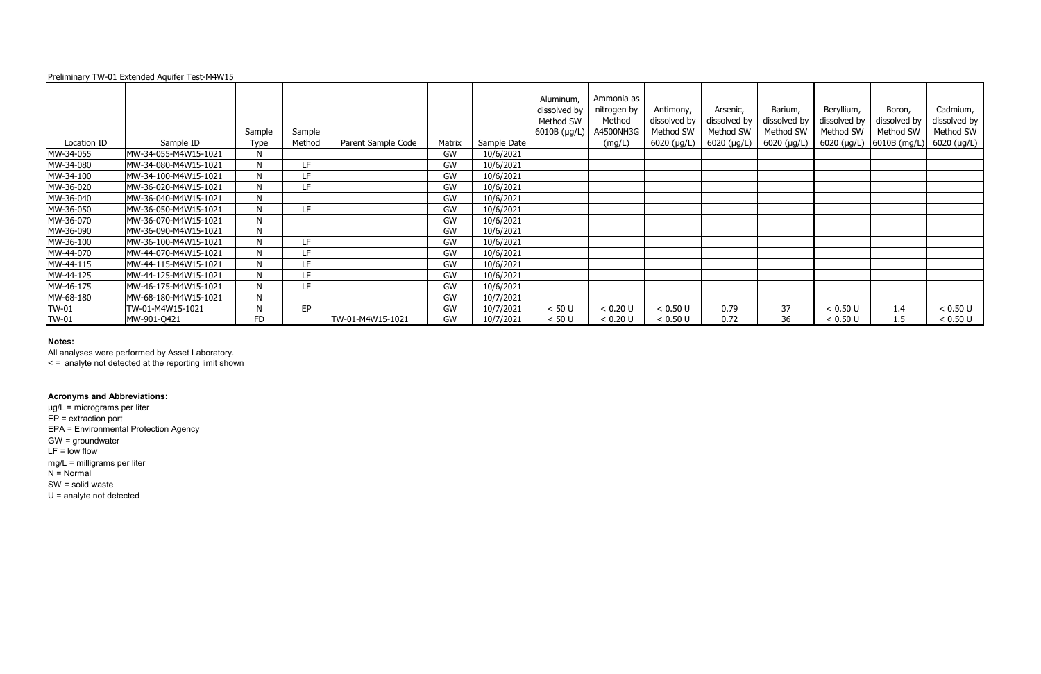Preliminary TW-01 Extended Aquifer Test-M4W15

| Location ID | Sample ID | Sample Type | Sample Method | Parent Sample Code | Matrix | Sample Date | Aluminum, dissolved by Method SW 6010B (µg/L) | Ammonia as nitrogen by Method A4500NH3G (mg/L) | Antimony, dissolved by Method SW 6020 (µg/L) | Arsenic, dissolved by Method SW 6020 (µg/L) | Barium, dissolved by Method SW 6020 (µg/L) | Beryllium, dissolved by Method SW 6020 (µg/L) | Boron, dissolved by Method SW 6010B (mg/L) | Cadmium, dissolved by Method SW 6020 (µg/L) |
|---|---|---|---|---|---|---|---|---|---|---|---|---|---|---|
| MW-34-055 | MW-34-055-M4W15-1021 | N | | | GW | 10/6/2021 | | | | | | | | |
| MW-34-080 | MW-34-080-M4W15-1021 | N | LF | | GW | 10/6/2021 | | | | | | | | |
| MW-34-100 | MW-34-100-M4W15-1021 | N | LF | | GW | 10/6/2021 | | | | | | | | |
| MW-36-020 | MW-36-020-M4W15-1021 | N | LF | | GW | 10/6/2021 | | | | | | | | |
| MW-36-040 | MW-36-040-M4W15-1021 | N | | | GW | 10/6/2021 | | | | | | | | |
| MW-36-050 | MW-36-050-M4W15-1021 | N | LF | | GW | 10/6/2021 | | | | | | | | |
| MW-36-070 | MW-36-070-M4W15-1021 | N | | | GW | 10/6/2021 | | | | | | | | |
| MW-36-090 | MW-36-090-M4W15-1021 | N | | | GW | 10/6/2021 | | | | | | | | |
| MW-36-100 | MW-36-100-M4W15-1021 | N | LF | | GW | 10/6/2021 | | | | | | | | |
| MW-44-070 | MW-44-070-M4W15-1021 | N | LF | | GW | 10/6/2021 | | | | | | | | |
| MW-44-115 | MW-44-115-M4W15-1021 | N | LF | | GW | 10/6/2021 | | | | | | | | |
| MW-44-125 | MW-44-125-M4W15-1021 | N | LF | | GW | 10/6/2021 | | | | | | | | |
| MW-46-175 | MW-46-175-M4W15-1021 | N | LF | | GW | 10/6/2021 | | | | | | | | |
| MW-68-180 | MW-68-180-M4W15-1021 | N | | | GW | 10/7/2021 | | | | | | | | |
| TW-01 | TW-01-M4W15-1021 | N | EP | | GW | 10/7/2021 | < 50 U | < 0.20 U | < 0.50 U | 0.79 | 37 | < 0.50 U | 1.4 | < 0.50 U |
| TW-01 | MW-901-Q421 | FD | | TW-01-M4W15-1021 | GW | 10/7/2021 | < 50 U | < 0.20 U | < 0.50 U | 0.72 | 36 | < 0.50 U | 1.5 | < 0.50 U |

**Notes:**

All analyses were performed by Asset Laboratory.

< = analyte not detected at the reporting limit shown

**Acronyms and Abbreviations:**

µg/L = micrograms per liter

EP = extraction port

EPA = Environmental Protection Agency

GW = groundwater

LF = low flow

mg/L = milligrams per liter

N = Normal

SW = solid waste

U = analyte not detected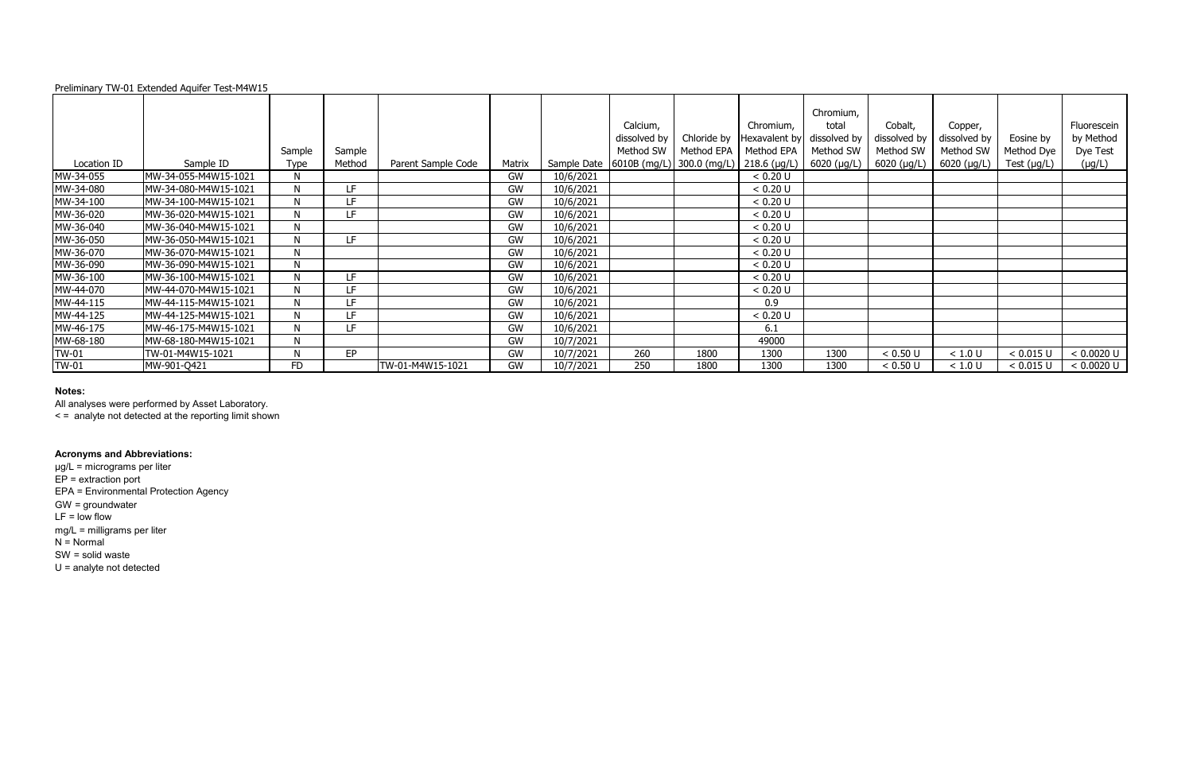Preliminary TW-01 Extended Aquifer Test-M4W15

| Location ID | Sample ID | Sample Type | Sample Method | Parent Sample Code | Matrix | Sample Date | Calcium, dissolved by Method SW 6010B (mg/L) | Chloride by Method EPA 300.0 (mg/L) | Chromium, Hexavalent by Method EPA 218.6 (µg/L) | Chromium, total dissolved by Method SW 6020 (µg/L) | Cobalt, dissolved by Method SW 6020 (µg/L) | Copper, dissolved by Method SW 6020 (µg/L) | Eosine by Method Dye Test (µg/L) | Fluorescein by Method Dye Test (µg/L) |
|---|---|---|---|---|---|---|---|---|---|---|---|---|---|---|
| MW-34-055 | MW-34-055-M4W15-1021 | N | | | GW | 10/6/2021 | | | < 0.20 U | | | | | |
| MW-34-080 | MW-34-080-M4W15-1021 | N | LF | | GW | 10/6/2021 | | | < 0.20 U | | | | | |
| MW-34-100 | MW-34-100-M4W15-1021 | N | LF | | GW | 10/6/2021 | | | < 0.20 U | | | | | |
| MW-36-020 | MW-36-020-M4W15-1021 | N | LF | | GW | 10/6/2021 | | | < 0.20 U | | | | | |
| MW-36-040 | MW-36-040-M4W15-1021 | N | | | GW | 10/6/2021 | | | < 0.20 U | | | | | |
| MW-36-050 | MW-36-050-M4W15-1021 | N | LF | | GW | 10/6/2021 | | | < 0.20 U | | | | | |
| MW-36-070 | MW-36-070-M4W15-1021 | N | | | GW | 10/6/2021 | | | < 0.20 U | | | | | |
| MW-36-090 | MW-36-090-M4W15-1021 | N | | | GW | 10/6/2021 | | | < 0.20 U | | | | | |
| MW-36-100 | MW-36-100-M4W15-1021 | N | LF | | GW | 10/6/2021 | | | < 0.20 U | | | | | |
| MW-44-070 | MW-44-070-M4W15-1021 | N | LF | | GW | 10/6/2021 | | | < 0.20 U | | | | | |
| MW-44-115 | MW-44-115-M4W15-1021 | N | LF | | GW | 10/6/2021 | | | 0.9 | | | | | |
| MW-44-125 | MW-44-125-M4W15-1021 | N | LF | | GW | 10/6/2021 | | | < 0.20 U | | | | | |
| MW-46-175 | MW-46-175-M4W15-1021 | N | LF | | GW | 10/6/2021 | | | 6.1 | | | | | |
| MW-68-180 | MW-68-180-M4W15-1021 | N | | | GW | 10/7/2021 | | | 49000 | | | | | |
| TW-01 | TW-01-M4W15-1021 | N | EP | | GW | 10/7/2021 | 260 | 1800 | 1300 | 1300 | < 0.50 U | < 1.0 U | < 0.015 U | < 0.0020 U |
| TW-01 | MW-901-Q421 | FD | | TW-01-M4W15-1021 | GW | 10/7/2021 | 250 | 1800 | 1300 | 1300 | < 0.50 U | < 1.0 U | < 0.015 U | < 0.0020 U |

**Notes:**

All analyses were performed by Asset Laboratory.

< = analyte not detected at the reporting limit shown

**Acronyms and Abbreviations:**

µg/L = micrograms per liter

EP = extraction port

EPA = Environmental Protection Agency

GW = groundwater

LF = low flow

mg/L = milligrams per liter

N = Normal

SW = solid waste

U = analyte not detected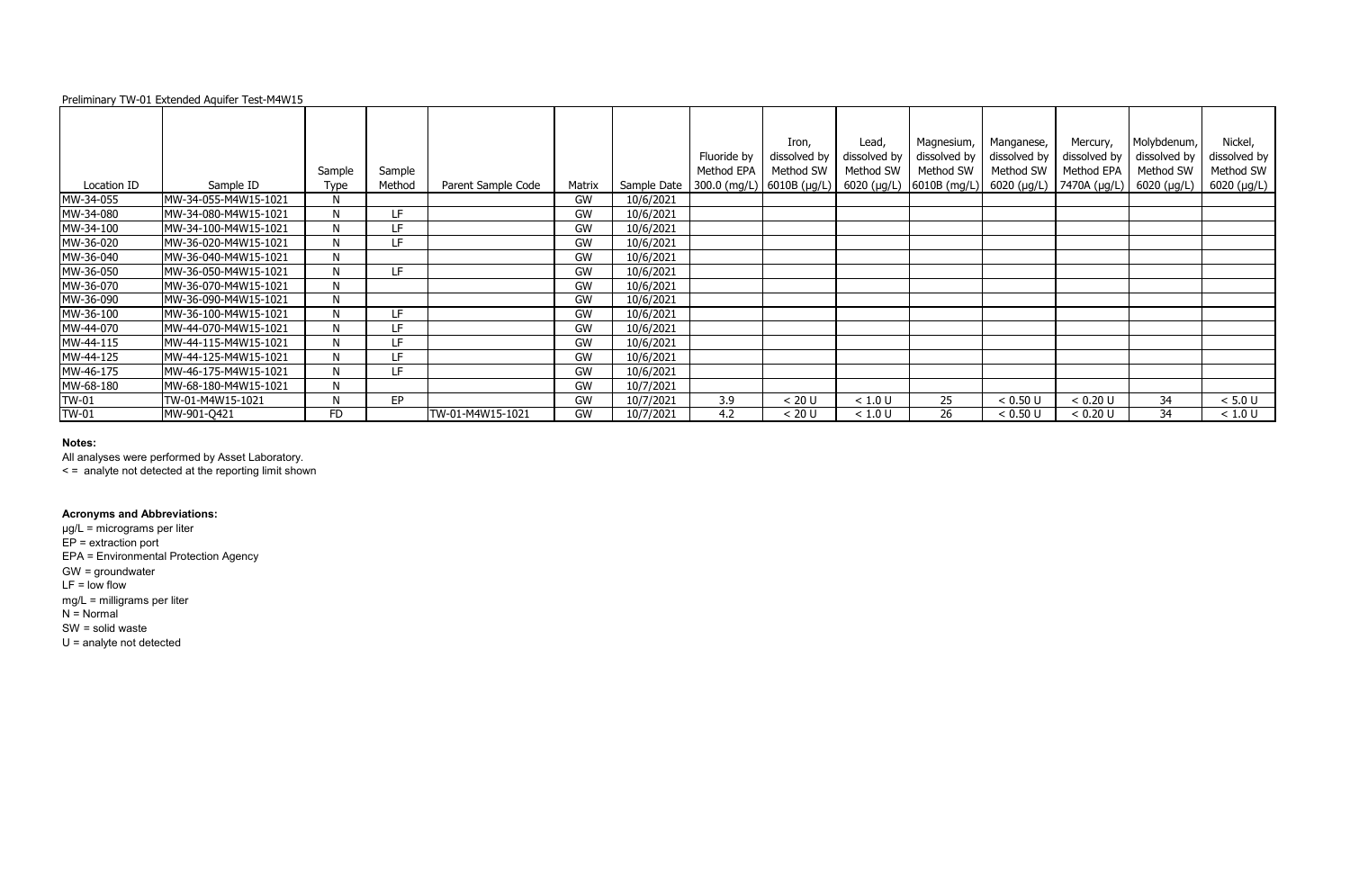Preliminary TW-01 Extended Aquifer Test-M4W15

| Location ID | Sample ID | Sample Type | Sample Method | Parent Sample Code | Matrix | Sample Date | Fluoride by Method EPA 300.0 (mg/L) | Iron, dissolved by Method SW 6010B (µg/L) | Lead, dissolved by Method SW 6020 (µg/L) | Magnesium, dissolved by Method SW 6010B (mg/L) | Manganese, dissolved by Method SW 6020 (µg/L) | Mercury, dissolved by Method EPA 7470A (µg/L) | Molybdenum, dissolved by Method SW 6020 (µg/L) | Nickel, dissolved by Method SW 6020 (µg/L) |
|---|---|---|---|---|---|---|---|---|---|---|---|---|---|---|
| MW-34-055 | MW-34-055-M4W15-1021 | N | | | GW | 10/6/2021 | | | | | | | | |
| MW-34-080 | MW-34-080-M4W15-1021 | N | LF | | GW | 10/6/2021 | | | | | | | | |
| MW-34-100 | MW-34-100-M4W15-1021 | N | LF | | GW | 10/6/2021 | | | | | | | | |
| MW-36-020 | MW-36-020-M4W15-1021 | N | LF | | GW | 10/6/2021 | | | | | | | | |
| MW-36-040 | MW-36-040-M4W15-1021 | N | | | GW | 10/6/2021 | | | | | | | | |
| MW-36-050 | MW-36-050-M4W15-1021 | N | LF | | GW | 10/6/2021 | | | | | | | | |
| MW-36-070 | MW-36-070-M4W15-1021 | N | | | GW | 10/6/2021 | | | | | | | | |
| MW-36-090 | MW-36-090-M4W15-1021 | N | | | GW | 10/6/2021 | | | | | | | | |
| MW-36-100 | MW-36-100-M4W15-1021 | N | LF | | GW | 10/6/2021 | | | | | | | | |
| MW-44-070 | MW-44-070-M4W15-1021 | N | LF | | GW | 10/6/2021 | | | | | | | | |
| MW-44-115 | MW-44-115-M4W15-1021 | N | LF | | GW | 10/6/2021 | | | | | | | | |
| MW-44-125 | MW-44-125-M4W15-1021 | N | LF | | GW | 10/6/2021 | | | | | | | | |
| MW-46-175 | MW-46-175-M4W15-1021 | N | LF | | GW | 10/6/2021 | | | | | | | | |
| MW-68-180 | MW-68-180-M4W15-1021 | N | | | GW | 10/7/2021 | | | | | | | | |
| TW-01 | TW-01-M4W15-1021 | N | EP | | GW | 10/7/2021 | 3.9 | < 20 U | < 1.0 U | 25 | < 0.50 U | < 0.20 U | 34 | < 5.0 U |
| TW-01 | MW-901-Q421 | FD | | TW-01-M4W15-1021 | GW | 10/7/2021 | 4.2 | < 20 U | < 1.0 U | 26 | < 0.50 U | < 0.20 U | 34 | < 1.0 U |

**Notes:**

All analyses were performed by Asset Laboratory.

< = analyte not detected at the reporting limit shown

**Acronyms and Abbreviations:**

µg/L = micrograms per liter

EP = extraction port

EPA = Environmental Protection Agency

GW = groundwater

LF = low flow

mg/L = milligrams per liter

N = Normal

SW = solid waste

U = analyte not detected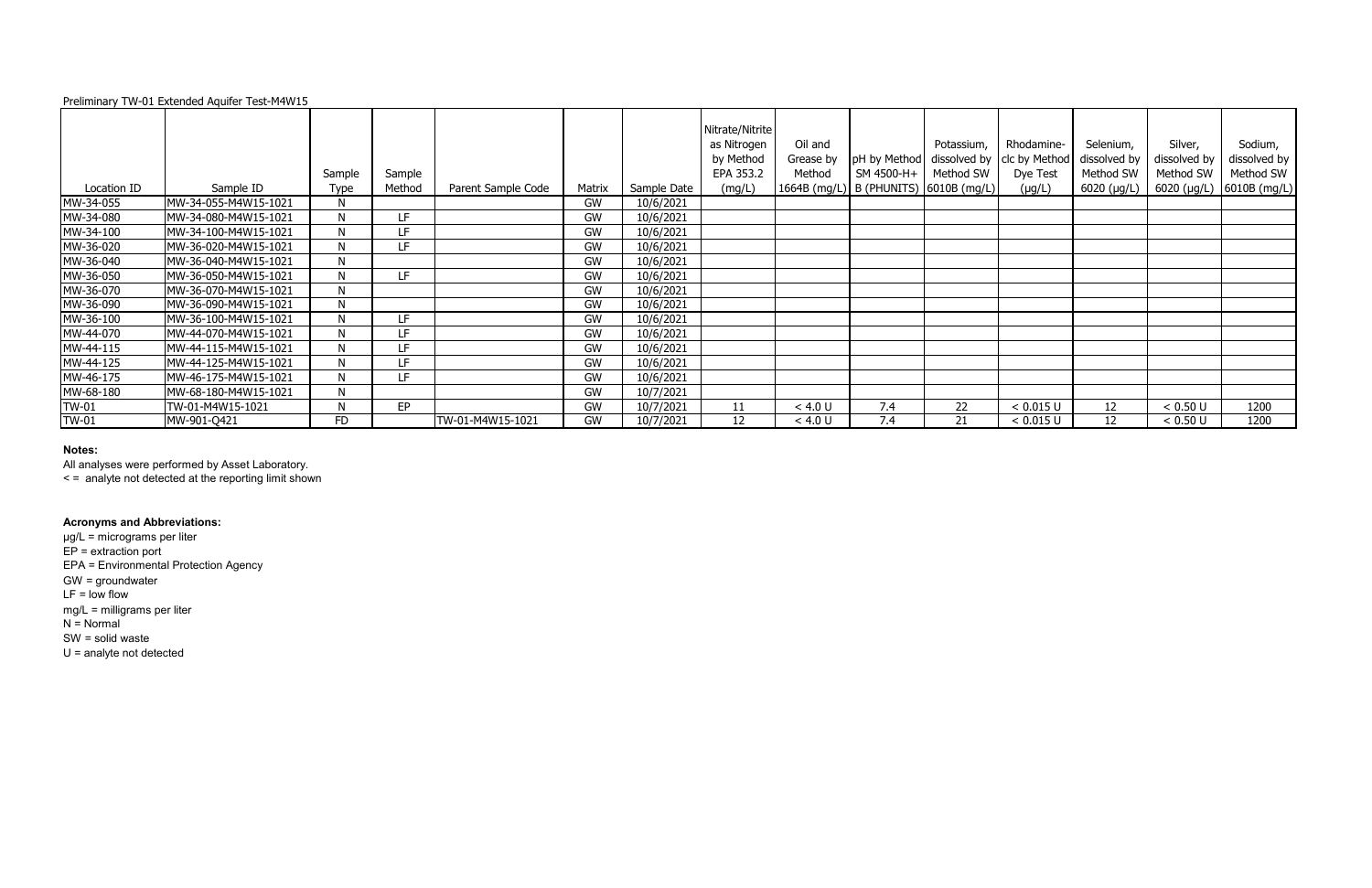Preliminary TW-01 Extended Aquifer Test-M4W15

| Location ID | Sample ID | Sample Type | Sample Method | Parent Sample Code | Matrix | Sample Date | Nitrate/Nitrite as Nitrogen by Method EPA 353.2 (mg/L) | Oil and Grease by Method 1664B (mg/L) | pH by Method SM 4500-H+ B (PHUNITS) | Potassium, dissolved by Method SW 6010B (mg/L) | Rhodamine-clc by Method Dye Test (μg/L) | Selenium, dissolved by Method SW 6020 (μg/L) | Silver, dissolved by Method SW 6020 (μg/L) | Sodium, dissolved by Method SW 6010B (mg/L) |
|---|---|---|---|---|---|---|---|---|---|---|---|---|---|---|
| MW-34-055 | MW-34-055-M4W15-1021 | N | | | GW | 10/6/2021 | | | | | | | | |
| MW-34-080 | MW-34-080-M4W15-1021 | N | LF | | GW | 10/6/2021 | | | | | | | | |
| MW-34-100 | MW-34-100-M4W15-1021 | N | LF | | GW | 10/6/2021 | | | | | | | | |
| MW-36-020 | MW-36-020-M4W15-1021 | N | LF | | GW | 10/6/2021 | | | | | | | | |
| MW-36-040 | MW-36-040-M4W15-1021 | N | | | GW | 10/6/2021 | | | | | | | | |
| MW-36-050 | MW-36-050-M4W15-1021 | N | LF | | GW | 10/6/2021 | | | | | | | | |
| MW-36-070 | MW-36-070-M4W15-1021 | N | | | GW | 10/6/2021 | | | | | | | | |
| MW-36-090 | MW-36-090-M4W15-1021 | N | | | GW | 10/6/2021 | | | | | | | | |
| MW-36-100 | MW-36-100-M4W15-1021 | N | LF | | GW | 10/6/2021 | | | | | | | | |
| MW-44-070 | MW-44-070-M4W15-1021 | N | LF | | GW | 10/6/2021 | | | | | | | | |
| MW-44-115 | MW-44-115-M4W15-1021 | N | LF | | GW | 10/6/2021 | | | | | | | | |
| MW-44-125 | MW-44-125-M4W15-1021 | N | LF | | GW | 10/6/2021 | | | | | | | | |
| MW-46-175 | MW-46-175-M4W15-1021 | N | LF | | GW | 10/6/2021 | | | | | | | | |
| MW-68-180 | MW-68-180-M4W15-1021 | N | | | GW | 10/7/2021 | | | | | | | | |
| TW-01 | TW-01-M4W15-1021 | N | EP | | GW | 10/7/2021 | 11 | < 4.0 U | 7.4 | 22 | < 0.015 U | 12 | < 0.50 U | 1200 |
| TW-01 | MW-901-Q421 | FD | | TW-01-M4W15-1021 | GW | 10/7/2021 | 12 | < 4.0 U | 7.4 | 21 | < 0.015 U | 12 | < 0.50 U | 1200 |

**Notes:**

All analyses were performed by Asset Laboratory.

< = analyte not detected at the reporting limit shown

**Acronyms and Abbreviations:**

μg/L = micrograms per liter
EP = extraction port
EPA = Environmental Protection Agency
GW = groundwater
LF = low flow
mg/L = milligrams per liter
N = Normal
SW = solid waste
U = analyte not detected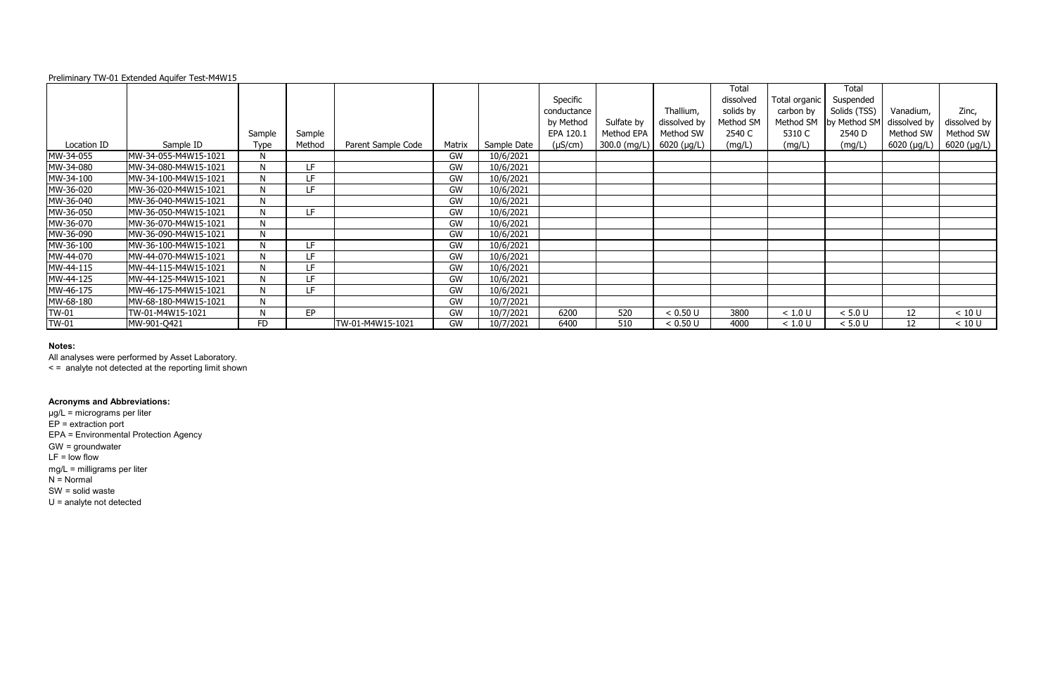Preliminary TW-01 Extended Aquifer Test-M4W15

| Location ID | Sample ID | Sample Type | Sample Method | Parent Sample Code | Matrix | Sample Date | Specific conductance by Method EPA 120.1 (µS/cm) | Sulfate by Method EPA 300.0 (mg/L) | Thallium, dissolved by Method SW 6020 (µg/L) | Total dissolved solids by Method SM 2540 C (mg/L) | Total organic carbon by Method SM 5310 C (mg/L) | Total Suspended Solids (TSS) by Method SM 2540 D (mg/L) | Vanadium, dissolved by Method SW 6020 (µg/L) | Zinc, dissolved by Method SW 6020 (µg/L) |
|---|---|---|---|---|---|---|---|---|---|---|---|---|---|---|
| MW-34-055 | MW-34-055-M4W15-1021 | N | | | GW | 10/6/2021 | | | | | | | | |
| MW-34-080 | MW-34-080-M4W15-1021 | N | LF | | GW | 10/6/2021 | | | | | | | | |
| MW-34-100 | MW-34-100-M4W15-1021 | N | LF | | GW | 10/6/2021 | | | | | | | | |
| MW-36-020 | MW-36-020-M4W15-1021 | N | LF | | GW | 10/6/2021 | | | | | | | | |
| MW-36-040 | MW-36-040-M4W15-1021 | N | | | GW | 10/6/2021 | | | | | | | | |
| MW-36-050 | MW-36-050-M4W15-1021 | N | LF | | GW | 10/6/2021 | | | | | | | | |
| MW-36-070 | MW-36-070-M4W15-1021 | N | | | GW | 10/6/2021 | | | | | | | | |
| MW-36-090 | MW-36-090-M4W15-1021 | N | | | GW | 10/6/2021 | | | | | | | | |
| MW-36-100 | MW-36-100-M4W15-1021 | N | LF | | GW | 10/6/2021 | | | | | | | | |
| MW-44-070 | MW-44-070-M4W15-1021 | N | LF | | GW | 10/6/2021 | | | | | | | | |
| MW-44-115 | MW-44-115-M4W15-1021 | N | LF | | GW | 10/6/2021 | | | | | | | | |
| MW-44-125 | MW-44-125-M4W15-1021 | N | LF | | GW | 10/6/2021 | | | | | | | | |
| MW-46-175 | MW-46-175-M4W15-1021 | N | LF | | GW | 10/6/2021 | | | | | | | | |
| MW-68-180 | MW-68-180-M4W15-1021 | N | | | GW | 10/7/2021 | | | | | | | | |
| TW-01 | TW-01-M4W15-1021 | N | EP | | GW | 10/7/2021 | 6200 | 520 | < 0.50 U | 3800 | < 1.0 U | < 5.0 U | 12 | < 10 U |
| TW-01 | MW-901-Q421 | FD | | TW-01-M4W15-1021 | GW | 10/7/2021 | 6400 | 510 | < 0.50 U | 4000 | < 1.0 U | < 5.0 U | 12 | < 10 U |

**Notes:**

All analyses were performed by Asset Laboratory.

< = analyte not detected at the reporting limit shown

**Acronyms and Abbreviations:**

µg/L = micrograms per liter

EP = extraction port

EPA = Environmental Protection Agency

GW = groundwater

LF = low flow

mg/L = milligrams per liter

N = Normal

SW = solid waste

U = analyte not detected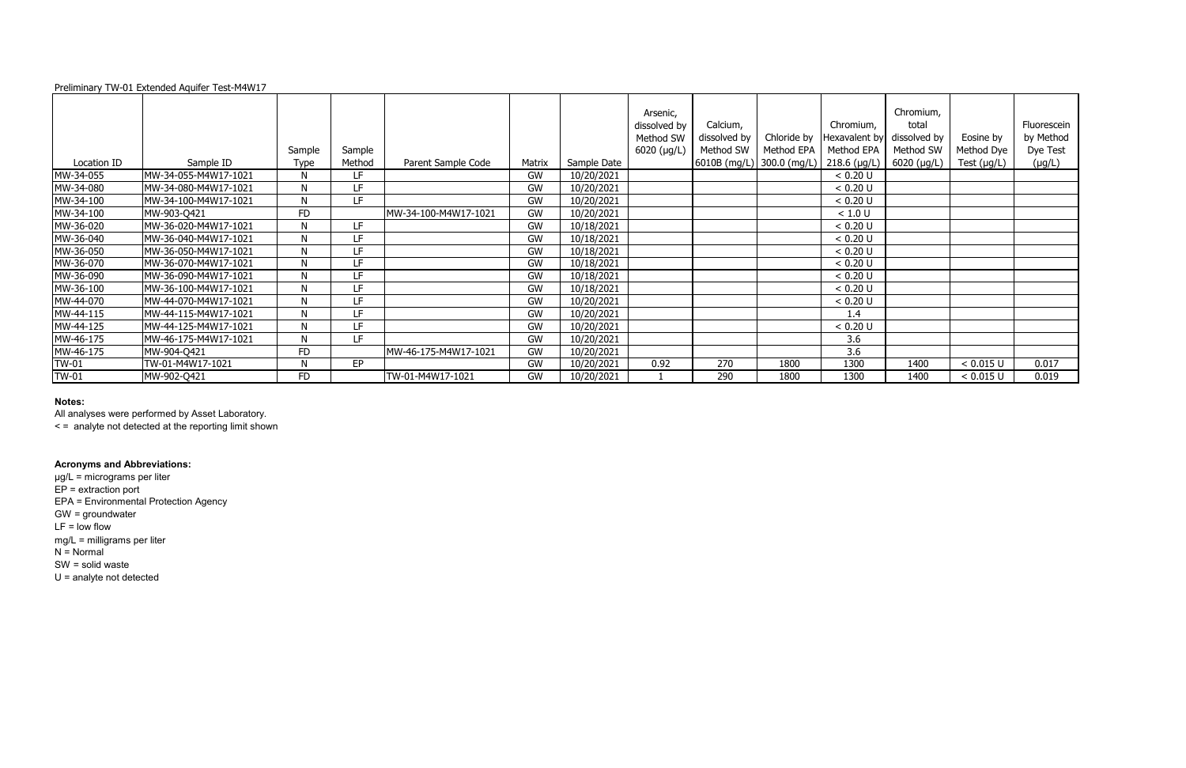Preliminary TW-01 Extended Aquifer Test-M4W17

| Location ID | Sample ID | Sample Type | Sample Method | Parent Sample Code | Matrix | Sample Date | Arsenic, dissolved by Method SW 6020 (µg/L) | Calcium, dissolved by Method SW 6010B (mg/L) | Chloride by Method EPA 300.0 (mg/L) | Chromium, Hexavalent by Method EPA 218.6 (µg/L) | Chromium, total dissolved by Method SW 6020 (µg/L) | Eosine by Method Dye Test (µg/L) | Fluorescein by Method Dye Test (µg/L) |
|---|---|---|---|---|---|---|---|---|---|---|---|---|---|
| MW-34-055 | MW-34-055-M4W17-1021 | N | LF | | GW | 10/20/2021 | | | | < 0.20 U | | | |
| MW-34-080 | MW-34-080-M4W17-1021 | N | LF | | GW | 10/20/2021 | | | | < 0.20 U | | | |
| MW-34-100 | MW-34-100-M4W17-1021 | N | LF | | GW | 10/20/2021 | | | | < 0.20 U | | | |
| MW-34-100 | MW-903-Q421 | FD | | MW-34-100-M4W17-1021 | GW | 10/20/2021 | | | | < 1.0 U | | | |
| MW-36-020 | MW-36-020-M4W17-1021 | N | LF | | GW | 10/18/2021 | | | | < 0.20 U | | | |
| MW-36-040 | MW-36-040-M4W17-1021 | N | LF | | GW | 10/18/2021 | | | | < 0.20 U | | | |
| MW-36-050 | MW-36-050-M4W17-1021 | N | LF | | GW | 10/18/2021 | | | | < 0.20 U | | | |
| MW-36-070 | MW-36-070-M4W17-1021 | N | LF | | GW | 10/18/2021 | | | | < 0.20 U | | | |
| MW-36-090 | MW-36-090-M4W17-1021 | N | LF | | GW | 10/18/2021 | | | | < 0.20 U | | | |
| MW-36-100 | MW-36-100-M4W17-1021 | N | LF | | GW | 10/18/2021 | | | | < 0.20 U | | | |
| MW-44-070 | MW-44-070-M4W17-1021 | N | LF | | GW | 10/20/2021 | | | | < 0.20 U | | | |
| MW-44-115 | MW-44-115-M4W17-1021 | N | LF | | GW | 10/20/2021 | | | | 1.4 | | | |
| MW-44-125 | MW-44-125-M4W17-1021 | N | LF | | GW | 10/20/2021 | | | | < 0.20 U | | | |
| MW-46-175 | MW-46-175-M4W17-1021 | N | LF | | GW | 10/20/2021 | | | | 3.6 | | | |
| MW-46-175 | MW-904-Q421 | FD | | MW-46-175-M4W17-1021 | GW | 10/20/2021 | | | | 3.6 | | | |
| TW-01 | TW-01-M4W17-1021 | N | EP | | GW | 10/20/2021 | 0.92 | 270 | 1800 | 1300 | 1400 | < 0.015 U | 0.017 |
| TW-01 | MW-902-Q421 | FD | | TW-01-M4W17-1021 | GW | 10/20/2021 | 1 | 290 | 1800 | 1300 | 1400 | < 0.015 U | 0.019 |

**Notes:**

All analyses were performed by Asset Laboratory.

< = analyte not detected at the reporting limit shown

**Acronyms and Abbreviations:**

µg/L = micrograms per liter

EP = extraction port

EPA = Environmental Protection Agency

GW = groundwater

LF = low flow

mg/L = milligrams per liter

N = Normal

SW = solid waste

U = analyte not detected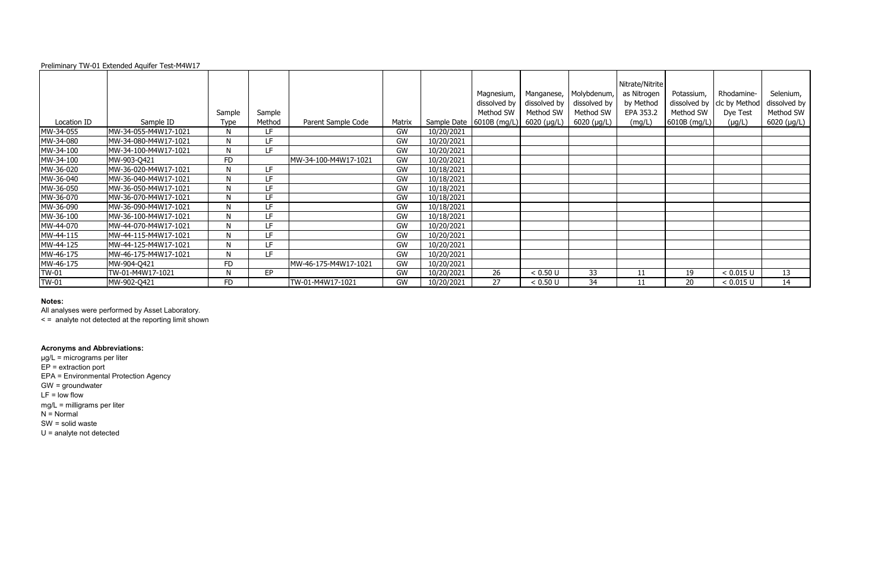Preliminary TW-01 Extended Aquifer Test-M4W17

| Location ID | Sample ID | Sample Type | Sample Method | Parent Sample Code | Matrix | Sample Date | Magnesium, dissolved by Method SW 6010B (mg/L) | Manganese, dissolved by Method SW 6020 (µg/L) | Molybdenum, dissolved by Method SW 6020 (µg/L) | Nitrate/Nitrite as Nitrogen by Method EPA 353.2 (mg/L) | Potassium, dissolved by Method SW 6010B (mg/L) | Rhodamine-clc by Method Dye Test (µg/L) | Selenium, dissolved by Method SW 6020 (µg/L) |
|---|---|---|---|---|---|---|---|---|---|---|---|---|---|
| MW-34-055 | MW-34-055-M4W17-1021 | N | LF | | GW | 10/20/2021 | | | | | | | |
| MW-34-080 | MW-34-080-M4W17-1021 | N | LF | | GW | 10/20/2021 | | | | | | | |
| MW-34-100 | MW-34-100-M4W17-1021 | N | LF | | GW | 10/20/2021 | | | | | | | |
| MW-34-100 | MW-903-Q421 | FD | | MW-34-100-M4W17-1021 | GW | 10/20/2021 | | | | | | | |
| MW-36-020 | MW-36-020-M4W17-1021 | N | LF | | GW | 10/18/2021 | | | | | | | |
| MW-36-040 | MW-36-040-M4W17-1021 | N | LF | | GW | 10/18/2021 | | | | | | | |
| MW-36-050 | MW-36-050-M4W17-1021 | N | LF | | GW | 10/18/2021 | | | | | | | |
| MW-36-070 | MW-36-070-M4W17-1021 | N | LF | | GW | 10/18/2021 | | | | | | | |
| MW-36-090 | MW-36-090-M4W17-1021 | N | LF | | GW | 10/18/2021 | | | | | | | |
| MW-36-100 | MW-36-100-M4W17-1021 | N | LF | | GW | 10/18/2021 | | | | | | | |
| MW-44-070 | MW-44-070-M4W17-1021 | N | LF | | GW | 10/20/2021 | | | | | | | |
| MW-44-115 | MW-44-115-M4W17-1021 | N | LF | | GW | 10/20/2021 | | | | | | | |
| MW-44-125 | MW-44-125-M4W17-1021 | N | LF | | GW | 10/20/2021 | | | | | | | |
| MW-46-175 | MW-46-175-M4W17-1021 | N | LF | | GW | 10/20/2021 | | | | | | | |
| MW-46-175 | MW-904-Q421 | FD | | MW-46-175-M4W17-1021 | GW | 10/20/2021 | | | | | | | |
| TW-01 | TW-01-M4W17-1021 | N | EP | | GW | 10/20/2021 | 26 | < 0.50 U | 33 | 11 | 19 | < 0.015 U | 13 |
| TW-01 | MW-902-Q421 | FD | | TW-01-M4W17-1021 | GW | 10/20/2021 | 27 | < 0.50 U | 34 | 11 | 20 | < 0.015 U | 14 |

**Notes:**

All analyses were performed by Asset Laboratory.

< = analyte not detected at the reporting limit shown

**Acronyms and Abbreviations:**

µg/L = micrograms per liter
EP = extraction port
EPA = Environmental Protection Agency
GW = groundwater
LF = low flow
mg/L = milligrams per liter
N = Normal
SW = solid waste
U = analyte not detected